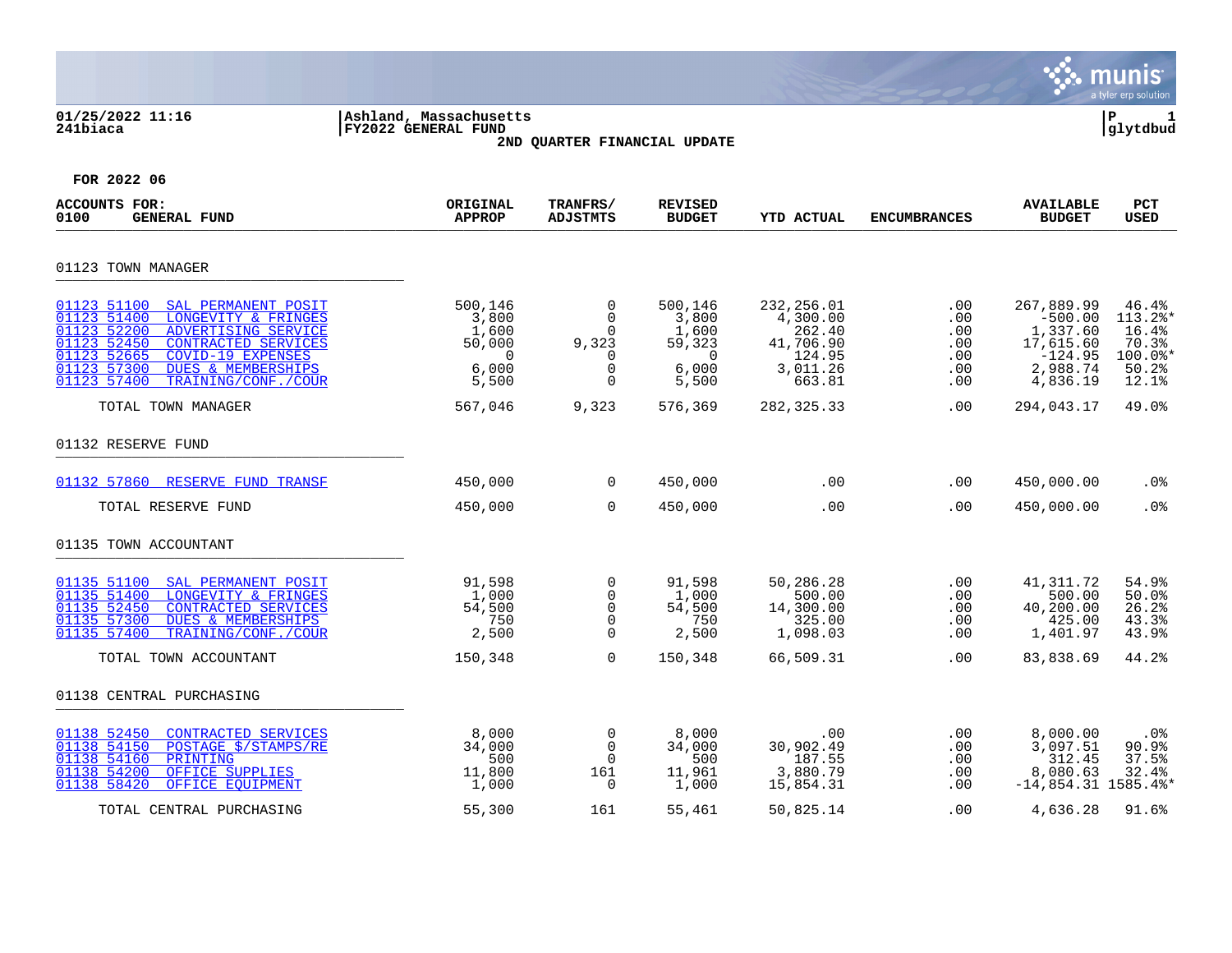01/25/2022 11:16 | Ashland, Massachusetts | P 1
241biaca | FY2022 GENERAL FUND | glytdbud

## 2ND QUARTER FINANCIAL UPDATE

FOR 2022 06

| ACCOUNTS FOR: 0100 GENERAL FUND | ORIGINAL APPROP | TRANFRS/ ADJSTMTS | REVISED BUDGET | YTD ACTUAL | ENCUMBRANCES | AVAILABLE BUDGET | PCT USED |
|---|---|---|---|---|---|---|---|
| **01123 TOWN MANAGER** | | | | | | | |
| 01123 51100 SAL PERMANENT POSIT | 500,146 | 0 | 500,146 | 232,256.01 | .00 | 267,889.99 | 46.4% |
| 01123 51400 LONGEVITY & FRINGES | 3,800 | 0 | 3,800 | 4,300.00 | .00 | -500.00 | 113.2%* |
| 01123 52200 ADVERTISING SERVICE | 1,600 | 0 | 1,600 | 262.40 | .00 | 1,337.60 | 16.4% |
| 01123 52450 CONTRACTED SERVICES | 50,000 | 9,323 | 59,323 | 41,706.90 | .00 | 17,615.60 | 70.3% |
| 01123 52665 COVID-19 EXPENSES | 0 | 0 | 0 | 124.95 | .00 | -124.95 | 100.0%* |
| 01123 57300 DUES & MEMBERSHIPS | 6,000 | 0 | 6,000 | 3,011.26 | .00 | 2,988.74 | 50.2% |
| 01123 57400 TRAINING/CONF./COUR | 5,500 | 0 | 5,500 | 663.81 | .00 | 4,836.19 | 12.1% |
| TOTAL TOWN MANAGER | 567,046 | 9,323 | 576,369 | 282,325.33 | .00 | 294,043.17 | 49.0% |
| **01132 RESERVE FUND** | | | | | | | |
| 01132 57860 RESERVE FUND TRANSF | 450,000 | 0 | 450,000 | .00 | .00 | 450,000.00 | .0% |
| TOTAL RESERVE FUND | 450,000 | 0 | 450,000 | .00 | .00 | 450,000.00 | .0% |
| **01135 TOWN ACCOUNTANT** | | | | | | | |
| 01135 51100 SAL PERMANENT POSIT | 91,598 | 0 | 91,598 | 50,286.28 | .00 | 41,311.72 | 54.9% |
| 01135 51400 LONGEVITY & FRINGES | 1,000 | 0 | 1,000 | 500.00 | .00 | 500.00 | 50.0% |
| 01135 52450 CONTRACTED SERVICES | 54,500 | 0 | 54,500 | 14,300.00 | .00 | 40,200.00 | 26.2% |
| 01135 57300 DUES & MEMBERSHIPS | 750 | 0 | 750 | 325.00 | .00 | 425.00 | 43.3% |
| 01135 57400 TRAINING/CONF./COUR | 2,500 | 0 | 2,500 | 1,098.03 | .00 | 1,401.97 | 43.9% |
| TOTAL TOWN ACCOUNTANT | 150,348 | 0 | 150,348 | 66,509.31 | .00 | 83,838.69 | 44.2% |
| **01138 CENTRAL PURCHASING** | | | | | | | |
| 01138 52450 CONTRACTED SERVICES | 8,000 | 0 | 8,000 | .00 | .00 | 8,000.00 | .0% |
| 01138 54150 POSTAGE $/STAMPS/RE | 34,000 | 0 | 34,000 | 30,902.49 | .00 | 3,097.51 | 90.9% |
| 01138 54160 PRINTING | 500 | 0 | 500 | 187.55 | .00 | 312.45 | 37.5% |
| 01138 54200 OFFICE SUPPLIES | 11,800 | 161 | 11,961 | 3,880.79 | .00 | 8,080.63 | 32.4% |
| 01138 58420 OFFICE EQUIPMENT | 1,000 | 0 | 1,000 | 15,854.31 | .00 | -14,854.31 | 1585.4%* |
| TOTAL CENTRAL PURCHASING | 55,300 | 161 | 55,461 | 50,825.14 | .00 | 4,636.28 | 91.6% |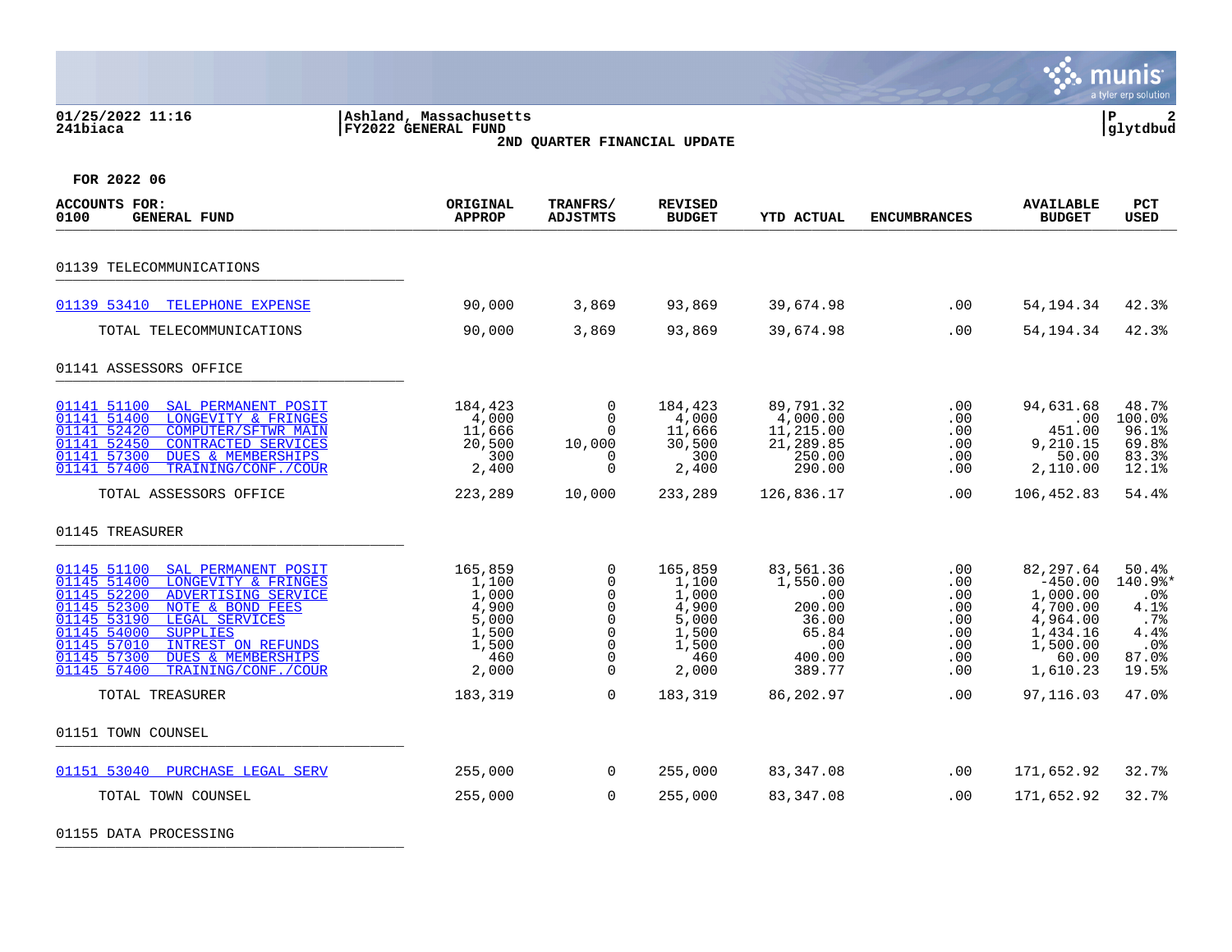01/25/2022 11:16
241biaca

Ashland, Massachusetts
FY2022 GENERAL FUND
2ND QUARTER FINANCIAL UPDATE

P 2
glytdbud

FOR 2022 06

| ACCOUNTS FOR: 0100 GENERAL FUND | ORIGINAL APPROP | TRANFRS/ ADJSTMTS | REVISED BUDGET | YTD ACTUAL | ENCUMBRANCES | AVAILABLE BUDGET | PCT USED |
|---|---|---|---|---|---|---|---|
| **01139 TELECOMMUNICATIONS** | | | | | | | |
| 01139 53410 TELEPHONE EXPENSE | 90,000 | 3,869 | 93,869 | 39,674.98 | .00 | 54,194.34 | 42.3% |
| TOTAL TELECOMMUNICATIONS | 90,000 | 3,869 | 93,869 | 39,674.98 | .00 | 54,194.34 | 42.3% |
| **01141 ASSESSORS OFFICE** | | | | | | | |
| 01141 51100 SAL PERMANENT POSIT | 184,423 | 0 | 184,423 | 89,791.32 | .00 | 94,631.68 | 48.7% |
| 01141 51400 LONGEVITY & FRINGES | 4,000 | 0 | 4,000 | 4,000.00 | .00 | .00 | 100.0% |
| 01141 52420 COMPUTER/SFTWR MAIN | 11,666 | 0 | 11,666 | 11,215.00 | .00 | 451.00 | 96.1% |
| 01141 52450 CONTRACTED SERVICES | 20,500 | 10,000 | 30,500 | 21,289.85 | .00 | 9,210.15 | 69.8% |
| 01141 57300 DUES & MEMBERSHIPS | 300 | 0 | 300 | 250.00 | .00 | 50.00 | 83.3% |
| 01141 57400 TRAINING/CONF./COUR | 2,400 | 0 | 2,400 | 290.00 | .00 | 2,110.00 | 12.1% |
| TOTAL ASSESSORS OFFICE | 223,289 | 10,000 | 233,289 | 126,836.17 | .00 | 106,452.83 | 54.4% |
| **01145 TREASURER** | | | | | | | |
| 01145 51100 SAL PERMANENT POSIT | 165,859 | 0 | 165,859 | 83,561.36 | .00 | 82,297.64 | 50.4% |
| 01145 51400 LONGEVITY & FRINGES | 1,100 | 0 | 1,100 | 1,550.00 | .00 | -450.00 | 140.9%* |
| 01145 52200 ADVERTISING SERVICE | 1,000 | 0 | 1,000 | .00 | .00 | 1,000.00 | .0% |
| 01145 52300 NOTE & BOND FEES | 4,900 | 0 | 4,900 | 200.00 | .00 | 4,700.00 | 4.1% |
| 01145 53190 LEGAL SERVICES | 5,000 | 0 | 5,000 | 36.00 | .00 | 4,964.00 | .7% |
| 01145 54000 SUPPLIES | 1,500 | 0 | 1,500 | 65.84 | .00 | 1,434.16 | 4.4% |
| 01145 57010 INTREST ON REFUNDS | 1,500 | 0 | 1,500 | .00 | .00 | 1,500.00 | .0% |
| 01145 57300 DUES & MEMBERSHIPS | 460 | 0 | 460 | 400.00 | .00 | 60.00 | 87.0% |
| 01145 57400 TRAINING/CONF./COUR | 2,000 | 0 | 2,000 | 389.77 | .00 | 1,610.23 | 19.5% |
| TOTAL TREASURER | 183,319 | 0 | 183,319 | 86,202.97 | .00 | 97,116.03 | 47.0% |
| **01151 TOWN COUNSEL** | | | | | | | |
| 01151 53040 PURCHASE LEGAL SERV | 255,000 | 0 | 255,000 | 83,347.08 | .00 | 171,652.92 | 32.7% |
| TOTAL TOWN COUNSEL | 255,000 | 0 | 255,000 | 83,347.08 | .00 | 171,652.92 | 32.7% |
| **01155 DATA PROCESSING** | | | | | | | |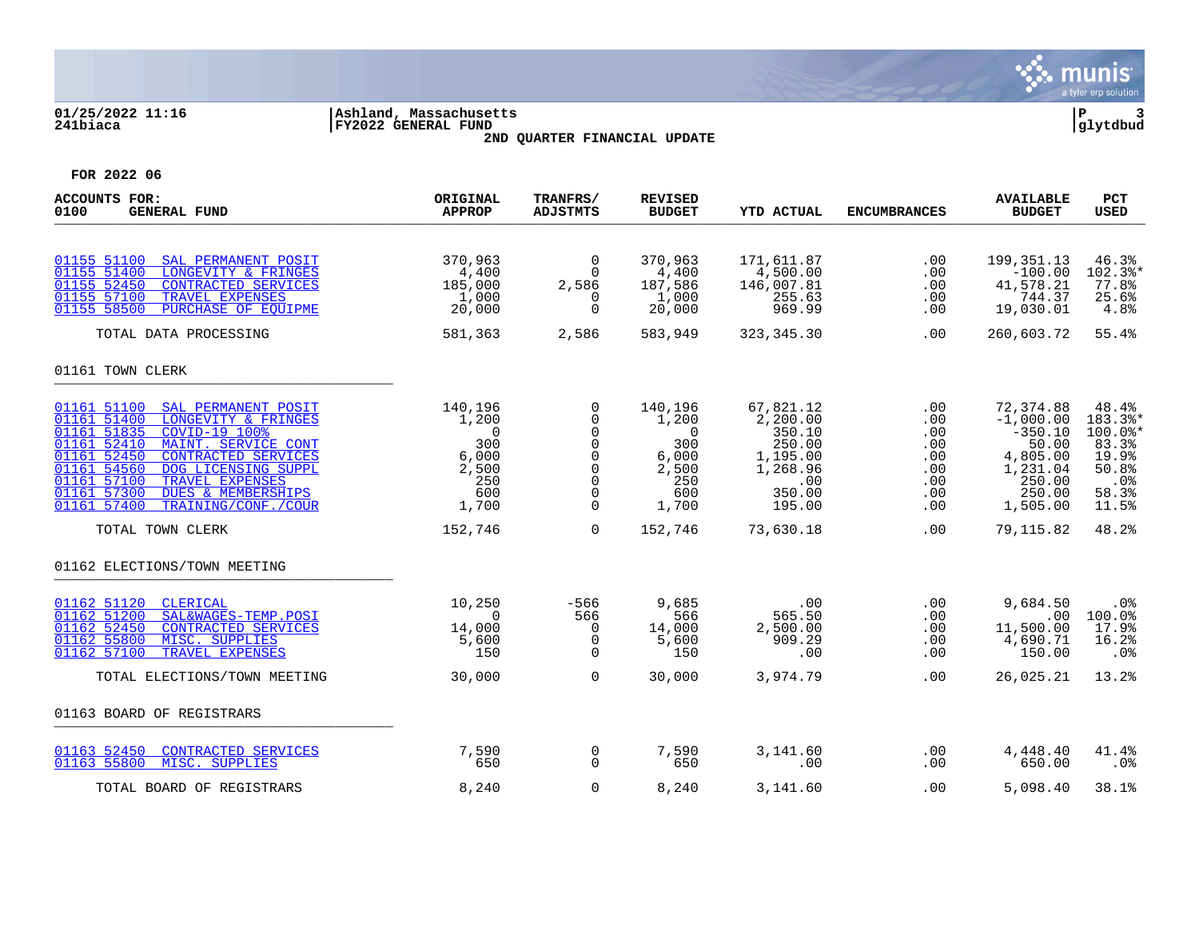Ashland, Massachusetts
FY2022 GENERAL FUND
2ND QUARTER FINANCIAL UPDATE

01/25/2022 11:16
241biaca

FOR 2022 06

| ACCOUNTS FOR: 0100 GENERAL FUND | ORIGINAL APPROP | TRANFRS/ ADJSTMTS | REVISED BUDGET | YTD ACTUAL | ENCUMBRANCES | AVAILABLE BUDGET | PCT USED |
|---|---|---|---|---|---|---|---|
| 01155 51100 SAL PERMANENT POSIT | 370,963 | 0 | 370,963 | 171,611.87 | .00 | 199,351.13 | 46.3% |
| 01155 51400 LONGEVITY & FRINGES | 4,400 | 0 | 4,400 | 4,500.00 | .00 | -100.00 | 102.3%* |
| 01155 52450 CONTRACTED SERVICES | 185,000 | 2,586 | 187,586 | 146,007.81 | .00 | 41,578.21 | 77.8% |
| 01155 57100 TRAVEL EXPENSES | 1,000 | 0 | 1,000 | 255.63 | .00 | 744.37 | 25.6% |
| 01155 58500 PURCHASE OF EQUIPME | 20,000 | 0 | 20,000 | 969.99 | .00 | 19,030.01 | 4.8% |
| TOTAL DATA PROCESSING | 581,363 | 2,586 | 583,949 | 323,345.30 | .00 | 260,603.72 | 55.4% |
| **01161 TOWN CLERK** | | | | | | | |
| 01161 51100 SAL PERMANENT POSIT | 140,196 | 0 | 140,196 | 67,821.12 | .00 | 72,374.88 | 48.4% |
| 01161 51400 LONGEVITY & FRINGES | 1,200 | 0 | 1,200 | 2,200.00 | .00 | -1,000.00 | 183.3%* |
| 01161 51835 COVID-19 100% | 0 | 0 | 0 | 350.10 | .00 | -350.10 | 100.0%* |
| 01161 52410 MAINT. SERVICE CONT | 300 | 0 | 300 | 250.00 | .00 | 50.00 | 83.3% |
| 01161 52450 CONTRACTED SERVICES | 6,000 | 0 | 6,000 | 1,195.00 | .00 | 4,805.00 | 19.9% |
| 01161 54560 DOG LICENSING SUPPL | 2,500 | 0 | 2,500 | 1,268.96 | .00 | 1,231.04 | 50.8% |
| 01161 57100 TRAVEL EXPENSES | 250 | 0 | 250 | .00 | .00 | 250.00 | .0% |
| 01161 57300 DUES & MEMBERSHIPS | 600 | 0 | 600 | 350.00 | .00 | 250.00 | 58.3% |
| 01161 57400 TRAINING/CONF./COUR | 1,700 | 0 | 1,700 | 195.00 | .00 | 1,505.00 | 11.5% |
| TOTAL TOWN CLERK | 152,746 | 0 | 152,746 | 73,630.18 | .00 | 79,115.82 | 48.2% |
| **01162 ELECTIONS/TOWN MEETING** | | | | | | | |
| 01162 51120 CLERICAL | 10,250 | -566 | 9,685 | .00 | .00 | 9,684.50 | .0% |
| 01162 51200 SAL&WAGES-TEMP.POSI | 0 | 566 | 566 | 565.50 | .00 | .00 | 100.0% |
| 01162 52450 CONTRACTED SERVICES | 14,000 | 0 | 14,000 | 2,500.00 | .00 | 11,500.00 | 17.9% |
| 01162 55800 MISC. SUPPLIES | 5,600 | 0 | 5,600 | 909.29 | .00 | 4,690.71 | 16.2% |
| 01162 57100 TRAVEL EXPENSES | 150 | 0 | 150 | .00 | .00 | 150.00 | .0% |
| TOTAL ELECTIONS/TOWN MEETING | 30,000 | 0 | 30,000 | 3,974.79 | .00 | 26,025.21 | 13.2% |
| **01163 BOARD OF REGISTRARS** | | | | | | | |
| 01163 52450 CONTRACTED SERVICES | 7,590 | 0 | 7,590 | 3,141.60 | .00 | 4,448.40 | 41.4% |
| 01163 55800 MISC. SUPPLIES | 650 | 0 | 650 | .00 | .00 | 650.00 | .0% |
| TOTAL BOARD OF REGISTRARS | 8,240 | 0 | 8,240 | 3,141.60 | .00 | 5,098.40 | 38.1% |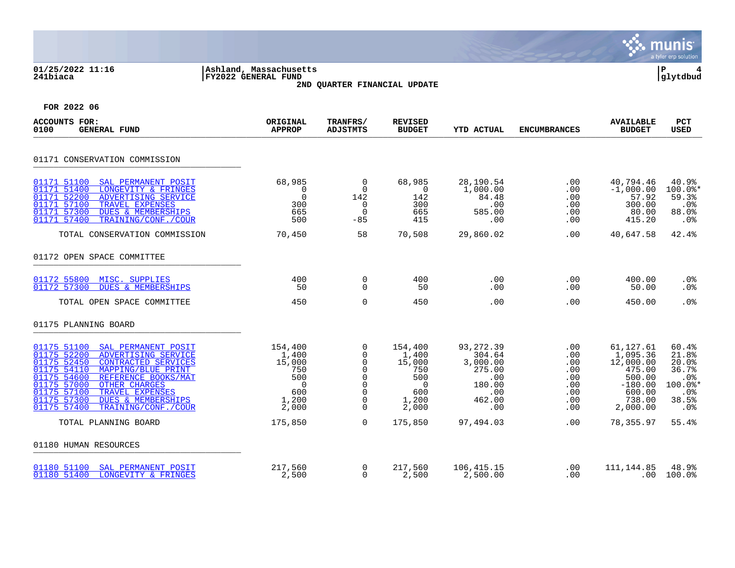Ashland, Massachusetts
FY2022 GENERAL FUND
**2ND QUARTER FINANCIAL UPDATE**

**FOR 2022 06**

| ACCOUNTS FOR: 0100 GENERAL FUND | ORIGINAL APPROP | TRANFRS/ ADJSTMTS | REVISED BUDGET | YTD ACTUAL | ENCUMBRANCES | AVAILABLE BUDGET | PCT USED |
|---|---|---|---|---|---|---|---|
| **01171 CONSERVATION COMMISSION** | | | | | | | |
| 01171 51100 SAL PERMANENT POSIT | 68,985 | 0 | 68,985 | 28,190.54 | .00 | 40,794.46 | 40.9% |
| 01171 51400 LONGEVITY & FRINGES | 0 | 0 | 0 | 1,000.00 | .00 | -1,000.00 | 100.0%* |
| 01171 52200 ADVERTISING SERVICE | 0 | 142 | 142 | 84.48 | .00 | 57.92 | 59.3% |
| 01171 57100 TRAVEL EXPENSES | 300 | 0 | 300 | .00 | .00 | 300.00 | .0% |
| 01171 57300 DUES & MEMBERSHIPS | 665 | 0 | 665 | 585.00 | .00 | 80.00 | 88.0% |
| 01171 57400 TRAINING/CONF./COUR | 500 | -85 | 415 | .00 | .00 | 415.20 | .0% |
| TOTAL CONSERVATION COMMISSION | 70,450 | 58 | 70,508 | 29,860.02 | .00 | 40,647.58 | 42.4% |
| **01172 OPEN SPACE COMMITTEE** | | | | | | | |
| 01172 55800 MISC. SUPPLIES | 400 | 0 | 400 | .00 | .00 | 400.00 | .0% |
| 01172 57300 DUES & MEMBERSHIPS | 50 | 0 | 50 | .00 | .00 | 50.00 | .0% |
| TOTAL OPEN SPACE COMMITTEE | 450 | 0 | 450 | .00 | .00 | 450.00 | .0% |
| **01175 PLANNING BOARD** | | | | | | | |
| 01175 51100 SAL PERMANENT POSIT | 154,400 | 0 | 154,400 | 93,272.39 | .00 | 61,127.61 | 60.4% |
| 01175 52200 ADVERTISING SERVICE | 1,400 | 0 | 1,400 | 304.64 | .00 | 1,095.36 | 21.8% |
| 01175 52450 CONTRACTED SERVICES | 15,000 | 0 | 15,000 | 3,000.00 | .00 | 12,000.00 | 20.0% |
| 01175 54110 MAPPING/BLUE PRINT | 750 | 0 | 750 | 275.00 | .00 | 475.00 | 36.7% |
| 01175 54600 REFERENCE BOOKS/MAT | 500 | 0 | 500 | .00 | .00 | 500.00 | .0% |
| 01175 57000 OTHER CHARGES | 0 | 0 | 0 | 180.00 | .00 | -180.00 | 100.0%* |
| 01175 57100 TRAVEL EXPENSES | 600 | 0 | 600 | .00 | .00 | 600.00 | .0% |
| 01175 57300 DUES & MEMBERSHIPS | 1,200 | 0 | 1,200 | 462.00 | .00 | 738.00 | 38.5% |
| 01175 57400 TRAINING/CONF./COUR | 2,000 | 0 | 2,000 | .00 | .00 | 2,000.00 | .0% |
| TOTAL PLANNING BOARD | 175,850 | 0 | 175,850 | 97,494.03 | .00 | 78,355.97 | 55.4% |
| **01180 HUMAN RESOURCES** | | | | | | | |
| 01180 51100 SAL PERMANENT POSIT | 217,560 | 0 | 217,560 | 106,415.15 | .00 | 111,144.85 | 48.9% |
| 01180 51400 LONGEVITY & FRINGES | 2,500 | 0 | 2,500 | 2,500.00 | .00 | .00 | 100.0% |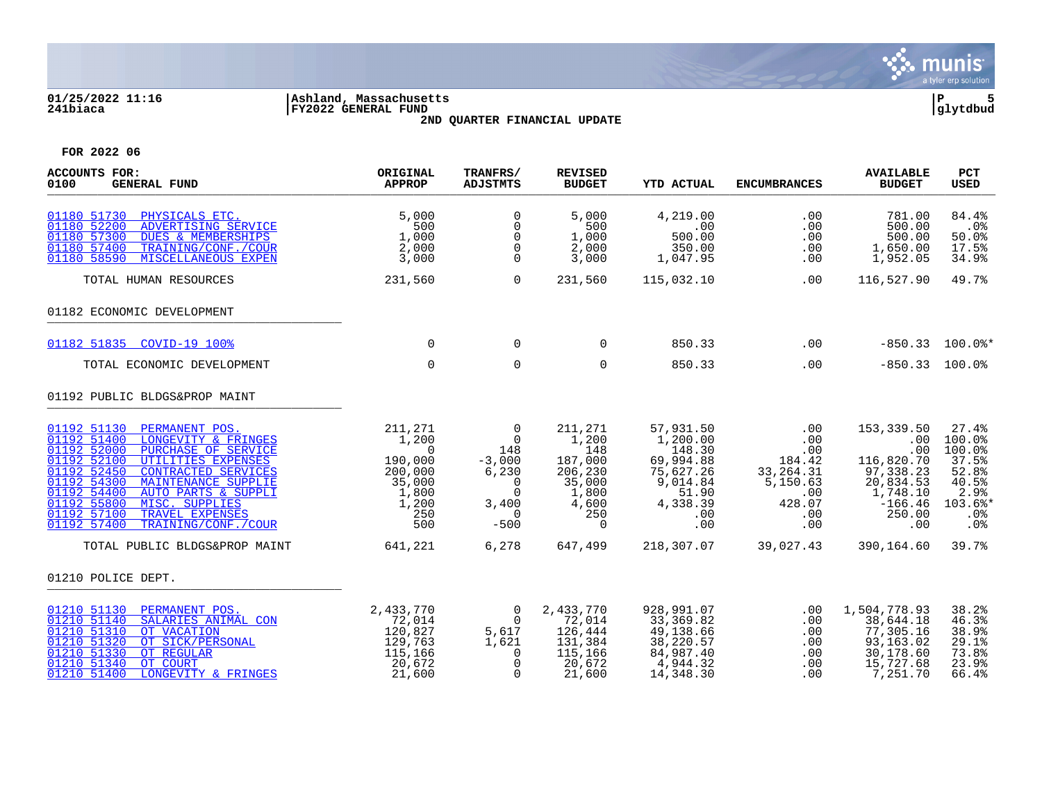01/25/2022 11:16 | Ashland, Massachusetts | P 5
241biaca | FY2022 GENERAL FUND | glytdbud

2ND QUARTER FINANCIAL UPDATE

FOR 2022 06

| ACCOUNTS FOR: 0100 GENERAL FUND | ORIGINAL APPROP | TRANFRS/ ADJSTMTS | REVISED BUDGET | YTD ACTUAL | ENCUMBRANCES | AVAILABLE BUDGET | PCT USED |
|---|---|---|---|---|---|---|---|
| 01180 51730 PHYSICALS ETC. | 5,000 | 0 | 5,000 | 4,219.00 | .00 | 781.00 | 84.4% |
| 01180 52200 ADVERTISING SERVICE | 500 | 0 | 500 | .00 | .00 | 500.00 | .0% |
| 01180 57300 DUES & MEMBERSHIPS | 1,000 | 0 | 1,000 | 500.00 | .00 | 500.00 | 50.0% |
| 01180 57400 TRAINING/CONF./COUR | 2,000 | 0 | 2,000 | 350.00 | .00 | 1,650.00 | 17.5% |
| 01180 58590 MISCELLANEOUS EXPEN | 3,000 | 0 | 3,000 | 1,047.95 | .00 | 1,952.05 | 34.9% |
| TOTAL HUMAN RESOURCES | 231,560 | 0 | 231,560 | 115,032.10 | .00 | 116,527.90 | 49.7% |
| **01182 ECONOMIC DEVELOPMENT** | | | | | | | |
| 01182 51835 COVID-19 100% | 0 | 0 | 0 | 850.33 | .00 | -850.33 | 100.0%* |
| TOTAL ECONOMIC DEVELOPMENT | 0 | 0 | 0 | 850.33 | .00 | -850.33 | 100.0% |
| **01192 PUBLIC BLDGS&PROP MAINT** | | | | | | | |
| 01192 51130 PERMANENT POS. | 211,271 | 0 | 211,271 | 57,931.50 | .00 | 153,339.50 | 27.4% |
| 01192 51400 LONGEVITY & FRINGES | 1,200 | 0 | 1,200 | 1,200.00 | .00 | .00 | 100.0% |
| 01192 52000 PURCHASE OF SERVICE | 0 | 148 | 148 | 148.30 | .00 | .00 | 100.0% |
| 01192 52100 UTILITIES EXPENSES | 190,000 | -3,000 | 187,000 | 69,994.88 | 184.42 | 116,820.70 | 37.5% |
| 01192 52450 CONTRACTED SERVICES | 200,000 | 6,230 | 206,230 | 75,627.26 | 33,264.31 | 97,338.23 | 52.8% |
| 01192 54300 MAINTENANCE SUPPLIE | 35,000 | 0 | 35,000 | 9,014.84 | 5,150.63 | 20,834.53 | 40.5% |
| 01192 54400 AUTO PARTS & SUPPLI | 1,800 | 0 | 1,800 | 51.90 | .00 | 1,748.10 | 2.9% |
| 01192 55800 MISC. SUPPLIES | 1,200 | 3,400 | 4,600 | 4,338.39 | 428.07 | -166.46 | 103.6%* |
| 01192 57100 TRAVEL EXPENSES | 250 | 0 | 250 | .00 | .00 | 250.00 | .0% |
| 01192 57400 TRAINING/CONF./COUR | 500 | -500 | 0 | .00 | .00 | .00 | .0% |
| TOTAL PUBLIC BLDGS&PROP MAINT | 641,221 | 6,278 | 647,499 | 218,307.07 | 39,027.43 | 390,164.60 | 39.7% |
| **01210 POLICE DEPT.** | | | | | | | |
| 01210 51130 PERMANENT POS. | 2,433,770 | 0 | 2,433,770 | 928,991.07 | .00 | 1,504,778.93 | 38.2% |
| 01210 51140 SALARIES ANIMAL CON | 72,014 | 0 | 72,014 | 33,369.82 | .00 | 38,644.18 | 46.3% |
| 01210 51310 OT VACATION | 120,827 | 5,617 | 126,444 | 49,138.66 | .00 | 77,305.16 | 38.9% |
| 01210 51320 OT SICK/PERSONAL | 129,763 | 1,621 | 131,384 | 38,220.57 | .00 | 93,163.02 | 29.1% |
| 01210 51330 OT REGULAR | 115,166 | 0 | 115,166 | 84,987.40 | .00 | 30,178.60 | 73.8% |
| 01210 51340 OT COURT | 20,672 | 0 | 20,672 | 4,944.32 | .00 | 15,727.68 | 23.9% |
| 01210 51400 LONGEVITY & FRINGES | 21,600 | 0 | 21,600 | 14,348.30 | .00 | 7,251.70 | 66.4% |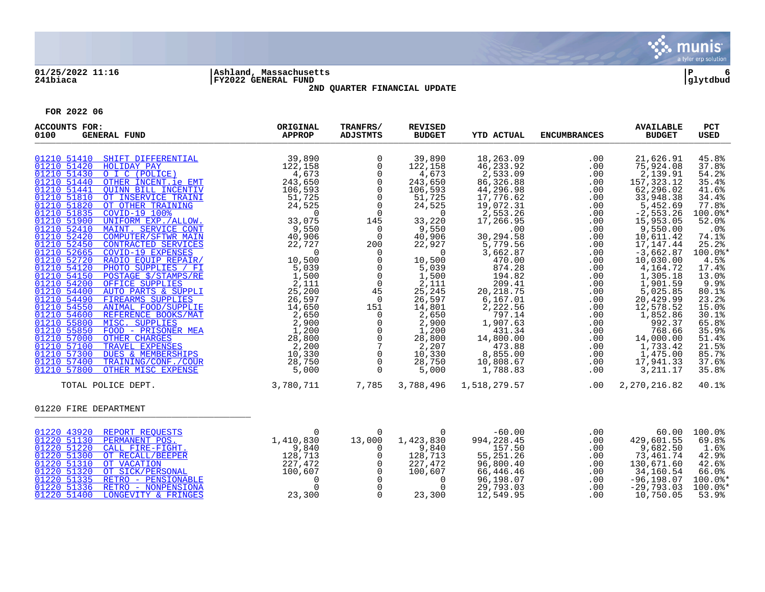01/25/2022 11:16 | Ashland, Massachusetts | P 6
241biaca | FY2022 GENERAL FUND | glytdbud

**2ND QUARTER FINANCIAL UPDATE**

**FOR 2022 06**

| ACCOUNTS FOR: 0100 GENERAL FUND | | ORIGINAL APPROP | TRANFRS/ ADJSTMTS | REVISED BUDGET | YTD ACTUAL | ENCUMBRANCES | AVAILABLE BUDGET | PCT USED |
|---|---|---|---|---|---|---|---|---|
| 01210 51410 | SHIFT DIFFERENTIAL | 39,890 | 0 | 39,890 | 18,263.09 | .00 | 21,626.91 | 45.8% |
| 01210 51420 | HOLIDAY PAY | 122,158 | 0 | 122,158 | 46,233.92 | .00 | 75,924.08 | 37.8% |
| 01210 51430 | O I C (POLICE) | 4,673 | 0 | 4,673 | 2,533.09 | .00 | 2,139.91 | 54.2% |
| 01210 51440 | OTHER INCENT.ie EMT | 243,650 | 0 | 243,650 | 86,326.88 | .00 | 157,323.12 | 35.4% |
| 01210 51441 | QUINN BILL INCENTIV | 106,593 | 0 | 106,593 | 44,296.98 | .00 | 62,296.02 | 41.6% |
| 01210 51810 | OT INSERVICE TRAINI | 51,725 | 0 | 51,725 | 17,776.62 | .00 | 33,948.38 | 34.4% |
| 01210 51820 | OT OTHER TRAINING | 24,525 | 0 | 24,525 | 19,072.31 | .00 | 5,452.69 | 77.8% |
| 01210 51835 | COVID-19 100% | 0 | 0 | 0 | 2,553.26 | .00 | -2,553.26 | 100.0%* |
| 01210 51900 | UNIFORM EXP./ALLOW. | 33,075 | 145 | 33,220 | 17,266.95 | .00 | 15,953.05 | 52.0% |
| 01210 52410 | MAINT. SERVICE CONT | 9,550 | 0 | 9,550 | .00 | .00 | 9,550.00 | .0% |
| 01210 52420 | COMPUTER/SFTWR MAIN | 40,906 | 0 | 40,906 | 30,294.58 | .00 | 10,611.42 | 74.1% |
| 01210 52450 | CONTRACTED SERVICES | 22,727 | 200 | 22,927 | 5,779.56 | .00 | 17,147.44 | 25.2% |
| 01210 52665 | COVID-19 EXPENSES | 0 | 0 | 0 | 3,662.87 | .00 | -3,662.87 | 100.0%* |
| 01210 52720 | RADIO EQUIP REPAIR/ | 10,500 | 0 | 10,500 | 470.00 | .00 | 10,030.00 | 4.5% |
| 01210 54120 | PHOTO SUPPLIES / FI | 5,039 | 0 | 5,039 | 874.28 | .00 | 4,164.72 | 17.4% |
| 01210 54150 | POSTAGE $/STAMPS/RE | 1,500 | 0 | 1,500 | 194.82 | .00 | 1,305.18 | 13.0% |
| 01210 54200 | OFFICE SUPPLIES | 2,111 | 0 | 2,111 | 209.41 | .00 | 1,901.59 | 9.9% |
| 01210 54400 | AUTO PARTS & SUPPLI | 25,200 | 45 | 25,245 | 20,218.75 | .00 | 5,025.85 | 80.1% |
| 01210 54490 | FIREARMS SUPPLIES | 26,597 | 0 | 26,597 | 6,167.01 | .00 | 20,429.99 | 23.2% |
| 01210 54550 | ANIMAL FOOD/SUPPLIE | 14,650 | 151 | 14,801 | 2,222.56 | .00 | 12,578.52 | 15.0% |
| 01210 54600 | REFERENCE BOOKS/MAT | 2,650 | 0 | 2,650 | 797.14 | .00 | 1,852.86 | 30.1% |
| 01210 55800 | MISC. SUPPLIES | 2,900 | 0 | 2,900 | 1,907.63 | .00 | 992.37 | 65.8% |
| 01210 55850 | FOOD - PRISONER MEA | 1,200 | 0 | 1,200 | 431.34 | .00 | 768.66 | 35.9% |
| 01210 57000 | OTHER CHARGES | 28,800 | 0 | 28,800 | 14,800.00 | .00 | 14,000.00 | 51.4% |
| 01210 57100 | TRAVEL EXPENSES | 2,200 | 7 | 2,207 | 473.88 | .00 | 1,733.42 | 21.5% |
| 01210 57300 | DUES & MEMBERSHIPS | 10,330 | 0 | 10,330 | 8,855.00 | .00 | 1,475.00 | 85.7% |
| 01210 57400 | TRAINING/CONF./COUR | 28,750 | 0 | 28,750 | 10,808.67 | .00 | 17,941.33 | 37.6% |
| 01210 57800 | OTHER MISC EXPENSE | 5,000 | 0 | 5,000 | 1,788.83 | .00 | 3,211.17 | 35.8% |
| | TOTAL POLICE DEPT. | 3,780,711 | 7,785 | 3,788,496 | 1,518,279.57 | .00 | 2,270,216.82 | 40.1% |
| **01220 FIRE DEPARTMENT** | | | | | | | | |
| 01220 43920 | REPORT REQUESTS | 0 | 0 | 0 | -60.00 | .00 | 60.00 | 100.0% |
| 01220 51130 | PERMANENT POS. | 1,410,830 | 13,000 | 1,423,830 | 994,228.45 | .00 | 429,601.55 | 69.8% |
| 01220 51220 | CALL FIRE-FIGHT. | 9,840 | 0 | 9,840 | 157.50 | .00 | 9,682.50 | 1.6% |
| 01220 51300 | OT RECALL/BEEPER | 128,713 | 0 | 128,713 | 55,251.26 | .00 | 73,461.74 | 42.9% |
| 01220 51310 | OT VACATION | 227,472 | 0 | 227,472 | 96,800.40 | .00 | 130,671.60 | 42.6% |
| 01220 51320 | OT SICK/PERSONAL | 100,607 | 0 | 100,607 | 66,446.46 | .00 | 34,160.54 | 66.0% |
| 01220 51335 | RETRO - PENSIONABLE | 0 | 0 | 0 | 96,198.07 | .00 | -96,198.07 | 100.0%* |
| 01220 51336 | RETRO - NONPENSIONA | 0 | 0 | 0 | 29,793.03 | .00 | -29,793.03 | 100.0%* |
| 01220 51400 | LONGEVITY & FRINGES | 23,300 | 0 | 23,300 | 12,549.95 | .00 | 10,750.05 | 53.9% |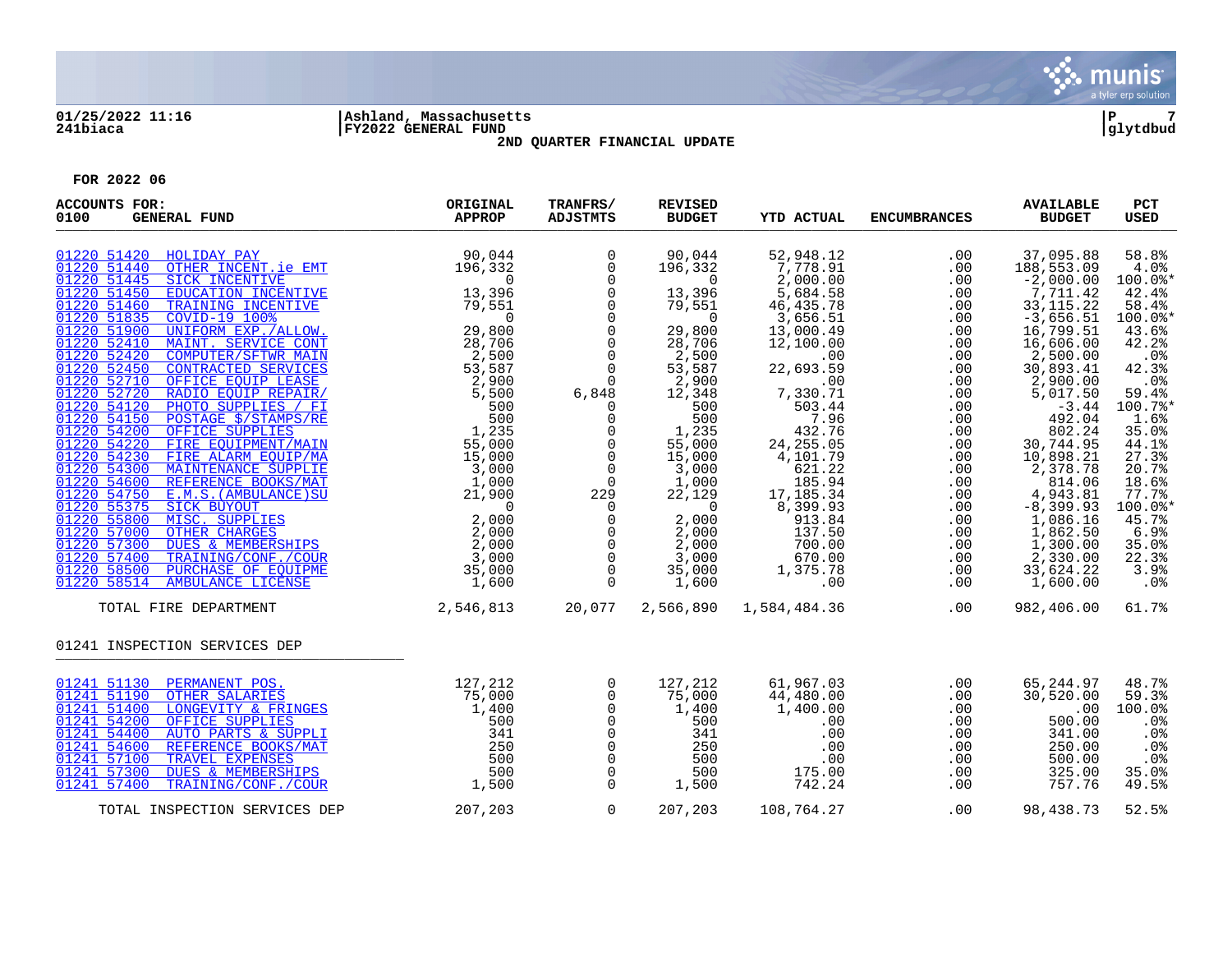**01/25/2022 11:16**
**241biaca**

**Ashland, Massachusetts**
**FY2022 GENERAL FUND**
**2ND QUARTER FINANCIAL UPDATE**

**FOR 2022 06**

| ACCOUNTS FOR: 0100 GENERAL FUND | | ORIGINAL APPROP | TRANFRS/ ADJSTMTS | REVISED BUDGET | YTD ACTUAL | ENCUMBRANCES | AVAILABLE BUDGET | PCT USED |
|---|---|---|---|---|---|---|---|---|
| 01220 51420 | HOLIDAY PAY | 90,044 | 0 | 90,044 | 52,948.12 | .00 | 37,095.88 | 58.8% |
| 01220 51440 | OTHER INCENT.ie EMT | 196,332 | 0 | 196,332 | 7,778.91 | .00 | 188,553.09 | 4.0% |
| 01220 51445 | SICK INCENTIVE | 0 | 0 | 0 | 2,000.00 | .00 | -2,000.00 | 100.0%* |
| 01220 51450 | EDUCATION INCENTIVE | 13,396 | 0 | 13,396 | 5,684.58 | .00 | 7,711.42 | 42.4% |
| 01220 51460 | TRAINING INCENTIVE | 79,551 | 0 | 79,551 | 46,435.78 | .00 | 33,115.22 | 58.4% |
| 01220 51835 | COVID-19 100% | 0 | 0 | 0 | 3,656.51 | .00 | -3,656.51 | 100.0%* |
| 01220 51900 | UNIFORM EXP./ALLOW. | 29,800 | 0 | 29,800 | 13,000.49 | .00 | 16,799.51 | 43.6% |
| 01220 52410 | MAINT. SERVICE CONT | 28,706 | 0 | 28,706 | 12,100.00 | .00 | 16,606.00 | 42.2% |
| 01220 52420 | COMPUTER/SFTWR MAIN | 2,500 | 0 | 2,500 | .00 | .00 | 2,500.00 | .0% |
| 01220 52450 | CONTRACTED SERVICES | 53,587 | 0 | 53,587 | 22,693.59 | .00 | 30,893.41 | 42.3% |
| 01220 52710 | OFFICE EQUIP LEASE | 2,900 | 0 | 2,900 | .00 | .00 | 2,900.00 | .0% |
| 01220 52720 | RADIO EQUIP REPAIR/ | 5,500 | 6,848 | 12,348 | 7,330.71 | .00 | 5,017.50 | 59.4% |
| 01220 54120 | PHOTO SUPPLIES / FI | 500 | 0 | 500 | 503.44 | .00 | -3.44 | 100.7%* |
| 01220 54150 | POSTAGE $/STAMPS/RE | 500 | 0 | 500 | 7.96 | .00 | 492.04 | 1.6% |
| 01220 54200 | OFFICE SUPPLIES | 1,235 | 0 | 1,235 | 432.76 | .00 | 802.24 | 35.0% |
| 01220 54220 | FIRE EQUIPMENT/MAIN | 55,000 | 0 | 55,000 | 24,255.05 | .00 | 30,744.95 | 44.1% |
| 01220 54230 | FIRE ALARM EQUIP/MA | 15,000 | 0 | 15,000 | 4,101.79 | .00 | 10,898.21 | 27.3% |
| 01220 54300 | MAINTENANCE SUPPLIE | 3,000 | 0 | 3,000 | 621.22 | .00 | 2,378.78 | 20.7% |
| 01220 54600 | REFERENCE BOOKS/MAT | 1,000 | 0 | 1,000 | 185.94 | .00 | 814.06 | 18.6% |
| 01220 54750 | E.M.S.(AMBULANCE)SU | 21,900 | 229 | 22,129 | 17,185.34 | .00 | 4,943.81 | 77.7% |
| 01220 55375 | SICK BUYOUT | 0 | 0 | 0 | 8,399.93 | .00 | -8,399.93 | 100.0%* |
| 01220 55800 | MISC. SUPPLIES | 2,000 | 0 | 2,000 | 913.84 | .00 | 1,086.16 | 45.7% |
| 01220 57000 | OTHER CHARGES | 2,000 | 0 | 2,000 | 137.50 | .00 | 1,862.50 | 6.9% |
| 01220 57300 | DUES & MEMBERSHIPS | 2,000 | 0 | 2,000 | 700.00 | .00 | 1,300.00 | 35.0% |
| 01220 57400 | TRAINING/CONF./COUR | 3,000 | 0 | 3,000 | 670.00 | .00 | 2,330.00 | 22.3% |
| 01220 58500 | PURCHASE OF EQUIPME | 35,000 | 0 | 35,000 | 1,375.78 | .00 | 33,624.22 | 3.9% |
| 01220 58514 | AMBULANCE LICENSE | 1,600 | 0 | 1,600 | .00 | .00 | 1,600.00 | .0% |
| | TOTAL FIRE DEPARTMENT | 2,546,813 | 20,077 | 2,566,890 | 1,584,484.36 | .00 | 982,406.00 | 61.7% |
| **01241 INSPECTION SERVICES DEP** | | | | | | | | |
| 01241 51130 | PERMANENT POS. | 127,212 | 0 | 127,212 | 61,967.03 | .00 | 65,244.97 | 48.7% |
| 01241 51190 | OTHER SALARIES | 75,000 | 0 | 75,000 | 44,480.00 | .00 | 30,520.00 | 59.3% |
| 01241 51400 | LONGEVITY & FRINGES | 1,400 | 0 | 1,400 | 1,400.00 | .00 | .00 | 100.0% |
| 01241 54200 | OFFICE SUPPLIES | 500 | 0 | 500 | .00 | .00 | 500.00 | .0% |
| 01241 54400 | AUTO PARTS & SUPPLI | 341 | 0 | 341 | .00 | .00 | 341.00 | .0% |
| 01241 54600 | REFERENCE BOOKS/MAT | 250 | 0 | 250 | .00 | .00 | 250.00 | .0% |
| 01241 57100 | TRAVEL EXPENSES | 500 | 0 | 500 | .00 | .00 | 500.00 | .0% |
| 01241 57300 | DUES & MEMBERSHIPS | 500 | 0 | 500 | 175.00 | .00 | 325.00 | 35.0% |
| 01241 57400 | TRAINING/CONF./COUR | 1,500 | 0 | 1,500 | 742.24 | .00 | 757.76 | 49.5% |
| | TOTAL INSPECTION SERVICES DEP | 207,203 | 0 | 207,203 | 108,764.27 | .00 | 98,438.73 | 52.5% |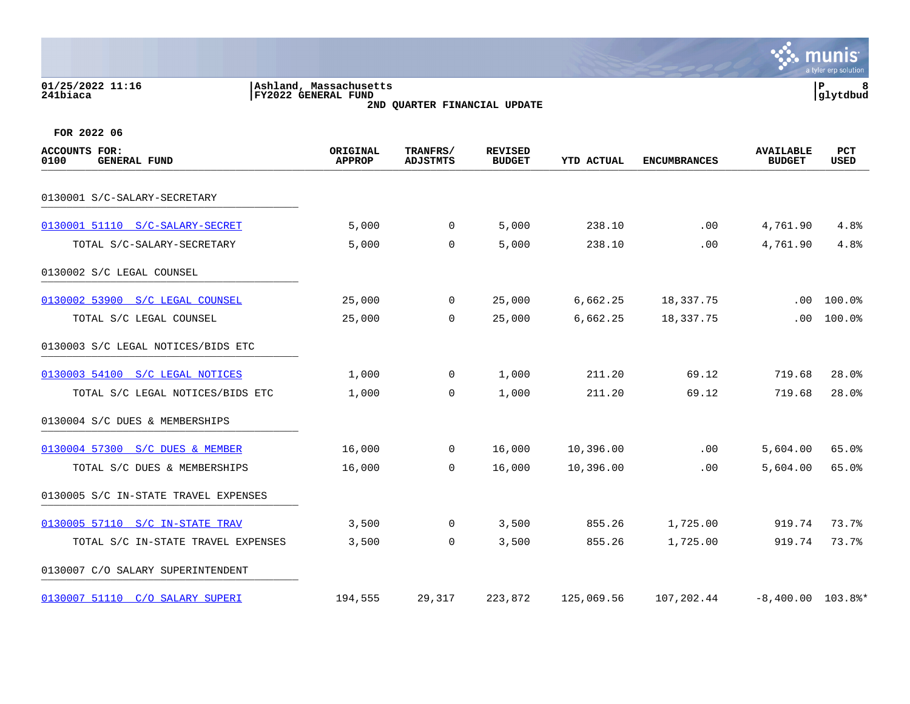01/25/2022 11:16
241biaca

Ashland, Massachusetts
FY2022 GENERAL FUND
2ND QUARTER FINANCIAL UPDATE

FOR 2022 06

| ACCOUNTS FOR: 0100 GENERAL FUND | ORIGINAL APPROP | TRANFRS/ ADJSTMTS | REVISED BUDGET | YTD ACTUAL | ENCUMBRANCES | AVAILABLE BUDGET | PCT USED |
|---|---|---|---|---|---|---|---|
| 0130001 S/C-SALARY-SECRETARY | | | | | | | |
| 0130001 51110 S/C-SALARY-SECRET | 5,000 | 0 | 5,000 | 238.10 | .00 | 4,761.90 | 4.8% |
| TOTAL S/C-SALARY-SECRETARY | 5,000 | 0 | 5,000 | 238.10 | .00 | 4,761.90 | 4.8% |
| 0130002 S/C LEGAL COUNSEL | | | | | | | |
| 0130002 53900 S/C LEGAL COUNSEL | 25,000 | 0 | 25,000 | 6,662.25 | 18,337.75 | .00 | 100.0% |
| TOTAL S/C LEGAL COUNSEL | 25,000 | 0 | 25,000 | 6,662.25 | 18,337.75 | .00 | 100.0% |
| 0130003 S/C LEGAL NOTICES/BIDS ETC | | | | | | | |
| 0130003 54100 S/C LEGAL NOTICES | 1,000 | 0 | 1,000 | 211.20 | 69.12 | 719.68 | 28.0% |
| TOTAL S/C LEGAL NOTICES/BIDS ETC | 1,000 | 0 | 1,000 | 211.20 | 69.12 | 719.68 | 28.0% |
| 0130004 S/C DUES & MEMBERSHIPS | | | | | | | |
| 0130004 57300 S/C DUES & MEMBER | 16,000 | 0 | 16,000 | 10,396.00 | .00 | 5,604.00 | 65.0% |
| TOTAL S/C DUES & MEMBERSHIPS | 16,000 | 0 | 16,000 | 10,396.00 | .00 | 5,604.00 | 65.0% |
| 0130005 S/C IN-STATE TRAVEL EXPENSES | | | | | | | |
| 0130005 57110 S/C IN-STATE TRAV | 3,500 | 0 | 3,500 | 855.26 | 1,725.00 | 919.74 | 73.7% |
| TOTAL S/C IN-STATE TRAVEL EXPENSES | 3,500 | 0 | 3,500 | 855.26 | 1,725.00 | 919.74 | 73.7% |
| 0130007 C/O SALARY SUPERINTENDENT | | | | | | | |
| 0130007 51110 C/O SALARY SUPERI | 194,555 | 29,317 | 223,872 | 125,069.56 | 107,202.44 | -8,400.00 | 103.8%* |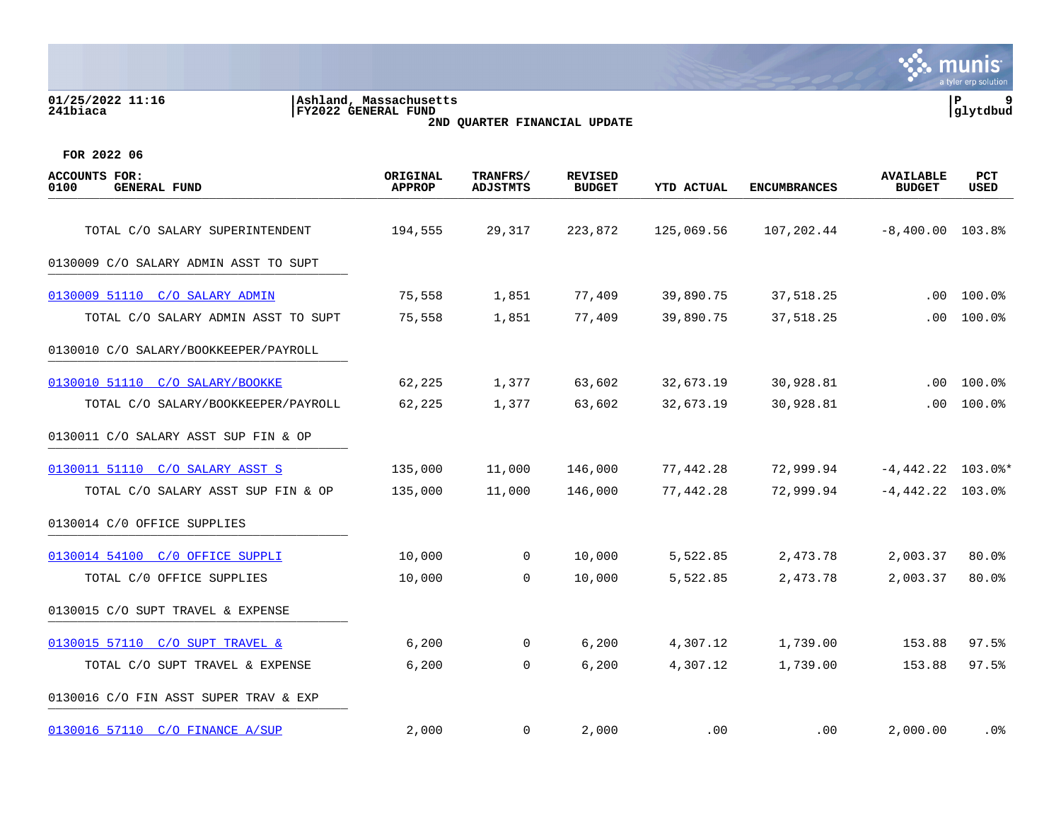01/25/2022 11:16 | Ashland, Massachusetts
241biaca | FY2022 GENERAL FUND | glytdbud

**2ND QUARTER FINANCIAL UPDATE**

**FOR 2022 06**

| ACCOUNTS FOR: 0100 GENERAL FUND | ORIGINAL APPROP | TRANFRS/ ADJSTMTS | REVISED BUDGET | YTD ACTUAL | ENCUMBRANCES | AVAILABLE BUDGET | PCT USED |
|---|---|---|---|---|---|---|---|
| TOTAL C/O SALARY SUPERINTENDENT | 194,555 | 29,317 | 223,872 | 125,069.56 | 107,202.44 | -8,400.00 | 103.8% |
| 0130009 C/O SALARY ADMIN ASST TO SUPT | | | | | | | |
| 0130009 51110 C/O SALARY ADMIN | 75,558 | 1,851 | 77,409 | 39,890.75 | 37,518.25 | .00 | 100.0% |
| TOTAL C/O SALARY ADMIN ASST TO SUPT | 75,558 | 1,851 | 77,409 | 39,890.75 | 37,518.25 | .00 | 100.0% |
| 0130010 C/O SALARY/BOOKKEEPER/PAYROLL | | | | | | | |
| 0130010 51110 C/O SALARY/BOOKKE | 62,225 | 1,377 | 63,602 | 32,673.19 | 30,928.81 | .00 | 100.0% |
| TOTAL C/O SALARY/BOOKKEEPER/PAYROLL | 62,225 | 1,377 | 63,602 | 32,673.19 | 30,928.81 | .00 | 100.0% |
| 0130011 C/O SALARY ASST SUP FIN & OP | | | | | | | |
| 0130011 51110 C/O SALARY ASST S | 135,000 | 11,000 | 146,000 | 77,442.28 | 72,999.94 | -4,442.22 | 103.0%* |
| TOTAL C/O SALARY ASST SUP FIN & OP | 135,000 | 11,000 | 146,000 | 77,442.28 | 72,999.94 | -4,442.22 | 103.0% |
| 0130014 C/0 OFFICE SUPPLIES | | | | | | | |
| 0130014 54100 C/0 OFFICE SUPPLI | 10,000 | 0 | 10,000 | 5,522.85 | 2,473.78 | 2,003.37 | 80.0% |
| TOTAL C/0 OFFICE SUPPLIES | 10,000 | 0 | 10,000 | 5,522.85 | 2,473.78 | 2,003.37 | 80.0% |
| 0130015 C/O SUPT TRAVEL & EXPENSE | | | | | | | |
| 0130015 57110 C/O SUPT TRAVEL & | 6,200 | 0 | 6,200 | 4,307.12 | 1,739.00 | 153.88 | 97.5% |
| TOTAL C/O SUPT TRAVEL & EXPENSE | 6,200 | 0 | 6,200 | 4,307.12 | 1,739.00 | 153.88 | 97.5% |
| 0130016 C/O FIN ASST SUPER TRAV & EXP | | | | | | | |
| 0130016 57110 C/O FINANCE A/SUP | 2,000 | 0 | 2,000 | .00 | .00 | 2,000.00 | .0% |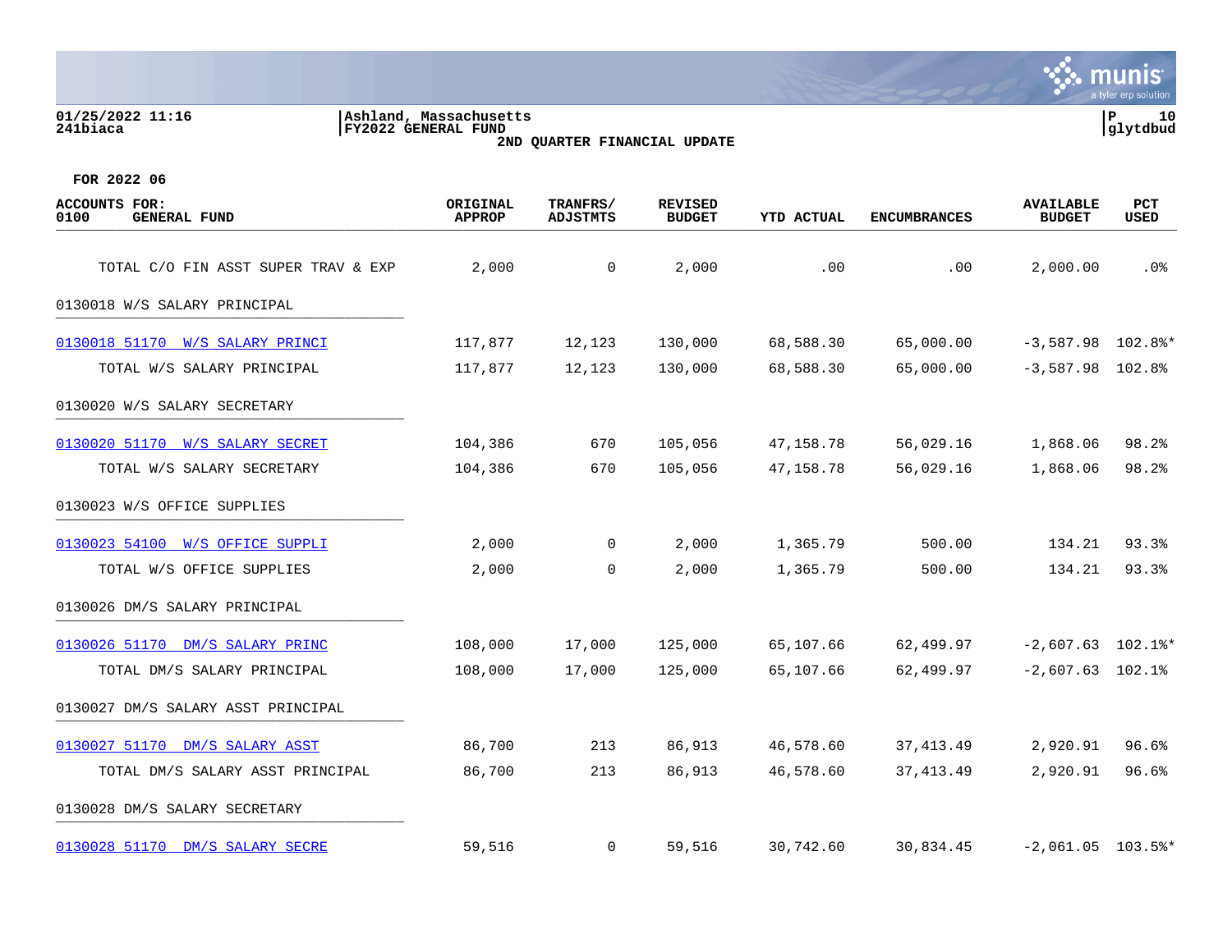01/25/2022 11:16
241biaca

Ashland, Massachusetts
FY2022 GENERAL FUND
2ND QUARTER FINANCIAL UPDATE

glytdbud

FOR 2022 06

| ACCOUNTS FOR: 0100 GENERAL FUND | ORIGINAL APPROP | TRANFRS/ ADJSTMTS | REVISED BUDGET | YTD ACTUAL | ENCUMBRANCES | AVAILABLE BUDGET | PCT USED |
|---|---|---|---|---|---|---|---|
| TOTAL C/O FIN ASST SUPER TRAV & EXP | 2,000 | 0 | 2,000 | .00 | .00 | 2,000.00 | .0% |
| 0130018 W/S SALARY PRINCIPAL | | | | | | | |
| 0130018 51170 W/S SALARY PRINCI | 117,877 | 12,123 | 130,000 | 68,588.30 | 65,000.00 | -3,587.98 | 102.8%* |
| TOTAL W/S SALARY PRINCIPAL | 117,877 | 12,123 | 130,000 | 68,588.30 | 65,000.00 | -3,587.98 | 102.8% |
| 0130020 W/S SALARY SECRETARY | | | | | | | |
| 0130020 51170 W/S SALARY SECRET | 104,386 | 670 | 105,056 | 47,158.78 | 56,029.16 | 1,868.06 | 98.2% |
| TOTAL W/S SALARY SECRETARY | 104,386 | 670 | 105,056 | 47,158.78 | 56,029.16 | 1,868.06 | 98.2% |
| 0130023 W/S OFFICE SUPPLIES | | | | | | | |
| 0130023 54100 W/S OFFICE SUPPLI | 2,000 | 0 | 2,000 | 1,365.79 | 500.00 | 134.21 | 93.3% |
| TOTAL W/S OFFICE SUPPLIES | 2,000 | 0 | 2,000 | 1,365.79 | 500.00 | 134.21 | 93.3% |
| 0130026 DM/S SALARY PRINCIPAL | | | | | | | |
| 0130026 51170 DM/S SALARY PRINC | 108,000 | 17,000 | 125,000 | 65,107.66 | 62,499.97 | -2,607.63 | 102.1%* |
| TOTAL DM/S SALARY PRINCIPAL | 108,000 | 17,000 | 125,000 | 65,107.66 | 62,499.97 | -2,607.63 | 102.1% |
| 0130027 DM/S SALARY ASST PRINCIPAL | | | | | | | |
| 0130027 51170 DM/S SALARY ASST | 86,700 | 213 | 86,913 | 46,578.60 | 37,413.49 | 2,920.91 | 96.6% |
| TOTAL DM/S SALARY ASST PRINCIPAL | 86,700 | 213 | 86,913 | 46,578.60 | 37,413.49 | 2,920.91 | 96.6% |
| 0130028 DM/S SALARY SECRETARY | | | | | | | |
| 0130028 51170 DM/S SALARY SECRE | 59,516 | 0 | 59,516 | 30,742.60 | 30,834.45 | -2,061.05 | 103.5%* |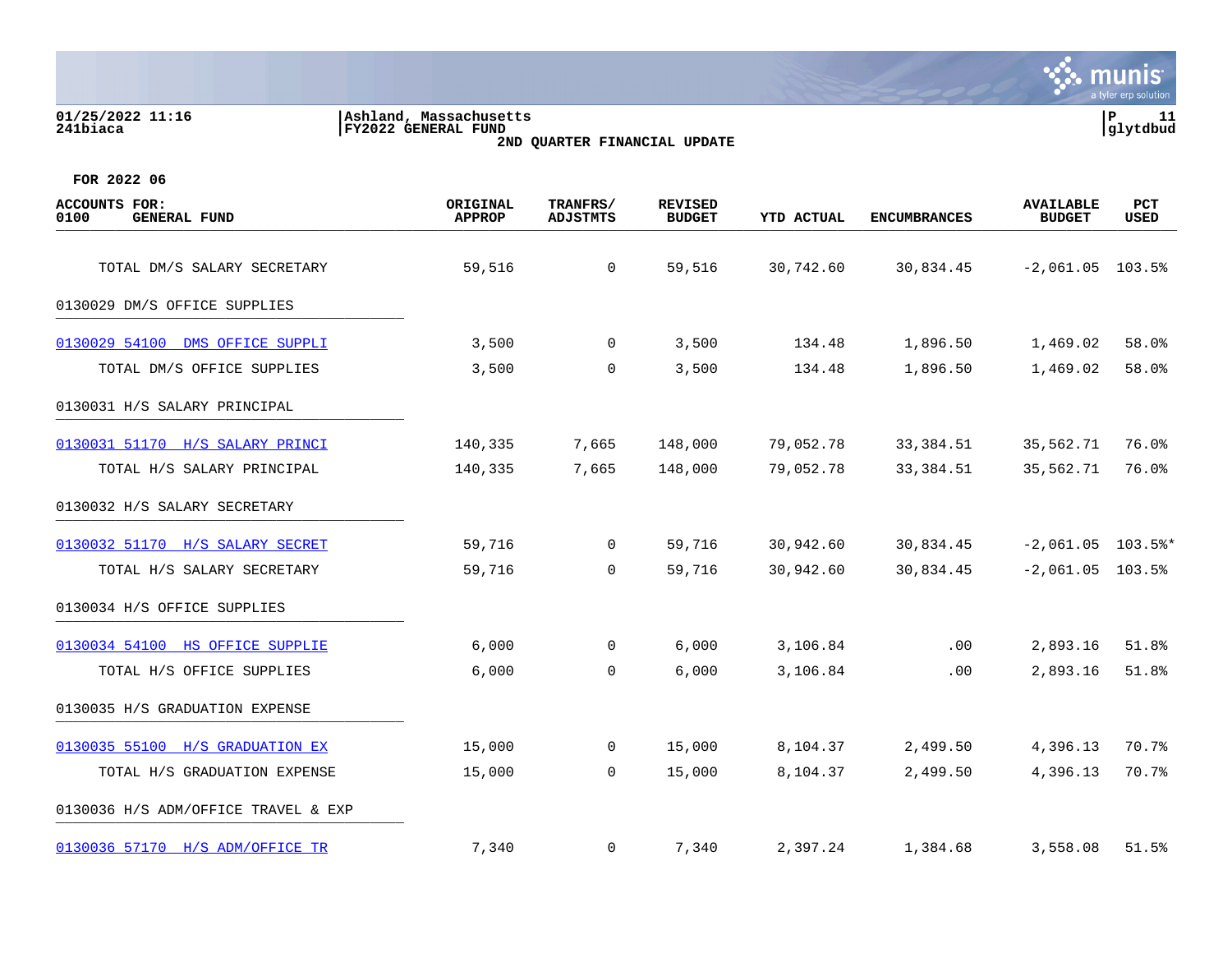Ashland, Massachusetts
FY2022 GENERAL FUND
2ND QUARTER FINANCIAL UPDATE

01/25/2022 11:16
241biaca

P 11
glytdbud

FOR 2022 06

| ACCOUNTS FOR: 0100 GENERAL FUND | ORIGINAL APPROP | TRANFRS/ ADJSTMTS | REVISED BUDGET | YTD ACTUAL | ENCUMBRANCES | AVAILABLE BUDGET | PCT USED |
|---|---|---|---|---|---|---|---|
| TOTAL DM/S SALARY SECRETARY | 59,516 | 0 | 59,516 | 30,742.60 | 30,834.45 | -2,061.05 | 103.5% |
| 0130029 DM/S OFFICE SUPPLIES | | | | | | | |
| 0130029 54100 DMS OFFICE SUPPLI | 3,500 | 0 | 3,500 | 134.48 | 1,896.50 | 1,469.02 | 58.0% |
| TOTAL DM/S OFFICE SUPPLIES | 3,500 | 0 | 3,500 | 134.48 | 1,896.50 | 1,469.02 | 58.0% |
| 0130031 H/S SALARY PRINCIPAL | | | | | | | |
| 0130031 51170 H/S SALARY PRINCI | 140,335 | 7,665 | 148,000 | 79,052.78 | 33,384.51 | 35,562.71 | 76.0% |
| TOTAL H/S SALARY PRINCIPAL | 140,335 | 7,665 | 148,000 | 79,052.78 | 33,384.51 | 35,562.71 | 76.0% |
| 0130032 H/S SALARY SECRETARY | | | | | | | |
| 0130032 51170 H/S SALARY SECRET | 59,716 | 0 | 59,716 | 30,942.60 | 30,834.45 | -2,061.05 | 103.5%* |
| TOTAL H/S SALARY SECRETARY | 59,716 | 0 | 59,716 | 30,942.60 | 30,834.45 | -2,061.05 | 103.5% |
| 0130034 H/S OFFICE SUPPLIES | | | | | | | |
| 0130034 54100 HS OFFICE SUPPLIE | 6,000 | 0 | 6,000 | 3,106.84 | .00 | 2,893.16 | 51.8% |
| TOTAL H/S OFFICE SUPPLIES | 6,000 | 0 | 6,000 | 3,106.84 | .00 | 2,893.16 | 51.8% |
| 0130035 H/S GRADUATION EXPENSE | | | | | | | |
| 0130035 55100 H/S GRADUATION EX | 15,000 | 0 | 15,000 | 8,104.37 | 2,499.50 | 4,396.13 | 70.7% |
| TOTAL H/S GRADUATION EXPENSE | 15,000 | 0 | 15,000 | 8,104.37 | 2,499.50 | 4,396.13 | 70.7% |
| 0130036 H/S ADM/OFFICE TRAVEL & EXP | | | | | | | |
| 0130036 57170 H/S ADM/OFFICE TR | 7,340 | 0 | 7,340 | 2,397.24 | 1,384.68 | 3,558.08 | 51.5% |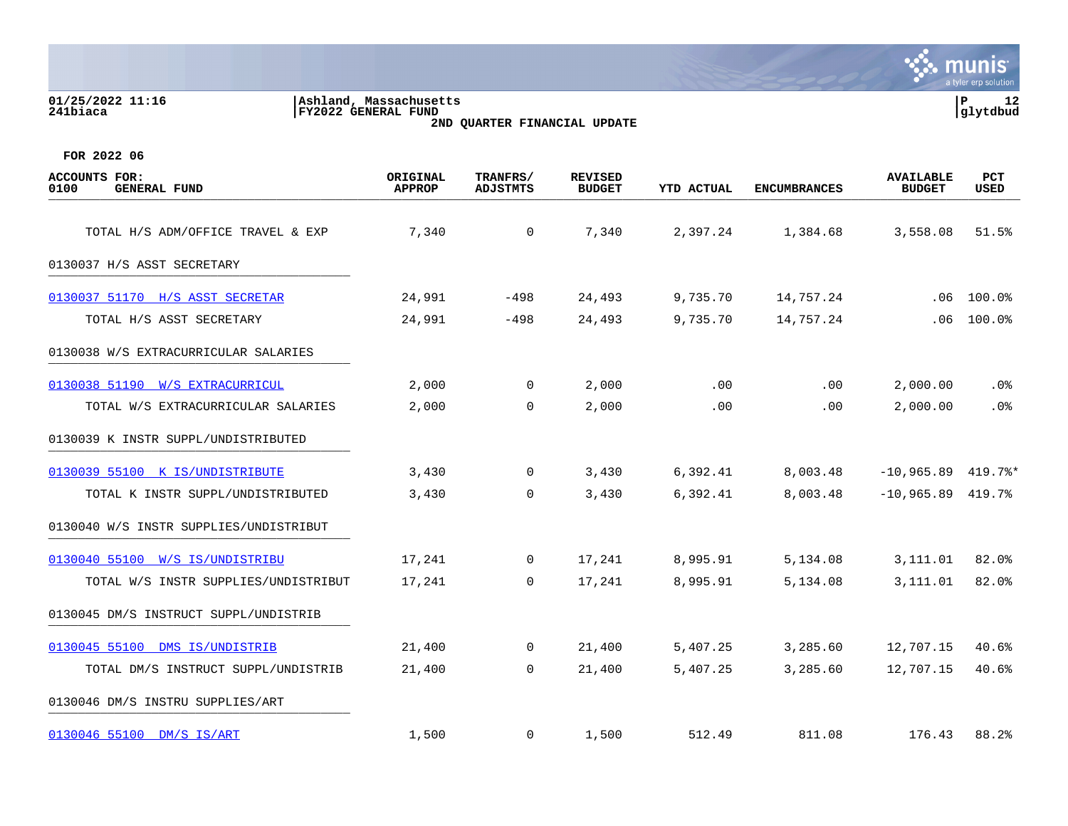01/25/2022 11:16
241biaca

Ashland, Massachusetts
FY2022 GENERAL FUND
2ND QUARTER FINANCIAL UPDATE

P 12
glytdbud

FOR 2022 06

| ACCOUNTS FOR: 0100 GENERAL FUND | ORIGINAL APPROP | TRANFRS/ ADJSTMTS | REVISED BUDGET | YTD ACTUAL | ENCUMBRANCES | AVAILABLE BUDGET | PCT USED |
|---|---|---|---|---|---|---|---|
| TOTAL H/S ADM/OFFICE TRAVEL & EXP | 7,340 | 0 | 7,340 | 2,397.24 | 1,384.68 | 3,558.08 | 51.5% |
| 0130037 H/S ASST SECRETARY | | | | | | | |
| 0130037 51170 H/S ASST SECRETAR | 24,991 | -498 | 24,493 | 9,735.70 | 14,757.24 | .06 | 100.0% |
| TOTAL H/S ASST SECRETARY | 24,991 | -498 | 24,493 | 9,735.70 | 14,757.24 | .06 | 100.0% |
| 0130038 W/S EXTRACURRICULAR SALARIES | | | | | | | |
| 0130038 51190 W/S EXTRACURRICUL | 2,000 | 0 | 2,000 | .00 | .00 | 2,000.00 | .0% |
| TOTAL W/S EXTRACURRICULAR SALARIES | 2,000 | 0 | 2,000 | .00 | .00 | 2,000.00 | .0% |
| 0130039 K INSTR SUPPL/UNDISTRIBUTED | | | | | | | |
| 0130039 55100 K IS/UNDISTRIBUTE | 3,430 | 0 | 3,430 | 6,392.41 | 8,003.48 | -10,965.89 | 419.7%* |
| TOTAL K INSTR SUPPL/UNDISTRIBUTED | 3,430 | 0 | 3,430 | 6,392.41 | 8,003.48 | -10,965.89 | 419.7% |
| 0130040 W/S INSTR SUPPLIES/UNDISTRIBUT | | | | | | | |
| 0130040 55100 W/S IS/UNDISTRIBU | 17,241 | 0 | 17,241 | 8,995.91 | 5,134.08 | 3,111.01 | 82.0% |
| TOTAL W/S INSTR SUPPLIES/UNDISTRIBUT | 17,241 | 0 | 17,241 | 8,995.91 | 5,134.08 | 3,111.01 | 82.0% |
| 0130045 DM/S INSTRUCT SUPPL/UNDISTRIB | | | | | | | |
| 0130045 55100 DMS IS/UNDISTRIB | 21,400 | 0 | 21,400 | 5,407.25 | 3,285.60 | 12,707.15 | 40.6% |
| TOTAL DM/S INSTRUCT SUPPL/UNDISTRIB | 21,400 | 0 | 21,400 | 5,407.25 | 3,285.60 | 12,707.15 | 40.6% |
| 0130046 DM/S INSTRU SUPPLIES/ART | | | | | | | |
| 0130046 55100 DM/S IS/ART | 1,500 | 0 | 1,500 | 512.49 | 811.08 | 176.43 | 88.2% |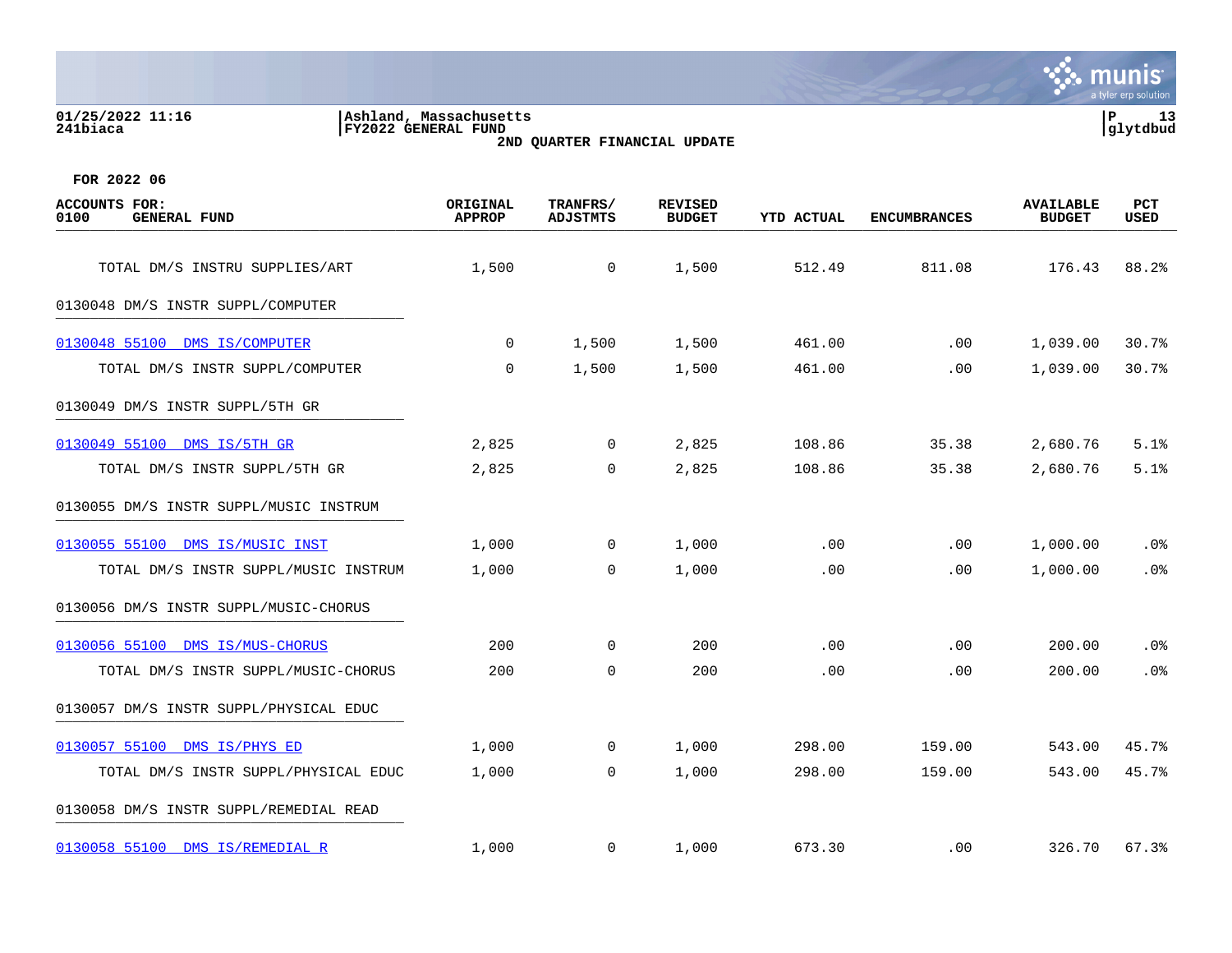Ashland, Massachusetts
FY2022 GENERAL FUND
2ND QUARTER FINANCIAL UPDATE

FOR 2022 06

| ACCOUNTS FOR: 0100 GENERAL FUND | ORIGINAL APPROP | TRANFRS/ ADJSTMTS | REVISED BUDGET | YTD ACTUAL | ENCUMBRANCES | AVAILABLE BUDGET | PCT USED |
|---|---|---|---|---|---|---|---|
| TOTAL DM/S INSTRU SUPPLIES/ART | 1,500 | 0 | 1,500 | 512.49 | 811.08 | 176.43 | 88.2% |
| 0130048 DM/S INSTR SUPPL/COMPUTER | | | | | | | |
| 0130048 55100 DMS IS/COMPUTER | 0 | 1,500 | 1,500 | 461.00 | .00 | 1,039.00 | 30.7% |
| TOTAL DM/S INSTR SUPPL/COMPUTER | 0 | 1,500 | 1,500 | 461.00 | .00 | 1,039.00 | 30.7% |
| 0130049 DM/S INSTR SUPPL/5TH GR | | | | | | | |
| 0130049 55100 DMS IS/5TH GR | 2,825 | 0 | 2,825 | 108.86 | 35.38 | 2,680.76 | 5.1% |
| TOTAL DM/S INSTR SUPPL/5TH GR | 2,825 | 0 | 2,825 | 108.86 | 35.38 | 2,680.76 | 5.1% |
| 0130055 DM/S INSTR SUPPL/MUSIC INSTRUM | | | | | | | |
| 0130055 55100 DMS IS/MUSIC INST | 1,000 | 0 | 1,000 | .00 | .00 | 1,000.00 | .0% |
| TOTAL DM/S INSTR SUPPL/MUSIC INSTRUM | 1,000 | 0 | 1,000 | .00 | .00 | 1,000.00 | .0% |
| 0130056 DM/S INSTR SUPPL/MUSIC-CHORUS | | | | | | | |
| 0130056 55100 DMS IS/MUS-CHORUS | 200 | 0 | 200 | .00 | .00 | 200.00 | .0% |
| TOTAL DM/S INSTR SUPPL/MUSIC-CHORUS | 200 | 0 | 200 | .00 | .00 | 200.00 | .0% |
| 0130057 DM/S INSTR SUPPL/PHYSICAL EDUC | | | | | | | |
| 0130057 55100 DMS IS/PHYS ED | 1,000 | 0 | 1,000 | 298.00 | 159.00 | 543.00 | 45.7% |
| TOTAL DM/S INSTR SUPPL/PHYSICAL EDUC | 1,000 | 0 | 1,000 | 298.00 | 159.00 | 543.00 | 45.7% |
| 0130058 DM/S INSTR SUPPL/REMEDIAL READ | | | | | | | |
| 0130058 55100 DMS IS/REMEDIAL R | 1,000 | 0 | 1,000 | 673.30 | .00 | 326.70 | 67.3% |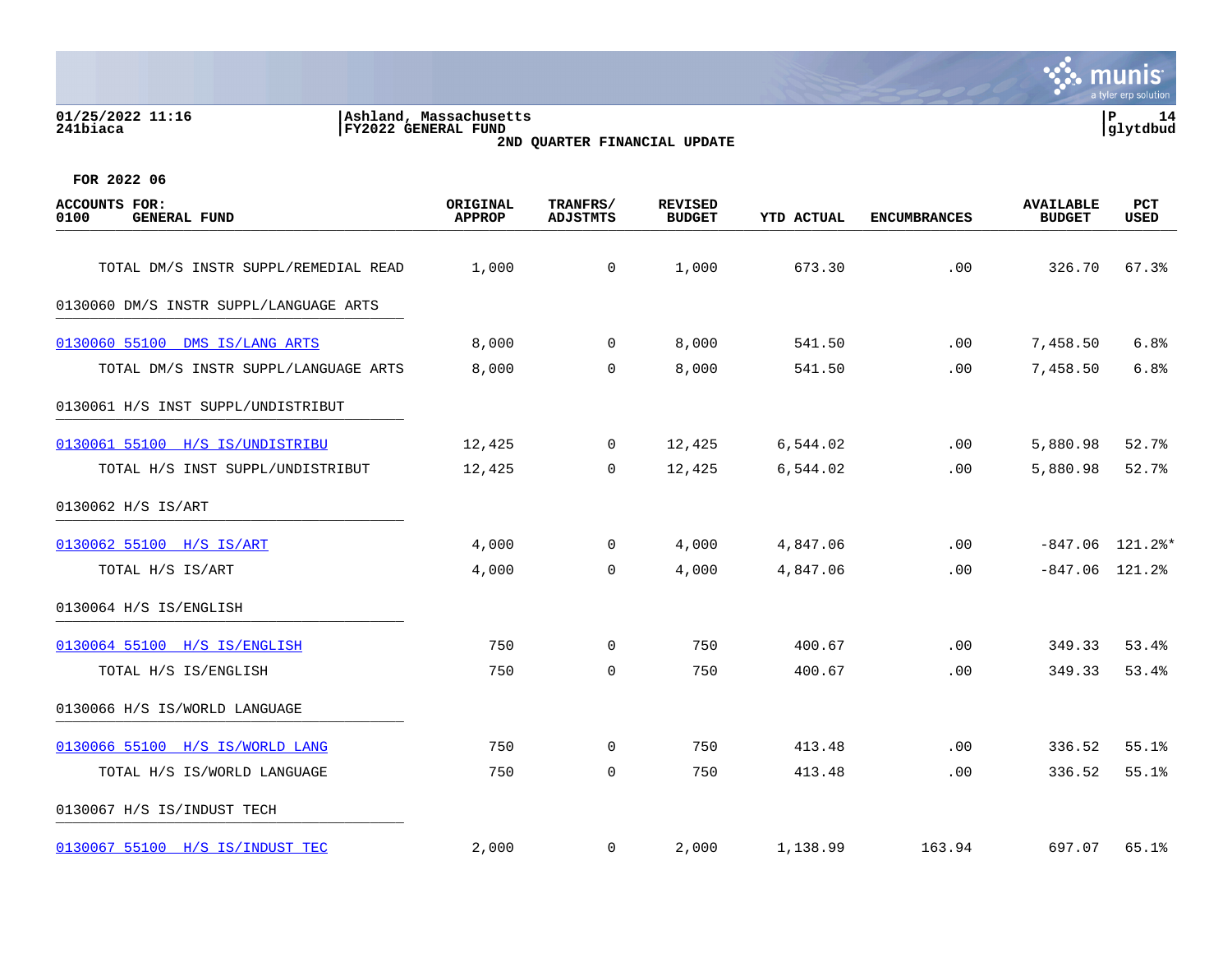Ashland, Massachusetts
FY2022 GENERAL FUND
2ND QUARTER FINANCIAL UPDATE

01/25/2022 11:16
241biaca

glytdbud

FOR 2022 06

| ACCOUNTS FOR: 0100 GENERAL FUND | ORIGINAL APPROP | TRANFRS/ ADJSTMTS | REVISED BUDGET | YTD ACTUAL | ENCUMBRANCES | AVAILABLE BUDGET | PCT USED |
|---|---|---|---|---|---|---|---|
| TOTAL DM/S INSTR SUPPL/REMEDIAL READ | 1,000 | 0 | 1,000 | 673.30 | .00 | 326.70 | 67.3% |
| 0130060 DM/S INSTR SUPPL/LANGUAGE ARTS | | | | | | | |
| 0130060 55100 DMS IS/LANG ARTS | 8,000 | 0 | 8,000 | 541.50 | .00 | 7,458.50 | 6.8% |
| TOTAL DM/S INSTR SUPPL/LANGUAGE ARTS | 8,000 | 0 | 8,000 | 541.50 | .00 | 7,458.50 | 6.8% |
| 0130061 H/S INST SUPPL/UNDISTRIBUT | | | | | | | |
| 0130061 55100 H/S IS/UNDISTRIBU | 12,425 | 0 | 12,425 | 6,544.02 | .00 | 5,880.98 | 52.7% |
| TOTAL H/S INST SUPPL/UNDISTRIBUT | 12,425 | 0 | 12,425 | 6,544.02 | .00 | 5,880.98 | 52.7% |
| 0130062 H/S IS/ART | | | | | | | |
| 0130062 55100 H/S IS/ART | 4,000 | 0 | 4,000 | 4,847.06 | .00 | -847.06 | 121.2%* |
| TOTAL H/S IS/ART | 4,000 | 0 | 4,000 | 4,847.06 | .00 | -847.06 | 121.2% |
| 0130064 H/S IS/ENGLISH | | | | | | | |
| 0130064 55100 H/S IS/ENGLISH | 750 | 0 | 750 | 400.67 | .00 | 349.33 | 53.4% |
| TOTAL H/S IS/ENGLISH | 750 | 0 | 750 | 400.67 | .00 | 349.33 | 53.4% |
| 0130066 H/S IS/WORLD LANGUAGE | | | | | | | |
| 0130066 55100 H/S IS/WORLD LANG | 750 | 0 | 750 | 413.48 | .00 | 336.52 | 55.1% |
| TOTAL H/S IS/WORLD LANGUAGE | 750 | 0 | 750 | 413.48 | .00 | 336.52 | 55.1% |
| 0130067 H/S IS/INDUST TECH | | | | | | | |
| 0130067 55100 H/S IS/INDUST TEC | 2,000 | 0 | 2,000 | 1,138.99 | 163.94 | 697.07 | 65.1% |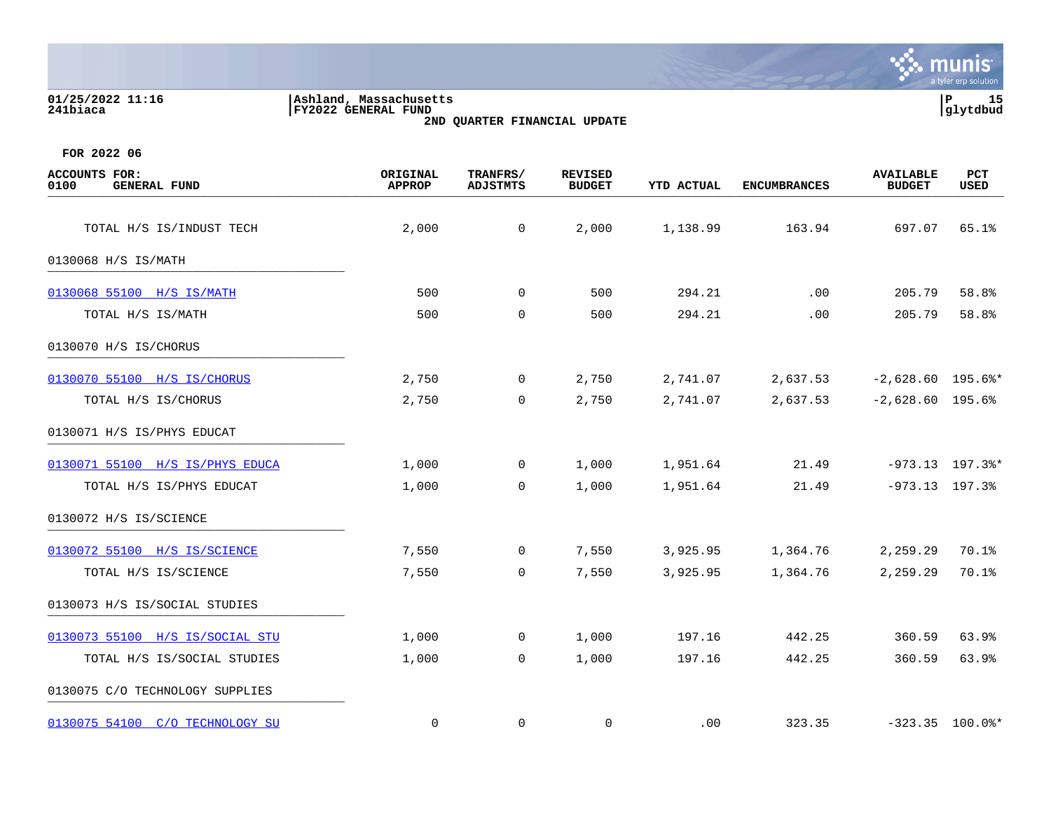**Ashland, Massachusetts**
**FY2022 GENERAL FUND**
**2ND QUARTER FINANCIAL UPDATE**

01/25/2022 11:16
241biaca

**FOR 2022 06**

| ACCOUNTS FOR: 0100 GENERAL FUND | ORIGINAL APPROP | TRANFRS/ ADJSTMTS | REVISED BUDGET | YTD ACTUAL | ENCUMBRANCES | AVAILABLE BUDGET | PCT USED |
|---|---|---|---|---|---|---|---|
| TOTAL H/S IS/INDUST TECH | 2,000 | 0 | 2,000 | 1,138.99 | 163.94 | 697.07 | 65.1% |
| 0130068 H/S IS/MATH | | | | | | | |
| 0130068 55100 H/S IS/MATH | 500 | 0 | 500 | 294.21 | .00 | 205.79 | 58.8% |
| TOTAL H/S IS/MATH | 500 | 0 | 500 | 294.21 | .00 | 205.79 | 58.8% |
| 0130070 H/S IS/CHORUS | | | | | | | |
| 0130070 55100 H/S IS/CHORUS | 2,750 | 0 | 2,750 | 2,741.07 | 2,637.53 | -2,628.60 | 195.6%* |
| TOTAL H/S IS/CHORUS | 2,750 | 0 | 2,750 | 2,741.07 | 2,637.53 | -2,628.60 | 195.6% |
| 0130071 H/S IS/PHYS EDUCAT | | | | | | | |
| 0130071 55100 H/S IS/PHYS EDUCA | 1,000 | 0 | 1,000 | 1,951.64 | 21.49 | -973.13 | 197.3%* |
| TOTAL H/S IS/PHYS EDUCAT | 1,000 | 0 | 1,000 | 1,951.64 | 21.49 | -973.13 | 197.3% |
| 0130072 H/S IS/SCIENCE | | | | | | | |
| 0130072 55100 H/S IS/SCIENCE | 7,550 | 0 | 7,550 | 3,925.95 | 1,364.76 | 2,259.29 | 70.1% |
| TOTAL H/S IS/SCIENCE | 7,550 | 0 | 7,550 | 3,925.95 | 1,364.76 | 2,259.29 | 70.1% |
| 0130073 H/S IS/SOCIAL STUDIES | | | | | | | |
| 0130073 55100 H/S IS/SOCIAL STU | 1,000 | 0 | 1,000 | 197.16 | 442.25 | 360.59 | 63.9% |
| TOTAL H/S IS/SOCIAL STUDIES | 1,000 | 0 | 1,000 | 197.16 | 442.25 | 360.59 | 63.9% |
| 0130075 C/O TECHNOLOGY SUPPLIES | | | | | | | |
| 0130075 54100 C/O TECHNOLOGY SU | 0 | 0 | 0 | .00 | 323.35 | -323.35 | 100.0%* |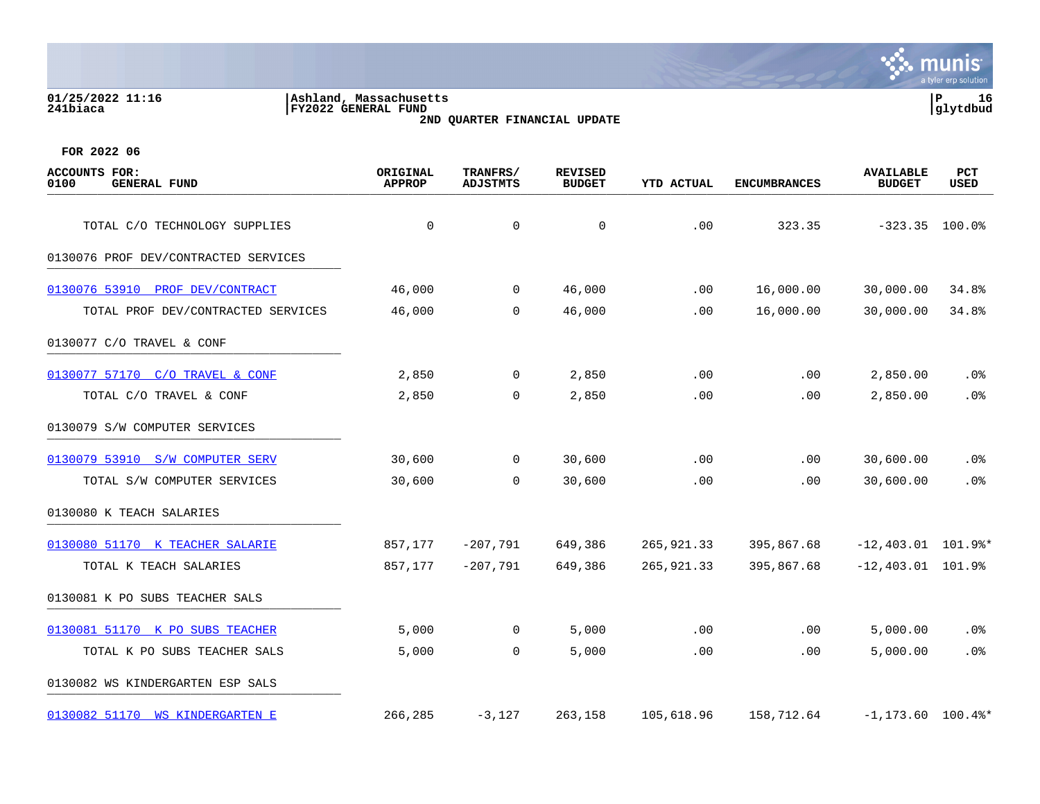01/25/2022 11:16 | Ashland, Massachusetts | P 16
241biaca | FY2022 GENERAL FUND | glytdbud

**2ND QUARTER FINANCIAL UPDATE**

**FOR 2022 06**

| ACCOUNTS FOR: 0100 GENERAL FUND | ORIGINAL APPROP | TRANFRS/ ADJSTMTS | REVISED BUDGET | YTD ACTUAL | ENCUMBRANCES | AVAILABLE BUDGET | PCT USED |
|---|---|---|---|---|---|---|---|
| TOTAL C/O TECHNOLOGY SUPPLIES | 0 | 0 | 0 | .00 | 323.35 | -323.35 | 100.0% |
| 0130076 PROF DEV/CONTRACTED SERVICES | | | | | | | |
| 0130076 53910 PROF DEV/CONTRACT | 46,000 | 0 | 46,000 | .00 | 16,000.00 | 30,000.00 | 34.8% |
| TOTAL PROF DEV/CONTRACTED SERVICES | 46,000 | 0 | 46,000 | .00 | 16,000.00 | 30,000.00 | 34.8% |
| 0130077 C/O TRAVEL & CONF | | | | | | | |
| 0130077 57170 C/O TRAVEL & CONF | 2,850 | 0 | 2,850 | .00 | .00 | 2,850.00 | .0% |
| TOTAL C/O TRAVEL & CONF | 2,850 | 0 | 2,850 | .00 | .00 | 2,850.00 | .0% |
| 0130079 S/W COMPUTER SERVICES | | | | | | | |
| 0130079 53910 S/W COMPUTER SERV | 30,600 | 0 | 30,600 | .00 | .00 | 30,600.00 | .0% |
| TOTAL S/W COMPUTER SERVICES | 30,600 | 0 | 30,600 | .00 | .00 | 30,600.00 | .0% |
| 0130080 K TEACH SALARIES | | | | | | | |
| 0130080 51170 K TEACHER SALARIE | 857,177 | -207,791 | 649,386 | 265,921.33 | 395,867.68 | -12,403.01 | 101.9%* |
| TOTAL K TEACH SALARIES | 857,177 | -207,791 | 649,386 | 265,921.33 | 395,867.68 | -12,403.01 | 101.9% |
| 0130081 K PO SUBS TEACHER SALS | | | | | | | |
| 0130081 51170 K PO SUBS TEACHER | 5,000 | 0 | 5,000 | .00 | .00 | 5,000.00 | .0% |
| TOTAL K PO SUBS TEACHER SALS | 5,000 | 0 | 5,000 | .00 | .00 | 5,000.00 | .0% |
| 0130082 WS KINDERGARTEN ESP SALS | | | | | | | |
| 0130082 51170 WS KINDERGARTEN E | 266,285 | -3,127 | 263,158 | 105,618.96 | 158,712.64 | -1,173.60 | 100.4%* |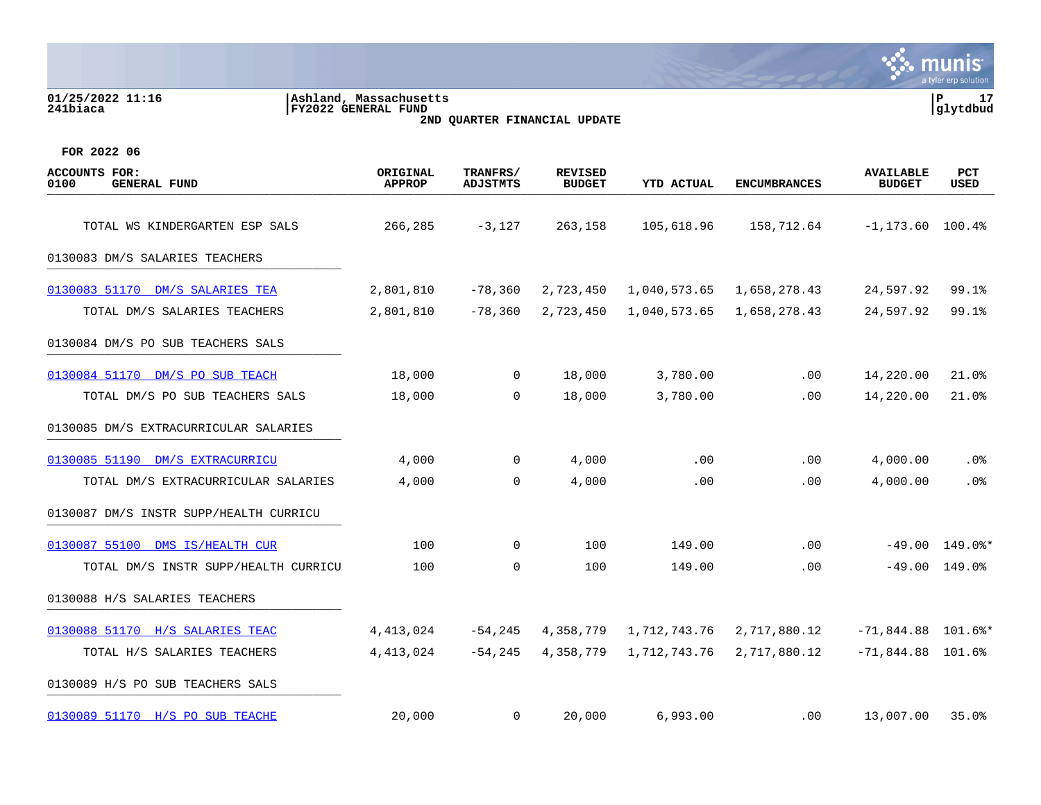01/25/2022 11:16 | Ashland, Massachusetts
241biaca | FY2022 GENERAL FUND

**2ND QUARTER FINANCIAL UPDATE**

**FOR 2022 06**

| ACCOUNTS FOR: 0100 GENERAL FUND | ORIGINAL APPROP | TRANFRS/ ADJSTMTS | REVISED BUDGET | YTD ACTUAL | ENCUMBRANCES | AVAILABLE BUDGET | PCT USED |
|---|---|---|---|---|---|---|---|
| TOTAL WS KINDERGARTEN ESP SALS | 266,285 | -3,127 | 263,158 | 105,618.96 | 158,712.64 | -1,173.60 | 100.4% |
| **0130083 DM/S SALARIES TEACHERS** | | | | | | | |
| 0130083 51170 DM/S SALARIES TEA | 2,801,810 | -78,360 | 2,723,450 | 1,040,573.65 | 1,658,278.43 | 24,597.92 | 99.1% |
| TOTAL DM/S SALARIES TEACHERS | 2,801,810 | -78,360 | 2,723,450 | 1,040,573.65 | 1,658,278.43 | 24,597.92 | 99.1% |
| **0130084 DM/S PO SUB TEACHERS SALS** | | | | | | | |
| 0130084 51170 DM/S PO SUB TEACH | 18,000 | 0 | 18,000 | 3,780.00 | .00 | 14,220.00 | 21.0% |
| TOTAL DM/S PO SUB TEACHERS SALS | 18,000 | 0 | 18,000 | 3,780.00 | .00 | 14,220.00 | 21.0% |
| **0130085 DM/S EXTRACURRICULAR SALARIES** | | | | | | | |
| 0130085 51190 DM/S EXTRACURRICU | 4,000 | 0 | 4,000 | .00 | .00 | 4,000.00 | .0% |
| TOTAL DM/S EXTRACURRICULAR SALARIES | 4,000 | 0 | 4,000 | .00 | .00 | 4,000.00 | .0% |
| **0130087 DM/S INSTR SUPP/HEALTH CURRICU** | | | | | | | |
| 0130087 55100 DMS IS/HEALTH CUR | 100 | 0 | 100 | 149.00 | .00 | -49.00 | 149.0%* |
| TOTAL DM/S INSTR SUPP/HEALTH CURRICU | 100 | 0 | 100 | 149.00 | .00 | -49.00 | 149.0% |
| **0130088 H/S SALARIES TEACHERS** | | | | | | | |
| 0130088 51170 H/S SALARIES TEAC | 4,413,024 | -54,245 | 4,358,779 | 1,712,743.76 | 2,717,880.12 | -71,844.88 | 101.6%* |
| TOTAL H/S SALARIES TEACHERS | 4,413,024 | -54,245 | 4,358,779 | 1,712,743.76 | 2,717,880.12 | -71,844.88 | 101.6% |
| **0130089 H/S PO SUB TEACHERS SALS** | | | | | | | |
| 0130089 51170 H/S PO SUB TEACHE | 20,000 | 0 | 20,000 | 6,993.00 | .00 | 13,007.00 | 35.0% |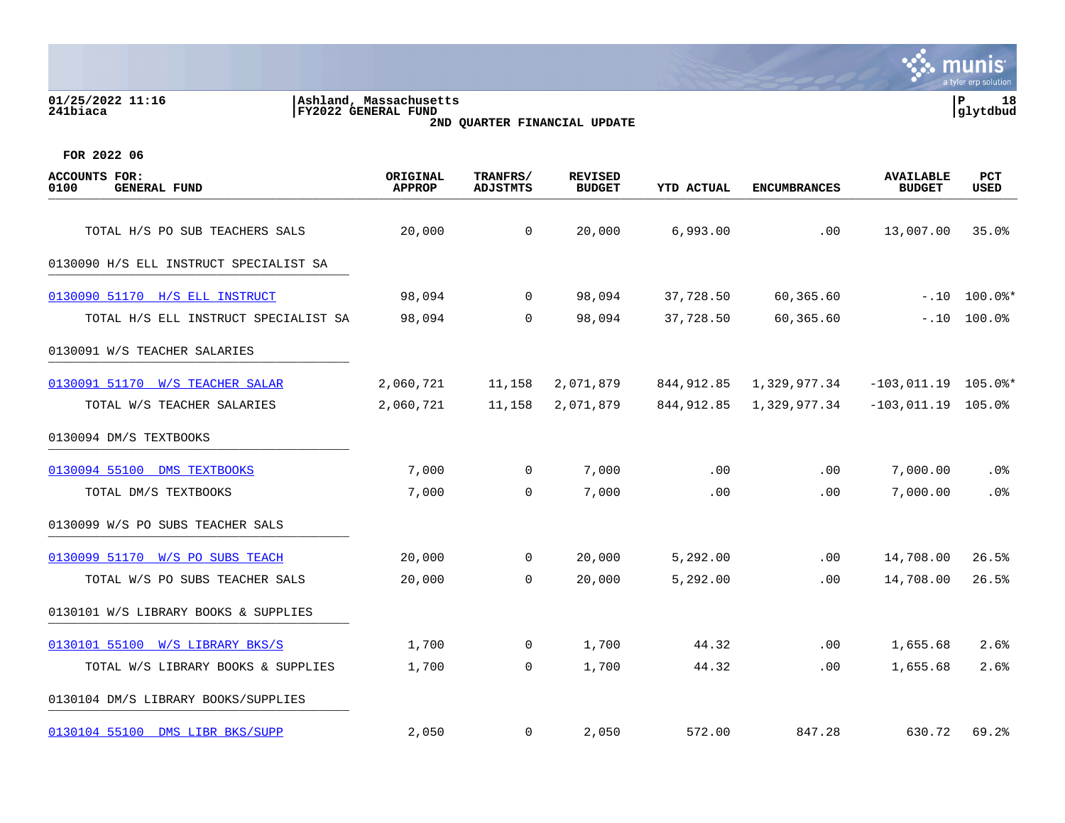**Ashland, Massachusetts**
**FY2022 GENERAL FUND**
**2ND QUARTER FINANCIAL UPDATE**

01/25/2022 11:16
241biaca

**FOR 2022 06**

| ACCOUNTS FOR: 0100 GENERAL FUND | ORIGINAL APPROP | TRANFRS/ ADJSTMTS | REVISED BUDGET | YTD ACTUAL | ENCUMBRANCES | AVAILABLE BUDGET | PCT USED |
|---|---|---|---|---|---|---|---|
| TOTAL H/S PO SUB TEACHERS SALS | 20,000 | 0 | 20,000 | 6,993.00 | .00 | 13,007.00 | 35.0% |
| 0130090 H/S ELL INSTRUCT SPECIALIST SA | | | | | | | |
| 0130090 51170 H/S ELL INSTRUCT | 98,094 | 0 | 98,094 | 37,728.50 | 60,365.60 | -.10 | 100.0%* |
| TOTAL H/S ELL INSTRUCT SPECIALIST SA | 98,094 | 0 | 98,094 | 37,728.50 | 60,365.60 | -.10 | 100.0% |
| 0130091 W/S TEACHER SALARIES | | | | | | | |
| 0130091 51170 W/S TEACHER SALAR | 2,060,721 | 11,158 | 2,071,879 | 844,912.85 | 1,329,977.34 | -103,011.19 | 105.0%* |
| TOTAL W/S TEACHER SALARIES | 2,060,721 | 11,158 | 2,071,879 | 844,912.85 | 1,329,977.34 | -103,011.19 | 105.0% |
| 0130094 DM/S TEXTBOOKS | | | | | | | |
| 0130094 55100 DMS TEXTBOOKS | 7,000 | 0 | 7,000 | .00 | .00 | 7,000.00 | .0% |
| TOTAL DM/S TEXTBOOKS | 7,000 | 0 | 7,000 | .00 | .00 | 7,000.00 | .0% |
| 0130099 W/S PO SUBS TEACHER SALS | | | | | | | |
| 0130099 51170 W/S PO SUBS TEACH | 20,000 | 0 | 20,000 | 5,292.00 | .00 | 14,708.00 | 26.5% |
| TOTAL W/S PO SUBS TEACHER SALS | 20,000 | 0 | 20,000 | 5,292.00 | .00 | 14,708.00 | 26.5% |
| 0130101 W/S LIBRARY BOOKS & SUPPLIES | | | | | | | |
| 0130101 55100 W/S LIBRARY BKS/S | 1,700 | 0 | 1,700 | 44.32 | .00 | 1,655.68 | 2.6% |
| TOTAL W/S LIBRARY BOOKS & SUPPLIES | 1,700 | 0 | 1,700 | 44.32 | .00 | 1,655.68 | 2.6% |
| 0130104 DM/S LIBRARY BOOKS/SUPPLIES | | | | | | | |
| 0130104 55100 DMS LIBR BKS/SUPP | 2,050 | 0 | 2,050 | 572.00 | 847.28 | 630.72 | 69.2% |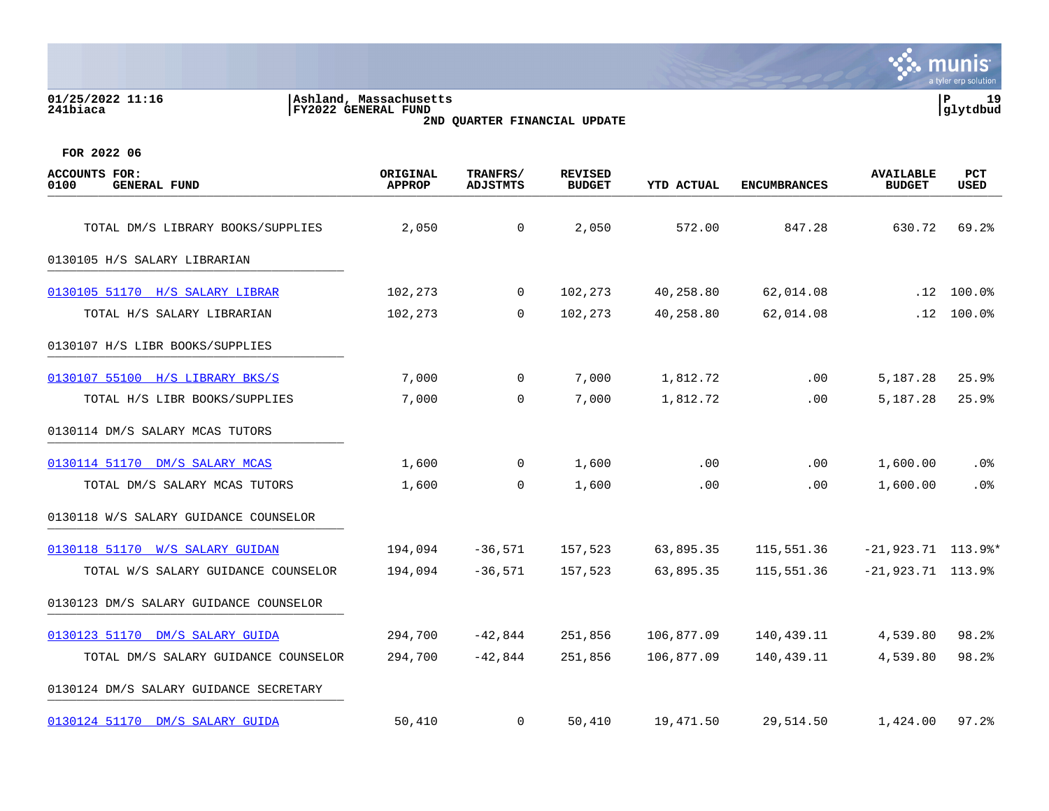01/25/2022 11:16 | Ashland, Massachusetts | P 19
241biaca | FY2022 GENERAL FUND | glytdbud

**2ND QUARTER FINANCIAL UPDATE**

FOR 2022 06

| ACCOUNTS FOR: 0100 GENERAL FUND | ORIGINAL APPROP | TRANFRS/ ADJSTMTS | REVISED BUDGET | YTD ACTUAL | ENCUMBRANCES | AVAILABLE BUDGET | PCT USED |
|---|---|---|---|---|---|---|---|
| TOTAL DM/S LIBRARY BOOKS/SUPPLIES | 2,050 | 0 | 2,050 | 572.00 | 847.28 | 630.72 | 69.2% |
| 0130105 H/S SALARY LIBRARIAN | | | | | | | |
| 0130105 51170 H/S SALARY LIBRAR | 102,273 | 0 | 102,273 | 40,258.80 | 62,014.08 | .12 | 100.0% |
| TOTAL H/S SALARY LIBRARIAN | 102,273 | 0 | 102,273 | 40,258.80 | 62,014.08 | .12 | 100.0% |
| 0130107 H/S LIBR BOOKS/SUPPLIES | | | | | | | |
| 0130107 55100 H/S LIBRARY BKS/S | 7,000 | 0 | 7,000 | 1,812.72 | .00 | 5,187.28 | 25.9% |
| TOTAL H/S LIBR BOOKS/SUPPLIES | 7,000 | 0 | 7,000 | 1,812.72 | .00 | 5,187.28 | 25.9% |
| 0130114 DM/S SALARY MCAS TUTORS | | | | | | | |
| 0130114 51170 DM/S SALARY MCAS | 1,600 | 0 | 1,600 | .00 | .00 | 1,600.00 | .0% |
| TOTAL DM/S SALARY MCAS TUTORS | 1,600 | 0 | 1,600 | .00 | .00 | 1,600.00 | .0% |
| 0130118 W/S SALARY GUIDANCE COUNSELOR | | | | | | | |
| 0130118 51170 W/S SALARY GUIDAN | 194,094 | -36,571 | 157,523 | 63,895.35 | 115,551.36 | -21,923.71 | 113.9%* |
| TOTAL W/S SALARY GUIDANCE COUNSELOR | 194,094 | -36,571 | 157,523 | 63,895.35 | 115,551.36 | -21,923.71 | 113.9% |
| 0130123 DM/S SALARY GUIDANCE COUNSELOR | | | | | | | |
| 0130123 51170 DM/S SALARY GUIDA | 294,700 | -42,844 | 251,856 | 106,877.09 | 140,439.11 | 4,539.80 | 98.2% |
| TOTAL DM/S SALARY GUIDANCE COUNSELOR | 294,700 | -42,844 | 251,856 | 106,877.09 | 140,439.11 | 4,539.80 | 98.2% |
| 0130124 DM/S SALARY GUIDANCE SECRETARY | | | | | | | |
| 0130124 51170 DM/S SALARY GUIDA | 50,410 | 0 | 50,410 | 19,471.50 | 29,514.50 | 1,424.00 | 97.2% |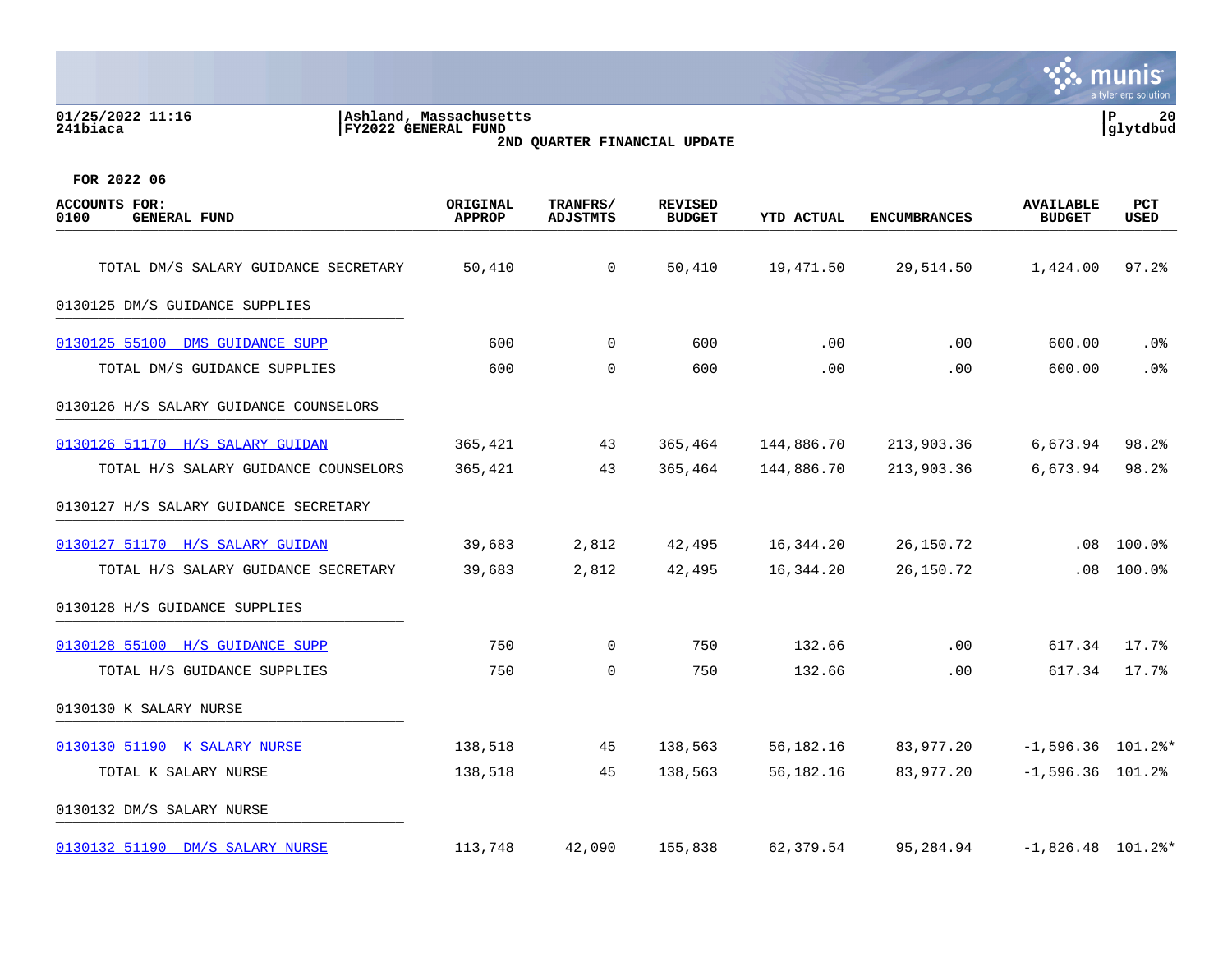01/25/2022 11:16 | Ashland, Massachusetts
241biaca | FY2022 GENERAL FUND | glytdbud

2ND QUARTER FINANCIAL UPDATE

FOR 2022 06

| ACCOUNTS FOR: 0100 GENERAL FUND | ORIGINAL APPROP | TRANFRS/ ADJSTMTS | REVISED BUDGET | YTD ACTUAL | ENCUMBRANCES | AVAILABLE BUDGET | PCT USED |
|---|---|---|---|---|---|---|---|
| TOTAL DM/S SALARY GUIDANCE SECRETARY | 50,410 | 0 | 50,410 | 19,471.50 | 29,514.50 | 1,424.00 | 97.2% |
| 0130125 DM/S GUIDANCE SUPPLIES | | | | | | | |
| 0130125 55100 DMS GUIDANCE SUPP | 600 | 0 | 600 | .00 | .00 | 600.00 | .0% |
| TOTAL DM/S GUIDANCE SUPPLIES | 600 | 0 | 600 | .00 | .00 | 600.00 | .0% |
| 0130126 H/S SALARY GUIDANCE COUNSELORS | | | | | | | |
| 0130126 51170 H/S SALARY GUIDAN | 365,421 | 43 | 365,464 | 144,886.70 | 213,903.36 | 6,673.94 | 98.2% |
| TOTAL H/S SALARY GUIDANCE COUNSELORS | 365,421 | 43 | 365,464 | 144,886.70 | 213,903.36 | 6,673.94 | 98.2% |
| 0130127 H/S SALARY GUIDANCE SECRETARY | | | | | | | |
| 0130127 51170 H/S SALARY GUIDAN | 39,683 | 2,812 | 42,495 | 16,344.20 | 26,150.72 | .08 | 100.0% |
| TOTAL H/S SALARY GUIDANCE SECRETARY | 39,683 | 2,812 | 42,495 | 16,344.20 | 26,150.72 | .08 | 100.0% |
| 0130128 H/S GUIDANCE SUPPLIES | | | | | | | |
| 0130128 55100 H/S GUIDANCE SUPP | 750 | 0 | 750 | 132.66 | .00 | 617.34 | 17.7% |
| TOTAL H/S GUIDANCE SUPPLIES | 750 | 0 | 750 | 132.66 | .00 | 617.34 | 17.7% |
| 0130130 K SALARY NURSE | | | | | | | |
| 0130130 51190 K SALARY NURSE | 138,518 | 45 | 138,563 | 56,182.16 | 83,977.20 | -1,596.36 | 101.2%* |
| TOTAL K SALARY NURSE | 138,518 | 45 | 138,563 | 56,182.16 | 83,977.20 | -1,596.36 | 101.2% |
| 0130132 DM/S SALARY NURSE | | | | | | | |
| 0130132 51190 DM/S SALARY NURSE | 113,748 | 42,090 | 155,838 | 62,379.54 | 95,284.94 | -1,826.48 | 101.2%* |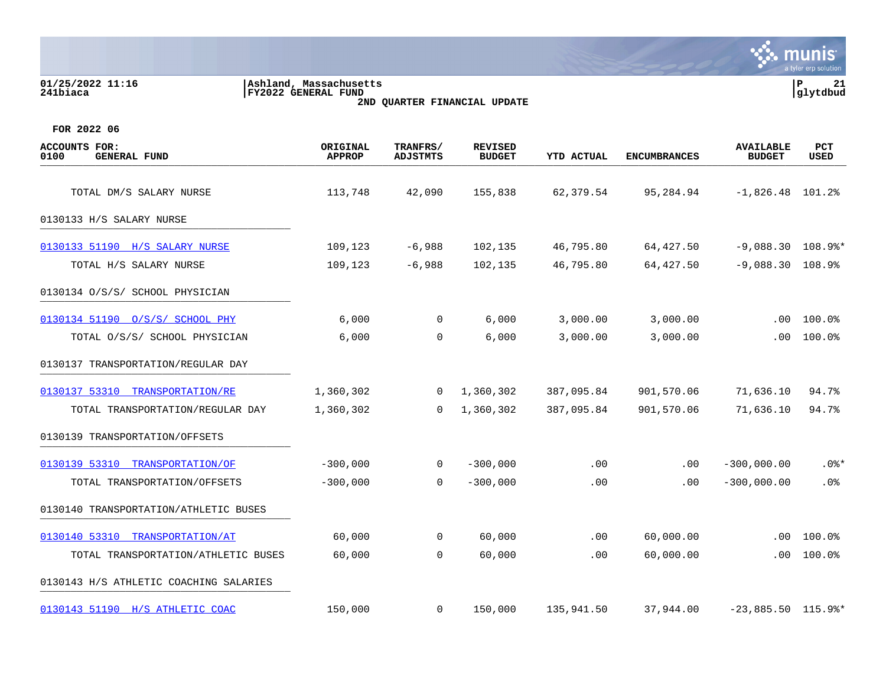01/25/2022 11:16 | Ashland, Massachusetts | P 21
241biaca | FY2022 GENERAL FUND | glytdbud

2ND QUARTER FINANCIAL UPDATE

FOR 2022 06

| ACCOUNTS FOR: 0100 GENERAL FUND | ORIGINAL APPROP | TRANFRS/ ADJSTMTS | REVISED BUDGET | YTD ACTUAL | ENCUMBRANCES | AVAILABLE BUDGET | PCT USED |
|---|---|---|---|---|---|---|---|
| TOTAL DM/S SALARY NURSE | 113,748 | 42,090 | 155,838 | 62,379.54 | 95,284.94 | -1,826.48 | 101.2% |
| 0130133 H/S SALARY NURSE | | | | | | | |
| 0130133 51190 H/S SALARY NURSE | 109,123 | -6,988 | 102,135 | 46,795.80 | 64,427.50 | -9,088.30 | 108.9%* |
| TOTAL H/S SALARY NURSE | 109,123 | -6,988 | 102,135 | 46,795.80 | 64,427.50 | -9,088.30 | 108.9% |
| 0130134 O/S/S/ SCHOOL PHYSICIAN | | | | | | | |
| 0130134 51190 O/S/S/ SCHOOL PHY | 6,000 | 0 | 6,000 | 3,000.00 | 3,000.00 | .00 | 100.0% |
| TOTAL O/S/S/ SCHOOL PHYSICIAN | 6,000 | 0 | 6,000 | 3,000.00 | 3,000.00 | .00 | 100.0% |
| 0130137 TRANSPORTATION/REGULAR DAY | | | | | | | |
| 0130137 53310 TRANSPORTATION/RE | 1,360,302 | 0 | 1,360,302 | 387,095.84 | 901,570.06 | 71,636.10 | 94.7% |
| TOTAL TRANSPORTATION/REGULAR DAY | 1,360,302 | 0 | 1,360,302 | 387,095.84 | 901,570.06 | 71,636.10 | 94.7% |
| 0130139 TRANSPORTATION/OFFSETS | | | | | | | |
| 0130139 53310 TRANSPORTATION/OF | -300,000 | 0 | -300,000 | .00 | .00 | -300,000.00 | .0%* |
| TOTAL TRANSPORTATION/OFFSETS | -300,000 | 0 | -300,000 | .00 | .00 | -300,000.00 | .0% |
| 0130140 TRANSPORTATION/ATHLETIC BUSES | | | | | | | |
| 0130140 53310 TRANSPORTATION/AT | 60,000 | 0 | 60,000 | .00 | 60,000.00 | .00 | 100.0% |
| TOTAL TRANSPORTATION/ATHLETIC BUSES | 60,000 | 0 | 60,000 | .00 | 60,000.00 | .00 | 100.0% |
| 0130143 H/S ATHLETIC COACHING SALARIES | | | | | | | |
| 0130143 51190 H/S ATHLETIC COAC | 150,000 | 0 | 150,000 | 135,941.50 | 37,944.00 | -23,885.50 | 115.9%* |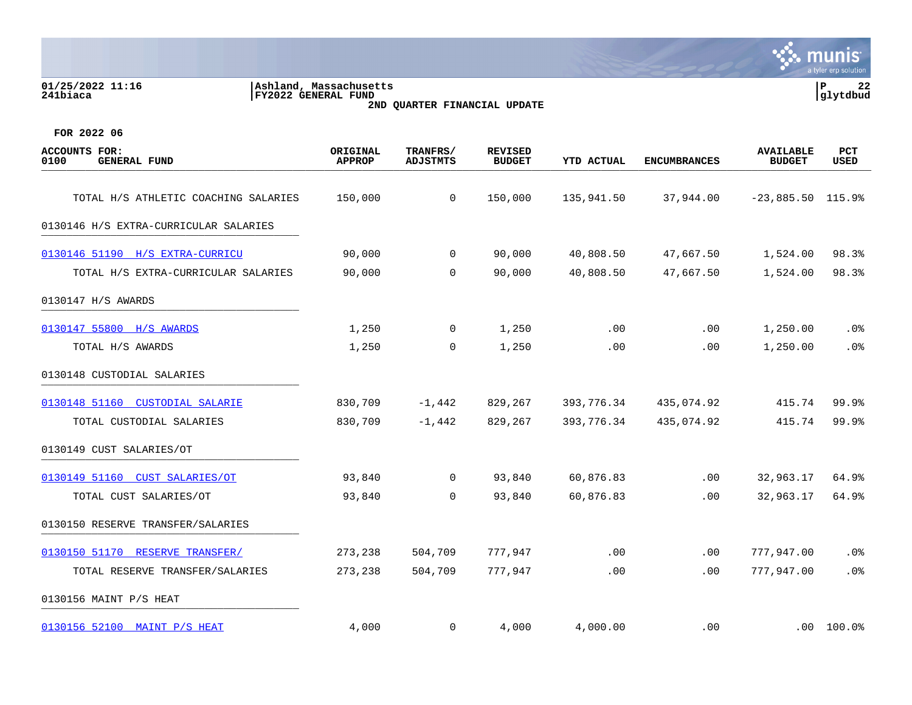01/25/2022 11:16 | Ashland, Massachusetts | P 22
241biaca | FY2022 GENERAL FUND | glytdbud

**2ND QUARTER FINANCIAL UPDATE**

**FOR 2022 06**

| ACCOUNTS FOR: 0100 GENERAL FUND | ORIGINAL APPROP | TRANFRS/ ADJSTMTS | REVISED BUDGET | YTD ACTUAL | ENCUMBRANCES | AVAILABLE BUDGET | PCT USED |
|---|---|---|---|---|---|---|---|
| TOTAL H/S ATHLETIC COACHING SALARIES | 150,000 | 0 | 150,000 | 135,941.50 | 37,944.00 | -23,885.50 | 115.9% |
| 0130146 H/S EXTRA-CURRICULAR SALARIES | | | | | | | |
| 0130146 51190 H/S EXTRA-CURRICU | 90,000 | 0 | 90,000 | 40,808.50 | 47,667.50 | 1,524.00 | 98.3% |
| TOTAL H/S EXTRA-CURRICULAR SALARIES | 90,000 | 0 | 90,000 | 40,808.50 | 47,667.50 | 1,524.00 | 98.3% |
| 0130147 H/S AWARDS | | | | | | | |
| 0130147 55800 H/S AWARDS | 1,250 | 0 | 1,250 | .00 | .00 | 1,250.00 | .0% |
| TOTAL H/S AWARDS | 1,250 | 0 | 1,250 | .00 | .00 | 1,250.00 | .0% |
| 0130148 CUSTODIAL SALARIES | | | | | | | |
| 0130148 51160 CUSTODIAL SALARIE | 830,709 | -1,442 | 829,267 | 393,776.34 | 435,074.92 | 415.74 | 99.9% |
| TOTAL CUSTODIAL SALARIES | 830,709 | -1,442 | 829,267 | 393,776.34 | 435,074.92 | 415.74 | 99.9% |
| 0130149 CUST SALARIES/OT | | | | | | | |
| 0130149 51160 CUST SALARIES/OT | 93,840 | 0 | 93,840 | 60,876.83 | .00 | 32,963.17 | 64.9% |
| TOTAL CUST SALARIES/OT | 93,840 | 0 | 93,840 | 60,876.83 | .00 | 32,963.17 | 64.9% |
| 0130150 RESERVE TRANSFER/SALARIES | | | | | | | |
| 0130150 51170 RESERVE TRANSFER/ | 273,238 | 504,709 | 777,947 | .00 | .00 | 777,947.00 | .0% |
| TOTAL RESERVE TRANSFER/SALARIES | 273,238 | 504,709 | 777,947 | .00 | .00 | 777,947.00 | .0% |
| 0130156 MAINT P/S HEAT | | | | | | | |
| 0130156 52100 MAINT P/S HEAT | 4,000 | 0 | 4,000 | 4,000.00 | .00 | .00 | 100.0% |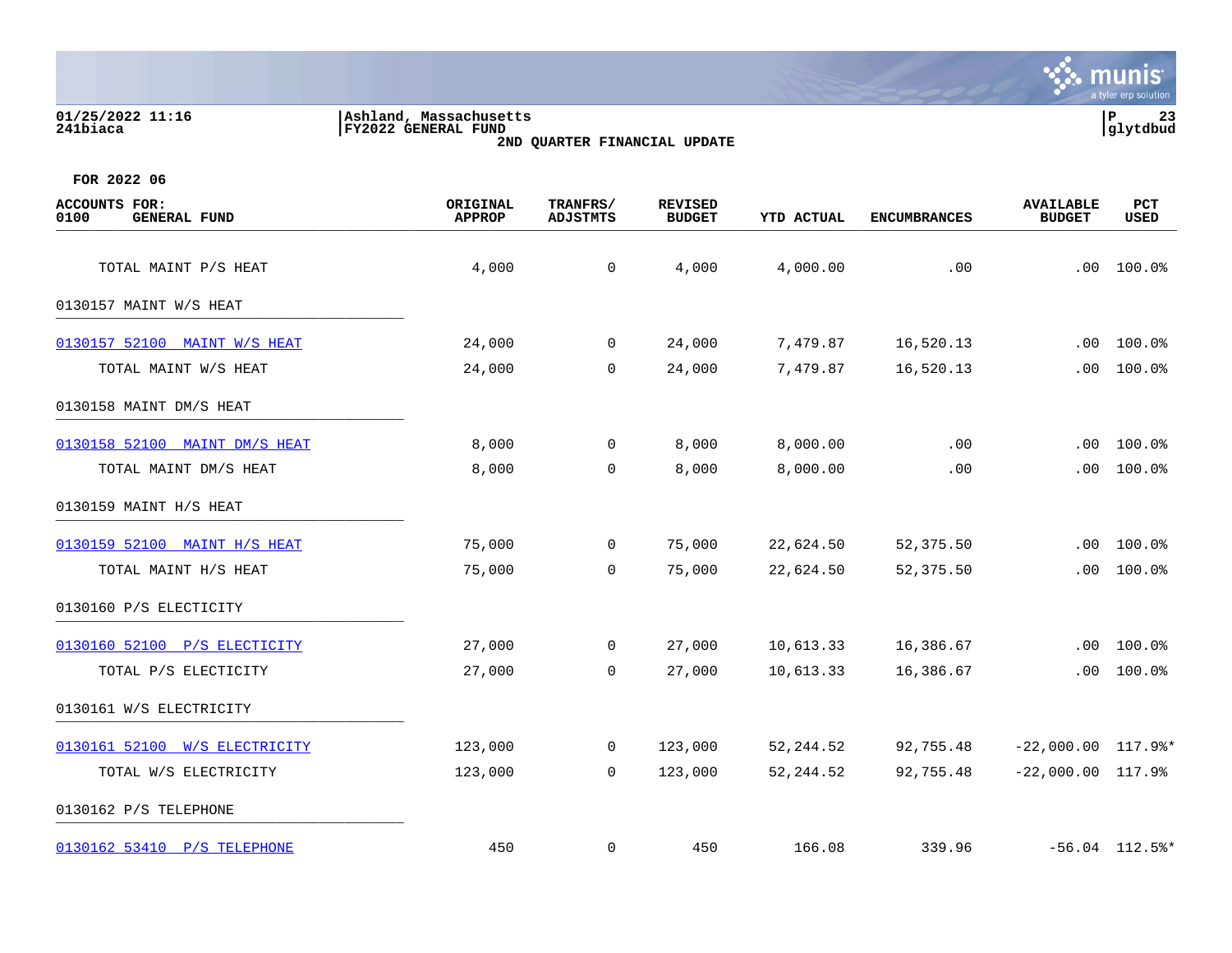01/25/2022 11:16
241biaca

Ashland, Massachusetts
FY2022 GENERAL FUND
2ND QUARTER FINANCIAL UPDATE

P 23
glytdbud

FOR 2022 06

| ACCOUNTS FOR: 0100 GENERAL FUND | ORIGINAL APPROP | TRANFRS/ ADJSTMTS | REVISED BUDGET | YTD ACTUAL | ENCUMBRANCES | AVAILABLE BUDGET | PCT USED |
|---|---|---|---|---|---|---|---|
| TOTAL MAINT P/S HEAT | 4,000 | 0 | 4,000 | 4,000.00 | .00 | .00 | 100.0% |
| 0130157 MAINT W/S HEAT | | | | | | | |
| 0130157 52100 MAINT W/S HEAT | 24,000 | 0 | 24,000 | 7,479.87 | 16,520.13 | .00 | 100.0% |
| TOTAL MAINT W/S HEAT | 24,000 | 0 | 24,000 | 7,479.87 | 16,520.13 | .00 | 100.0% |
| 0130158 MAINT DM/S HEAT | | | | | | | |
| 0130158 52100 MAINT DM/S HEAT | 8,000 | 0 | 8,000 | 8,000.00 | .00 | .00 | 100.0% |
| TOTAL MAINT DM/S HEAT | 8,000 | 0 | 8,000 | 8,000.00 | .00 | .00 | 100.0% |
| 0130159 MAINT H/S HEAT | | | | | | | |
| 0130159 52100 MAINT H/S HEAT | 75,000 | 0 | 75,000 | 22,624.50 | 52,375.50 | .00 | 100.0% |
| TOTAL MAINT H/S HEAT | 75,000 | 0 | 75,000 | 22,624.50 | 52,375.50 | .00 | 100.0% |
| 0130160 P/S ELECTICITY | | | | | | | |
| 0130160 52100 P/S ELECTICITY | 27,000 | 0 | 27,000 | 10,613.33 | 16,386.67 | .00 | 100.0% |
| TOTAL P/S ELECTICITY | 27,000 | 0 | 27,000 | 10,613.33 | 16,386.67 | .00 | 100.0% |
| 0130161 W/S ELECTRICITY | | | | | | | |
| 0130161 52100 W/S ELECTRICITY | 123,000 | 0 | 123,000 | 52,244.52 | 92,755.48 | -22,000.00 | 117.9%* |
| TOTAL W/S ELECTRICITY | 123,000 | 0 | 123,000 | 52,244.52 | 92,755.48 | -22,000.00 | 117.9% |
| 0130162 P/S TELEPHONE | | | | | | | |
| 0130162 53410 P/S TELEPHONE | 450 | 0 | 450 | 166.08 | 339.96 | -56.04 | 112.5%* |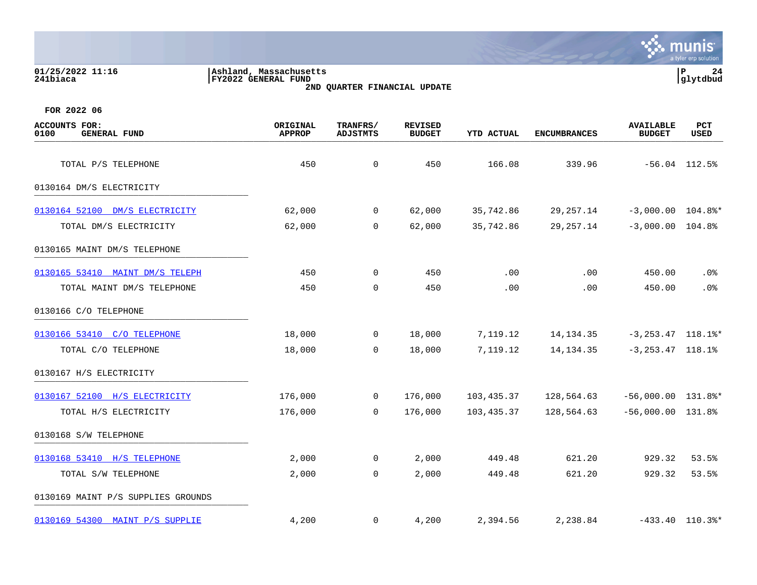FOR 2022 06

| ACCOUNTS FOR: 0100 GENERAL FUND | ORIGINAL APPROP | TRANFRS/ ADJSTMTS | REVISED BUDGET | YTD ACTUAL | ENCUMBRANCES | AVAILABLE BUDGET | PCT USED |
|---|---|---|---|---|---|---|---|
| TOTAL P/S TELEPHONE | 450 | 0 | 450 | 166.08 | 339.96 | -56.04 | 112.5% |
| 0130164 DM/S ELECTRICITY | | | | | | | |
| 0130164 52100 DM/S ELECTRICITY | 62,000 | 0 | 62,000 | 35,742.86 | 29,257.14 | -3,000.00 | 104.8%* |
| TOTAL DM/S ELECTRICITY | 62,000 | 0 | 62,000 | 35,742.86 | 29,257.14 | -3,000.00 | 104.8% |
| 0130165 MAINT DM/S TELEPHONE | | | | | | | |
| 0130165 53410 MAINT DM/S TELEPH | 450 | 0 | 450 | .00 | .00 | 450.00 | .0% |
| TOTAL MAINT DM/S TELEPHONE | 450 | 0 | 450 | .00 | .00 | 450.00 | .0% |
| 0130166 C/O TELEPHONE | | | | | | | |
| 0130166 53410 C/O TELEPHONE | 18,000 | 0 | 18,000 | 7,119.12 | 14,134.35 | -3,253.47 | 118.1%* |
| TOTAL C/O TELEPHONE | 18,000 | 0 | 18,000 | 7,119.12 | 14,134.35 | -3,253.47 | 118.1% |
| 0130167 H/S ELECTRICITY | | | | | | | |
| 0130167 52100 H/S ELECTRICITY | 176,000 | 0 | 176,000 | 103,435.37 | 128,564.63 | -56,000.00 | 131.8%* |
| TOTAL H/S ELECTRICITY | 176,000 | 0 | 176,000 | 103,435.37 | 128,564.63 | -56,000.00 | 131.8% |
| 0130168 S/W TELEPHONE | | | | | | | |
| 0130168 53410 H/S TELEPHONE | 2,000 | 0 | 2,000 | 449.48 | 621.20 | 929.32 | 53.5% |
| TOTAL S/W TELEPHONE | 2,000 | 0 | 2,000 | 449.48 | 621.20 | 929.32 | 53.5% |
| 0130169 MAINT P/S SUPPLIES GROUNDS | | | | | | | |
| 0130169 54300 MAINT P/S SUPPLIE | 4,200 | 0 | 4,200 | 2,394.56 | 2,238.84 | -433.40 | 110.3%* |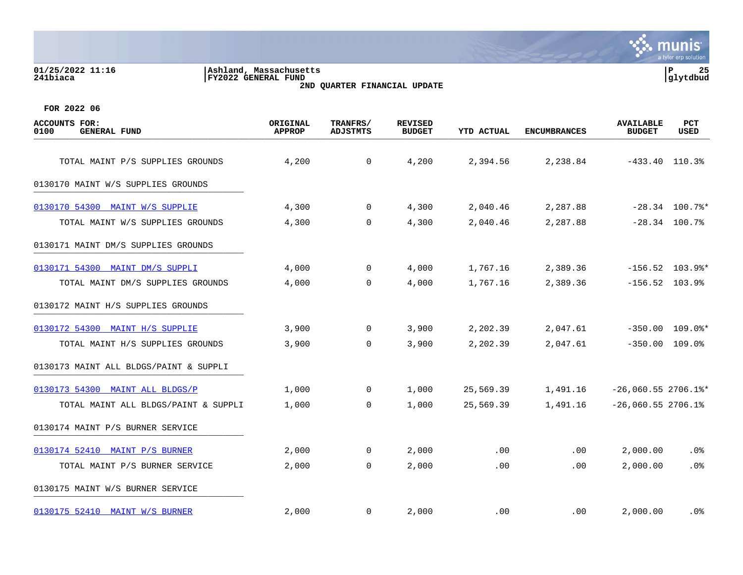01/25/2022 11:16 | Ashland, Massachusetts | P 25
241biaca | FY2022 GENERAL FUND | glytdbud

2ND QUARTER FINANCIAL UPDATE

FOR 2022 06

| ACCOUNTS FOR: 0100 GENERAL FUND | ORIGINAL APPROP | TRANFRS/ ADJSTMTS | REVISED BUDGET | YTD ACTUAL | ENCUMBRANCES | AVAILABLE BUDGET | PCT USED |
|---|---|---|---|---|---|---|---|
| TOTAL MAINT P/S SUPPLIES GROUNDS | 4,200 | 0 | 4,200 | 2,394.56 | 2,238.84 | -433.40 | 110.3% |
| 0130170 MAINT W/S SUPPLIES GROUNDS | | | | | | | |
| 0130170 54300 MAINT W/S SUPPLIE | 4,300 | 0 | 4,300 | 2,040.46 | 2,287.88 | -28.34 | 100.7%* |
| TOTAL MAINT W/S SUPPLIES GROUNDS | 4,300 | 0 | 4,300 | 2,040.46 | 2,287.88 | -28.34 | 100.7% |
| 0130171 MAINT DM/S SUPPLIES GROUNDS | | | | | | | |
| 0130171 54300 MAINT DM/S SUPPLI | 4,000 | 0 | 4,000 | 1,767.16 | 2,389.36 | -156.52 | 103.9%* |
| TOTAL MAINT DM/S SUPPLIES GROUNDS | 4,000 | 0 | 4,000 | 1,767.16 | 2,389.36 | -156.52 | 103.9% |
| 0130172 MAINT H/S SUPPLIES GROUNDS | | | | | | | |
| 0130172 54300 MAINT H/S SUPPLIE | 3,900 | 0 | 3,900 | 2,202.39 | 2,047.61 | -350.00 | 109.0%* |
| TOTAL MAINT H/S SUPPLIES GROUNDS | 3,900 | 0 | 3,900 | 2,202.39 | 2,047.61 | -350.00 | 109.0% |
| 0130173 MAINT ALL BLDGS/PAINT & SUPPLI | | | | | | | |
| 0130173 54300 MAINT ALL BLDGS/P | 1,000 | 0 | 1,000 | 25,569.39 | 1,491.16 | -26,060.55 | 2706.1%* |
| TOTAL MAINT ALL BLDGS/PAINT & SUPPLI | 1,000 | 0 | 1,000 | 25,569.39 | 1,491.16 | -26,060.55 | 2706.1% |
| 0130174 MAINT P/S BURNER SERVICE | | | | | | | |
| 0130174 52410 MAINT P/S BURNER | 2,000 | 0 | 2,000 | .00 | .00 | 2,000.00 | .0% |
| TOTAL MAINT P/S BURNER SERVICE | 2,000 | 0 | 2,000 | .00 | .00 | 2,000.00 | .0% |
| 0130175 MAINT W/S BURNER SERVICE | | | | | | | |
| 0130175 52410 MAINT W/S BURNER | 2,000 | 0 | 2,000 | .00 | .00 | 2,000.00 | .0% |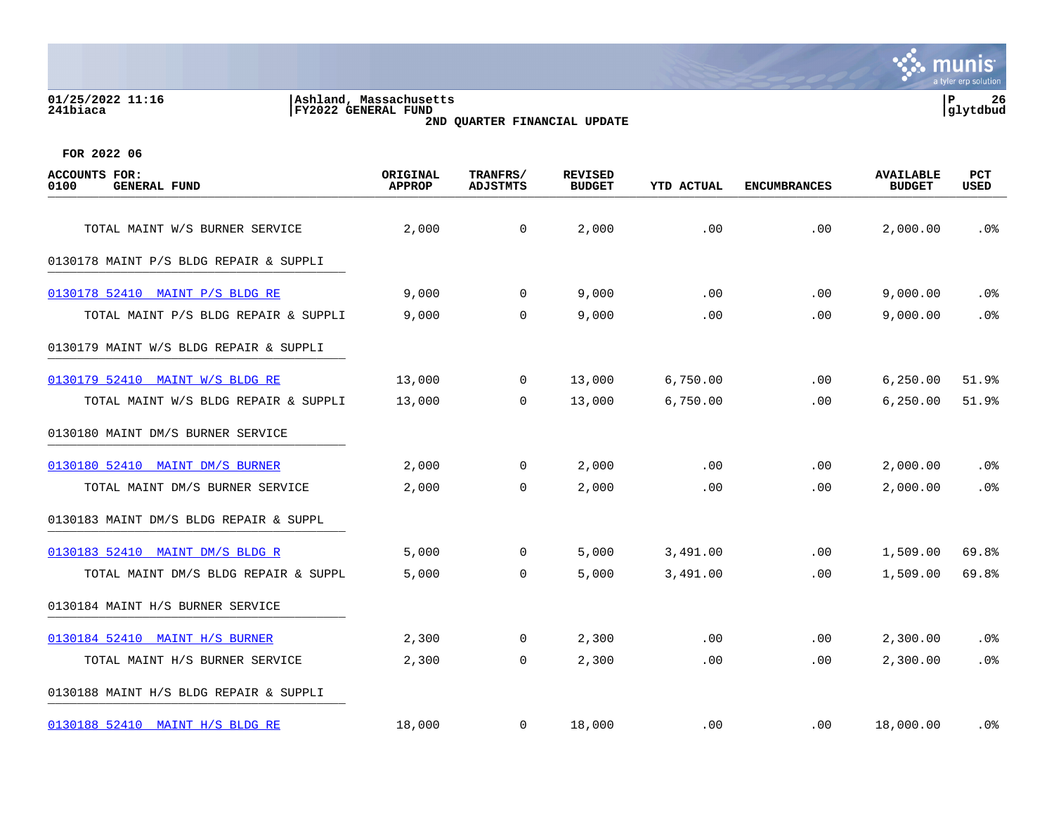01/25/2022 11:16 | Ashland, Massachusetts
241biaca | FY2022 GENERAL FUND | glytdbud

2ND QUARTER FINANCIAL UPDATE

FOR 2022 06

| ACCOUNTS FOR: 0100 GENERAL FUND | ORIGINAL APPROP | TRANFRS/ ADJSTMTS | REVISED BUDGET | YTD ACTUAL | ENCUMBRANCES | AVAILABLE BUDGET | PCT USED |
|---|---|---|---|---|---|---|---|
| TOTAL MAINT W/S BURNER SERVICE | 2,000 | 0 | 2,000 | .00 | .00 | 2,000.00 | .0% |
| 0130178 MAINT P/S BLDG REPAIR & SUPPLI | | | | | | | |
| 0130178 52410 MAINT P/S BLDG RE | 9,000 | 0 | 9,000 | .00 | .00 | 9,000.00 | .0% |
| TOTAL MAINT P/S BLDG REPAIR & SUPPLI | 9,000 | 0 | 9,000 | .00 | .00 | 9,000.00 | .0% |
| 0130179 MAINT W/S BLDG REPAIR & SUPPLI | | | | | | | |
| 0130179 52410 MAINT W/S BLDG RE | 13,000 | 0 | 13,000 | 6,750.00 | .00 | 6,250.00 | 51.9% |
| TOTAL MAINT W/S BLDG REPAIR & SUPPLI | 13,000 | 0 | 13,000 | 6,750.00 | .00 | 6,250.00 | 51.9% |
| 0130180 MAINT DM/S BURNER SERVICE | | | | | | | |
| 0130180 52410 MAINT DM/S BURNER | 2,000 | 0 | 2,000 | .00 | .00 | 2,000.00 | .0% |
| TOTAL MAINT DM/S BURNER SERVICE | 2,000 | 0 | 2,000 | .00 | .00 | 2,000.00 | .0% |
| 0130183 MAINT DM/S BLDG REPAIR & SUPPL | | | | | | | |
| 0130183 52410 MAINT DM/S BLDG R | 5,000 | 0 | 5,000 | 3,491.00 | .00 | 1,509.00 | 69.8% |
| TOTAL MAINT DM/S BLDG REPAIR & SUPPL | 5,000 | 0 | 5,000 | 3,491.00 | .00 | 1,509.00 | 69.8% |
| 0130184 MAINT H/S BURNER SERVICE | | | | | | | |
| 0130184 52410 MAINT H/S BURNER | 2,300 | 0 | 2,300 | .00 | .00 | 2,300.00 | .0% |
| TOTAL MAINT H/S BURNER SERVICE | 2,300 | 0 | 2,300 | .00 | .00 | 2,300.00 | .0% |
| 0130188 MAINT H/S BLDG REPAIR & SUPPLI | | | | | | | |
| 0130188 52410 MAINT H/S BLDG RE | 18,000 | 0 | 18,000 | .00 | .00 | 18,000.00 | .0% |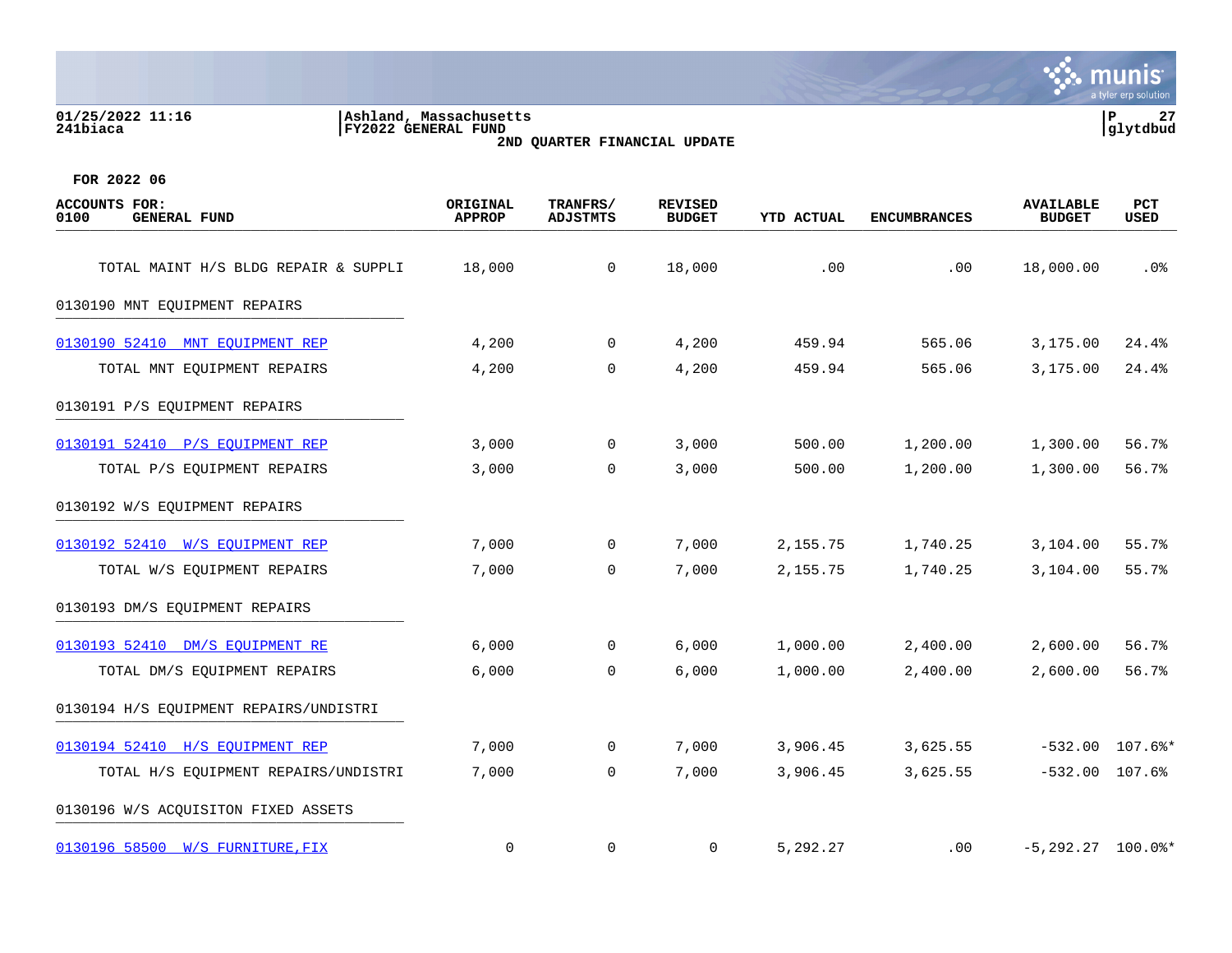01/25/2022 11:16
241biaca

Ashland, Massachusetts
FY2022 GENERAL FUND
2ND QUARTER FINANCIAL UPDATE

P 27
glytdbud

FOR 2022 06

| ACCOUNTS FOR: 0100 GENERAL FUND | ORIGINAL APPROP | TRANFRS/ ADJSTMTS | REVISED BUDGET | YTD ACTUAL | ENCUMBRANCES | AVAILABLE BUDGET | PCT USED |
|---|---|---|---|---|---|---|---|
| TOTAL MAINT H/S BLDG REPAIR & SUPPLI | 18,000 | 0 | 18,000 | .00 | .00 | 18,000.00 | .0% |
| 0130190 MNT EQUIPMENT REPAIRS | | | | | | | |
| 0130190 52410 MNT EQUIPMENT REP | 4,200 | 0 | 4,200 | 459.94 | 565.06 | 3,175.00 | 24.4% |
| TOTAL MNT EQUIPMENT REPAIRS | 4,200 | 0 | 4,200 | 459.94 | 565.06 | 3,175.00 | 24.4% |
| 0130191 P/S EQUIPMENT REPAIRS | | | | | | | |
| 0130191 52410 P/S EQUIPMENT REP | 3,000 | 0 | 3,000 | 500.00 | 1,200.00 | 1,300.00 | 56.7% |
| TOTAL P/S EQUIPMENT REPAIRS | 3,000 | 0 | 3,000 | 500.00 | 1,200.00 | 1,300.00 | 56.7% |
| 0130192 W/S EQUIPMENT REPAIRS | | | | | | | |
| 0130192 52410 W/S EQUIPMENT REP | 7,000 | 0 | 7,000 | 2,155.75 | 1,740.25 | 3,104.00 | 55.7% |
| TOTAL W/S EQUIPMENT REPAIRS | 7,000 | 0 | 7,000 | 2,155.75 | 1,740.25 | 3,104.00 | 55.7% |
| 0130193 DM/S EQUIPMENT REPAIRS | | | | | | | |
| 0130193 52410 DM/S EQUIPMENT RE | 6,000 | 0 | 6,000 | 1,000.00 | 2,400.00 | 2,600.00 | 56.7% |
| TOTAL DM/S EQUIPMENT REPAIRS | 6,000 | 0 | 6,000 | 1,000.00 | 2,400.00 | 2,600.00 | 56.7% |
| 0130194 H/S EQUIPMENT REPAIRS/UNDISTRI | | | | | | | |
| 0130194 52410 H/S EQUIPMENT REP | 7,000 | 0 | 7,000 | 3,906.45 | 3,625.55 | -532.00 | 107.6%* |
| TOTAL H/S EQUIPMENT REPAIRS/UNDISTRI | 7,000 | 0 | 7,000 | 3,906.45 | 3,625.55 | -532.00 | 107.6% |
| 0130196 W/S ACQUISITON FIXED ASSETS | | | | | | | |
| 0130196 58500 W/S FURNITURE,FIX | 0 | 0 | 0 | 5,292.27 | .00 | -5,292.27 | 100.0%* |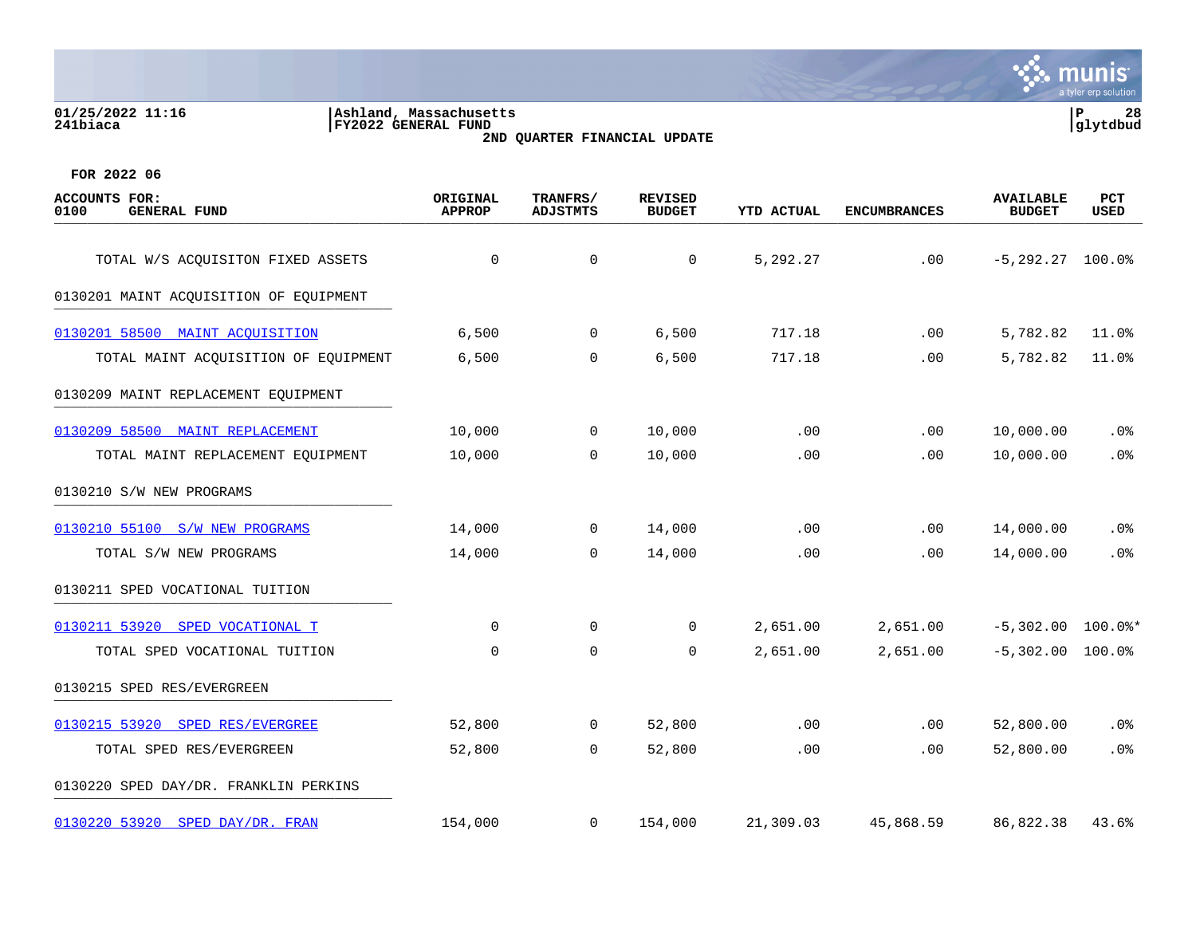01/25/2022 11:16 | Ashland, Massachusetts | P 28
241biaca | FY2022 GENERAL FUND | glytdbud

2ND QUARTER FINANCIAL UPDATE

FOR 2022 06

| ACCOUNTS FOR: 0100 GENERAL FUND | ORIGINAL APPROP | TRANFRS/ ADJSTMTS | REVISED BUDGET | YTD ACTUAL | ENCUMBRANCES | AVAILABLE BUDGET | PCT USED |
|---|---|---|---|---|---|---|---|
| TOTAL W/S ACQUISITON FIXED ASSETS | 0 | 0 | 0 | 5,292.27 | .00 | -5,292.27 | 100.0% |
| 0130201 MAINT ACQUISITION OF EQUIPMENT | | | | | | | |
| 0130201 58500 MAINT ACQUISITION | 6,500 | 0 | 6,500 | 717.18 | .00 | 5,782.82 | 11.0% |
| TOTAL MAINT ACQUISITION OF EQUIPMENT | 6,500 | 0 | 6,500 | 717.18 | .00 | 5,782.82 | 11.0% |
| 0130209 MAINT REPLACEMENT EQUIPMENT | | | | | | | |
| 0130209 58500 MAINT REPLACEMENT | 10,000 | 0 | 10,000 | .00 | .00 | 10,000.00 | .0% |
| TOTAL MAINT REPLACEMENT EQUIPMENT | 10,000 | 0 | 10,000 | .00 | .00 | 10,000.00 | .0% |
| 0130210 S/W NEW PROGRAMS | | | | | | | |
| 0130210 55100 S/W NEW PROGRAMS | 14,000 | 0 | 14,000 | .00 | .00 | 14,000.00 | .0% |
| TOTAL S/W NEW PROGRAMS | 14,000 | 0 | 14,000 | .00 | .00 | 14,000.00 | .0% |
| 0130211 SPED VOCATIONAL TUITION | | | | | | | |
| 0130211 53920 SPED VOCATIONAL T | 0 | 0 | 0 | 2,651.00 | 2,651.00 | -5,302.00 | 100.0%* |
| TOTAL SPED VOCATIONAL TUITION | 0 | 0 | 0 | 2,651.00 | 2,651.00 | -5,302.00 | 100.0% |
| 0130215 SPED RES/EVERGREEN | | | | | | | |
| 0130215 53920 SPED RES/EVERGREE | 52,800 | 0 | 52,800 | .00 | .00 | 52,800.00 | .0% |
| TOTAL SPED RES/EVERGREEN | 52,800 | 0 | 52,800 | .00 | .00 | 52,800.00 | .0% |
| 0130220 SPED DAY/DR. FRANKLIN PERKINS | | | | | | | |
| 0130220 53920 SPED DAY/DR. FRAN | 154,000 | 0 | 154,000 | 21,309.03 | 45,868.59 | 86,822.38 | 43.6% |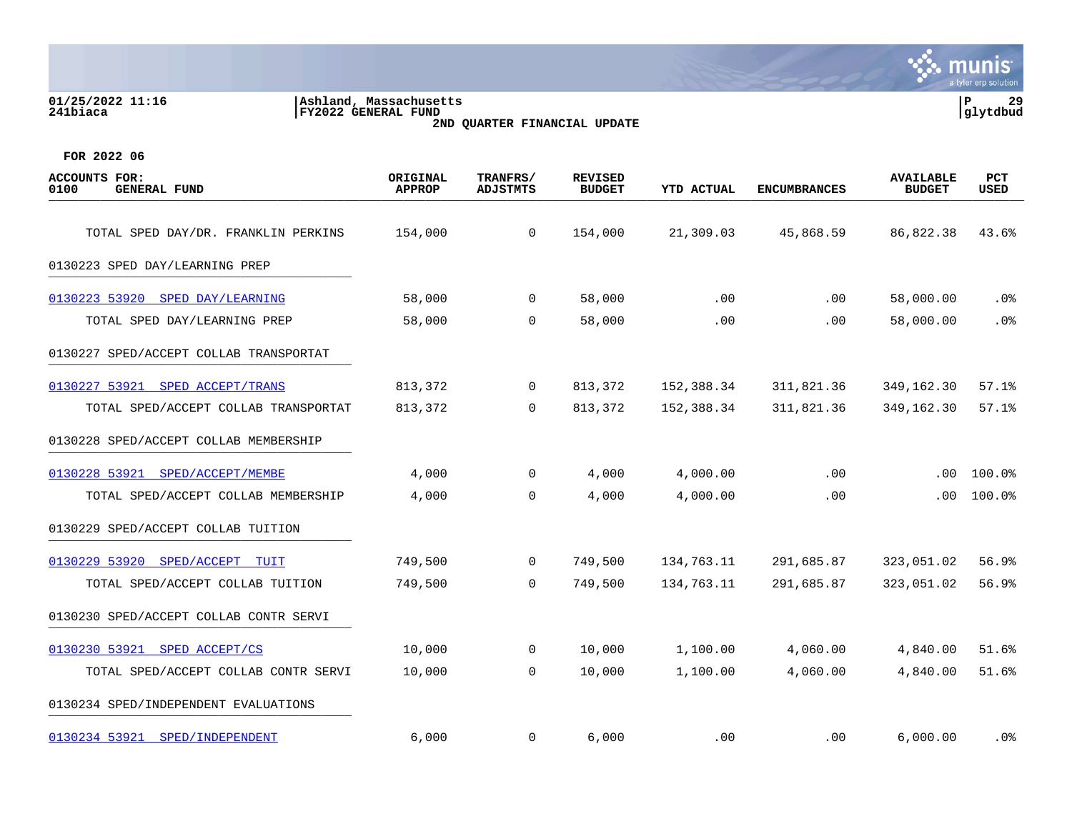**FOR 2022 06**

| ACCOUNTS FOR: 0100 GENERAL FUND | ORIGINAL APPROP | TRANFRS/ ADJSTMTS | REVISED BUDGET | YTD ACTUAL | ENCUMBRANCES | AVAILABLE BUDGET | PCT USED |
|---|---|---|---|---|---|---|---|
| TOTAL SPED DAY/DR. FRANKLIN PERKINS | 154,000 | 0 | 154,000 | 21,309.03 | 45,868.59 | 86,822.38 | 43.6% |
| 0130223 SPED DAY/LEARNING PREP | | | | | | | |
| 0130223 53920 SPED DAY/LEARNING | 58,000 | 0 | 58,000 | .00 | .00 | 58,000.00 | .0% |
| TOTAL SPED DAY/LEARNING PREP | 58,000 | 0 | 58,000 | .00 | .00 | 58,000.00 | .0% |
| 0130227 SPED/ACCEPT COLLAB TRANSPORTAT | | | | | | | |
| 0130227 53921 SPED ACCEPT/TRANS | 813,372 | 0 | 813,372 | 152,388.34 | 311,821.36 | 349,162.30 | 57.1% |
| TOTAL SPED/ACCEPT COLLAB TRANSPORTAT | 813,372 | 0 | 813,372 | 152,388.34 | 311,821.36 | 349,162.30 | 57.1% |
| 0130228 SPED/ACCEPT COLLAB MEMBERSHIP | | | | | | | |
| 0130228 53921 SPED/ACCEPT/MEMBE | 4,000 | 0 | 4,000 | 4,000.00 | .00 | .00 | 100.0% |
| TOTAL SPED/ACCEPT COLLAB MEMBERSHIP | 4,000 | 0 | 4,000 | 4,000.00 | .00 | .00 | 100.0% |
| 0130229 SPED/ACCEPT COLLAB TUITION | | | | | | | |
| 0130229 53920 SPED/ACCEPT TUIT | 749,500 | 0 | 749,500 | 134,763.11 | 291,685.87 | 323,051.02 | 56.9% |
| TOTAL SPED/ACCEPT COLLAB TUITION | 749,500 | 0 | 749,500 | 134,763.11 | 291,685.87 | 323,051.02 | 56.9% |
| 0130230 SPED/ACCEPT COLLAB CONTR SERVI | | | | | | | |
| 0130230 53921 SPED ACCEPT/CS | 10,000 | 0 | 10,000 | 1,100.00 | 4,060.00 | 4,840.00 | 51.6% |
| TOTAL SPED/ACCEPT COLLAB CONTR SERVI | 10,000 | 0 | 10,000 | 1,100.00 | 4,060.00 | 4,840.00 | 51.6% |
| 0130234 SPED/INDEPENDENT EVALUATIONS | | | | | | | |
| 0130234 53921 SPED/INDEPENDENT | 6,000 | 0 | 6,000 | .00 | .00 | 6,000.00 | .0% |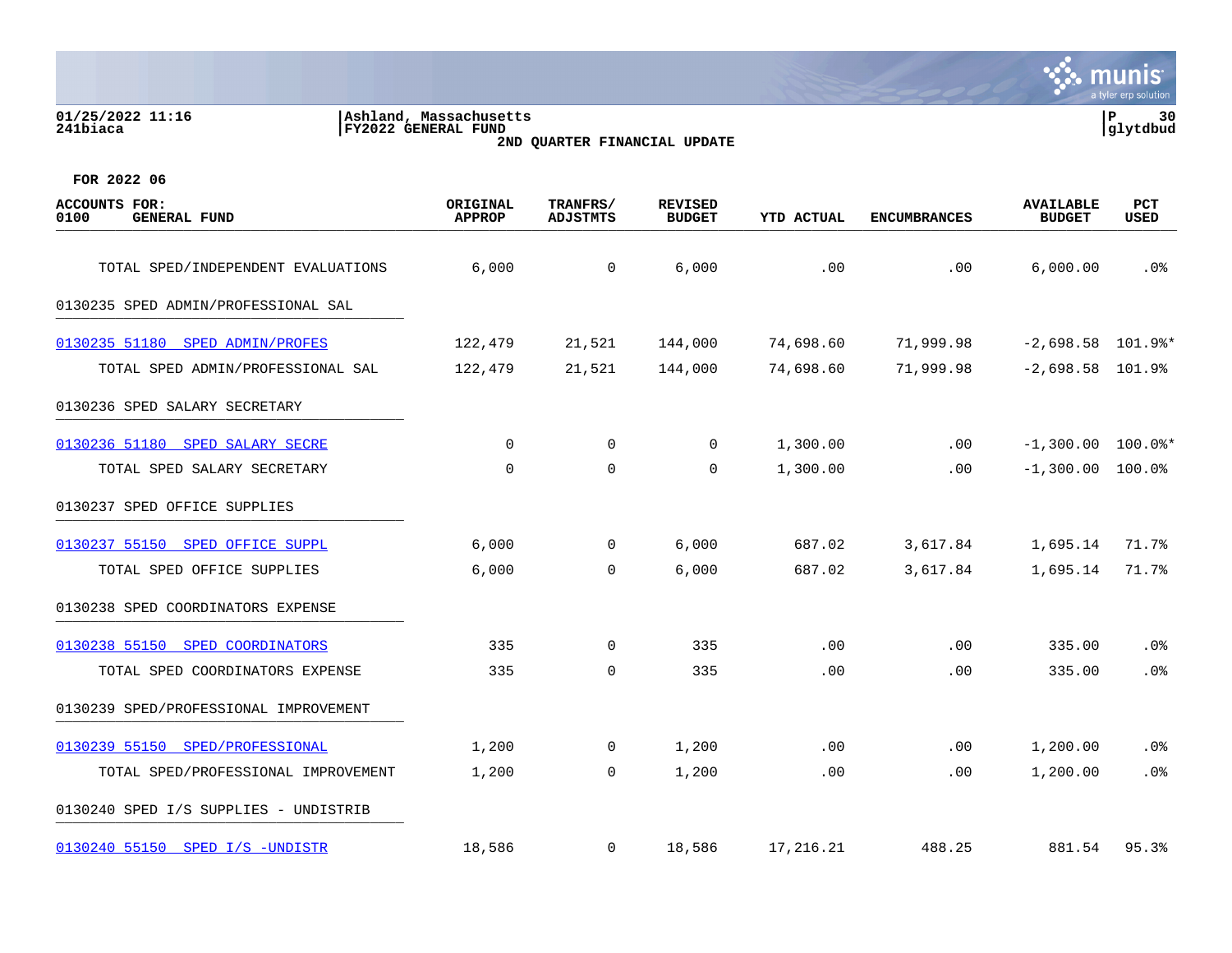Ashland, Massachusetts
FY2022 GENERAL FUND
**2ND QUARTER FINANCIAL UPDATE**

**FOR 2022 06**

| ACCOUNTS FOR: 0100 GENERAL FUND | ORIGINAL APPROP | TRANFRS/ ADJSTMTS | REVISED BUDGET | YTD ACTUAL | ENCUMBRANCES | AVAILABLE BUDGET | PCT USED |
|---|---|---|---|---|---|---|---|
| TOTAL SPED/INDEPENDENT EVALUATIONS | 6,000 | 0 | 6,000 | .00 | .00 | 6,000.00 | .0% |
| 0130235 SPED ADMIN/PROFESSIONAL SAL | | | | | | | |
| 0130235 51180 SPED ADMIN/PROFES | 122,479 | 21,521 | 144,000 | 74,698.60 | 71,999.98 | -2,698.58 | 101.9%* |
| TOTAL SPED ADMIN/PROFESSIONAL SAL | 122,479 | 21,521 | 144,000 | 74,698.60 | 71,999.98 | -2,698.58 | 101.9% |
| 0130236 SPED SALARY SECRETARY | | | | | | | |
| 0130236 51180 SPED SALARY SECRE | 0 | 0 | 0 | 1,300.00 | .00 | -1,300.00 | 100.0%* |
| TOTAL SPED SALARY SECRETARY | 0 | 0 | 0 | 1,300.00 | .00 | -1,300.00 | 100.0% |
| 0130237 SPED OFFICE SUPPLIES | | | | | | | |
| 0130237 55150 SPED OFFICE SUPPL | 6,000 | 0 | 6,000 | 687.02 | 3,617.84 | 1,695.14 | 71.7% |
| TOTAL SPED OFFICE SUPPLIES | 6,000 | 0 | 6,000 | 687.02 | 3,617.84 | 1,695.14 | 71.7% |
| 0130238 SPED COORDINATORS EXPENSE | | | | | | | |
| 0130238 55150 SPED COORDINATORS | 335 | 0 | 335 | .00 | .00 | 335.00 | .0% |
| TOTAL SPED COORDINATORS EXPENSE | 335 | 0 | 335 | .00 | .00 | 335.00 | .0% |
| 0130239 SPED/PROFESSIONAL IMPROVEMENT | | | | | | | |
| 0130239 55150 SPED/PROFESSIONAL | 1,200 | 0 | 1,200 | .00 | .00 | 1,200.00 | .0% |
| TOTAL SPED/PROFESSIONAL IMPROVEMENT | 1,200 | 0 | 1,200 | .00 | .00 | 1,200.00 | .0% |
| 0130240 SPED I/S SUPPLIES - UNDISTRIB | | | | | | | |
| 0130240 55150 SPED I/S -UNDISTR | 18,586 | 0 | 18,586 | 17,216.21 | 488.25 | 881.54 | 95.3% |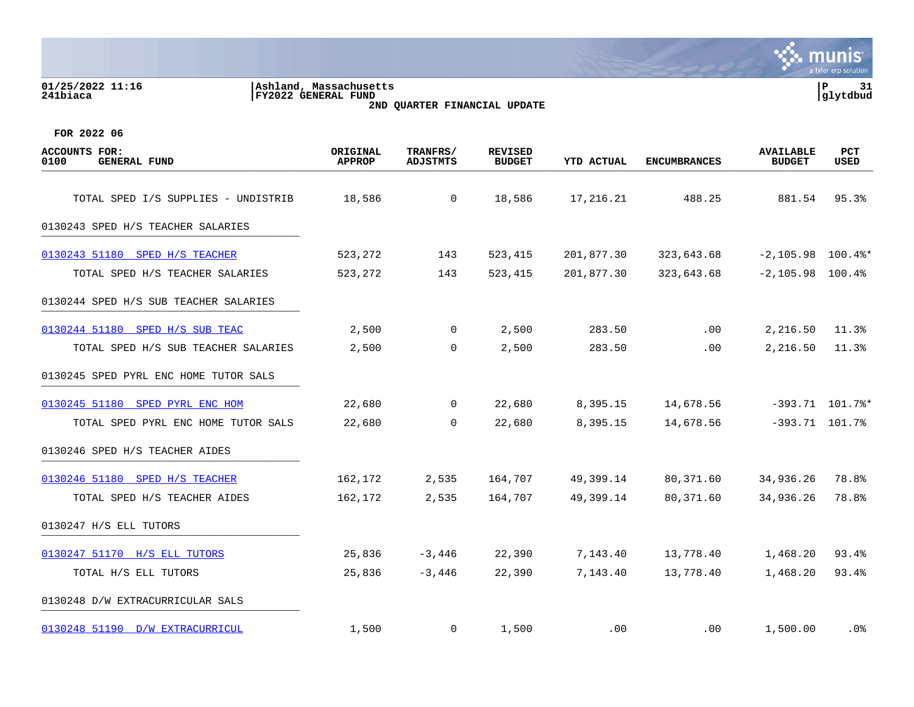Ashland, Massachusetts
FY2022 GENERAL FUND
2ND QUARTER FINANCIAL UPDATE

FOR 2022 06

| ACCOUNTS FOR: 0100 GENERAL FUND | ORIGINAL APPROP | TRANFRS/ ADJSTMTS | REVISED BUDGET | YTD ACTUAL | ENCUMBRANCES | AVAILABLE BUDGET | PCT USED |
|---|---|---|---|---|---|---|---|
| TOTAL SPED I/S SUPPLIES - UNDISTRIB | 18,586 | 0 | 18,586 | 17,216.21 | 488.25 | 881.54 | 95.3% |
| 0130243 SPED H/S TEACHER SALARIES | | | | | | | |
| 0130243 51180 SPED H/S TEACHER | 523,272 | 143 | 523,415 | 201,877.30 | 323,643.68 | -2,105.98 | 100.4%* |
| TOTAL SPED H/S TEACHER SALARIES | 523,272 | 143 | 523,415 | 201,877.30 | 323,643.68 | -2,105.98 | 100.4% |
| 0130244 SPED H/S SUB TEACHER SALARIES | | | | | | | |
| 0130244 51180 SPED H/S SUB TEAC | 2,500 | 0 | 2,500 | 283.50 | .00 | 2,216.50 | 11.3% |
| TOTAL SPED H/S SUB TEACHER SALARIES | 2,500 | 0 | 2,500 | 283.50 | .00 | 2,216.50 | 11.3% |
| 0130245 SPED PYRL ENC HOME TUTOR SALS | | | | | | | |
| 0130245 51180 SPED PYRL ENC HOM | 22,680 | 0 | 22,680 | 8,395.15 | 14,678.56 | -393.71 | 101.7%* |
| TOTAL SPED PYRL ENC HOME TUTOR SALS | 22,680 | 0 | 22,680 | 8,395.15 | 14,678.56 | -393.71 | 101.7% |
| 0130246 SPED H/S TEACHER AIDES | | | | | | | |
| 0130246 51180 SPED H/S TEACHER | 162,172 | 2,535 | 164,707 | 49,399.14 | 80,371.60 | 34,936.26 | 78.8% |
| TOTAL SPED H/S TEACHER AIDES | 162,172 | 2,535 | 164,707 | 49,399.14 | 80,371.60 | 34,936.26 | 78.8% |
| 0130247 H/S ELL TUTORS | | | | | | | |
| 0130247 51170 H/S ELL TUTORS | 25,836 | -3,446 | 22,390 | 7,143.40 | 13,778.40 | 1,468.20 | 93.4% |
| TOTAL H/S ELL TUTORS | 25,836 | -3,446 | 22,390 | 7,143.40 | 13,778.40 | 1,468.20 | 93.4% |
| 0130248 D/W EXTRACURRICULAR SALS | | | | | | | |
| 0130248 51190 D/W EXTRACURRICUL | 1,500 | 0 | 1,500 | .00 | .00 | 1,500.00 | .0% |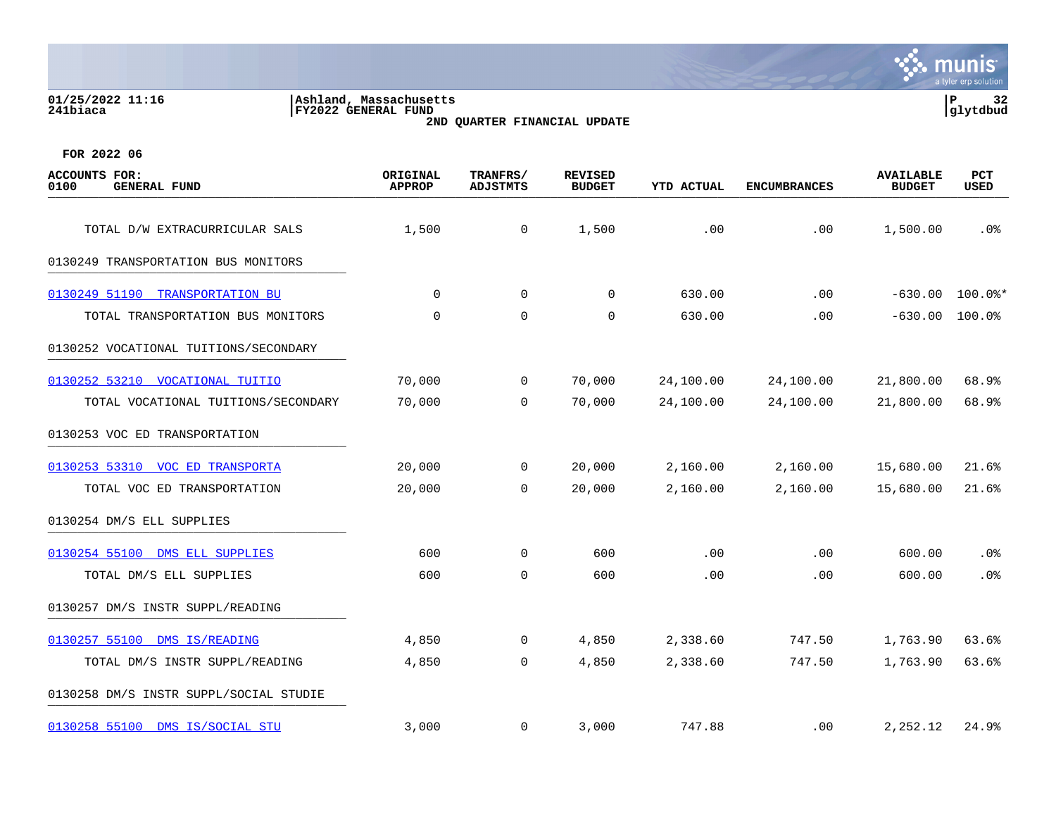Ashland, Massachusetts
FY2022 GENERAL FUND
2ND QUARTER FINANCIAL UPDATE

01/25/2022 11:16
241biaca

FOR 2022 06

| ACCOUNTS FOR: 0100 GENERAL FUND | ORIGINAL APPROP | TRANFRS/ ADJSTMTS | REVISED BUDGET | YTD ACTUAL | ENCUMBRANCES | AVAILABLE BUDGET | PCT USED |
|---|---|---|---|---|---|---|---|
| TOTAL D/W EXTRACURRICULAR SALS | 1,500 | 0 | 1,500 | .00 | .00 | 1,500.00 | .0% |
| **0130249 TRANSPORTATION BUS MONITORS** | | | | | | | |
| 0130249 51190 TRANSPORTATION BU | 0 | 0 | 0 | 630.00 | .00 | -630.00 | 100.0%* |
| TOTAL TRANSPORTATION BUS MONITORS | 0 | 0 | 0 | 630.00 | .00 | -630.00 | 100.0% |
| **0130252 VOCATIONAL TUITIONS/SECONDARY** | | | | | | | |
| 0130252 53210 VOCATIONAL TUITIO | 70,000 | 0 | 70,000 | 24,100.00 | 24,100.00 | 21,800.00 | 68.9% |
| TOTAL VOCATIONAL TUITIONS/SECONDARY | 70,000 | 0 | 70,000 | 24,100.00 | 24,100.00 | 21,800.00 | 68.9% |
| **0130253 VOC ED TRANSPORTATION** | | | | | | | |
| 0130253 53310 VOC ED TRANSPORTA | 20,000 | 0 | 20,000 | 2,160.00 | 2,160.00 | 15,680.00 | 21.6% |
| TOTAL VOC ED TRANSPORTATION | 20,000 | 0 | 20,000 | 2,160.00 | 2,160.00 | 15,680.00 | 21.6% |
| **0130254 DM/S ELL SUPPLIES** | | | | | | | |
| 0130254 55100 DMS ELL SUPPLIES | 600 | 0 | 600 | .00 | .00 | 600.00 | .0% |
| TOTAL DM/S ELL SUPPLIES | 600 | 0 | 600 | .00 | .00 | 600.00 | .0% |
| **0130257 DM/S INSTR SUPPL/READING** | | | | | | | |
| 0130257 55100 DMS IS/READING | 4,850 | 0 | 4,850 | 2,338.60 | 747.50 | 1,763.90 | 63.6% |
| TOTAL DM/S INSTR SUPPL/READING | 4,850 | 0 | 4,850 | 2,338.60 | 747.50 | 1,763.90 | 63.6% |
| **0130258 DM/S INSTR SUPPL/SOCIAL STUDIE** | | | | | | | |
| 0130258 55100 DMS IS/SOCIAL STU | 3,000 | 0 | 3,000 | 747.88 | .00 | 2,252.12 | 24.9% |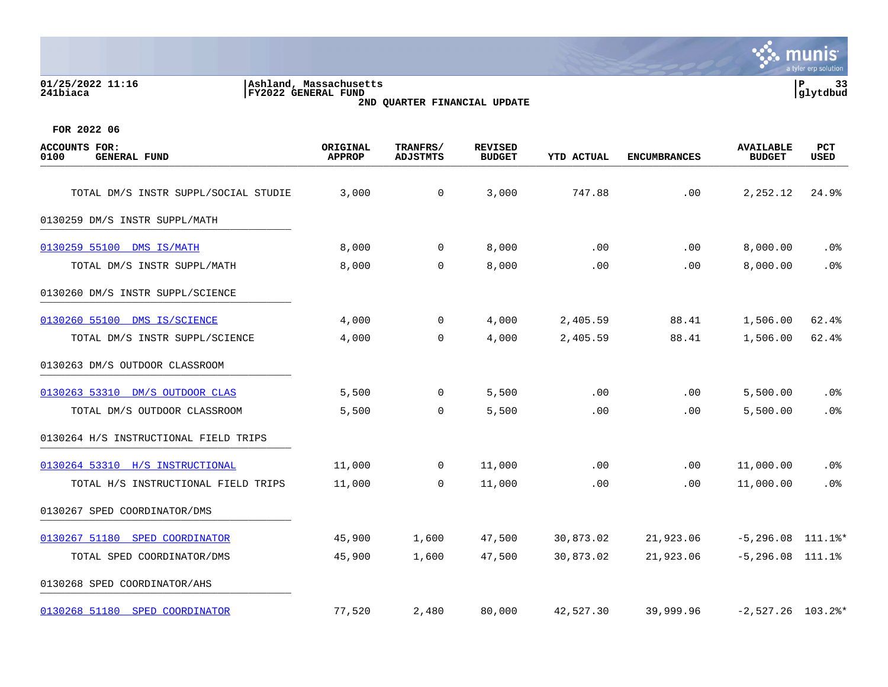Ashland, Massachusetts
FY2022 GENERAL FUND
2ND QUARTER FINANCIAL UPDATE

FOR 2022 06

| ACCOUNTS FOR: 0100 GENERAL FUND | ORIGINAL APPROP | TRANFRS/ ADJSTMTS | REVISED BUDGET | YTD ACTUAL | ENCUMBRANCES | AVAILABLE BUDGET | PCT USED |
|---|---|---|---|---|---|---|---|
| TOTAL DM/S INSTR SUPPL/SOCIAL STUDIE | 3,000 | 0 | 3,000 | 747.88 | .00 | 2,252.12 | 24.9% |
| 0130259 DM/S INSTR SUPPL/MATH | | | | | | | |
| 0130259 55100 DMS IS/MATH | 8,000 | 0 | 8,000 | .00 | .00 | 8,000.00 | .0% |
| TOTAL DM/S INSTR SUPPL/MATH | 8,000 | 0 | 8,000 | .00 | .00 | 8,000.00 | .0% |
| 0130260 DM/S INSTR SUPPL/SCIENCE | | | | | | | |
| 0130260 55100 DMS IS/SCIENCE | 4,000 | 0 | 4,000 | 2,405.59 | 88.41 | 1,506.00 | 62.4% |
| TOTAL DM/S INSTR SUPPL/SCIENCE | 4,000 | 0 | 4,000 | 2,405.59 | 88.41 | 1,506.00 | 62.4% |
| 0130263 DM/S OUTDOOR CLASSROOM | | | | | | | |
| 0130263 53310 DM/S OUTDOOR CLAS | 5,500 | 0 | 5,500 | .00 | .00 | 5,500.00 | .0% |
| TOTAL DM/S OUTDOOR CLASSROOM | 5,500 | 0 | 5,500 | .00 | .00 | 5,500.00 | .0% |
| 0130264 H/S INSTRUCTIONAL FIELD TRIPS | | | | | | | |
| 0130264 53310 H/S INSTRUCTIONAL | 11,000 | 0 | 11,000 | .00 | .00 | 11,000.00 | .0% |
| TOTAL H/S INSTRUCTIONAL FIELD TRIPS | 11,000 | 0 | 11,000 | .00 | .00 | 11,000.00 | .0% |
| 0130267 SPED COORDINATOR/DMS | | | | | | | |
| 0130267 51180 SPED COORDINATOR | 45,900 | 1,600 | 47,500 | 30,873.02 | 21,923.06 | -5,296.08 | 111.1%* |
| TOTAL SPED COORDINATOR/DMS | 45,900 | 1,600 | 47,500 | 30,873.02 | 21,923.06 | -5,296.08 | 111.1% |
| 0130268 SPED COORDINATOR/AHS | | | | | | | |
| 0130268 51180 SPED COORDINATOR | 77,520 | 2,480 | 80,000 | 42,527.30 | 39,999.96 | -2,527.26 | 103.2%* |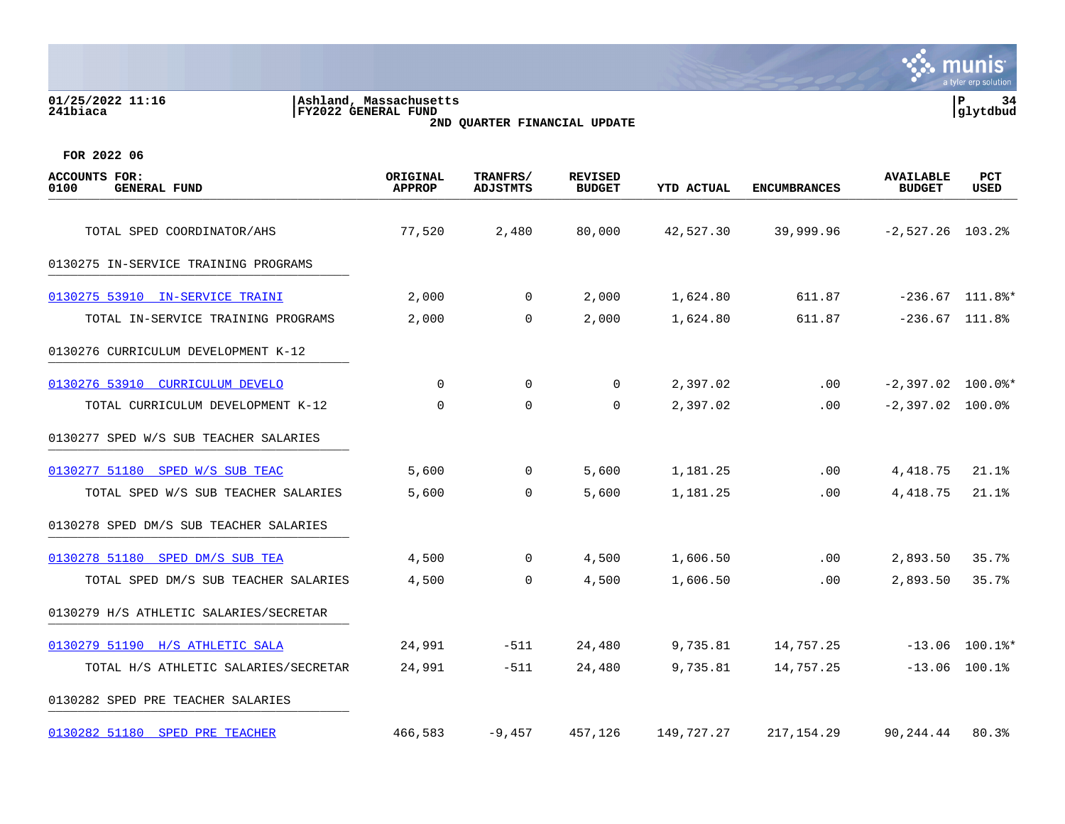01/25/2022 11:16
241biaca

Ashland, Massachusetts
FY2022 GENERAL FUND
2ND QUARTER FINANCIAL UPDATE

P 34
glytdbud

FOR 2022 06

| ACCOUNTS FOR: 0100 GENERAL FUND | ORIGINAL APPROP | TRANFRS/ ADJSTMTS | REVISED BUDGET | YTD ACTUAL | ENCUMBRANCES | AVAILABLE BUDGET | PCT USED |
|---|---|---|---|---|---|---|---|
| TOTAL SPED COORDINATOR/AHS | 77,520 | 2,480 | 80,000 | 42,527.30 | 39,999.96 | -2,527.26 | 103.2% |
| **0130275 IN-SERVICE TRAINING PROGRAMS** | | | | | | | |
| 0130275 53910 IN-SERVICE TRAINI | 2,000 | 0 | 2,000 | 1,624.80 | 611.87 | -236.67 | 111.8%* |
| TOTAL IN-SERVICE TRAINING PROGRAMS | 2,000 | 0 | 2,000 | 1,624.80 | 611.87 | -236.67 | 111.8% |
| **0130276 CURRICULUM DEVELOPMENT K-12** | | | | | | | |
| 0130276 53910 CURRICULUM DEVELO | 0 | 0 | 0 | 2,397.02 | .00 | -2,397.02 | 100.0%* |
| TOTAL CURRICULUM DEVELOPMENT K-12 | 0 | 0 | 0 | 2,397.02 | .00 | -2,397.02 | 100.0% |
| **0130277 SPED W/S SUB TEACHER SALARIES** | | | | | | | |
| 0130277 51180 SPED W/S SUB TEAC | 5,600 | 0 | 5,600 | 1,181.25 | .00 | 4,418.75 | 21.1% |
| TOTAL SPED W/S SUB TEACHER SALARIES | 5,600 | 0 | 5,600 | 1,181.25 | .00 | 4,418.75 | 21.1% |
| **0130278 SPED DM/S SUB TEACHER SALARIES** | | | | | | | |
| 0130278 51180 SPED DM/S SUB TEA | 4,500 | 0 | 4,500 | 1,606.50 | .00 | 2,893.50 | 35.7% |
| TOTAL SPED DM/S SUB TEACHER SALARIES | 4,500 | 0 | 4,500 | 1,606.50 | .00 | 2,893.50 | 35.7% |
| **0130279 H/S ATHLETIC SALARIES/SECRETAR** | | | | | | | |
| 0130279 51190 H/S ATHLETIC SALA | 24,991 | -511 | 24,480 | 9,735.81 | 14,757.25 | -13.06 | 100.1%* |
| TOTAL H/S ATHLETIC SALARIES/SECRETAR | 24,991 | -511 | 24,480 | 9,735.81 | 14,757.25 | -13.06 | 100.1% |
| **0130282 SPED PRE TEACHER SALARIES** | | | | | | | |
| 0130282 51180 SPED PRE TEACHER | 466,583 | -9,457 | 457,126 | 149,727.27 | 217,154.29 | 90,244.44 | 80.3% |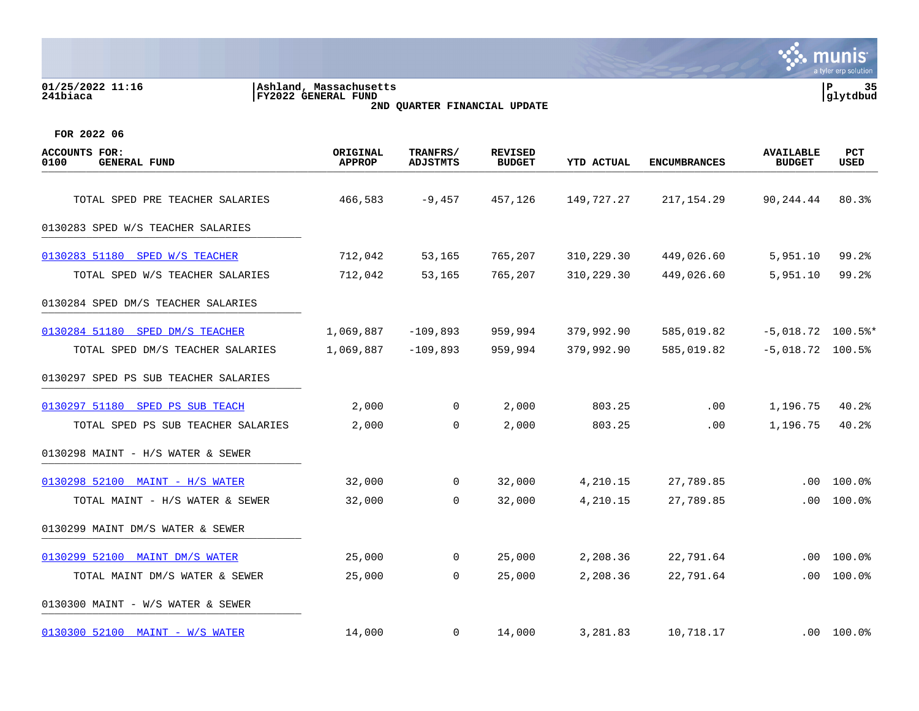01/25/2022 11:16 | Ashland, Massachusetts
241biaca | FY2022 GENERAL FUND | glytdbud

**2ND QUARTER FINANCIAL UPDATE**

**FOR 2022 06**

| ACCOUNTS FOR: 0100 GENERAL FUND | ORIGINAL APPROP | TRANFRS/ ADJSTMTS | REVISED BUDGET | YTD ACTUAL | ENCUMBRANCES | AVAILABLE BUDGET | PCT USED |
|---|---|---|---|---|---|---|---|
| TOTAL SPED PRE TEACHER SALARIES | 466,583 | -9,457 | 457,126 | 149,727.27 | 217,154.29 | 90,244.44 | 80.3% |
| 0130283 SPED W/S TEACHER SALARIES | | | | | | | |
| 0130283 51180 SPED W/S TEACHER | 712,042 | 53,165 | 765,207 | 310,229.30 | 449,026.60 | 5,951.10 | 99.2% |
| TOTAL SPED W/S TEACHER SALARIES | 712,042 | 53,165 | 765,207 | 310,229.30 | 449,026.60 | 5,951.10 | 99.2% |
| 0130284 SPED DM/S TEACHER SALARIES | | | | | | | |
| 0130284 51180 SPED DM/S TEACHER | 1,069,887 | -109,893 | 959,994 | 379,992.90 | 585,019.82 | -5,018.72 | 100.5%* |
| TOTAL SPED DM/S TEACHER SALARIES | 1,069,887 | -109,893 | 959,994 | 379,992.90 | 585,019.82 | -5,018.72 | 100.5% |
| 0130297 SPED PS SUB TEACHER SALARIES | | | | | | | |
| 0130297 51180 SPED PS SUB TEACH | 2,000 | 0 | 2,000 | 803.25 | .00 | 1,196.75 | 40.2% |
| TOTAL SPED PS SUB TEACHER SALARIES | 2,000 | 0 | 2,000 | 803.25 | .00 | 1,196.75 | 40.2% |
| 0130298 MAINT - H/S WATER & SEWER | | | | | | | |
| 0130298 52100 MAINT - H/S WATER | 32,000 | 0 | 32,000 | 4,210.15 | 27,789.85 | .00 | 100.0% |
| TOTAL MAINT - H/S WATER & SEWER | 32,000 | 0 | 32,000 | 4,210.15 | 27,789.85 | .00 | 100.0% |
| 0130299 MAINT DM/S WATER & SEWER | | | | | | | |
| 0130299 52100 MAINT DM/S WATER | 25,000 | 0 | 25,000 | 2,208.36 | 22,791.64 | .00 | 100.0% |
| TOTAL MAINT DM/S WATER & SEWER | 25,000 | 0 | 25,000 | 2,208.36 | 22,791.64 | .00 | 100.0% |
| 0130300 MAINT - W/S WATER & SEWER | | | | | | | |
| 0130300 52100 MAINT - W/S WATER | 14,000 | 0 | 14,000 | 3,281.83 | 10,718.17 | .00 | 100.0% |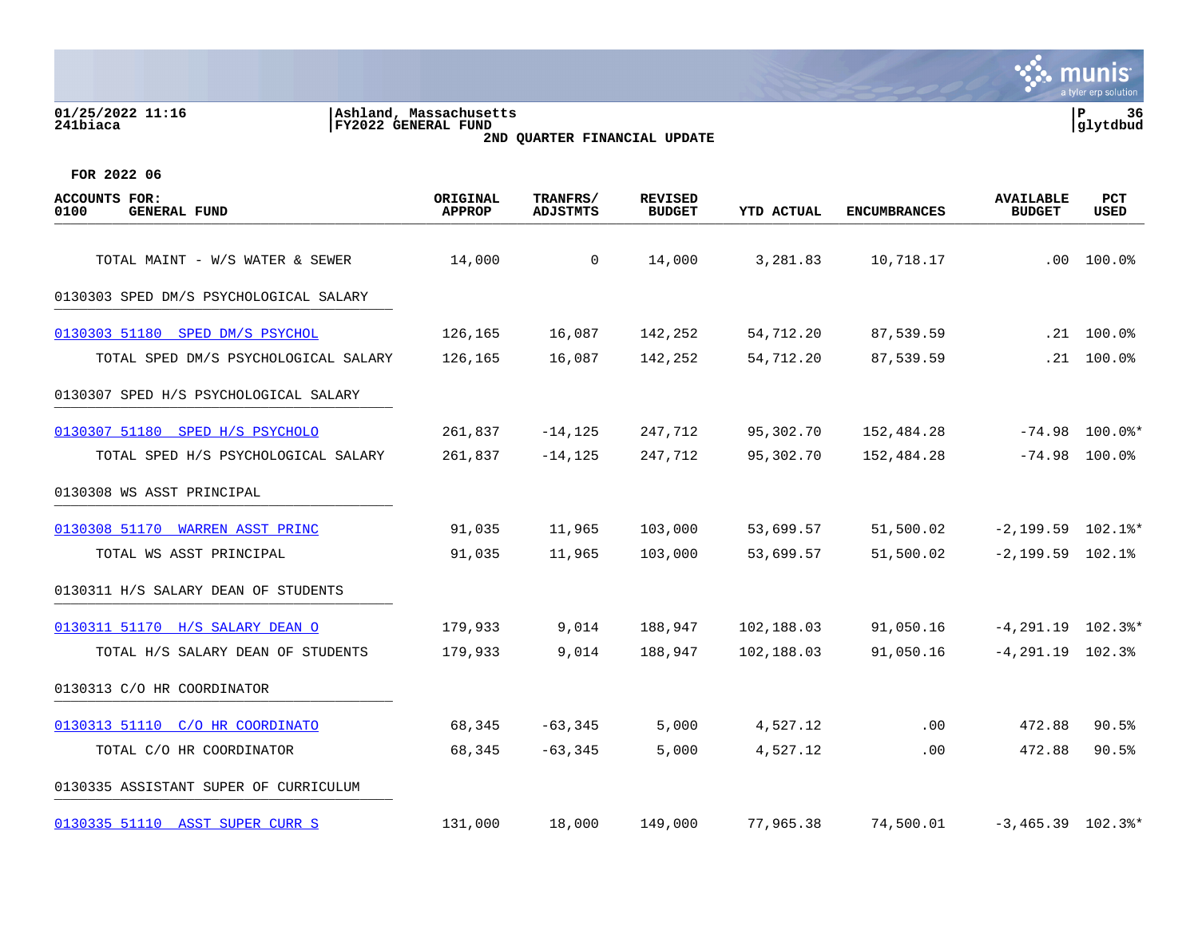01/25/2022 11:16
241biaca

Ashland, Massachusetts
FY2022 GENERAL FUND
2ND QUARTER FINANCIAL UPDATE

P 36
glytdbud

FOR 2022 06

| ACCOUNTS FOR: 0100 GENERAL FUND | ORIGINAL APPROP | TRANFRS/ ADJSTMTS | REVISED BUDGET | YTD ACTUAL | ENCUMBRANCES | AVAILABLE BUDGET | PCT USED |
|---|---|---|---|---|---|---|---|
| TOTAL MAINT - W/S WATER & SEWER | 14,000 | 0 | 14,000 | 3,281.83 | 10,718.17 | .00 | 100.0% |
| 0130303 SPED DM/S PSYCHOLOGICAL SALARY | | | | | | | |
| 0130303 51180 SPED DM/S PSYCHOL | 126,165 | 16,087 | 142,252 | 54,712.20 | 87,539.59 | .21 | 100.0% |
| TOTAL SPED DM/S PSYCHOLOGICAL SALARY | 126,165 | 16,087 | 142,252 | 54,712.20 | 87,539.59 | .21 | 100.0% |
| 0130307 SPED H/S PSYCHOLOGICAL SALARY | | | | | | | |
| 0130307 51180 SPED H/S PSYCHOLO | 261,837 | -14,125 | 247,712 | 95,302.70 | 152,484.28 | -74.98 | 100.0%* |
| TOTAL SPED H/S PSYCHOLOGICAL SALARY | 261,837 | -14,125 | 247,712 | 95,302.70 | 152,484.28 | -74.98 | 100.0% |
| 0130308 WS ASST PRINCIPAL | | | | | | | |
| 0130308 51170 WARREN ASST PRINC | 91,035 | 11,965 | 103,000 | 53,699.57 | 51,500.02 | -2,199.59 | 102.1%* |
| TOTAL WS ASST PRINCIPAL | 91,035 | 11,965 | 103,000 | 53,699.57 | 51,500.02 | -2,199.59 | 102.1% |
| 0130311 H/S SALARY DEAN OF STUDENTS | | | | | | | |
| 0130311 51170 H/S SALARY DEAN O | 179,933 | 9,014 | 188,947 | 102,188.03 | 91,050.16 | -4,291.19 | 102.3%* |
| TOTAL H/S SALARY DEAN OF STUDENTS | 179,933 | 9,014 | 188,947 | 102,188.03 | 91,050.16 | -4,291.19 | 102.3% |
| 0130313 C/O HR COORDINATOR | | | | | | | |
| 0130313 51110 C/O HR COORDINATO | 68,345 | -63,345 | 5,000 | 4,527.12 | .00 | 472.88 | 90.5% |
| TOTAL C/O HR COORDINATOR | 68,345 | -63,345 | 5,000 | 4,527.12 | .00 | 472.88 | 90.5% |
| 0130335 ASSISTANT SUPER OF CURRICULUM | | | | | | | |
| 0130335 51110 ASST SUPER CURR S | 131,000 | 18,000 | 149,000 | 77,965.38 | 74,500.01 | -3,465.39 | 102.3%* |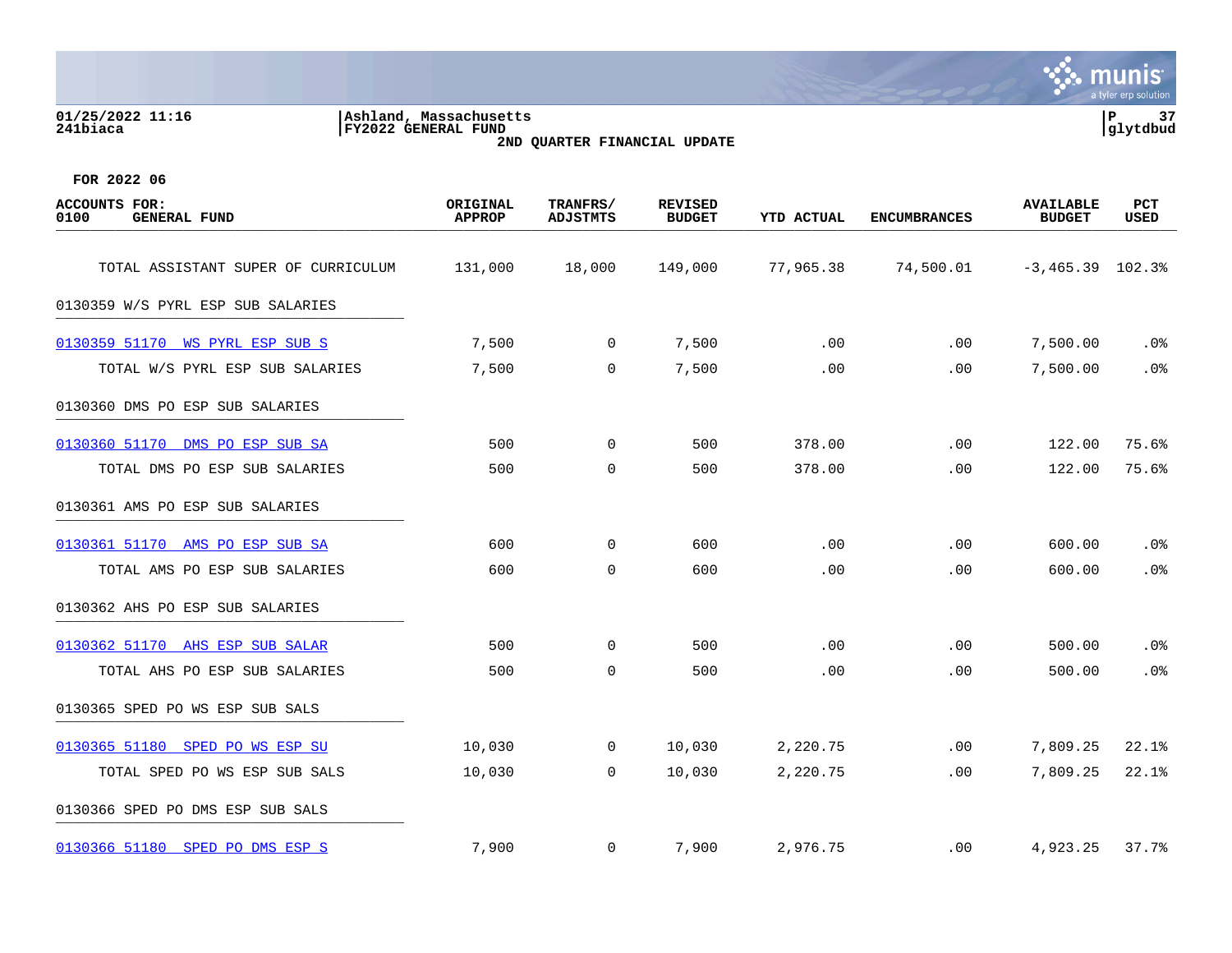Ashland, Massachusetts
FY2022 GENERAL FUND
2ND QUARTER FINANCIAL UPDATE

01/25/2022 11:16
241biaca

glytdbud

FOR 2022 06

| ACCOUNTS FOR: 0100 GENERAL FUND | ORIGINAL APPROP | TRANFRS/ ADJSTMTS | REVISED BUDGET | YTD ACTUAL | ENCUMBRANCES | AVAILABLE BUDGET | PCT USED |
|---|---|---|---|---|---|---|---|
| TOTAL ASSISTANT SUPER OF CURRICULUM | 131,000 | 18,000 | 149,000 | 77,965.38 | 74,500.01 | -3,465.39 | 102.3% |
| 0130359 W/S PYRL ESP SUB SALARIES | | | | | | | |
| 0130359 51170 WS PYRL ESP SUB S | 7,500 | 0 | 7,500 | .00 | .00 | 7,500.00 | .0% |
| TOTAL W/S PYRL ESP SUB SALARIES | 7,500 | 0 | 7,500 | .00 | .00 | 7,500.00 | .0% |
| 0130360 DMS PO ESP SUB SALARIES | | | | | | | |
| 0130360 51170 DMS PO ESP SUB SA | 500 | 0 | 500 | 378.00 | .00 | 122.00 | 75.6% |
| TOTAL DMS PO ESP SUB SALARIES | 500 | 0 | 500 | 378.00 | .00 | 122.00 | 75.6% |
| 0130361 AMS PO ESP SUB SALARIES | | | | | | | |
| 0130361 51170 AMS PO ESP SUB SA | 600 | 0 | 600 | .00 | .00 | 600.00 | .0% |
| TOTAL AMS PO ESP SUB SALARIES | 600 | 0 | 600 | .00 | .00 | 600.00 | .0% |
| 0130362 AHS PO ESP SUB SALARIES | | | | | | | |
| 0130362 51170 AHS ESP SUB SALAR | 500 | 0 | 500 | .00 | .00 | 500.00 | .0% |
| TOTAL AHS PO ESP SUB SALARIES | 500 | 0 | 500 | .00 | .00 | 500.00 | .0% |
| 0130365 SPED PO WS ESP SUB SALS | | | | | | | |
| 0130365 51180 SPED PO WS ESP SU | 10,030 | 0 | 10,030 | 2,220.75 | .00 | 7,809.25 | 22.1% |
| TOTAL SPED PO WS ESP SUB SALS | 10,030 | 0 | 10,030 | 2,220.75 | .00 | 7,809.25 | 22.1% |
| 0130366 SPED PO DMS ESP SUB SALS | | | | | | | |
| 0130366 51180 SPED PO DMS ESP S | 7,900 | 0 | 7,900 | 2,976.75 | .00 | 4,923.25 | 37.7% |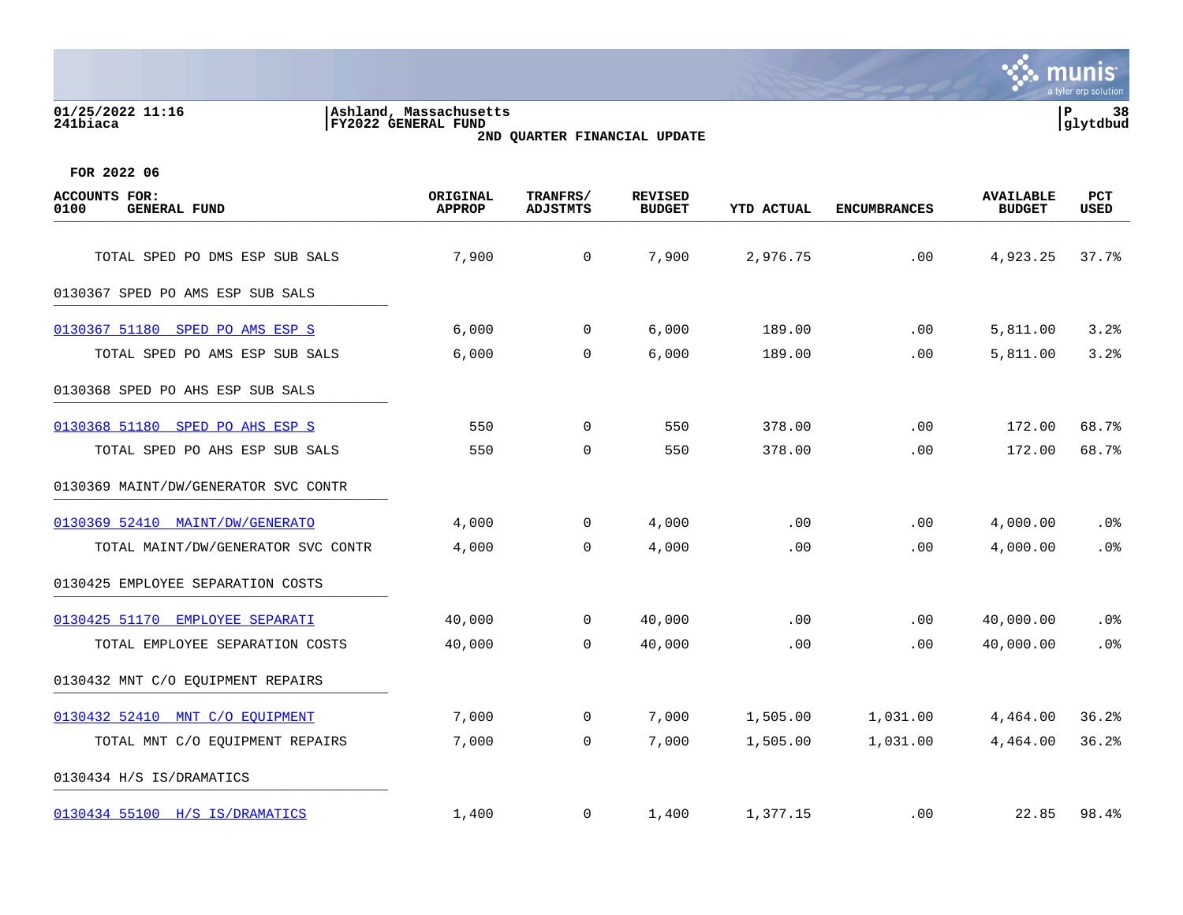01/25/2022 11:16 | Ashland, Massachusetts
241biaca | FY2022 GENERAL FUND

2ND QUARTER FINANCIAL UPDATE

FOR 2022 06

| ACCOUNTS FOR: 0100 GENERAL FUND | ORIGINAL APPROP | TRANFRS/ ADJSTMTS | REVISED BUDGET | YTD ACTUAL | ENCUMBRANCES | AVAILABLE BUDGET | PCT USED |
|---|---|---|---|---|---|---|---|
| TOTAL SPED PO DMS ESP SUB SALS | 7,900 | 0 | 7,900 | 2,976.75 | .00 | 4,923.25 | 37.7% |
| 0130367 SPED PO AMS ESP SUB SALS | | | | | | | |
| 0130367 51180 SPED PO AMS ESP S | 6,000 | 0 | 6,000 | 189.00 | .00 | 5,811.00 | 3.2% |
| TOTAL SPED PO AMS ESP SUB SALS | 6,000 | 0 | 6,000 | 189.00 | .00 | 5,811.00 | 3.2% |
| 0130368 SPED PO AHS ESP SUB SALS | | | | | | | |
| 0130368 51180 SPED PO AHS ESP S | 550 | 0 | 550 | 378.00 | .00 | 172.00 | 68.7% |
| TOTAL SPED PO AHS ESP SUB SALS | 550 | 0 | 550 | 378.00 | .00 | 172.00 | 68.7% |
| 0130369 MAINT/DW/GENERATOR SVC CONTR | | | | | | | |
| 0130369 52410 MAINT/DW/GENERATO | 4,000 | 0 | 4,000 | .00 | .00 | 4,000.00 | .0% |
| TOTAL MAINT/DW/GENERATOR SVC CONTR | 4,000 | 0 | 4,000 | .00 | .00 | 4,000.00 | .0% |
| 0130425 EMPLOYEE SEPARATION COSTS | | | | | | | |
| 0130425 51170 EMPLOYEE SEPARATI | 40,000 | 0 | 40,000 | .00 | .00 | 40,000.00 | .0% |
| TOTAL EMPLOYEE SEPARATION COSTS | 40,000 | 0 | 40,000 | .00 | .00 | 40,000.00 | .0% |
| 0130432 MNT C/O EQUIPMENT REPAIRS | | | | | | | |
| 0130432 52410 MNT C/O EQUIPMENT | 7,000 | 0 | 7,000 | 1,505.00 | 1,031.00 | 4,464.00 | 36.2% |
| TOTAL MNT C/O EQUIPMENT REPAIRS | 7,000 | 0 | 7,000 | 1,505.00 | 1,031.00 | 4,464.00 | 36.2% |
| 0130434 H/S IS/DRAMATICS | | | | | | | |
| 0130434 55100 H/S IS/DRAMATICS | 1,400 | 0 | 1,400 | 1,377.15 | .00 | 22.85 | 98.4% |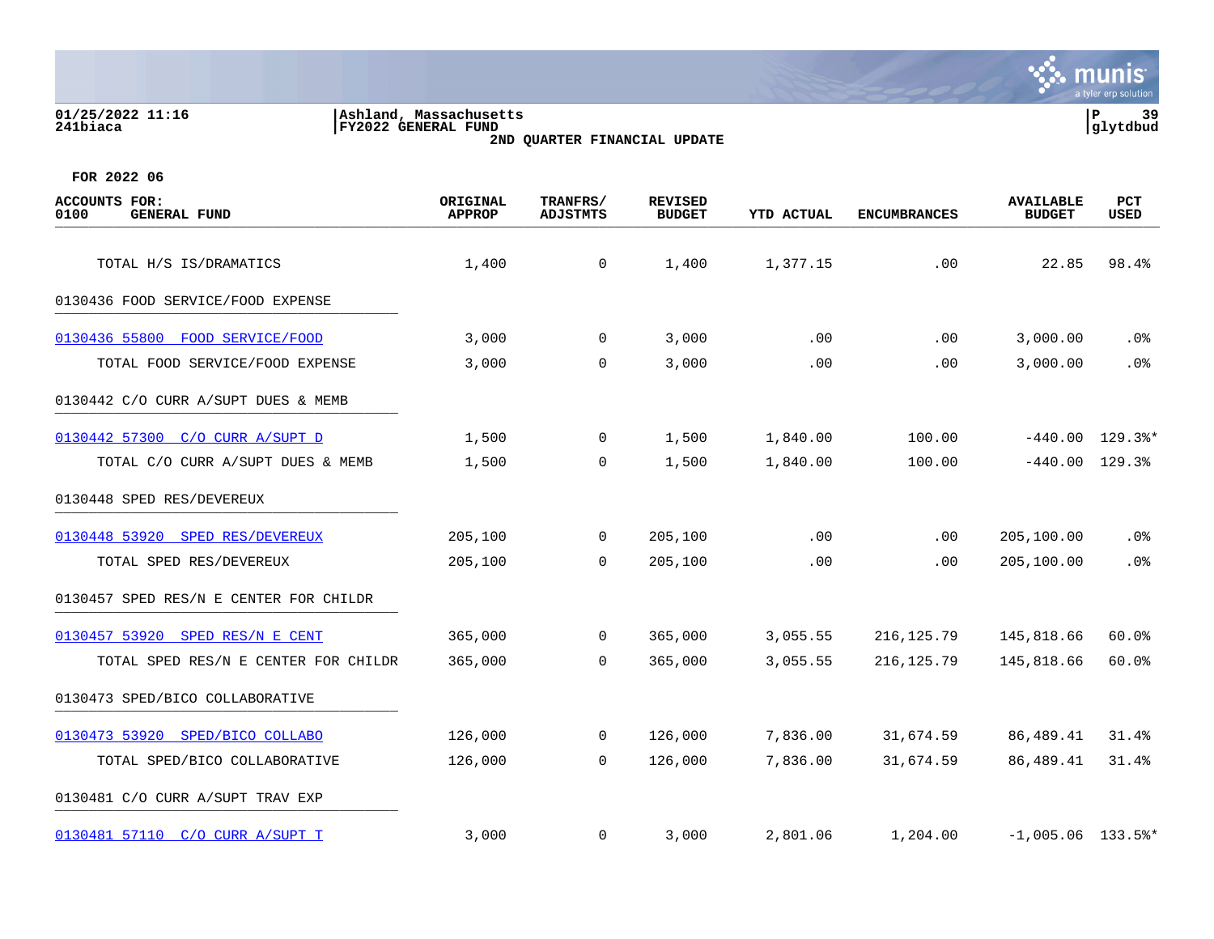01/25/2022 11:16
241biaca

Ashland, Massachusetts
FY2022 GENERAL FUND
2ND QUARTER FINANCIAL UPDATE

glytdbud

FOR 2022 06

| ACCOUNTS FOR: 0100 GENERAL FUND | ORIGINAL APPROP | TRANFRS/ ADJSTMTS | REVISED BUDGET | YTD ACTUAL | ENCUMBRANCES | AVAILABLE BUDGET | PCT USED |
|---|---|---|---|---|---|---|---|
| TOTAL H/S IS/DRAMATICS | 1,400 | 0 | 1,400 | 1,377.15 | .00 | 22.85 | 98.4% |
| 0130436 FOOD SERVICE/FOOD EXPENSE | | | | | | | |
| 0130436 55800 FOOD SERVICE/FOOD | 3,000 | 0 | 3,000 | .00 | .00 | 3,000.00 | .0% |
| TOTAL FOOD SERVICE/FOOD EXPENSE | 3,000 | 0 | 3,000 | .00 | .00 | 3,000.00 | .0% |
| 0130442 C/O CURR A/SUPT DUES & MEMB | | | | | | | |
| 0130442 57300 C/O CURR A/SUPT D | 1,500 | 0 | 1,500 | 1,840.00 | 100.00 | -440.00 | 129.3%* |
| TOTAL C/O CURR A/SUPT DUES & MEMB | 1,500 | 0 | 1,500 | 1,840.00 | 100.00 | -440.00 | 129.3% |
| 0130448 SPED RES/DEVEREUX | | | | | | | |
| 0130448 53920 SPED RES/DEVEREUX | 205,100 | 0 | 205,100 | .00 | .00 | 205,100.00 | .0% |
| TOTAL SPED RES/DEVEREUX | 205,100 | 0 | 205,100 | .00 | .00 | 205,100.00 | .0% |
| 0130457 SPED RES/N E CENTER FOR CHILDR | | | | | | | |
| 0130457 53920 SPED RES/N E CENT | 365,000 | 0 | 365,000 | 3,055.55 | 216,125.79 | 145,818.66 | 60.0% |
| TOTAL SPED RES/N E CENTER FOR CHILDR | 365,000 | 0 | 365,000 | 3,055.55 | 216,125.79 | 145,818.66 | 60.0% |
| 0130473 SPED/BICO COLLABORATIVE | | | | | | | |
| 0130473 53920 SPED/BICO COLLABO | 126,000 | 0 | 126,000 | 7,836.00 | 31,674.59 | 86,489.41 | 31.4% |
| TOTAL SPED/BICO COLLABORATIVE | 126,000 | 0 | 126,000 | 7,836.00 | 31,674.59 | 86,489.41 | 31.4% |
| 0130481 C/O CURR A/SUPT TRAV EXP | | | | | | | |
| 0130481 57110 C/O CURR A/SUPT T | 3,000 | 0 | 3,000 | 2,801.06 | 1,204.00 | -1,005.06 | 133.5%* |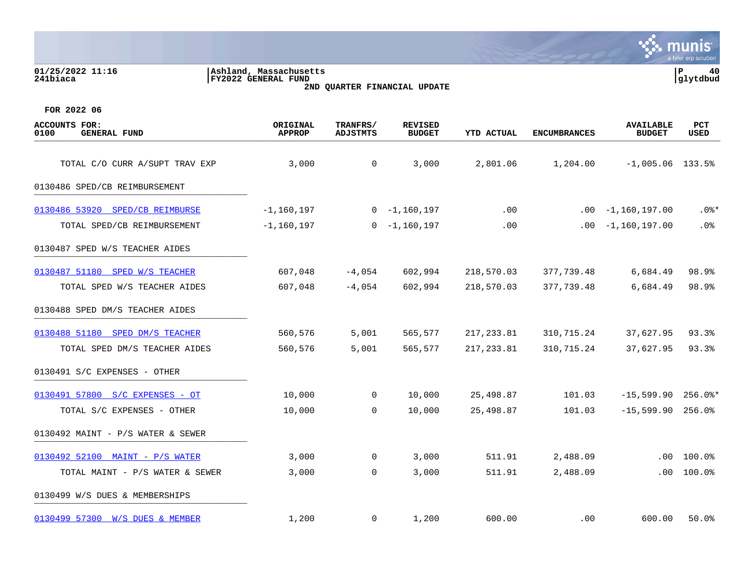01/25/2022 11:16
241biaca

Ashland, Massachusetts
FY2022 GENERAL FUND
2ND QUARTER FINANCIAL UPDATE

P 40
glytdbud

FOR 2022 06

| ACCOUNTS FOR: 0100 GENERAL FUND | ORIGINAL APPROP | TRANFRS/ ADJSTMTS | REVISED BUDGET | YTD ACTUAL | ENCUMBRANCES | AVAILABLE BUDGET | PCT USED |
|---|---|---|---|---|---|---|---|
| TOTAL C/O CURR A/SUPT TRAV EXP | 3,000 | 0 | 3,000 | 2,801.06 | 1,204.00 | -1,005.06 | 133.5% |
| **0130486 SPED/CB REIMBURSEMENT** | | | | | | | |
| 0130486 53920 SPED/CB REIMBURSE | -1,160,197 | 0 | -1,160,197 | .00 | .00 | -1,160,197.00 | .0%* |
| TOTAL SPED/CB REIMBURSEMENT | -1,160,197 | 0 | -1,160,197 | .00 | .00 | -1,160,197.00 | .0% |
| **0130487 SPED W/S TEACHER AIDES** | | | | | | | |
| 0130487 51180 SPED W/S TEACHER | 607,048 | -4,054 | 602,994 | 218,570.03 | 377,739.48 | 6,684.49 | 98.9% |
| TOTAL SPED W/S TEACHER AIDES | 607,048 | -4,054 | 602,994 | 218,570.03 | 377,739.48 | 6,684.49 | 98.9% |
| **0130488 SPED DM/S TEACHER AIDES** | | | | | | | |
| 0130488 51180 SPED DM/S TEACHER | 560,576 | 5,001 | 565,577 | 217,233.81 | 310,715.24 | 37,627.95 | 93.3% |
| TOTAL SPED DM/S TEACHER AIDES | 560,576 | 5,001 | 565,577 | 217,233.81 | 310,715.24 | 37,627.95 | 93.3% |
| **0130491 S/C EXPENSES - OTHER** | | | | | | | |
| 0130491 57800 S/C EXPENSES - OT | 10,000 | 0 | 10,000 | 25,498.87 | 101.03 | -15,599.90 | 256.0%* |
| TOTAL S/C EXPENSES - OTHER | 10,000 | 0 | 10,000 | 25,498.87 | 101.03 | -15,599.90 | 256.0% |
| **0130492 MAINT - P/S WATER & SEWER** | | | | | | | |
| 0130492 52100 MAINT - P/S WATER | 3,000 | 0 | 3,000 | 511.91 | 2,488.09 | .00 | 100.0% |
| TOTAL MAINT - P/S WATER & SEWER | 3,000 | 0 | 3,000 | 511.91 | 2,488.09 | .00 | 100.0% |
| **0130499 W/S DUES & MEMBERSHIPS** | | | | | | | |
| 0130499 57300 W/S DUES & MEMBER | 1,200 | 0 | 1,200 | 600.00 | .00 | 600.00 | 50.0% |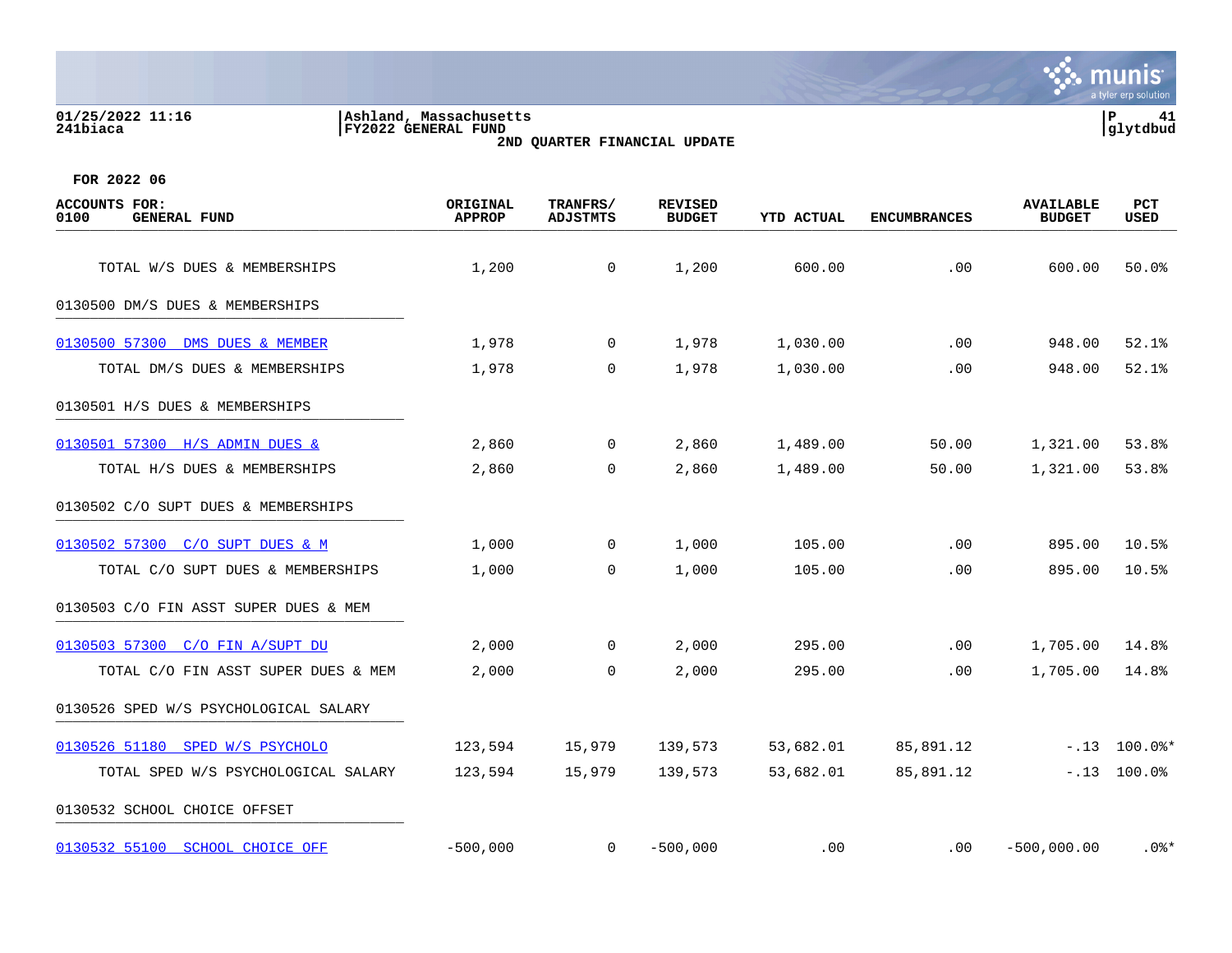**01/25/2022 11:16**
**241biaca**

**Ashland, Massachusetts**
**FY2022 GENERAL FUND**
**2ND QUARTER FINANCIAL UPDATE**

**P 41**
**glytdbud**

**FOR 2022 06**

| ACCOUNTS FOR: 0100 GENERAL FUND | ORIGINAL APPROP | TRANFRS/ ADJSTMTS | REVISED BUDGET | YTD ACTUAL | ENCUMBRANCES | AVAILABLE BUDGET | PCT USED |
|---|---|---|---|---|---|---|---|
| TOTAL W/S DUES & MEMBERSHIPS | 1,200 | 0 | 1,200 | 600.00 | .00 | 600.00 | 50.0% |
| 0130500 DM/S DUES & MEMBERSHIPS | | | | | | | |
| 0130500 57300 DMS DUES & MEMBER | 1,978 | 0 | 1,978 | 1,030.00 | .00 | 948.00 | 52.1% |
| TOTAL DM/S DUES & MEMBERSHIPS | 1,978 | 0 | 1,978 | 1,030.00 | .00 | 948.00 | 52.1% |
| 0130501 H/S DUES & MEMBERSHIPS | | | | | | | |
| 0130501 57300 H/S ADMIN DUES & | 2,860 | 0 | 2,860 | 1,489.00 | 50.00 | 1,321.00 | 53.8% |
| TOTAL H/S DUES & MEMBERSHIPS | 2,860 | 0 | 2,860 | 1,489.00 | 50.00 | 1,321.00 | 53.8% |
| 0130502 C/O SUPT DUES & MEMBERSHIPS | | | | | | | |
| 0130502 57300 C/O SUPT DUES & M | 1,000 | 0 | 1,000 | 105.00 | .00 | 895.00 | 10.5% |
| TOTAL C/O SUPT DUES & MEMBERSHIPS | 1,000 | 0 | 1,000 | 105.00 | .00 | 895.00 | 10.5% |
| 0130503 C/O FIN ASST SUPER DUES & MEM | | | | | | | |
| 0130503 57300 C/O FIN A/SUPT DU | 2,000 | 0 | 2,000 | 295.00 | .00 | 1,705.00 | 14.8% |
| TOTAL C/O FIN ASST SUPER DUES & MEM | 2,000 | 0 | 2,000 | 295.00 | .00 | 1,705.00 | 14.8% |
| 0130526 SPED W/S PSYCHOLOGICAL SALARY | | | | | | | |
| 0130526 51180 SPED W/S PSYCHOLO | 123,594 | 15,979 | 139,573 | 53,682.01 | 85,891.12 | -.13 | 100.0%* |
| TOTAL SPED W/S PSYCHOLOGICAL SALARY | 123,594 | 15,979 | 139,573 | 53,682.01 | 85,891.12 | -.13 | 100.0% |
| 0130532 SCHOOL CHOICE OFFSET | | | | | | | |
| 0130532 55100 SCHOOL CHOICE OFF | -500,000 | 0 | -500,000 | .00 | .00 | -500,000.00 | .0%* |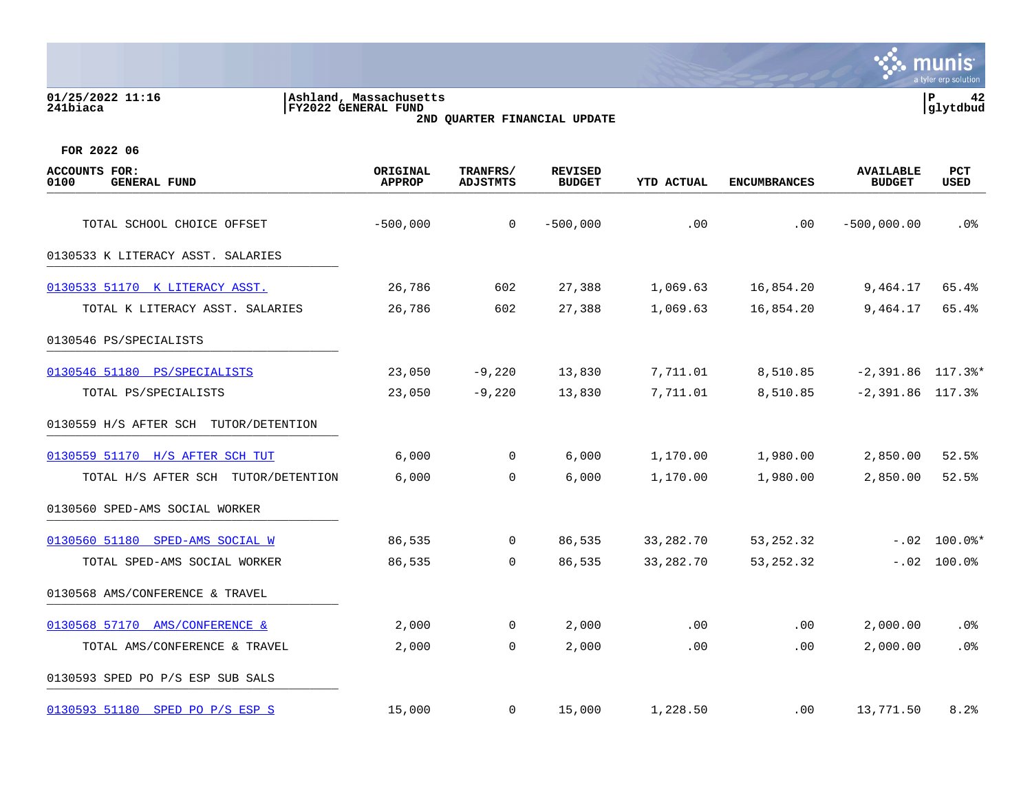01/25/2022 11:16
241biaca

Ashland, Massachusetts
FY2022 GENERAL FUND
2ND QUARTER FINANCIAL UPDATE

P 42
glytdbud

FOR 2022 06

| ACCOUNTS FOR: 0100 GENERAL FUND | ORIGINAL APPROP | TRANFRS/ ADJSTMTS | REVISED BUDGET | YTD ACTUAL | ENCUMBRANCES | AVAILABLE BUDGET | PCT USED |
|---|---|---|---|---|---|---|---|
| TOTAL SCHOOL CHOICE OFFSET | -500,000 | 0 | -500,000 | .00 | .00 | -500,000.00 | .0% |
| **0130533 K LITERACY ASST. SALARIES** | | | | | | | |
| 0130533 51170 K LITERACY ASST. | 26,786 | 602 | 27,388 | 1,069.63 | 16,854.20 | 9,464.17 | 65.4% |
| TOTAL K LITERACY ASST. SALARIES | 26,786 | 602 | 27,388 | 1,069.63 | 16,854.20 | 9,464.17 | 65.4% |
| **0130546 PS/SPECIALISTS** | | | | | | | |
| 0130546 51180 PS/SPECIALISTS | 23,050 | -9,220 | 13,830 | 7,711.01 | 8,510.85 | -2,391.86 | 117.3%* |
| TOTAL PS/SPECIALISTS | 23,050 | -9,220 | 13,830 | 7,711.01 | 8,510.85 | -2,391.86 | 117.3% |
| **0130559 H/S AFTER SCH TUTOR/DETENTION** | | | | | | | |
| 0130559 51170 H/S AFTER SCH TUT | 6,000 | 0 | 6,000 | 1,170.00 | 1,980.00 | 2,850.00 | 52.5% |
| TOTAL H/S AFTER SCH TUTOR/DETENTION | 6,000 | 0 | 6,000 | 1,170.00 | 1,980.00 | 2,850.00 | 52.5% |
| **0130560 SPED-AMS SOCIAL WORKER** | | | | | | | |
| 0130560 51180 SPED-AMS SOCIAL W | 86,535 | 0 | 86,535 | 33,282.70 | 53,252.32 | -.02 | 100.0%* |
| TOTAL SPED-AMS SOCIAL WORKER | 86,535 | 0 | 86,535 | 33,282.70 | 53,252.32 | -.02 | 100.0% |
| **0130568 AMS/CONFERENCE & TRAVEL** | | | | | | | |
| 0130568 57170 AMS/CONFERENCE & | 2,000 | 0 | 2,000 | .00 | .00 | 2,000.00 | .0% |
| TOTAL AMS/CONFERENCE & TRAVEL | 2,000 | 0 | 2,000 | .00 | .00 | 2,000.00 | .0% |
| **0130593 SPED PO P/S ESP SUB SALS** | | | | | | | |
| 0130593 51180 SPED PO P/S ESP S | 15,000 | 0 | 15,000 | 1,228.50 | .00 | 13,771.50 | 8.2% |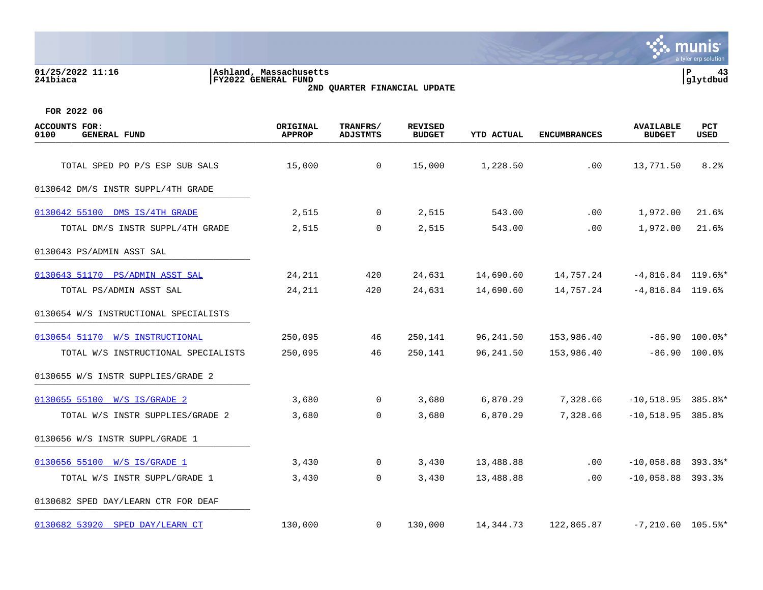Ashland, Massachusetts
FY2022 GENERAL FUND
2ND QUARTER FINANCIAL UPDATE

FOR 2022 06

| ACCOUNTS FOR: 0100 GENERAL FUND | ORIGINAL APPROP | TRANFRS/ ADJSTMTS | REVISED BUDGET | YTD ACTUAL | ENCUMBRANCES | AVAILABLE BUDGET | PCT USED |
|---|---|---|---|---|---|---|---|
| TOTAL SPED PO P/S ESP SUB SALS | 15,000 | 0 | 15,000 | 1,228.50 | .00 | 13,771.50 | 8.2% |
| 0130642 DM/S INSTR SUPPL/4TH GRADE | | | | | | | |
| 0130642 55100 DMS IS/4TH GRADE | 2,515 | 0 | 2,515 | 543.00 | .00 | 1,972.00 | 21.6% |
| TOTAL DM/S INSTR SUPPL/4TH GRADE | 2,515 | 0 | 2,515 | 543.00 | .00 | 1,972.00 | 21.6% |
| 0130643 PS/ADMIN ASST SAL | | | | | | | |
| 0130643 51170 PS/ADMIN ASST SAL | 24,211 | 420 | 24,631 | 14,690.60 | 14,757.24 | -4,816.84 | 119.6%* |
| TOTAL PS/ADMIN ASST SAL | 24,211 | 420 | 24,631 | 14,690.60 | 14,757.24 | -4,816.84 | 119.6% |
| 0130654 W/S INSTRUCTIONAL SPECIALISTS | | | | | | | |
| 0130654 51170 W/S INSTRUCTIONAL | 250,095 | 46 | 250,141 | 96,241.50 | 153,986.40 | -86.90 | 100.0%* |
| TOTAL W/S INSTRUCTIONAL SPECIALISTS | 250,095 | 46 | 250,141 | 96,241.50 | 153,986.40 | -86.90 | 100.0% |
| 0130655 W/S INSTR SUPPLIES/GRADE 2 | | | | | | | |
| 0130655 55100 W/S IS/GRADE 2 | 3,680 | 0 | 3,680 | 6,870.29 | 7,328.66 | -10,518.95 | 385.8%* |
| TOTAL W/S INSTR SUPPLIES/GRADE 2 | 3,680 | 0 | 3,680 | 6,870.29 | 7,328.66 | -10,518.95 | 385.8% |
| 0130656 W/S INSTR SUPPL/GRADE 1 | | | | | | | |
| 0130656 55100 W/S IS/GRADE 1 | 3,430 | 0 | 3,430 | 13,488.88 | .00 | -10,058.88 | 393.3%* |
| TOTAL W/S INSTR SUPPL/GRADE 1 | 3,430 | 0 | 3,430 | 13,488.88 | .00 | -10,058.88 | 393.3% |
| 0130682 SPED DAY/LEARN CTR FOR DEAF | | | | | | | |
| 0130682 53920 SPED DAY/LEARN CT | 130,000 | 0 | 130,000 | 14,344.73 | 122,865.87 | -7,210.60 | 105.5%* |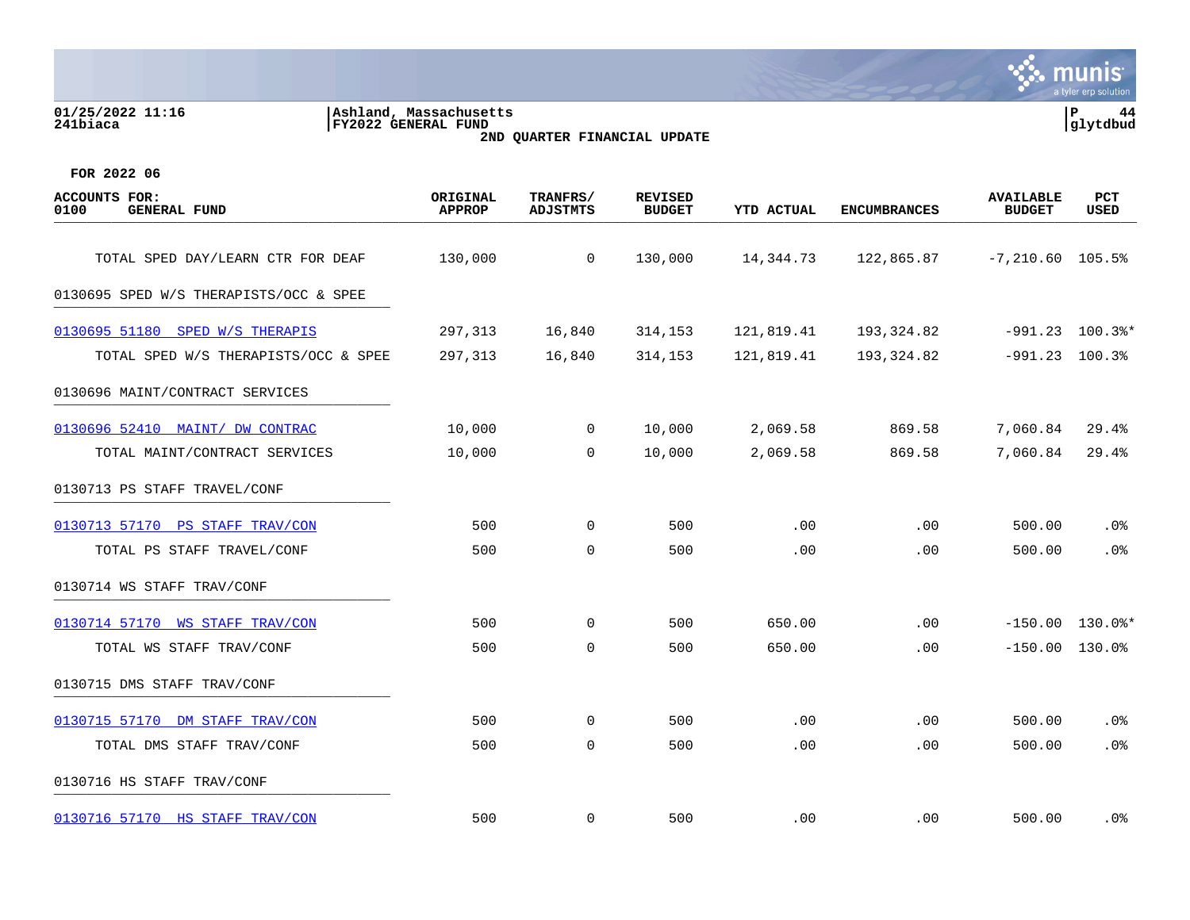Ashland, Massachusetts
FY2022 GENERAL FUND
2ND QUARTER FINANCIAL UPDATE

FOR 2022 06

| ACCOUNTS FOR: 0100 GENERAL FUND | ORIGINAL APPROP | TRANFRS/ ADJSTMTS | REVISED BUDGET | YTD ACTUAL | ENCUMBRANCES | AVAILABLE BUDGET | PCT USED |
|---|---|---|---|---|---|---|---|
| TOTAL SPED DAY/LEARN CTR FOR DEAF | 130,000 | 0 | 130,000 | 14,344.73 | 122,865.87 | -7,210.60 | 105.5% |
| 0130695 SPED W/S THERAPISTS/OCC & SPEE | | | | | | | |
| 0130695 51180 SPED W/S THERAPIS | 297,313 | 16,840 | 314,153 | 121,819.41 | 193,324.82 | -991.23 | 100.3%* |
| TOTAL SPED W/S THERAPISTS/OCC & SPEE | 297,313 | 16,840 | 314,153 | 121,819.41 | 193,324.82 | -991.23 | 100.3% |
| 0130696 MAINT/CONTRACT SERVICES | | | | | | | |
| 0130696 52410 MAINT/ DW CONTRAC | 10,000 | 0 | 10,000 | 2,069.58 | 869.58 | 7,060.84 | 29.4% |
| TOTAL MAINT/CONTRACT SERVICES | 10,000 | 0 | 10,000 | 2,069.58 | 869.58 | 7,060.84 | 29.4% |
| 0130713 PS STAFF TRAVEL/CONF | | | | | | | |
| 0130713 57170 PS STAFF TRAV/CON | 500 | 0 | 500 | .00 | .00 | 500.00 | .0% |
| TOTAL PS STAFF TRAVEL/CONF | 500 | 0 | 500 | .00 | .00 | 500.00 | .0% |
| 0130714 WS STAFF TRAV/CONF | | | | | | | |
| 0130714 57170 WS STAFF TRAV/CON | 500 | 0 | 500 | 650.00 | .00 | -150.00 | 130.0%* |
| TOTAL WS STAFF TRAV/CONF | 500 | 0 | 500 | 650.00 | .00 | -150.00 | 130.0% |
| 0130715 DMS STAFF TRAV/CONF | | | | | | | |
| 0130715 57170 DM STAFF TRAV/CON | 500 | 0 | 500 | .00 | .00 | 500.00 | .0% |
| TOTAL DMS STAFF TRAV/CONF | 500 | 0 | 500 | .00 | .00 | 500.00 | .0% |
| 0130716 HS STAFF TRAV/CONF | | | | | | | |
| 0130716 57170 HS STAFF TRAV/CON | 500 | 0 | 500 | .00 | .00 | 500.00 | .0% |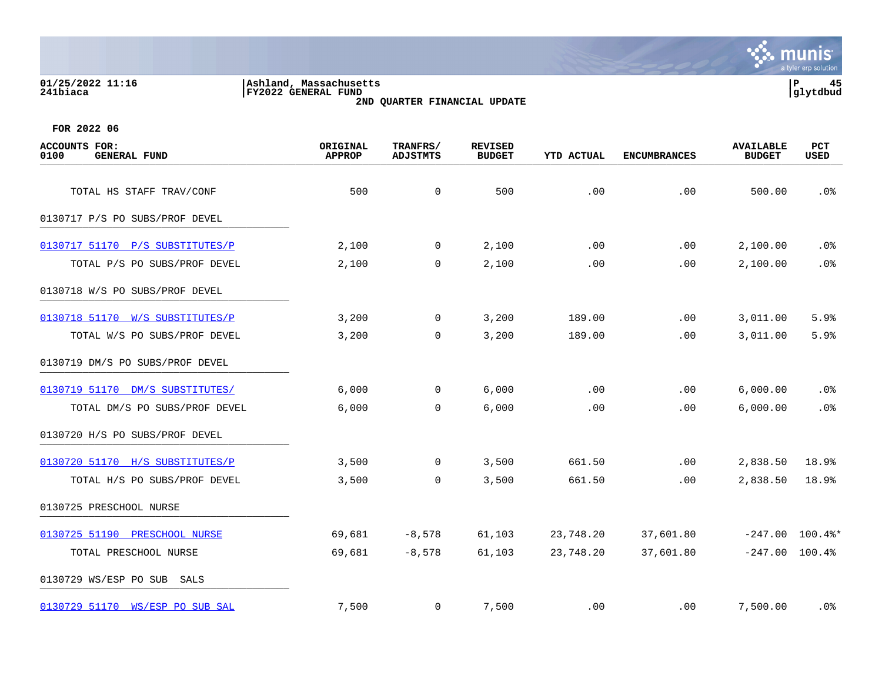Ashland, Massachusetts
FY2022 GENERAL FUND
2ND QUARTER FINANCIAL UPDATE

01/25/2022 11:16
241biaca

P 45
glytdbud

FOR 2022 06

| ACCOUNTS FOR: 0100 GENERAL FUND | ORIGINAL APPROP | TRANFRS/ ADJSTMTS | REVISED BUDGET | YTD ACTUAL | ENCUMBRANCES | AVAILABLE BUDGET | PCT USED |
|---|---|---|---|---|---|---|---|
| TOTAL HS STAFF TRAV/CONF | 500 | 0 | 500 | .00 | .00 | 500.00 | .0% |
| 0130717 P/S PO SUBS/PROF DEVEL | | | | | | | |
| 0130717 51170 P/S SUBSTITUTES/P | 2,100 | 0 | 2,100 | .00 | .00 | 2,100.00 | .0% |
| TOTAL P/S PO SUBS/PROF DEVEL | 2,100 | 0 | 2,100 | .00 | .00 | 2,100.00 | .0% |
| 0130718 W/S PO SUBS/PROF DEVEL | | | | | | | |
| 0130718 51170 W/S SUBSTITUTES/P | 3,200 | 0 | 3,200 | 189.00 | .00 | 3,011.00 | 5.9% |
| TOTAL W/S PO SUBS/PROF DEVEL | 3,200 | 0 | 3,200 | 189.00 | .00 | 3,011.00 | 5.9% |
| 0130719 DM/S PO SUBS/PROF DEVEL | | | | | | | |
| 0130719 51170 DM/S SUBSTITUTES/ | 6,000 | 0 | 6,000 | .00 | .00 | 6,000.00 | .0% |
| TOTAL DM/S PO SUBS/PROF DEVEL | 6,000 | 0 | 6,000 | .00 | .00 | 6,000.00 | .0% |
| 0130720 H/S PO SUBS/PROF DEVEL | | | | | | | |
| 0130720 51170 H/S SUBSTITUTES/P | 3,500 | 0 | 3,500 | 661.50 | .00 | 2,838.50 | 18.9% |
| TOTAL H/S PO SUBS/PROF DEVEL | 3,500 | 0 | 3,500 | 661.50 | .00 | 2,838.50 | 18.9% |
| 0130725 PRESCHOOL NURSE | | | | | | | |
| 0130725 51190 PRESCHOOL NURSE | 69,681 | -8,578 | 61,103 | 23,748.20 | 37,601.80 | -247.00 | 100.4%* |
| TOTAL PRESCHOOL NURSE | 69,681 | -8,578 | 61,103 | 23,748.20 | 37,601.80 | -247.00 | 100.4% |
| 0130729 WS/ESP PO SUB SALS | | | | | | | |
| 0130729 51170 WS/ESP PO SUB SAL | 7,500 | 0 | 7,500 | .00 | .00 | 7,500.00 | .0% |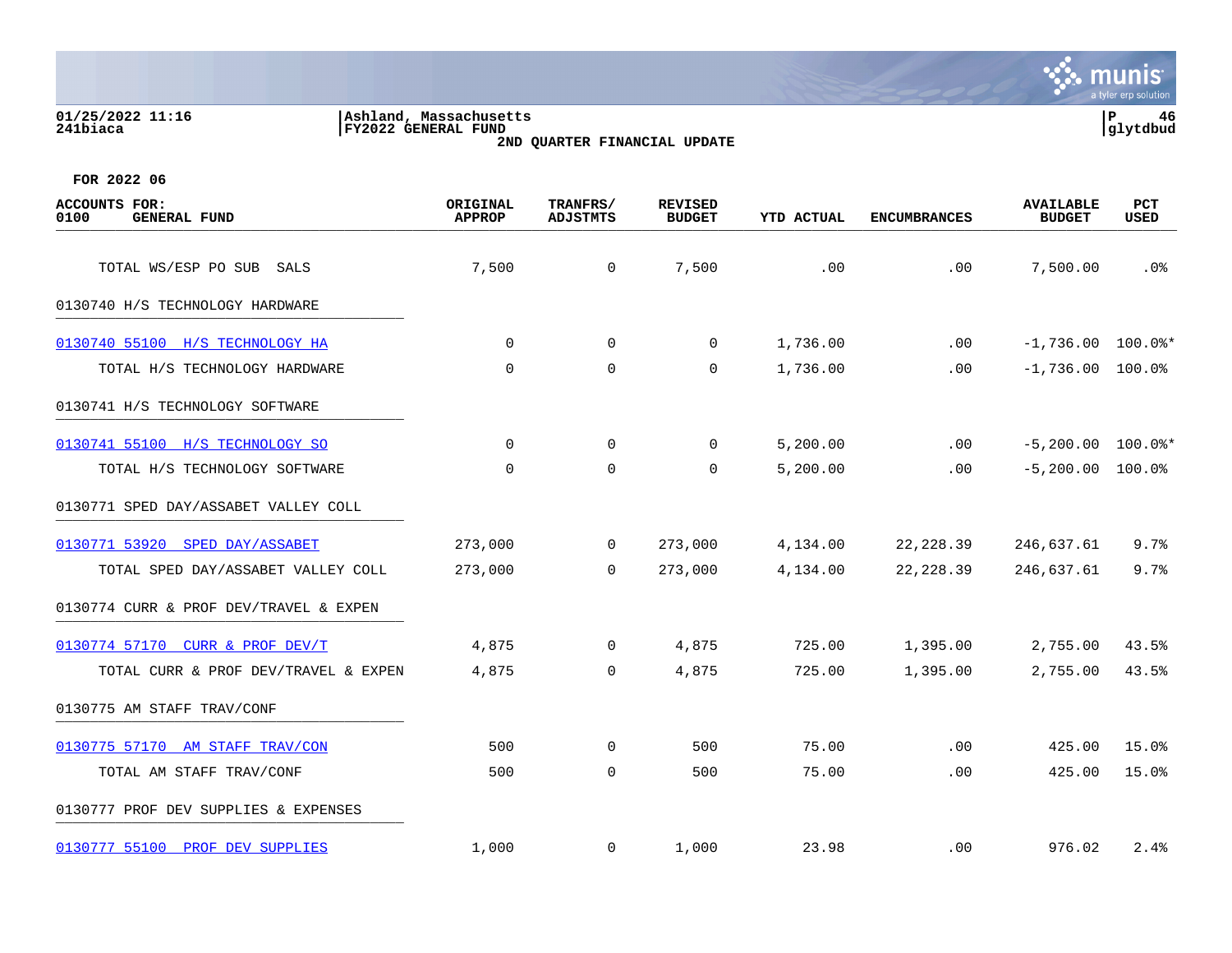01/25/2022 11:16
241biaca

Ashland, Massachusetts
FY2022 GENERAL FUND
2ND QUARTER FINANCIAL UPDATE

glytdbud

FOR 2022 06

| ACCOUNTS FOR: 0100 GENERAL FUND | ORIGINAL APPROP | TRANFRS/ ADJSTMTS | REVISED BUDGET | YTD ACTUAL | ENCUMBRANCES | AVAILABLE BUDGET | PCT USED |
|---|---|---|---|---|---|---|---|
| TOTAL WS/ESP PO SUB SALS | 7,500 | 0 | 7,500 | .00 | .00 | 7,500.00 | .0% |
| **0130740 H/S TECHNOLOGY HARDWARE** | | | | | | | |
| 0130740 55100 H/S TECHNOLOGY HA | 0 | 0 | 0 | 1,736.00 | .00 | -1,736.00 | 100.0%* |
| TOTAL H/S TECHNOLOGY HARDWARE | 0 | 0 | 0 | 1,736.00 | .00 | -1,736.00 | 100.0% |
| **0130741 H/S TECHNOLOGY SOFTWARE** | | | | | | | |
| 0130741 55100 H/S TECHNOLOGY SO | 0 | 0 | 0 | 5,200.00 | .00 | -5,200.00 | 100.0%* |
| TOTAL H/S TECHNOLOGY SOFTWARE | 0 | 0 | 0 | 5,200.00 | .00 | -5,200.00 | 100.0% |
| **0130771 SPED DAY/ASSABET VALLEY COLL** | | | | | | | |
| 0130771 53920 SPED DAY/ASSABET | 273,000 | 0 | 273,000 | 4,134.00 | 22,228.39 | 246,637.61 | 9.7% |
| TOTAL SPED DAY/ASSABET VALLEY COLL | 273,000 | 0 | 273,000 | 4,134.00 | 22,228.39 | 246,637.61 | 9.7% |
| **0130774 CURR & PROF DEV/TRAVEL & EXPEN** | | | | | | | |
| 0130774 57170 CURR & PROF DEV/T | 4,875 | 0 | 4,875 | 725.00 | 1,395.00 | 2,755.00 | 43.5% |
| TOTAL CURR & PROF DEV/TRAVEL & EXPEN | 4,875 | 0 | 4,875 | 725.00 | 1,395.00 | 2,755.00 | 43.5% |
| **0130775 AM STAFF TRAV/CONF** | | | | | | | |
| 0130775 57170 AM STAFF TRAV/CON | 500 | 0 | 500 | 75.00 | .00 | 425.00 | 15.0% |
| TOTAL AM STAFF TRAV/CONF | 500 | 0 | 500 | 75.00 | .00 | 425.00 | 15.0% |
| **0130777 PROF DEV SUPPLIES & EXPENSES** | | | | | | | |
| 0130777 55100 PROF DEV SUPPLIES | 1,000 | 0 | 1,000 | 23.98 | .00 | 976.02 | 2.4% |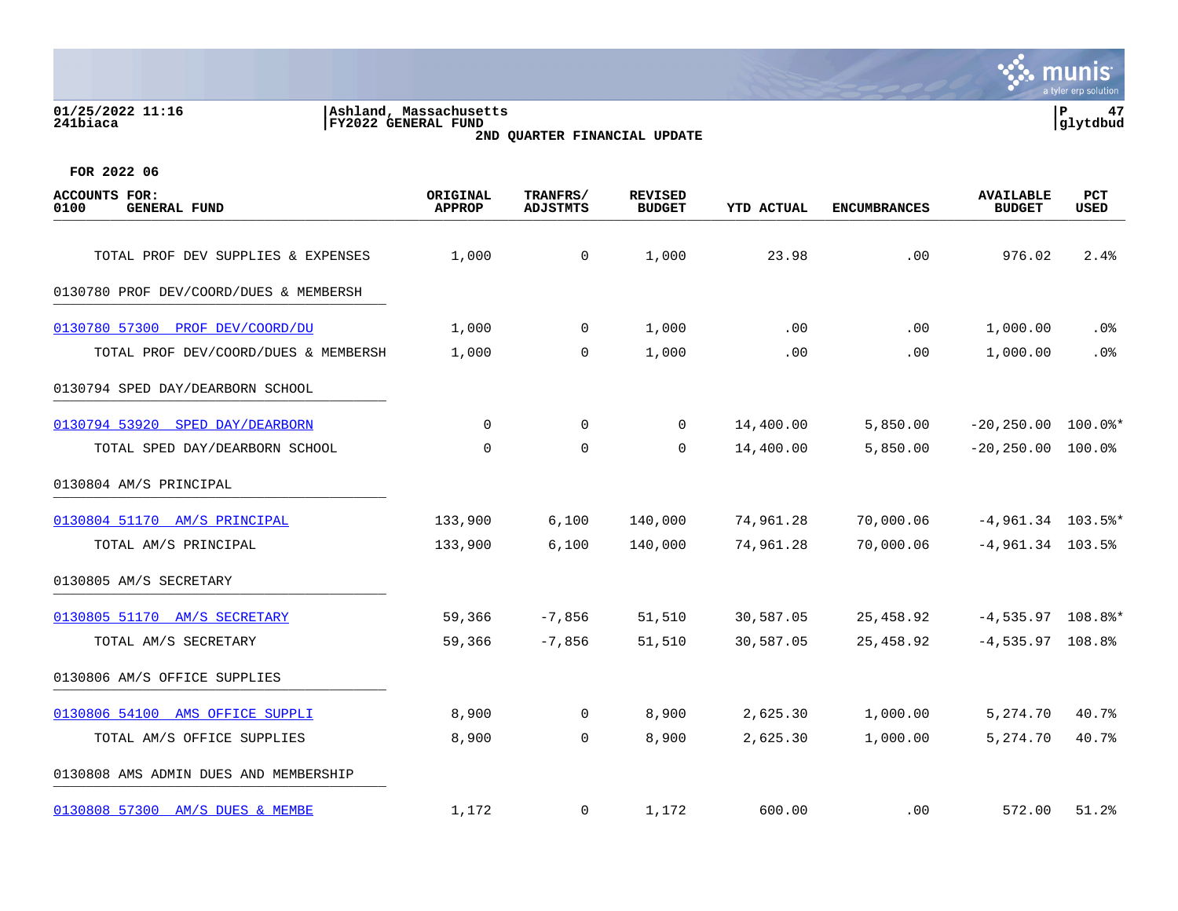01/25/2022 11:16
241biaca

Ashland, Massachusetts
FY2022 GENERAL FUND
2ND QUARTER FINANCIAL UPDATE

P 47
glytdbud

FOR 2022 06

| ACCOUNTS FOR: 0100 GENERAL FUND | ORIGINAL APPROP | TRANFRS/ ADJSTMTS | REVISED BUDGET | YTD ACTUAL | ENCUMBRANCES | AVAILABLE BUDGET | PCT USED |
|---|---|---|---|---|---|---|---|
| TOTAL PROF DEV SUPPLIES & EXPENSES | 1,000 | 0 | 1,000 | 23.98 | .00 | 976.02 | 2.4% |
| 0130780 PROF DEV/COORD/DUES & MEMBERSH | | | | | | | |
| 0130780 57300 PROF DEV/COORD/DU | 1,000 | 0 | 1,000 | .00 | .00 | 1,000.00 | .0% |
| TOTAL PROF DEV/COORD/DUES & MEMBERSH | 1,000 | 0 | 1,000 | .00 | .00 | 1,000.00 | .0% |
| 0130794 SPED DAY/DEARBORN SCHOOL | | | | | | | |
| 0130794 53920 SPED DAY/DEARBORN | 0 | 0 | 0 | 14,400.00 | 5,850.00 | -20,250.00 | 100.0%* |
| TOTAL SPED DAY/DEARBORN SCHOOL | 0 | 0 | 0 | 14,400.00 | 5,850.00 | -20,250.00 | 100.0% |
| 0130804 AM/S PRINCIPAL | | | | | | | |
| 0130804 51170 AM/S PRINCIPAL | 133,900 | 6,100 | 140,000 | 74,961.28 | 70,000.06 | -4,961.34 | 103.5%* |
| TOTAL AM/S PRINCIPAL | 133,900 | 6,100 | 140,000 | 74,961.28 | 70,000.06 | -4,961.34 | 103.5% |
| 0130805 AM/S SECRETARY | | | | | | | |
| 0130805 51170 AM/S SECRETARY | 59,366 | -7,856 | 51,510 | 30,587.05 | 25,458.92 | -4,535.97 | 108.8%* |
| TOTAL AM/S SECRETARY | 59,366 | -7,856 | 51,510 | 30,587.05 | 25,458.92 | -4,535.97 | 108.8% |
| 0130806 AM/S OFFICE SUPPLIES | | | | | | | |
| 0130806 54100 AMS OFFICE SUPPLI | 8,900 | 0 | 8,900 | 2,625.30 | 1,000.00 | 5,274.70 | 40.7% |
| TOTAL AM/S OFFICE SUPPLIES | 8,900 | 0 | 8,900 | 2,625.30 | 1,000.00 | 5,274.70 | 40.7% |
| 0130808 AMS ADMIN DUES AND MEMBERSHIP | | | | | | | |
| 0130808 57300 AM/S DUES & MEMBE | 1,172 | 0 | 1,172 | 600.00 | .00 | 572.00 | 51.2% |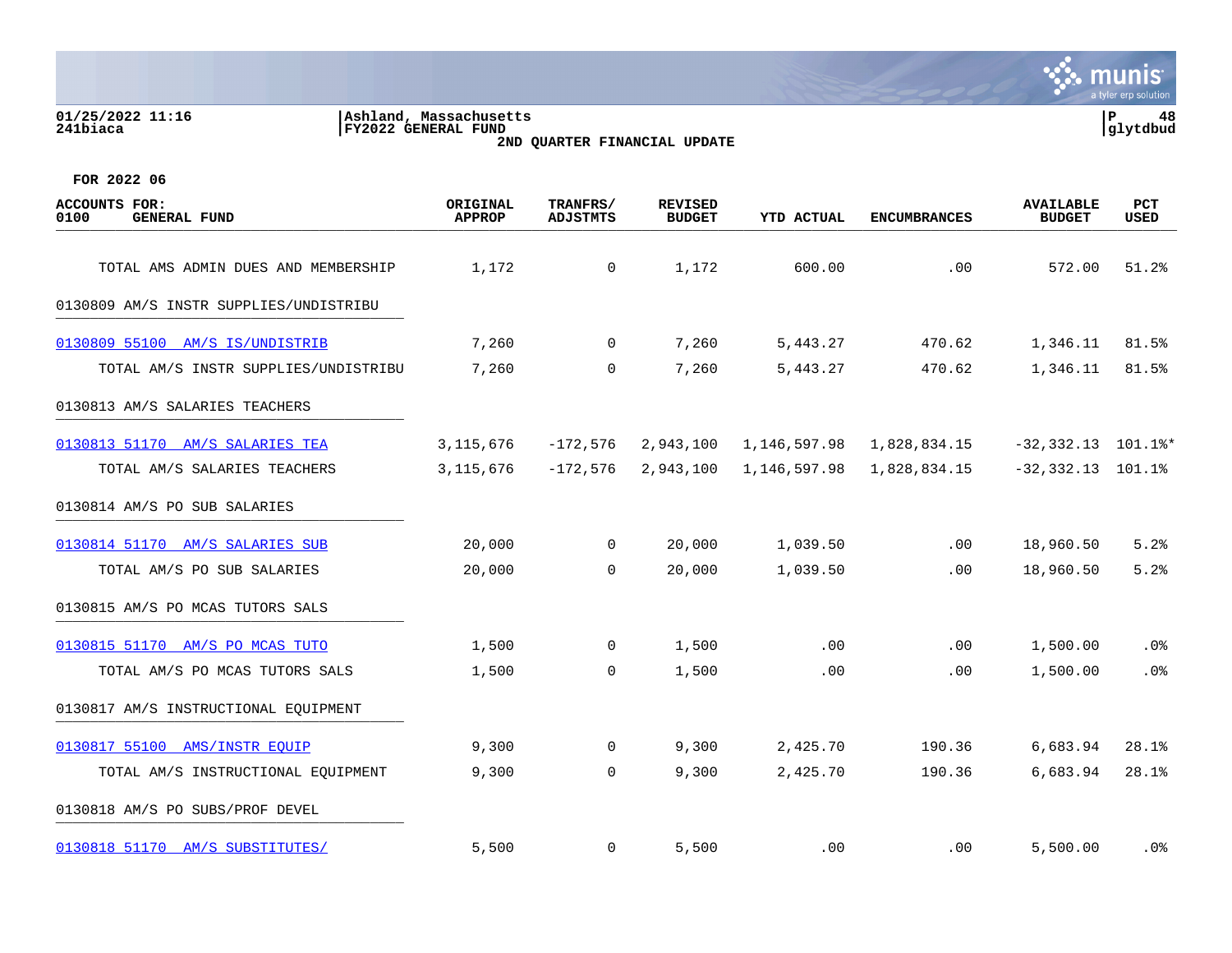01/25/2022 11:16 | Ashland, Massachusetts
241biaca | FY2022 GENERAL FUND | glytdbud

2ND QUARTER FINANCIAL UPDATE

FOR 2022 06

| ACCOUNTS FOR: 0100 GENERAL FUND | ORIGINAL APPROP | TRANFRS/ ADJSTMTS | REVISED BUDGET | YTD ACTUAL | ENCUMBRANCES | AVAILABLE BUDGET | PCT USED |
|---|---|---|---|---|---|---|---|
| TOTAL AMS ADMIN DUES AND MEMBERSHIP | 1,172 | 0 | 1,172 | 600.00 | .00 | 572.00 | 51.2% |
| 0130809 AM/S INSTR SUPPLIES/UNDISTRIBU | | | | | | | |
| 0130809 55100 AM/S IS/UNDISTRIB | 7,260 | 0 | 7,260 | 5,443.27 | 470.62 | 1,346.11 | 81.5% |
| TOTAL AM/S INSTR SUPPLIES/UNDISTRIBU | 7,260 | 0 | 7,260 | 5,443.27 | 470.62 | 1,346.11 | 81.5% |
| 0130813 AM/S SALARIES TEACHERS | | | | | | | |
| 0130813 51170 AM/S SALARIES TEA | 3,115,676 | -172,576 | 2,943,100 | 1,146,597.98 | 1,828,834.15 | -32,332.13 | 101.1%* |
| TOTAL AM/S SALARIES TEACHERS | 3,115,676 | -172,576 | 2,943,100 | 1,146,597.98 | 1,828,834.15 | -32,332.13 | 101.1% |
| 0130814 AM/S PO SUB SALARIES | | | | | | | |
| 0130814 51170 AM/S SALARIES SUB | 20,000 | 0 | 20,000 | 1,039.50 | .00 | 18,960.50 | 5.2% |
| TOTAL AM/S PO SUB SALARIES | 20,000 | 0 | 20,000 | 1,039.50 | .00 | 18,960.50 | 5.2% |
| 0130815 AM/S PO MCAS TUTORS SALS | | | | | | | |
| 0130815 51170 AM/S PO MCAS TUTO | 1,500 | 0 | 1,500 | .00 | .00 | 1,500.00 | .0% |
| TOTAL AM/S PO MCAS TUTORS SALS | 1,500 | 0 | 1,500 | .00 | .00 | 1,500.00 | .0% |
| 0130817 AM/S INSTRUCTIONAL EQUIPMENT | | | | | | | |
| 0130817 55100 AMS/INSTR EQUIP | 9,300 | 0 | 9,300 | 2,425.70 | 190.36 | 6,683.94 | 28.1% |
| TOTAL AM/S INSTRUCTIONAL EQUIPMENT | 9,300 | 0 | 9,300 | 2,425.70 | 190.36 | 6,683.94 | 28.1% |
| 0130818 AM/S PO SUBS/PROF DEVEL | | | | | | | |
| 0130818 51170 AM/S SUBSTITUTES/ | 5,500 | 0 | 5,500 | .00 | .00 | 5,500.00 | .0% |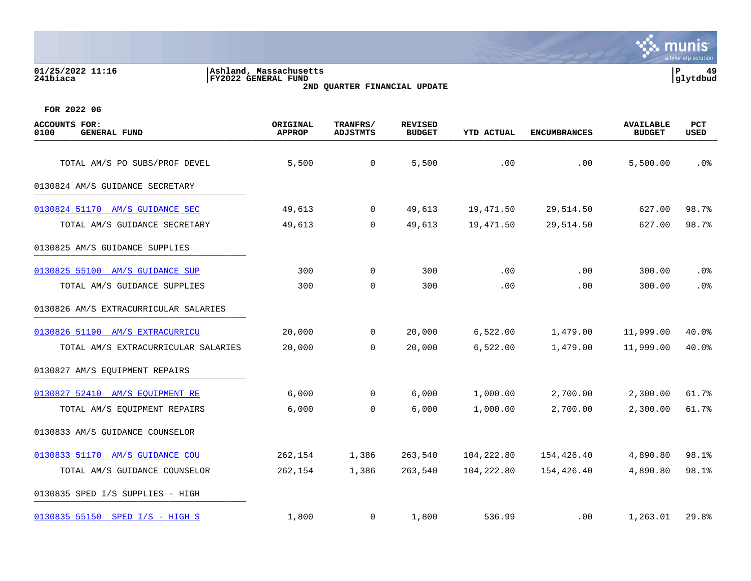01/25/2022 11:16 | Ashland, Massachusetts | P 49
241biaca | FY2022 GENERAL FUND | glytdbud

**2ND QUARTER FINANCIAL UPDATE**

**FOR 2022 06**

| ACCOUNTS FOR: 0100 GENERAL FUND | ORIGINAL APPROP | TRANFRS/ ADJSTMTS | REVISED BUDGET | YTD ACTUAL | ENCUMBRANCES | AVAILABLE BUDGET | PCT USED |
|---|---|---|---|---|---|---|---|
| TOTAL AM/S PO SUBS/PROF DEVEL | 5,500 | 0 | 5,500 | .00 | .00 | 5,500.00 | .0% |
| 0130824 AM/S GUIDANCE SECRETARY | | | | | | | |
| 0130824 51170 AM/S GUIDANCE SEC | 49,613 | 0 | 49,613 | 19,471.50 | 29,514.50 | 627.00 | 98.7% |
| TOTAL AM/S GUIDANCE SECRETARY | 49,613 | 0 | 49,613 | 19,471.50 | 29,514.50 | 627.00 | 98.7% |
| 0130825 AM/S GUIDANCE SUPPLIES | | | | | | | |
| 0130825 55100 AM/S GUIDANCE SUP | 300 | 0 | 300 | .00 | .00 | 300.00 | .0% |
| TOTAL AM/S GUIDANCE SUPPLIES | 300 | 0 | 300 | .00 | .00 | 300.00 | .0% |
| 0130826 AM/S EXTRACURRICULAR SALARIES | | | | | | | |
| 0130826 51190 AM/S EXTRACURRICU | 20,000 | 0 | 20,000 | 6,522.00 | 1,479.00 | 11,999.00 | 40.0% |
| TOTAL AM/S EXTRACURRICULAR SALARIES | 20,000 | 0 | 20,000 | 6,522.00 | 1,479.00 | 11,999.00 | 40.0% |
| 0130827 AM/S EQUIPMENT REPAIRS | | | | | | | |
| 0130827 52410 AM/S EQUIPMENT RE | 6,000 | 0 | 6,000 | 1,000.00 | 2,700.00 | 2,300.00 | 61.7% |
| TOTAL AM/S EQUIPMENT REPAIRS | 6,000 | 0 | 6,000 | 1,000.00 | 2,700.00 | 2,300.00 | 61.7% |
| 0130833 AM/S GUIDANCE COUNSELOR | | | | | | | |
| 0130833 51170 AM/S GUIDANCE COU | 262,154 | 1,386 | 263,540 | 104,222.80 | 154,426.40 | 4,890.80 | 98.1% |
| TOTAL AM/S GUIDANCE COUNSELOR | 262,154 | 1,386 | 263,540 | 104,222.80 | 154,426.40 | 4,890.80 | 98.1% |
| 0130835 SPED I/S SUPPLIES - HIGH | | | | | | | |
| 0130835 55150 SPED I/S - HIGH S | 1,800 | 0 | 1,800 | 536.99 | .00 | 1,263.01 | 29.8% |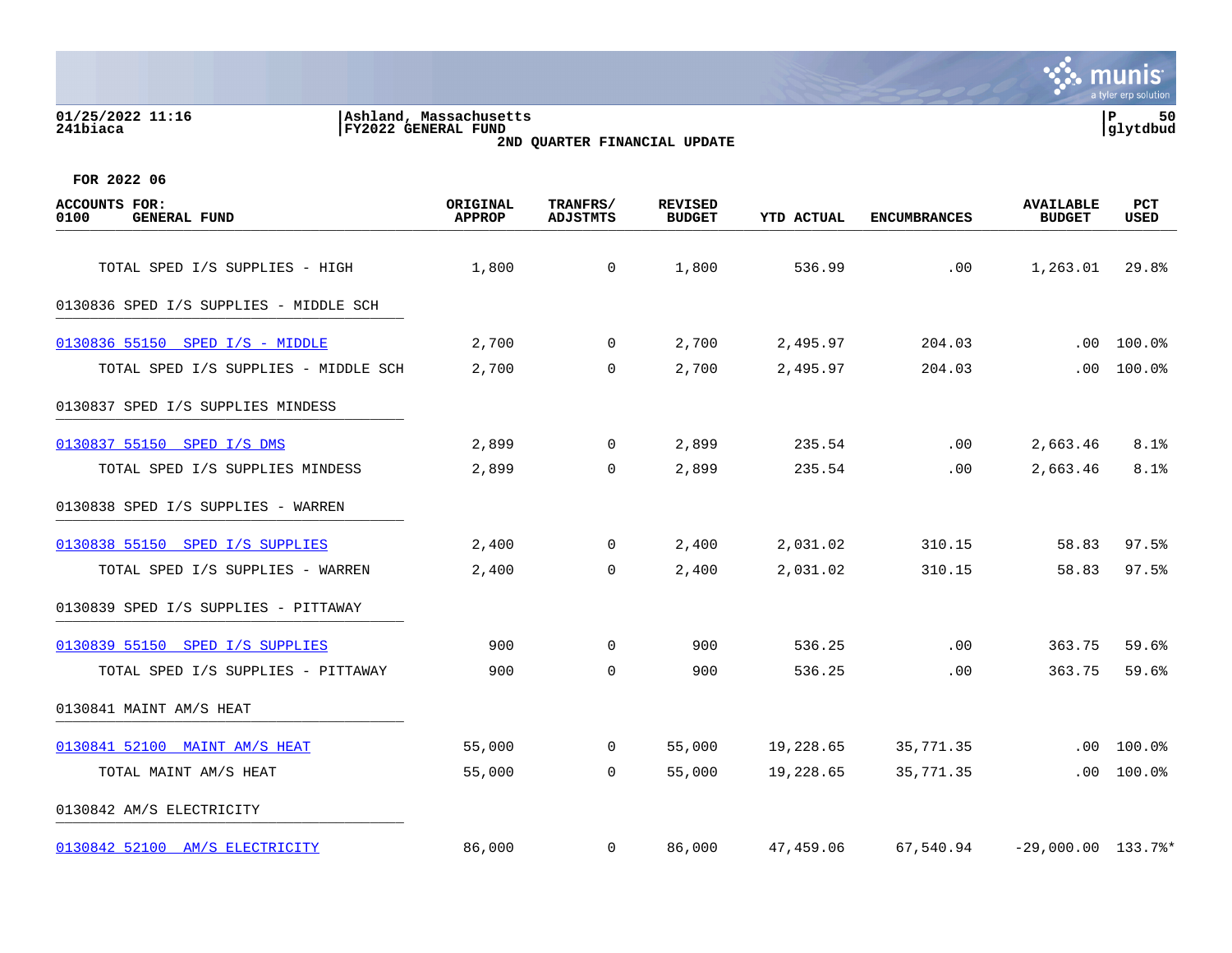01/25/2022 11:16 | Ashland, Massachusetts
241biaca | FY2022 GENERAL FUND

2ND QUARTER FINANCIAL UPDATE

FOR 2022 06

| ACCOUNTS FOR: 0100 GENERAL FUND | ORIGINAL APPROP | TRANFRS/ ADJSTMTS | REVISED BUDGET | YTD ACTUAL | ENCUMBRANCES | AVAILABLE BUDGET | PCT USED |
|---|---|---|---|---|---|---|---|
| TOTAL SPED I/S SUPPLIES - HIGH | 1,800 | 0 | 1,800 | 536.99 | .00 | 1,263.01 | 29.8% |
| **0130836 SPED I/S SUPPLIES - MIDDLE SCH** | | | | | | | |
| 0130836 55150 SPED I/S - MIDDLE | 2,700 | 0 | 2,700 | 2,495.97 | 204.03 | .00 | 100.0% |
| TOTAL SPED I/S SUPPLIES - MIDDLE SCH | 2,700 | 0 | 2,700 | 2,495.97 | 204.03 | .00 | 100.0% |
| **0130837 SPED I/S SUPPLIES MINDESS** | | | | | | | |
| 0130837 55150 SPED I/S DMS | 2,899 | 0 | 2,899 | 235.54 | .00 | 2,663.46 | 8.1% |
| TOTAL SPED I/S SUPPLIES MINDESS | 2,899 | 0 | 2,899 | 235.54 | .00 | 2,663.46 | 8.1% |
| **0130838 SPED I/S SUPPLIES - WARREN** | | | | | | | |
| 0130838 55150 SPED I/S SUPPLIES | 2,400 | 0 | 2,400 | 2,031.02 | 310.15 | 58.83 | 97.5% |
| TOTAL SPED I/S SUPPLIES - WARREN | 2,400 | 0 | 2,400 | 2,031.02 | 310.15 | 58.83 | 97.5% |
| **0130839 SPED I/S SUPPLIES - PITTAWAY** | | | | | | | |
| 0130839 55150 SPED I/S SUPPLIES | 900 | 0 | 900 | 536.25 | .00 | 363.75 | 59.6% |
| TOTAL SPED I/S SUPPLIES - PITTAWAY | 900 | 0 | 900 | 536.25 | .00 | 363.75 | 59.6% |
| **0130841 MAINT AM/S HEAT** | | | | | | | |
| 0130841 52100 MAINT AM/S HEAT | 55,000 | 0 | 55,000 | 19,228.65 | 35,771.35 | .00 | 100.0% |
| TOTAL MAINT AM/S HEAT | 55,000 | 0 | 55,000 | 19,228.65 | 35,771.35 | .00 | 100.0% |
| **0130842 AM/S ELECTRICITY** | | | | | | | |
| 0130842 52100 AM/S ELECTRICITY | 86,000 | 0 | 86,000 | 47,459.06 | 67,540.94 | -29,000.00 | 133.7%* |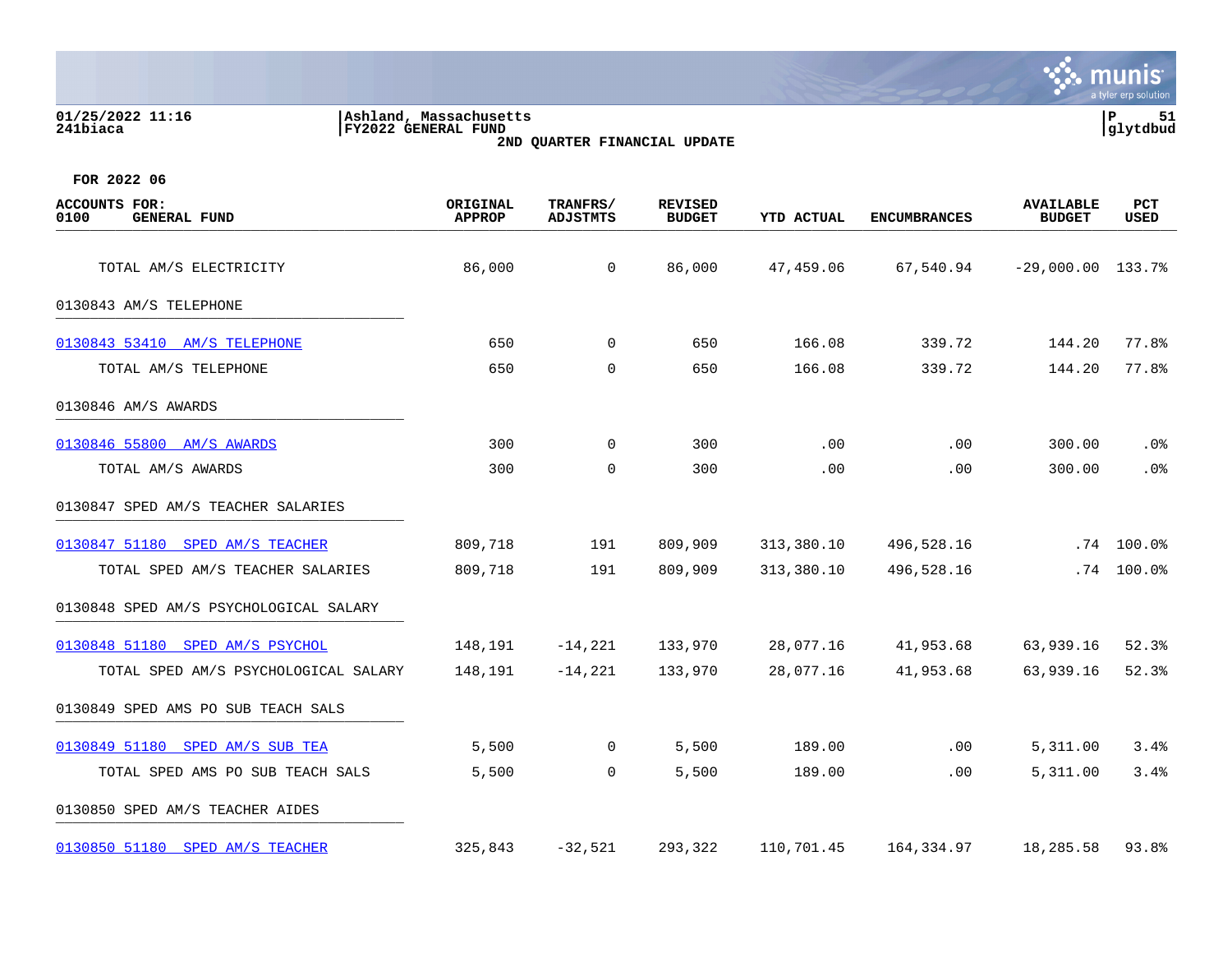01/25/2022 11:16
241biaca

Ashland, Massachusetts
FY2022 GENERAL FUND
2ND QUARTER FINANCIAL UPDATE

FOR 2022 06

| ACCOUNTS FOR: 0100 GENERAL FUND | ORIGINAL APPROP | TRANFRS/ ADJSTMTS | REVISED BUDGET | YTD ACTUAL | ENCUMBRANCES | AVAILABLE BUDGET | PCT USED |
|---|---|---|---|---|---|---|---|
| TOTAL AM/S ELECTRICITY | 86,000 | 0 | 86,000 | 47,459.06 | 67,540.94 | -29,000.00 | 133.7% |
| 0130843 AM/S TELEPHONE | | | | | | | |
| 0130843 53410 AM/S TELEPHONE | 650 | 0 | 650 | 166.08 | 339.72 | 144.20 | 77.8% |
| TOTAL AM/S TELEPHONE | 650 | 0 | 650 | 166.08 | 339.72 | 144.20 | 77.8% |
| 0130846 AM/S AWARDS | | | | | | | |
| 0130846 55800 AM/S AWARDS | 300 | 0 | 300 | .00 | .00 | 300.00 | .0% |
| TOTAL AM/S AWARDS | 300 | 0 | 300 | .00 | .00 | 300.00 | .0% |
| 0130847 SPED AM/S TEACHER SALARIES | | | | | | | |
| 0130847 51180 SPED AM/S TEACHER | 809,718 | 191 | 809,909 | 313,380.10 | 496,528.16 | .74 | 100.0% |
| TOTAL SPED AM/S TEACHER SALARIES | 809,718 | 191 | 809,909 | 313,380.10 | 496,528.16 | .74 | 100.0% |
| 0130848 SPED AM/S PSYCHOLOGICAL SALARY | | | | | | | |
| 0130848 51180 SPED AM/S PSYCHOL | 148,191 | -14,221 | 133,970 | 28,077.16 | 41,953.68 | 63,939.16 | 52.3% |
| TOTAL SPED AM/S PSYCHOLOGICAL SALARY | 148,191 | -14,221 | 133,970 | 28,077.16 | 41,953.68 | 63,939.16 | 52.3% |
| 0130849 SPED AMS PO SUB TEACH SALS | | | | | | | |
| 0130849 51180 SPED AM/S SUB TEA | 5,500 | 0 | 5,500 | 189.00 | .00 | 5,311.00 | 3.4% |
| TOTAL SPED AMS PO SUB TEACH SALS | 5,500 | 0 | 5,500 | 189.00 | .00 | 5,311.00 | 3.4% |
| 0130850 SPED AM/S TEACHER AIDES | | | | | | | |
| 0130850 51180 SPED AM/S TEACHER | 325,843 | -32,521 | 293,322 | 110,701.45 | 164,334.97 | 18,285.58 | 93.8% |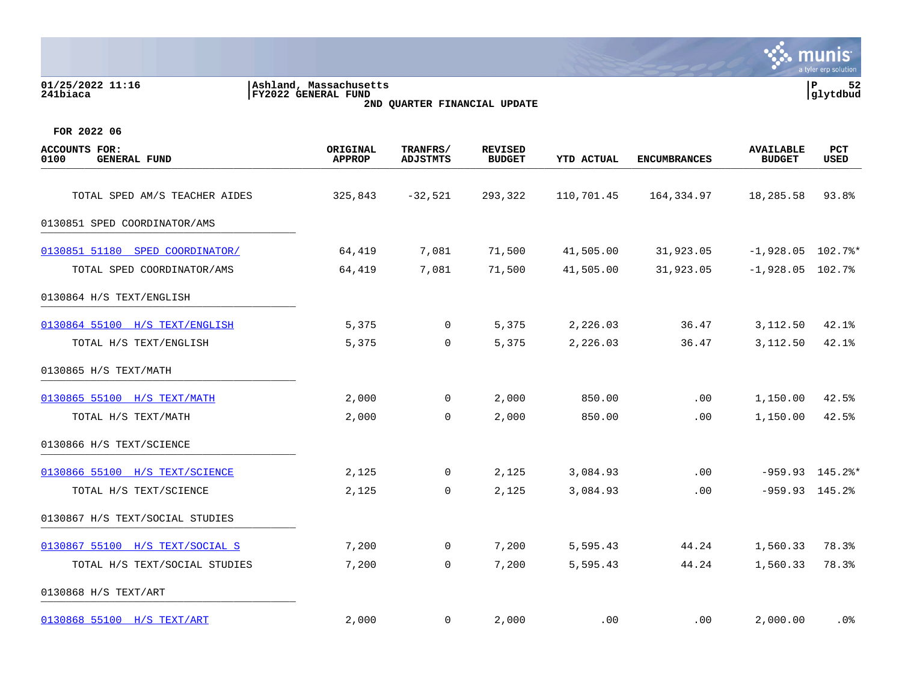01/25/2022 11:16 | Ashland, Massachusetts
241biaca | FY2022 GENERAL FUND

**2ND QUARTER FINANCIAL UPDATE**

FOR 2022 06

| ACCOUNTS FOR: 0100 GENERAL FUND | ORIGINAL APPROP | TRANFRS/ ADJSTMTS | REVISED BUDGET | YTD ACTUAL | ENCUMBRANCES | AVAILABLE BUDGET | PCT USED |
|---|---|---|---|---|---|---|---|
| TOTAL SPED AM/S TEACHER AIDES | 325,843 | -32,521 | 293,322 | 110,701.45 | 164,334.97 | 18,285.58 | 93.8% |
| 0130851 SPED COORDINATOR/AMS | | | | | | | |
| 0130851 51180 SPED COORDINATOR/ | 64,419 | 7,081 | 71,500 | 41,505.00 | 31,923.05 | -1,928.05 | 102.7%* |
| TOTAL SPED COORDINATOR/AMS | 64,419 | 7,081 | 71,500 | 41,505.00 | 31,923.05 | -1,928.05 | 102.7% |
| 0130864 H/S TEXT/ENGLISH | | | | | | | |
| 0130864 55100 H/S TEXT/ENGLISH | 5,375 | 0 | 5,375 | 2,226.03 | 36.47 | 3,112.50 | 42.1% |
| TOTAL H/S TEXT/ENGLISH | 5,375 | 0 | 5,375 | 2,226.03 | 36.47 | 3,112.50 | 42.1% |
| 0130865 H/S TEXT/MATH | | | | | | | |
| 0130865 55100 H/S TEXT/MATH | 2,000 | 0 | 2,000 | 850.00 | .00 | 1,150.00 | 42.5% |
| TOTAL H/S TEXT/MATH | 2,000 | 0 | 2,000 | 850.00 | .00 | 1,150.00 | 42.5% |
| 0130866 H/S TEXT/SCIENCE | | | | | | | |
| 0130866 55100 H/S TEXT/SCIENCE | 2,125 | 0 | 2,125 | 3,084.93 | .00 | -959.93 | 145.2%* |
| TOTAL H/S TEXT/SCIENCE | 2,125 | 0 | 2,125 | 3,084.93 | .00 | -959.93 | 145.2% |
| 0130867 H/S TEXT/SOCIAL STUDIES | | | | | | | |
| 0130867 55100 H/S TEXT/SOCIAL S | 7,200 | 0 | 7,200 | 5,595.43 | 44.24 | 1,560.33 | 78.3% |
| TOTAL H/S TEXT/SOCIAL STUDIES | 7,200 | 0 | 7,200 | 5,595.43 | 44.24 | 1,560.33 | 78.3% |
| 0130868 H/S TEXT/ART | | | | | | | |
| 0130868 55100 H/S TEXT/ART | 2,000 | 0 | 2,000 | .00 | .00 | 2,000.00 | .0% |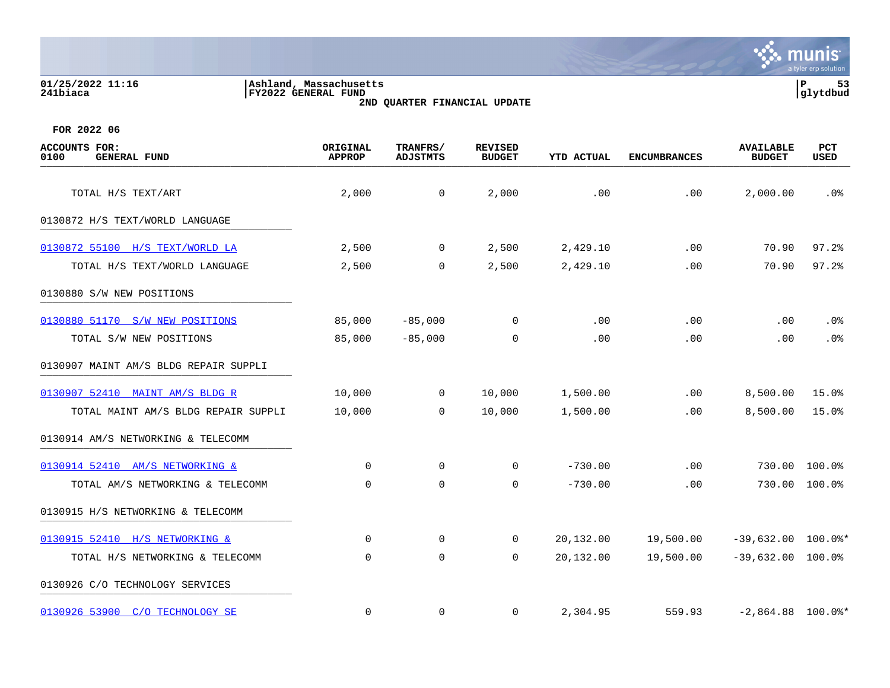Ashland, Massachusetts
FY2022 GENERAL FUND
**2ND QUARTER FINANCIAL UPDATE**

01/25/2022 11:16
241biaca

**FOR 2022 06**

| ACCOUNTS FOR: 0100 GENERAL FUND | ORIGINAL APPROP | TRANFRS/ ADJSTMTS | REVISED BUDGET | YTD ACTUAL | ENCUMBRANCES | AVAILABLE BUDGET | PCT USED |
|---|---|---|---|---|---|---|---|
| TOTAL H/S TEXT/ART | 2,000 | 0 | 2,000 | .00 | .00 | 2,000.00 | .0% |
| 0130872 H/S TEXT/WORLD LANGUAGE | | | | | | | |
| 0130872 55100 H/S TEXT/WORLD LA | 2,500 | 0 | 2,500 | 2,429.10 | .00 | 70.90 | 97.2% |
| TOTAL H/S TEXT/WORLD LANGUAGE | 2,500 | 0 | 2,500 | 2,429.10 | .00 | 70.90 | 97.2% |
| 0130880 S/W NEW POSITIONS | | | | | | | |
| 0130880 51170 S/W NEW POSITIONS | 85,000 | -85,000 | 0 | .00 | .00 | .00 | .0% |
| TOTAL S/W NEW POSITIONS | 85,000 | -85,000 | 0 | .00 | .00 | .00 | .0% |
| 0130907 MAINT AM/S BLDG REPAIR SUPPLI | | | | | | | |
| 0130907 52410 MAINT AM/S BLDG R | 10,000 | 0 | 10,000 | 1,500.00 | .00 | 8,500.00 | 15.0% |
| TOTAL MAINT AM/S BLDG REPAIR SUPPLI | 10,000 | 0 | 10,000 | 1,500.00 | .00 | 8,500.00 | 15.0% |
| 0130914 AM/S NETWORKING & TELECOMM | | | | | | | |
| 0130914 52410 AM/S NETWORKING & | 0 | 0 | 0 | -730.00 | .00 | 730.00 | 100.0% |
| TOTAL AM/S NETWORKING & TELECOMM | 0 | 0 | 0 | -730.00 | .00 | 730.00 | 100.0% |
| 0130915 H/S NETWORKING & TELECOMM | | | | | | | |
| 0130915 52410 H/S NETWORKING & | 0 | 0 | 0 | 20,132.00 | 19,500.00 | -39,632.00 | 100.0%* |
| TOTAL H/S NETWORKING & TELECOMM | 0 | 0 | 0 | 20,132.00 | 19,500.00 | -39,632.00 | 100.0% |
| 0130926 C/O TECHNOLOGY SERVICES | | | | | | | |
| 0130926 53900 C/O TECHNOLOGY SE | 0 | 0 | 0 | 2,304.95 | 559.93 | -2,864.88 | 100.0%* |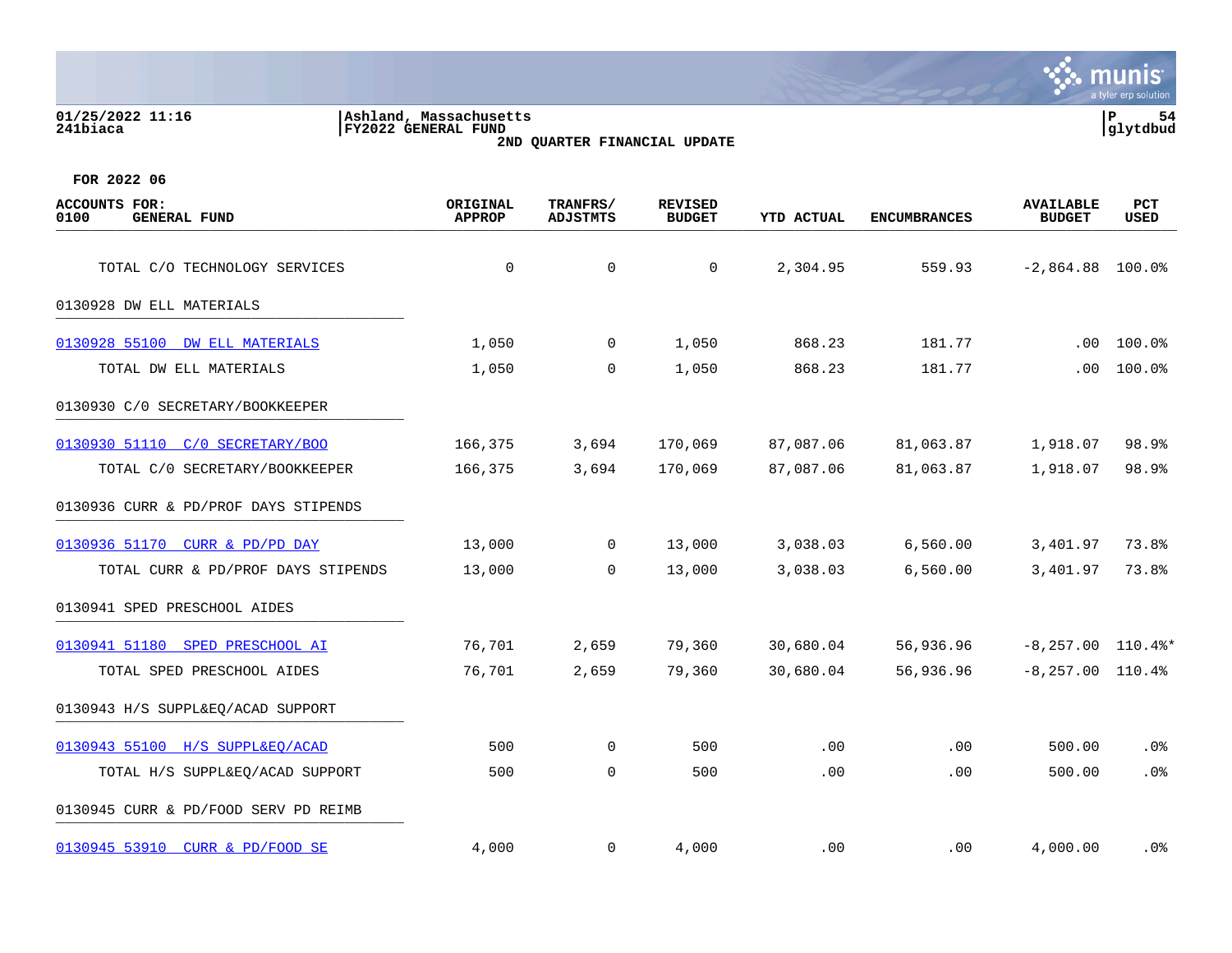Ashland, Massachusetts
FY2022 GENERAL FUND
**2ND QUARTER FINANCIAL UPDATE**

**FOR 2022 06**

| ACCOUNTS FOR: 0100 GENERAL FUND | ORIGINAL APPROP | TRANFRS/ ADJSTMTS | REVISED BUDGET | YTD ACTUAL | ENCUMBRANCES | AVAILABLE BUDGET | PCT USED |
|---|---|---|---|---|---|---|---|
| TOTAL C/O TECHNOLOGY SERVICES | 0 | 0 | 0 | 2,304.95 | 559.93 | -2,864.88 | 100.0% |
| 0130928 DW ELL MATERIALS | | | | | | | |
| 0130928 55100 DW ELL MATERIALS | 1,050 | 0 | 1,050 | 868.23 | 181.77 | .00 | 100.0% |
| TOTAL DW ELL MATERIALS | 1,050 | 0 | 1,050 | 868.23 | 181.77 | .00 | 100.0% |
| 0130930 C/0 SECRETARY/BOOKKEEPER | | | | | | | |
| 0130930 51110 C/0 SECRETARY/BOO | 166,375 | 3,694 | 170,069 | 87,087.06 | 81,063.87 | 1,918.07 | 98.9% |
| TOTAL C/0 SECRETARY/BOOKKEEPER | 166,375 | 3,694 | 170,069 | 87,087.06 | 81,063.87 | 1,918.07 | 98.9% |
| 0130936 CURR & PD/PROF DAYS STIPENDS | | | | | | | |
| 0130936 51170 CURR & PD/PD DAY | 13,000 | 0 | 13,000 | 3,038.03 | 6,560.00 | 3,401.97 | 73.8% |
| TOTAL CURR & PD/PROF DAYS STIPENDS | 13,000 | 0 | 13,000 | 3,038.03 | 6,560.00 | 3,401.97 | 73.8% |
| 0130941 SPED PRESCHOOL AIDES | | | | | | | |
| 0130941 51180 SPED PRESCHOOL AI | 76,701 | 2,659 | 79,360 | 30,680.04 | 56,936.96 | -8,257.00 | 110.4%* |
| TOTAL SPED PRESCHOOL AIDES | 76,701 | 2,659 | 79,360 | 30,680.04 | 56,936.96 | -8,257.00 | 110.4% |
| 0130943 H/S SUPPL&EQ/ACAD SUPPORT | | | | | | | |
| 0130943 55100 H/S SUPPL&EQ/ACAD | 500 | 0 | 500 | .00 | .00 | 500.00 | .0% |
| TOTAL H/S SUPPL&EQ/ACAD SUPPORT | 500 | 0 | 500 | .00 | .00 | 500.00 | .0% |
| 0130945 CURR & PD/FOOD SERV PD REIMB | | | | | | | |
| 0130945 53910 CURR & PD/FOOD SE | 4,000 | 0 | 4,000 | .00 | .00 | 4,000.00 | .0% |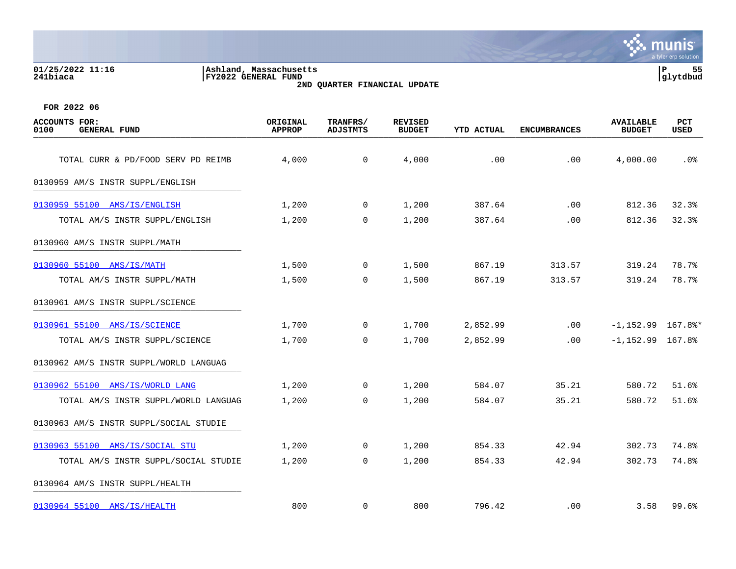01/25/2022 11:16
241biaca

Ashland, Massachusetts
FY2022 GENERAL FUND
2ND QUARTER FINANCIAL UPDATE

P 55
glytdbud

FOR 2022 06

| ACCOUNTS FOR: 0100 GENERAL FUND | ORIGINAL APPROP | TRANFRS/ ADJSTMTS | REVISED BUDGET | YTD ACTUAL | ENCUMBRANCES | AVAILABLE BUDGET | PCT USED |
|---|---|---|---|---|---|---|---|
| TOTAL CURR & PD/FOOD SERV PD REIMB | 4,000 | 0 | 4,000 | .00 | .00 | 4,000.00 | .0% |
| 0130959 AM/S INSTR SUPPL/ENGLISH | | | | | | | |
| 0130959 55100 AMS/IS/ENGLISH | 1,200 | 0 | 1,200 | 387.64 | .00 | 812.36 | 32.3% |
| TOTAL AM/S INSTR SUPPL/ENGLISH | 1,200 | 0 | 1,200 | 387.64 | .00 | 812.36 | 32.3% |
| 0130960 AM/S INSTR SUPPL/MATH | | | | | | | |
| 0130960 55100 AMS/IS/MATH | 1,500 | 0 | 1,500 | 867.19 | 313.57 | 319.24 | 78.7% |
| TOTAL AM/S INSTR SUPPL/MATH | 1,500 | 0 | 1,500 | 867.19 | 313.57 | 319.24 | 78.7% |
| 0130961 AM/S INSTR SUPPL/SCIENCE | | | | | | | |
| 0130961 55100 AMS/IS/SCIENCE | 1,700 | 0 | 1,700 | 2,852.99 | .00 | -1,152.99 | 167.8%* |
| TOTAL AM/S INSTR SUPPL/SCIENCE | 1,700 | 0 | 1,700 | 2,852.99 | .00 | -1,152.99 | 167.8% |
| 0130962 AM/S INSTR SUPPL/WORLD LANGUAG | | | | | | | |
| 0130962 55100 AMS/IS/WORLD LANG | 1,200 | 0 | 1,200 | 584.07 | 35.21 | 580.72 | 51.6% |
| TOTAL AM/S INSTR SUPPL/WORLD LANGUAG | 1,200 | 0 | 1,200 | 584.07 | 35.21 | 580.72 | 51.6% |
| 0130963 AM/S INSTR SUPPL/SOCIAL STUDIE | | | | | | | |
| 0130963 55100 AMS/IS/SOCIAL STU | 1,200 | 0 | 1,200 | 854.33 | 42.94 | 302.73 | 74.8% |
| TOTAL AM/S INSTR SUPPL/SOCIAL STUDIE | 1,200 | 0 | 1,200 | 854.33 | 42.94 | 302.73 | 74.8% |
| 0130964 AM/S INSTR SUPPL/HEALTH | | | | | | | |
| 0130964 55100 AMS/IS/HEALTH | 800 | 0 | 800 | 796.42 | .00 | 3.58 | 99.6% |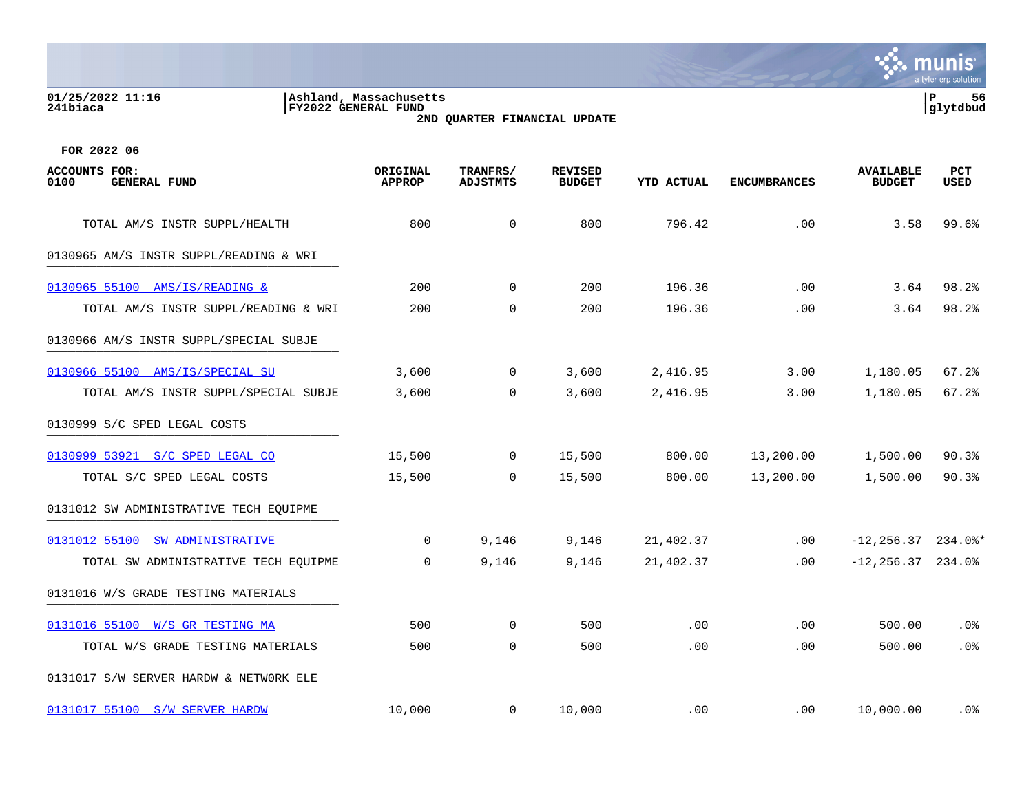01/25/2022 11:16
241biaca

Ashland, Massachusetts
FY2022 GENERAL FUND
2ND QUARTER FINANCIAL UPDATE

P 56
glytdbud

FOR 2022 06

| ACCOUNTS FOR: 0100 GENERAL FUND | ORIGINAL APPROP | TRANFRS/ ADJSTMTS | REVISED BUDGET | YTD ACTUAL | ENCUMBRANCES | AVAILABLE BUDGET | PCT USED |
|---|---|---|---|---|---|---|---|
| TOTAL AM/S INSTR SUPPL/HEALTH | 800 | 0 | 800 | 796.42 | .00 | 3.58 | 99.6% |
| 0130965 AM/S INSTR SUPPL/READING & WRI | | | | | | | |
| 0130965 55100 AMS/IS/READING & | 200 | 0 | 200 | 196.36 | .00 | 3.64 | 98.2% |
| TOTAL AM/S INSTR SUPPL/READING & WRI | 200 | 0 | 200 | 196.36 | .00 | 3.64 | 98.2% |
| 0130966 AM/S INSTR SUPPL/SPECIAL SUBJE | | | | | | | |
| 0130966 55100 AMS/IS/SPECIAL SU | 3,600 | 0 | 3,600 | 2,416.95 | 3.00 | 1,180.05 | 67.2% |
| TOTAL AM/S INSTR SUPPL/SPECIAL SUBJE | 3,600 | 0 | 3,600 | 2,416.95 | 3.00 | 1,180.05 | 67.2% |
| 0130999 S/C SPED LEGAL COSTS | | | | | | | |
| 0130999 53921 S/C SPED LEGAL CO | 15,500 | 0 | 15,500 | 800.00 | 13,200.00 | 1,500.00 | 90.3% |
| TOTAL S/C SPED LEGAL COSTS | 15,500 | 0 | 15,500 | 800.00 | 13,200.00 | 1,500.00 | 90.3% |
| 0131012 SW ADMINISTRATIVE TECH EQUIPME | | | | | | | |
| 0131012 55100 SW ADMINISTRATIVE | 0 | 9,146 | 9,146 | 21,402.37 | .00 | -12,256.37 | 234.0%* |
| TOTAL SW ADMINISTRATIVE TECH EQUIPME | 0 | 9,146 | 9,146 | 21,402.37 | .00 | -12,256.37 | 234.0% |
| 0131016 W/S GRADE TESTING MATERIALS | | | | | | | |
| 0131016 55100 W/S GR TESTING MA | 500 | 0 | 500 | .00 | .00 | 500.00 | .0% |
| TOTAL W/S GRADE TESTING MATERIALS | 500 | 0 | 500 | .00 | .00 | 500.00 | .0% |
| 0131017 S/W SERVER HARDW & NETW0RK ELE | | | | | | | |
| 0131017 55100 S/W SERVER HARDW | 10,000 | 0 | 10,000 | .00 | .00 | 10,000.00 | .0% |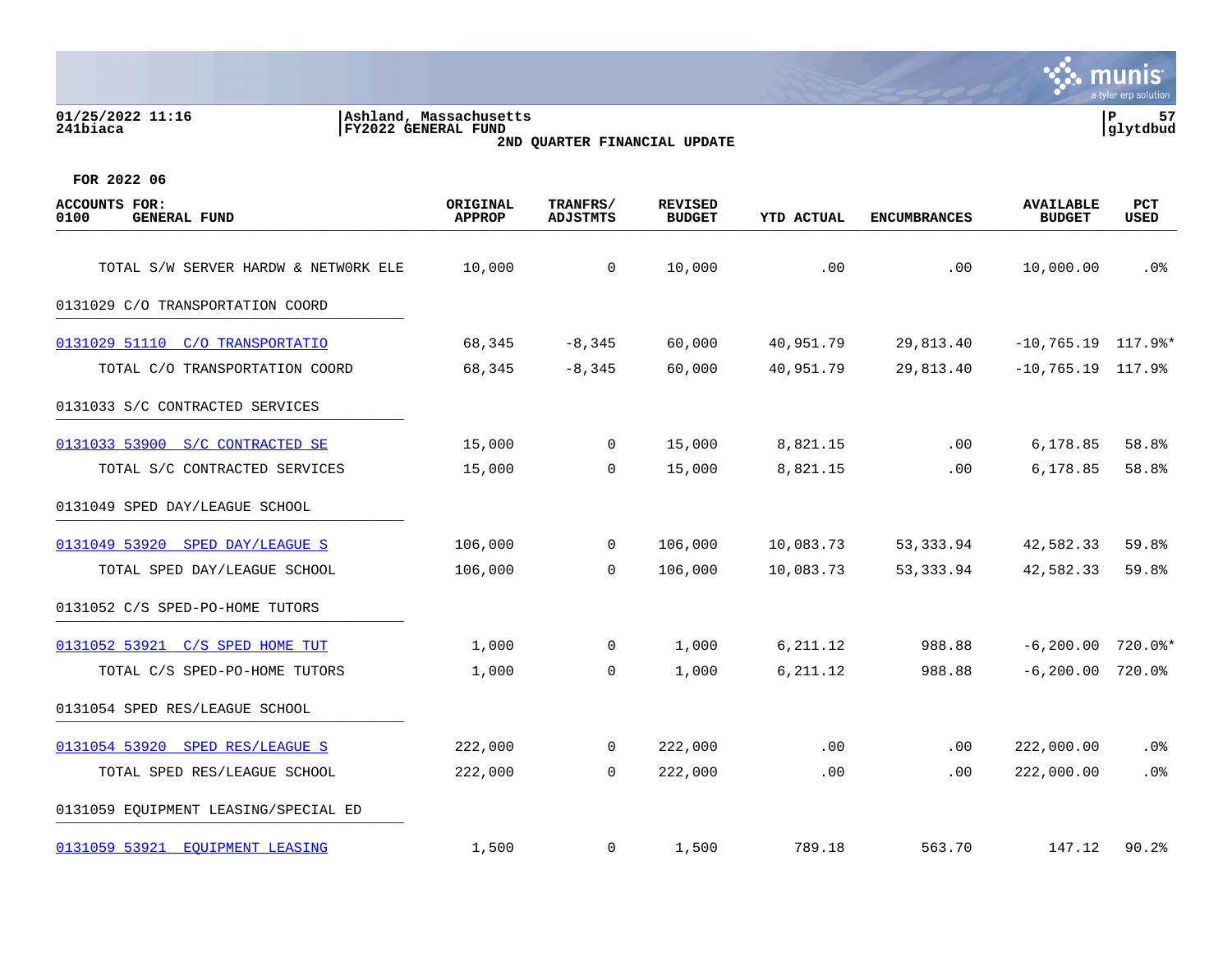01/25/2022 11:16
241biaca

Ashland, Massachusetts
FY2022 GENERAL FUND
2ND QUARTER FINANCIAL UPDATE

FOR 2022 06

| ACCOUNTS FOR: 0100 GENERAL FUND | ORIGINAL APPROP | TRANFRS/ ADJSTMTS | REVISED BUDGET | YTD ACTUAL | ENCUMBRANCES | AVAILABLE BUDGET | PCT USED |
|---|---|---|---|---|---|---|---|
| TOTAL S/W SERVER HARDW & NETWORK ELE | 10,000 | 0 | 10,000 | .00 | .00 | 10,000.00 | .0% |
| 0131029 C/O TRANSPORTATION COORD | | | | | | | |
| 0131029 51110 C/O TRANSPORTATIO | 68,345 | -8,345 | 60,000 | 40,951.79 | 29,813.40 | -10,765.19 | 117.9%* |
| TOTAL C/O TRANSPORTATION COORD | 68,345 | -8,345 | 60,000 | 40,951.79 | 29,813.40 | -10,765.19 | 117.9% |
| 0131033 S/C CONTRACTED SERVICES | | | | | | | |
| 0131033 53900 S/C CONTRACTED SE | 15,000 | 0 | 15,000 | 8,821.15 | .00 | 6,178.85 | 58.8% |
| TOTAL S/C CONTRACTED SERVICES | 15,000 | 0 | 15,000 | 8,821.15 | .00 | 6,178.85 | 58.8% |
| 0131049 SPED DAY/LEAGUE SCHOOL | | | | | | | |
| 0131049 53920 SPED DAY/LEAGUE S | 106,000 | 0 | 106,000 | 10,083.73 | 53,333.94 | 42,582.33 | 59.8% |
| TOTAL SPED DAY/LEAGUE SCHOOL | 106,000 | 0 | 106,000 | 10,083.73 | 53,333.94 | 42,582.33 | 59.8% |
| 0131052 C/S SPED-PO-HOME TUTORS | | | | | | | |
| 0131052 53921 C/S SPED HOME TUT | 1,000 | 0 | 1,000 | 6,211.12 | 988.88 | -6,200.00 | 720.0%* |
| TOTAL C/S SPED-PO-HOME TUTORS | 1,000 | 0 | 1,000 | 6,211.12 | 988.88 | -6,200.00 | 720.0% |
| 0131054 SPED RES/LEAGUE SCHOOL | | | | | | | |
| 0131054 53920 SPED RES/LEAGUE S | 222,000 | 0 | 222,000 | .00 | .00 | 222,000.00 | .0% |
| TOTAL SPED RES/LEAGUE SCHOOL | 222,000 | 0 | 222,000 | .00 | .00 | 222,000.00 | .0% |
| 0131059 EQUIPMENT LEASING/SPECIAL ED | | | | | | | |
| 0131059 53921 EQUIPMENT LEASING | 1,500 | 0 | 1,500 | 789.18 | 563.70 | 147.12 | 90.2% |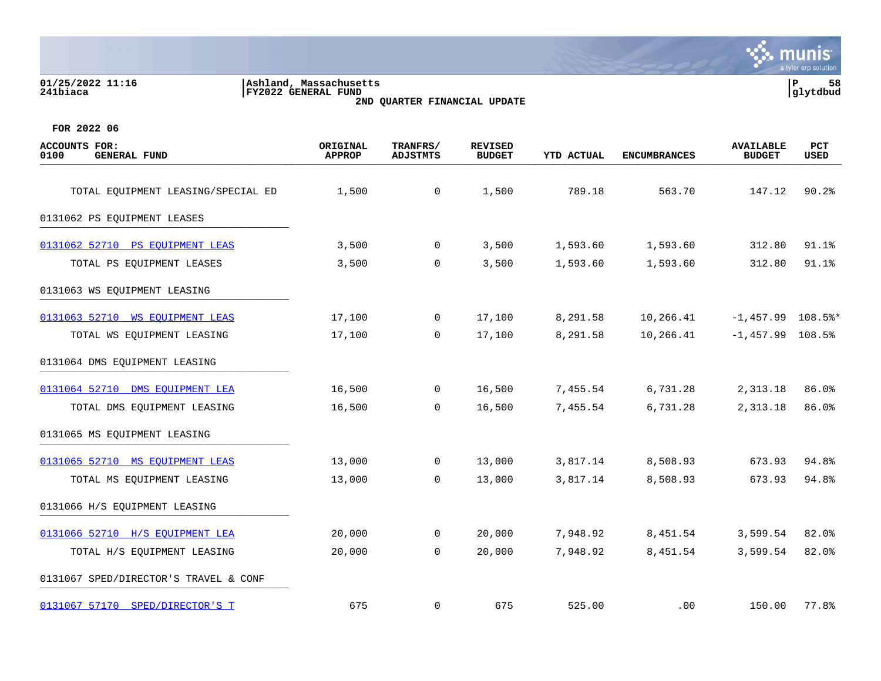01/25/2022 11:16 | Ashland, Massachusetts
241biaca | FY2022 GENERAL FUND

2ND QUARTER FINANCIAL UPDATE

FOR 2022 06

| ACCOUNTS FOR: 0100 GENERAL FUND | ORIGINAL APPROP | TRANFRS/ ADJSTMTS | REVISED BUDGET | YTD ACTUAL | ENCUMBRANCES | AVAILABLE BUDGET | PCT USED |
|---|---|---|---|---|---|---|---|
| TOTAL EQUIPMENT LEASING/SPECIAL ED | 1,500 | 0 | 1,500 | 789.18 | 563.70 | 147.12 | 90.2% |
| 0131062 PS EQUIPMENT LEASES | | | | | | | |
| 0131062 52710 PS EQUIPMENT LEAS | 3,500 | 0 | 3,500 | 1,593.60 | 1,593.60 | 312.80 | 91.1% |
| TOTAL PS EQUIPMENT LEASES | 3,500 | 0 | 3,500 | 1,593.60 | 1,593.60 | 312.80 | 91.1% |
| 0131063 WS EQUIPMENT LEASING | | | | | | | |
| 0131063 52710 WS EQUIPMENT LEAS | 17,100 | 0 | 17,100 | 8,291.58 | 10,266.41 | -1,457.99 | 108.5%* |
| TOTAL WS EQUIPMENT LEASING | 17,100 | 0 | 17,100 | 8,291.58 | 10,266.41 | -1,457.99 | 108.5% |
| 0131064 DMS EQUIPMENT LEASING | | | | | | | |
| 0131064 52710 DMS EQUIPMENT LEA | 16,500 | 0 | 16,500 | 7,455.54 | 6,731.28 | 2,313.18 | 86.0% |
| TOTAL DMS EQUIPMENT LEASING | 16,500 | 0 | 16,500 | 7,455.54 | 6,731.28 | 2,313.18 | 86.0% |
| 0131065 MS EQUIPMENT LEASING | | | | | | | |
| 0131065 52710 MS EQUIPMENT LEAS | 13,000 | 0 | 13,000 | 3,817.14 | 8,508.93 | 673.93 | 94.8% |
| TOTAL MS EQUIPMENT LEASING | 13,000 | 0 | 13,000 | 3,817.14 | 8,508.93 | 673.93 | 94.8% |
| 0131066 H/S EQUIPMENT LEASING | | | | | | | |
| 0131066 52710 H/S EQUIPMENT LEA | 20,000 | 0 | 20,000 | 7,948.92 | 8,451.54 | 3,599.54 | 82.0% |
| TOTAL H/S EQUIPMENT LEASING | 20,000 | 0 | 20,000 | 7,948.92 | 8,451.54 | 3,599.54 | 82.0% |
| 0131067 SPED/DIRECTOR'S TRAVEL & CONF | | | | | | | |
| 0131067 57170 SPED/DIRECTOR'S T | 675 | 0 | 675 | 525.00 | .00 | 150.00 | 77.8% |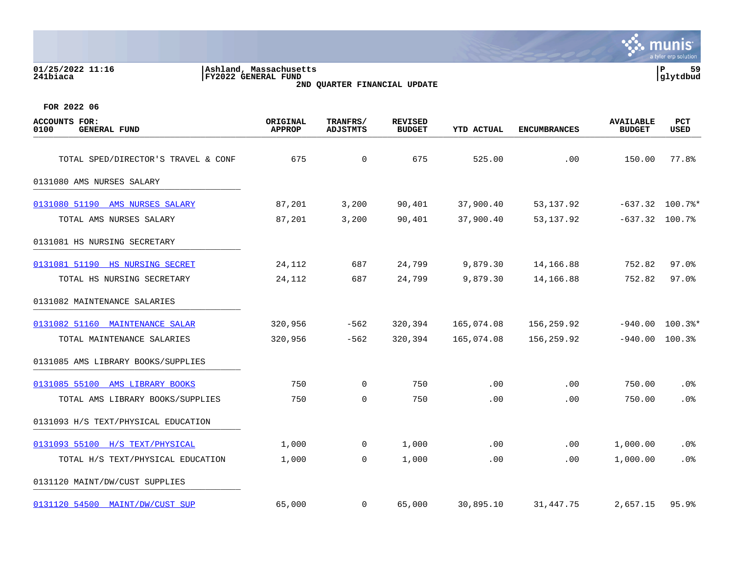01/25/2022 11:16
241biaca

Ashland, Massachusetts
FY2022 GENERAL FUND
2ND QUARTER FINANCIAL UPDATE

P 59
glytdbud

FOR 2022 06

| ACCOUNTS FOR: 0100 GENERAL FUND | ORIGINAL APPROP | TRANFRS/ ADJSTMTS | REVISED BUDGET | YTD ACTUAL | ENCUMBRANCES | AVAILABLE BUDGET | PCT USED |
|---|---|---|---|---|---|---|---|
| TOTAL SPED/DIRECTOR'S TRAVEL & CONF | 675 | 0 | 675 | 525.00 | .00 | 150.00 | 77.8% |
| 0131080 AMS NURSES SALARY | | | | | | | |
| 0131080 51190 AMS NURSES SALARY | 87,201 | 3,200 | 90,401 | 37,900.40 | 53,137.92 | -637.32 | 100.7%* |
| TOTAL AMS NURSES SALARY | 87,201 | 3,200 | 90,401 | 37,900.40 | 53,137.92 | -637.32 | 100.7% |
| 0131081 HS NURSING SECRETARY | | | | | | | |
| 0131081 51190 HS NURSING SECRET | 24,112 | 687 | 24,799 | 9,879.30 | 14,166.88 | 752.82 | 97.0% |
| TOTAL HS NURSING SECRETARY | 24,112 | 687 | 24,799 | 9,879.30 | 14,166.88 | 752.82 | 97.0% |
| 0131082 MAINTENANCE SALARIES | | | | | | | |
| 0131082 51160 MAINTENANCE SALAR | 320,956 | -562 | 320,394 | 165,074.08 | 156,259.92 | -940.00 | 100.3%* |
| TOTAL MAINTENANCE SALARIES | 320,956 | -562 | 320,394 | 165,074.08 | 156,259.92 | -940.00 | 100.3% |
| 0131085 AMS LIBRARY BOOKS/SUPPLIES | | | | | | | |
| 0131085 55100 AMS LIBRARY BOOKS | 750 | 0 | 750 | .00 | .00 | 750.00 | .0% |
| TOTAL AMS LIBRARY BOOKS/SUPPLIES | 750 | 0 | 750 | .00 | .00 | 750.00 | .0% |
| 0131093 H/S TEXT/PHYSICAL EDUCATION | | | | | | | |
| 0131093 55100 H/S TEXT/PHYSICAL | 1,000 | 0 | 1,000 | .00 | .00 | 1,000.00 | .0% |
| TOTAL H/S TEXT/PHYSICAL EDUCATION | 1,000 | 0 | 1,000 | .00 | .00 | 1,000.00 | .0% |
| 0131120 MAINT/DW/CUST SUPPLIES | | | | | | | |
| 0131120 54500 MAINT/DW/CUST SUP | 65,000 | 0 | 65,000 | 30,895.10 | 31,447.75 | 2,657.15 | 95.9% |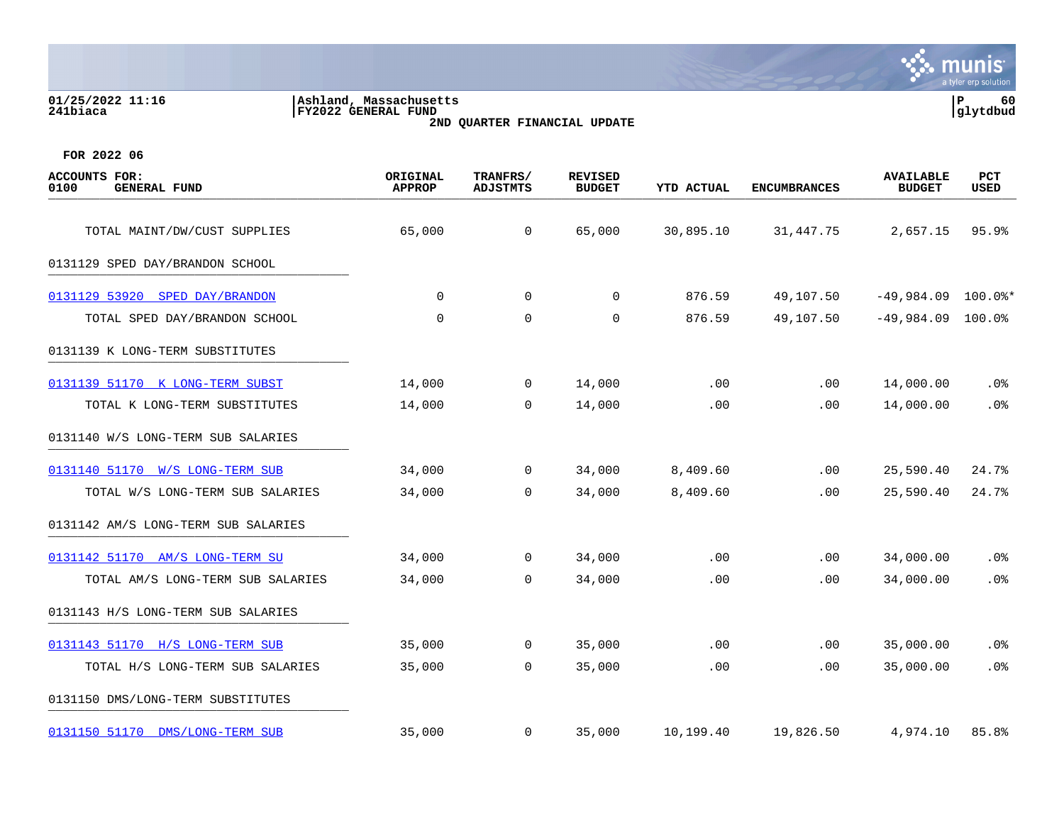01/25/2022 11:16 | Ashland, Massachusetts
241biaca | FY2022 GENERAL FUND

**2ND QUARTER FINANCIAL UPDATE**

FOR 2022 06

| ACCOUNTS FOR: 0100 GENERAL FUND | ORIGINAL APPROP | TRANFRS/ ADJSTMTS | REVISED BUDGET | YTD ACTUAL | ENCUMBRANCES | AVAILABLE BUDGET | PCT USED |
|---|---|---|---|---|---|---|---|
| TOTAL MAINT/DW/CUST SUPPLIES | 65,000 | 0 | 65,000 | 30,895.10 | 31,447.75 | 2,657.15 | 95.9% |
| 0131129 SPED DAY/BRANDON SCHOOL | | | | | | | |
| 0131129 53920 SPED DAY/BRANDON | 0 | 0 | 0 | 876.59 | 49,107.50 | -49,984.09 | 100.0%* |
| TOTAL SPED DAY/BRANDON SCHOOL | 0 | 0 | 0 | 876.59 | 49,107.50 | -49,984.09 | 100.0% |
| 0131139 K LONG-TERM SUBSTITUTES | | | | | | | |
| 0131139 51170 K LONG-TERM SUBST | 14,000 | 0 | 14,000 | .00 | .00 | 14,000.00 | .0% |
| TOTAL K LONG-TERM SUBSTITUTES | 14,000 | 0 | 14,000 | .00 | .00 | 14,000.00 | .0% |
| 0131140 W/S LONG-TERM SUB SALARIES | | | | | | | |
| 0131140 51170 W/S LONG-TERM SUB | 34,000 | 0 | 34,000 | 8,409.60 | .00 | 25,590.40 | 24.7% |
| TOTAL W/S LONG-TERM SUB SALARIES | 34,000 | 0 | 34,000 | 8,409.60 | .00 | 25,590.40 | 24.7% |
| 0131142 AM/S LONG-TERM SUB SALARIES | | | | | | | |
| 0131142 51170 AM/S LONG-TERM SU | 34,000 | 0 | 34,000 | .00 | .00 | 34,000.00 | .0% |
| TOTAL AM/S LONG-TERM SUB SALARIES | 34,000 | 0 | 34,000 | .00 | .00 | 34,000.00 | .0% |
| 0131143 H/S LONG-TERM SUB SALARIES | | | | | | | |
| 0131143 51170 H/S LONG-TERM SUB | 35,000 | 0 | 35,000 | .00 | .00 | 35,000.00 | .0% |
| TOTAL H/S LONG-TERM SUB SALARIES | 35,000 | 0 | 35,000 | .00 | .00 | 35,000.00 | .0% |
| 0131150 DMS/LONG-TERM SUBSTITUTES | | | | | | | |
| 0131150 51170 DMS/LONG-TERM SUB | 35,000 | 0 | 35,000 | 10,199.40 | 19,826.50 | 4,974.10 | 85.8% |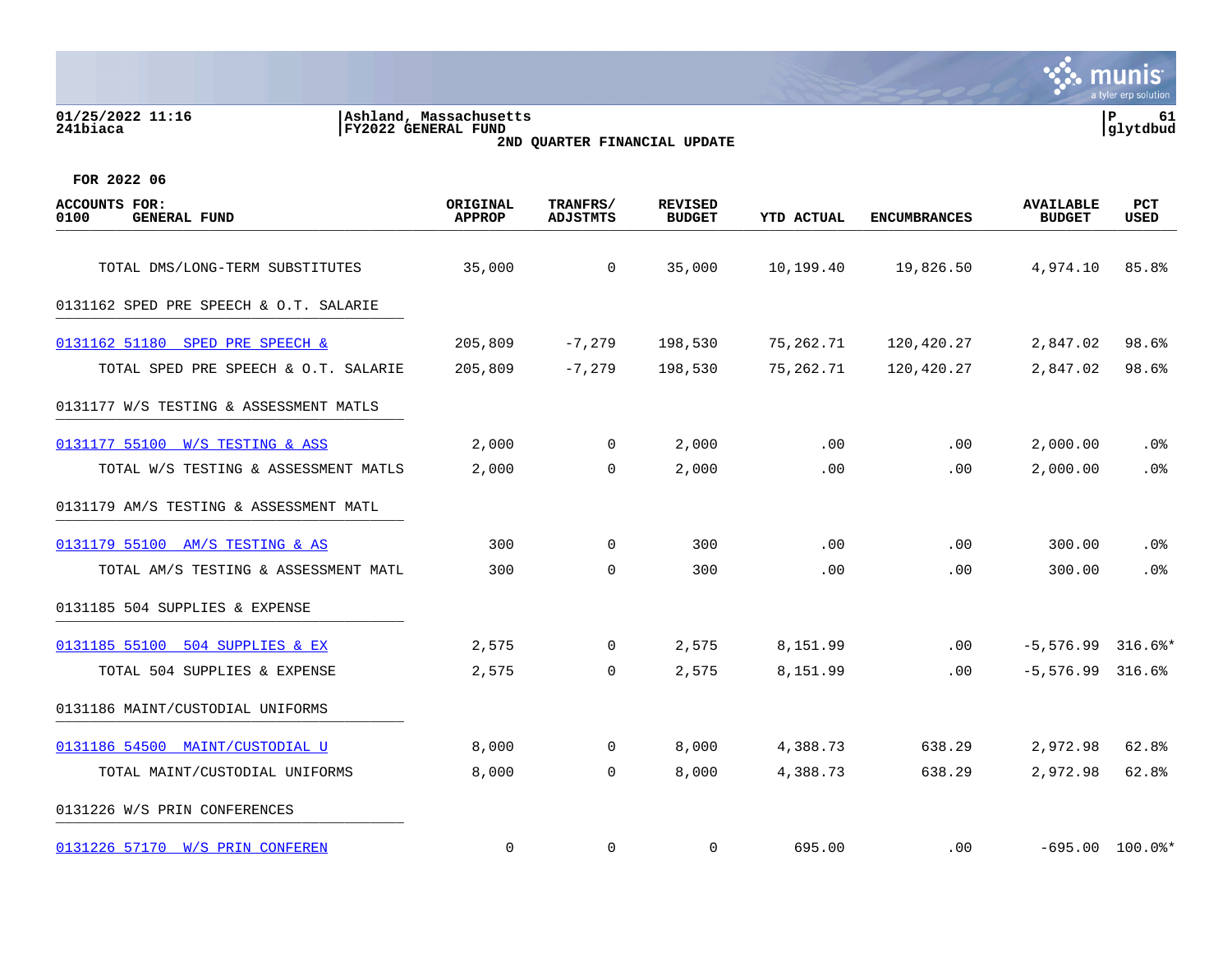01/25/2022 11:16 | Ashland, Massachusetts | P 61
241biaca | FY2022 GENERAL FUND | glytdbud

2ND QUARTER FINANCIAL UPDATE

FOR 2022 06

| ACCOUNTS FOR: 0100 GENERAL FUND | ORIGINAL APPROP | TRANFRS/ ADJSTMTS | REVISED BUDGET | YTD ACTUAL | ENCUMBRANCES | AVAILABLE BUDGET | PCT USED |
|---|---|---|---|---|---|---|---|
| TOTAL DMS/LONG-TERM SUBSTITUTES | 35,000 | 0 | 35,000 | 10,199.40 | 19,826.50 | 4,974.10 | 85.8% |
| 0131162 SPED PRE SPEECH & O.T. SALARIE | | | | | | | |
| 0131162 51180 SPED PRE SPEECH & | 205,809 | -7,279 | 198,530 | 75,262.71 | 120,420.27 | 2,847.02 | 98.6% |
| TOTAL SPED PRE SPEECH & O.T. SALARIE | 205,809 | -7,279 | 198,530 | 75,262.71 | 120,420.27 | 2,847.02 | 98.6% |
| 0131177 W/S TESTING & ASSESSMENT MATLS | | | | | | | |
| 0131177 55100 W/S TESTING & ASS | 2,000 | 0 | 2,000 | .00 | .00 | 2,000.00 | .0% |
| TOTAL W/S TESTING & ASSESSMENT MATLS | 2,000 | 0 | 2,000 | .00 | .00 | 2,000.00 | .0% |
| 0131179 AM/S TESTING & ASSESSMENT MATL | | | | | | | |
| 0131179 55100 AM/S TESTING & AS | 300 | 0 | 300 | .00 | .00 | 300.00 | .0% |
| TOTAL AM/S TESTING & ASSESSMENT MATL | 300 | 0 | 300 | .00 | .00 | 300.00 | .0% |
| 0131185 504 SUPPLIES & EXPENSE | | | | | | | |
| 0131185 55100 504 SUPPLIES & EX | 2,575 | 0 | 2,575 | 8,151.99 | .00 | -5,576.99 | 316.6%* |
| TOTAL 504 SUPPLIES & EXPENSE | 2,575 | 0 | 2,575 | 8,151.99 | .00 | -5,576.99 | 316.6% |
| 0131186 MAINT/CUSTODIAL UNIFORMS | | | | | | | |
| 0131186 54500 MAINT/CUSTODIAL U | 8,000 | 0 | 8,000 | 4,388.73 | 638.29 | 2,972.98 | 62.8% |
| TOTAL MAINT/CUSTODIAL UNIFORMS | 8,000 | 0 | 8,000 | 4,388.73 | 638.29 | 2,972.98 | 62.8% |
| 0131226 W/S PRIN CONFERENCES | | | | | | | |
| 0131226 57170 W/S PRIN CONFEREN | 0 | 0 | 0 | 695.00 | .00 | -695.00 | 100.0%* |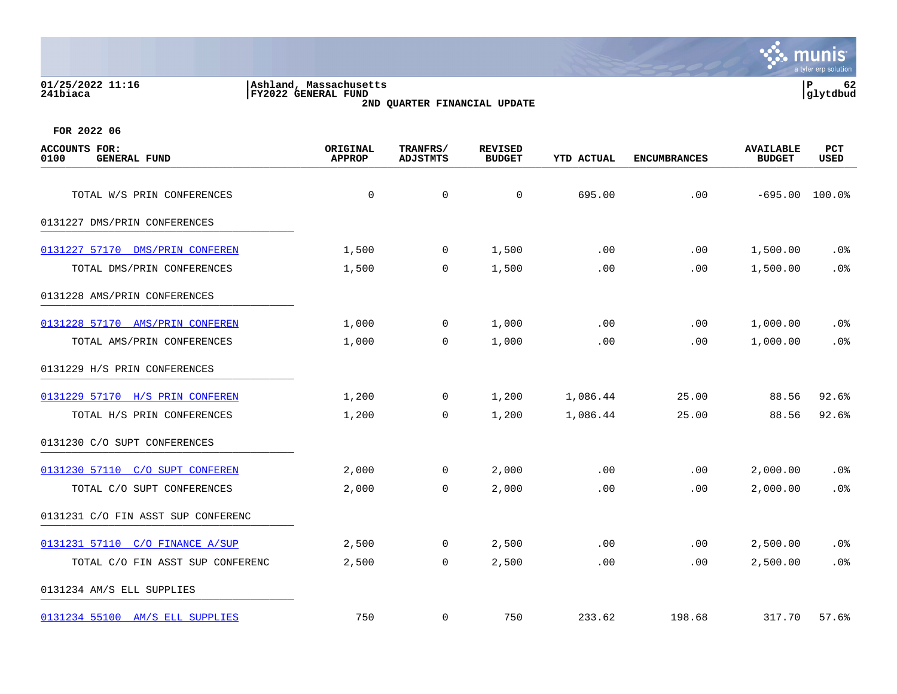Ashland, Massachusetts
FY2022 GENERAL FUND
2ND QUARTER FINANCIAL UPDATE

01/25/2022 11:16
241biaca

glytdbud

FOR 2022 06

| ACCOUNTS FOR: 0100 GENERAL FUND | ORIGINAL APPROP | TRANFRS/ ADJSTMTS | REVISED BUDGET | YTD ACTUAL | ENCUMBRANCES | AVAILABLE BUDGET | PCT USED |
|---|---|---|---|---|---|---|---|
| TOTAL W/S PRIN CONFERENCES | 0 | 0 | 0 | 695.00 | .00 | -695.00 | 100.0% |
| 0131227 DMS/PRIN CONFERENCES | | | | | | | |
| 0131227 57170 DMS/PRIN CONFEREN | 1,500 | 0 | 1,500 | .00 | .00 | 1,500.00 | .0% |
| TOTAL DMS/PRIN CONFERENCES | 1,500 | 0 | 1,500 | .00 | .00 | 1,500.00 | .0% |
| 0131228 AMS/PRIN CONFERENCES | | | | | | | |
| 0131228 57170 AMS/PRIN CONFEREN | 1,000 | 0 | 1,000 | .00 | .00 | 1,000.00 | .0% |
| TOTAL AMS/PRIN CONFERENCES | 1,000 | 0 | 1,000 | .00 | .00 | 1,000.00 | .0% |
| 0131229 H/S PRIN CONFERENCES | | | | | | | |
| 0131229 57170 H/S PRIN CONFEREN | 1,200 | 0 | 1,200 | 1,086.44 | 25.00 | 88.56 | 92.6% |
| TOTAL H/S PRIN CONFERENCES | 1,200 | 0 | 1,200 | 1,086.44 | 25.00 | 88.56 | 92.6% |
| 0131230 C/O SUPT CONFERENCES | | | | | | | |
| 0131230 57110 C/O SUPT CONFEREN | 2,000 | 0 | 2,000 | .00 | .00 | 2,000.00 | .0% |
| TOTAL C/O SUPT CONFERENCES | 2,000 | 0 | 2,000 | .00 | .00 | 2,000.00 | .0% |
| 0131231 C/O FIN ASST SUP CONFERENC | | | | | | | |
| 0131231 57110 C/O FINANCE A/SUP | 2,500 | 0 | 2,500 | .00 | .00 | 2,500.00 | .0% |
| TOTAL C/O FIN ASST SUP CONFERENC | 2,500 | 0 | 2,500 | .00 | .00 | 2,500.00 | .0% |
| 0131234 AM/S ELL SUPPLIES | | | | | | | |
| 0131234 55100 AM/S ELL SUPPLIES | 750 | 0 | 750 | 233.62 | 198.68 | 317.70 | 57.6% |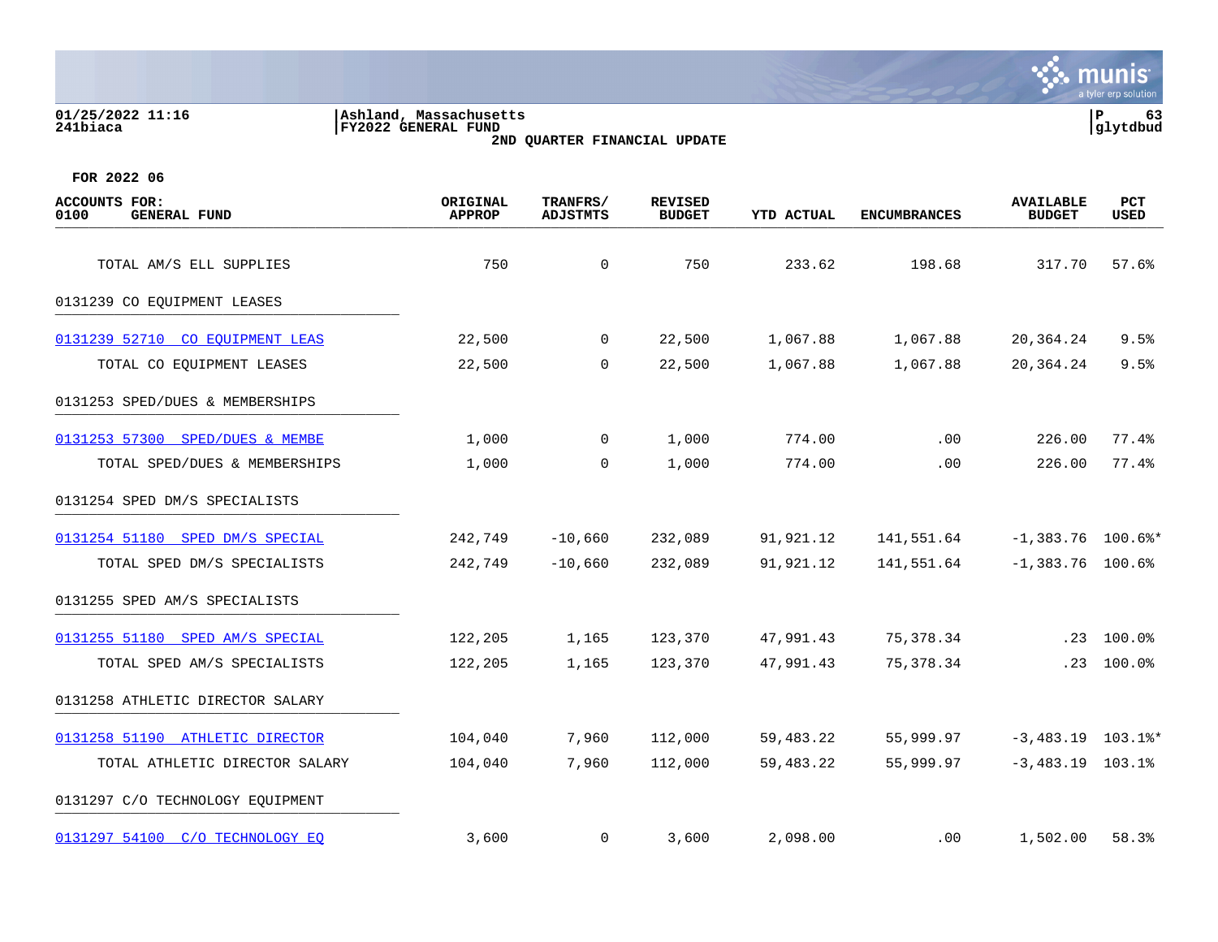Ashland, Massachusetts
FY2022 GENERAL FUND
2ND QUARTER FINANCIAL UPDATE

FOR 2022 06

| ACCOUNTS FOR: 0100 GENERAL FUND | ORIGINAL APPROP | TRANFRS/ ADJSTMTS | REVISED BUDGET | YTD ACTUAL | ENCUMBRANCES | AVAILABLE BUDGET | PCT USED |
|---|---|---|---|---|---|---|---|
| TOTAL AM/S ELL SUPPLIES | 750 | 0 | 750 | 233.62 | 198.68 | 317.70 | 57.6% |
| 0131239 CO EQUIPMENT LEASES | | | | | | | |
| 0131239 52710 CO EQUIPMENT LEAS | 22,500 | 0 | 22,500 | 1,067.88 | 1,067.88 | 20,364.24 | 9.5% |
| TOTAL CO EQUIPMENT LEASES | 22,500 | 0 | 22,500 | 1,067.88 | 1,067.88 | 20,364.24 | 9.5% |
| 0131253 SPED/DUES & MEMBERSHIPS | | | | | | | |
| 0131253 57300 SPED/DUES & MEMBE | 1,000 | 0 | 1,000 | 774.00 | .00 | 226.00 | 77.4% |
| TOTAL SPED/DUES & MEMBERSHIPS | 1,000 | 0 | 1,000 | 774.00 | .00 | 226.00 | 77.4% |
| 0131254 SPED DM/S SPECIALISTS | | | | | | | |
| 0131254 51180 SPED DM/S SPECIAL | 242,749 | -10,660 | 232,089 | 91,921.12 | 141,551.64 | -1,383.76 | 100.6%* |
| TOTAL SPED DM/S SPECIALISTS | 242,749 | -10,660 | 232,089 | 91,921.12 | 141,551.64 | -1,383.76 | 100.6% |
| 0131255 SPED AM/S SPECIALISTS | | | | | | | |
| 0131255 51180 SPED AM/S SPECIAL | 122,205 | 1,165 | 123,370 | 47,991.43 | 75,378.34 | .23 | 100.0% |
| TOTAL SPED AM/S SPECIALISTS | 122,205 | 1,165 | 123,370 | 47,991.43 | 75,378.34 | .23 | 100.0% |
| 0131258 ATHLETIC DIRECTOR SALARY | | | | | | | |
| 0131258 51190 ATHLETIC DIRECTOR | 104,040 | 7,960 | 112,000 | 59,483.22 | 55,999.97 | -3,483.19 | 103.1%* |
| TOTAL ATHLETIC DIRECTOR SALARY | 104,040 | 7,960 | 112,000 | 59,483.22 | 55,999.97 | -3,483.19 | 103.1% |
| 0131297 C/O TECHNOLOGY EQUIPMENT | | | | | | | |
| 0131297 54100 C/O TECHNOLOGY EQ | 3,600 | 0 | 3,600 | 2,098.00 | .00 | 1,502.00 | 58.3% |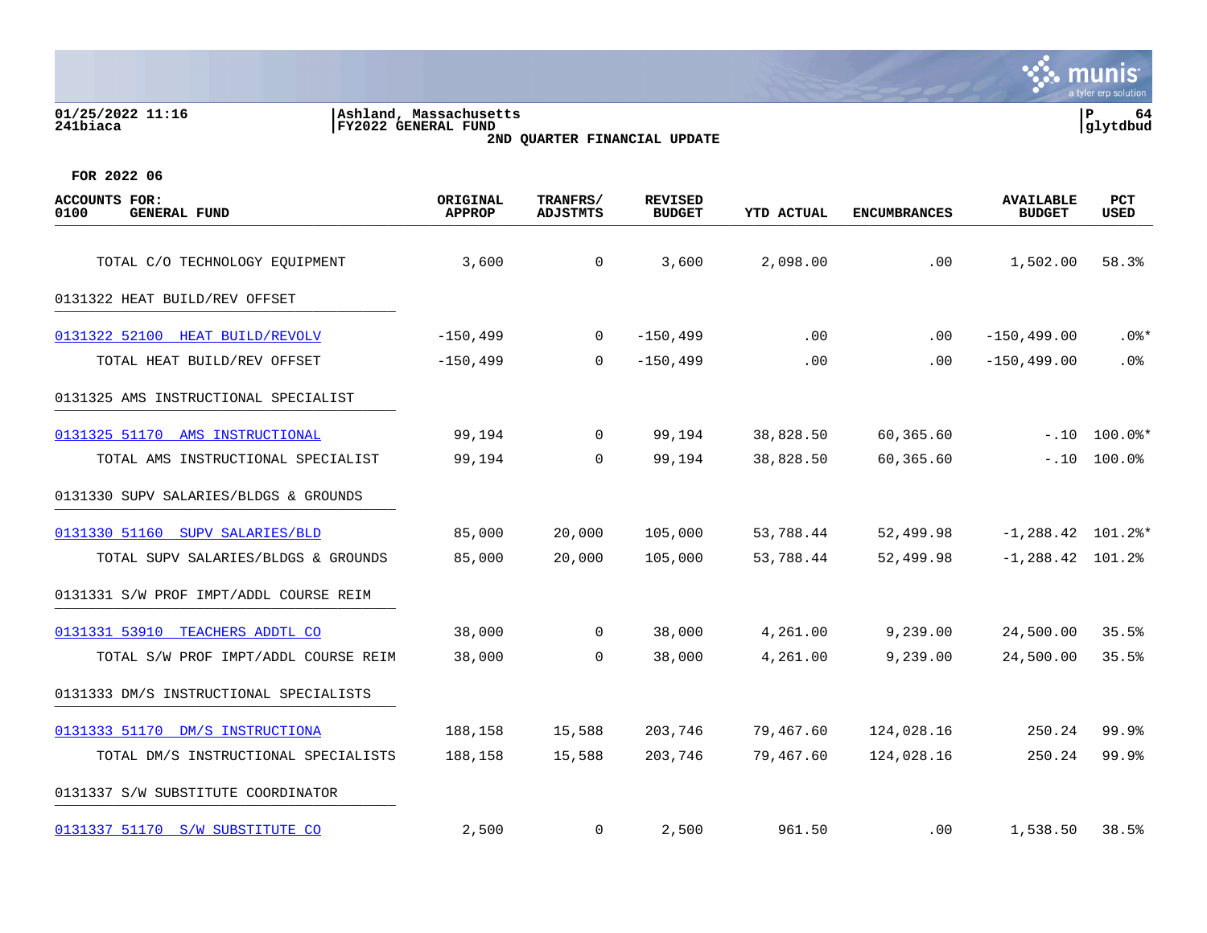Ashland, Massachusetts
FY2022 GENERAL FUND
2ND QUARTER FINANCIAL UPDATE

FOR 2022 06

| ACCOUNTS FOR: 0100 GENERAL FUND | ORIGINAL APPROP | TRANFRS/ ADJSTMTS | REVISED BUDGET | YTD ACTUAL | ENCUMBRANCES | AVAILABLE BUDGET | PCT USED |
|---|---|---|---|---|---|---|---|
| TOTAL C/O TECHNOLOGY EQUIPMENT | 3,600 | 0 | 3,600 | 2,098.00 | .00 | 1,502.00 | 58.3% |
| 0131322 HEAT BUILD/REV OFFSET | | | | | | | |
| 0131322 52100 HEAT BUILD/REVOLV | -150,499 | 0 | -150,499 | .00 | .00 | -150,499.00 | .0%* |
| TOTAL HEAT BUILD/REV OFFSET | -150,499 | 0 | -150,499 | .00 | .00 | -150,499.00 | .0% |
| 0131325 AMS INSTRUCTIONAL SPECIALIST | | | | | | | |
| 0131325 51170 AMS INSTRUCTIONAL | 99,194 | 0 | 99,194 | 38,828.50 | 60,365.60 | -.10 | 100.0%* |
| TOTAL AMS INSTRUCTIONAL SPECIALIST | 99,194 | 0 | 99,194 | 38,828.50 | 60,365.60 | -.10 | 100.0% |
| 0131330 SUPV SALARIES/BLDGS & GROUNDS | | | | | | | |
| 0131330 51160 SUPV SALARIES/BLD | 85,000 | 20,000 | 105,000 | 53,788.44 | 52,499.98 | -1,288.42 | 101.2%* |
| TOTAL SUPV SALARIES/BLDGS & GROUNDS | 85,000 | 20,000 | 105,000 | 53,788.44 | 52,499.98 | -1,288.42 | 101.2% |
| 0131331 S/W PROF IMPT/ADDL COURSE REIM | | | | | | | |
| 0131331 53910 TEACHERS ADDTL CO | 38,000 | 0 | 38,000 | 4,261.00 | 9,239.00 | 24,500.00 | 35.5% |
| TOTAL S/W PROF IMPT/ADDL COURSE REIM | 38,000 | 0 | 38,000 | 4,261.00 | 9,239.00 | 24,500.00 | 35.5% |
| 0131333 DM/S INSTRUCTIONAL SPECIALISTS | | | | | | | |
| 0131333 51170 DM/S INSTRUCTIONA | 188,158 | 15,588 | 203,746 | 79,467.60 | 124,028.16 | 250.24 | 99.9% |
| TOTAL DM/S INSTRUCTIONAL SPECIALISTS | 188,158 | 15,588 | 203,746 | 79,467.60 | 124,028.16 | 250.24 | 99.9% |
| 0131337 S/W SUBSTITUTE COORDINATOR | | | | | | | |
| 0131337 51170 S/W SUBSTITUTE CO | 2,500 | 0 | 2,500 | 961.50 | .00 | 1,538.50 | 38.5% |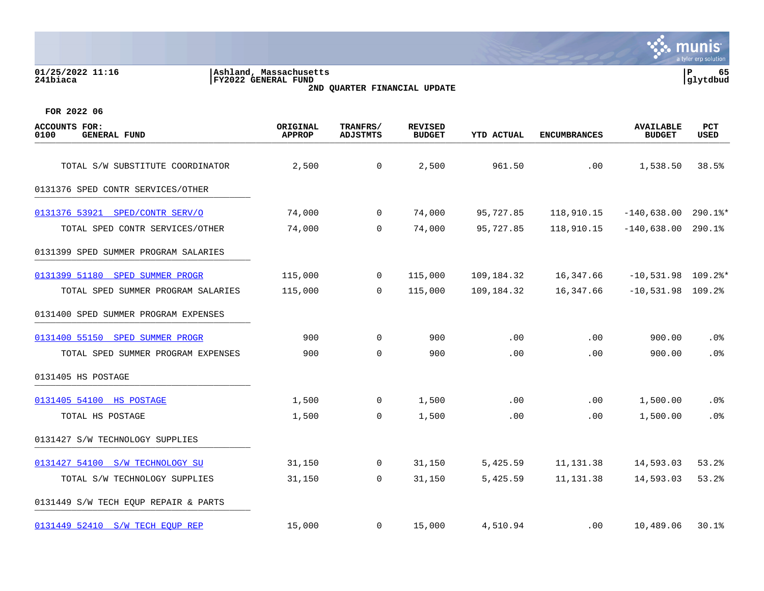Ashland, Massachusetts
FY2022 GENERAL FUND
2ND QUARTER FINANCIAL UPDATE

FOR 2022 06

| ACCOUNTS FOR: 0100 GENERAL FUND | ORIGINAL APPROP | TRANFRS/ ADJSTMTS | REVISED BUDGET | YTD ACTUAL | ENCUMBRANCES | AVAILABLE BUDGET | PCT USED |
|---|---|---|---|---|---|---|---|
| TOTAL S/W SUBSTITUTE COORDINATOR | 2,500 | 0 | 2,500 | 961.50 | .00 | 1,538.50 | 38.5% |
| **0131376 SPED CONTR SERVICES/OTHER** | | | | | | | |
| 0131376 53921 SPED/CONTR SERV/O | 74,000 | 0 | 74,000 | 95,727.85 | 118,910.15 | -140,638.00 | 290.1%* |
| TOTAL SPED CONTR SERVICES/OTHER | 74,000 | 0 | 74,000 | 95,727.85 | 118,910.15 | -140,638.00 | 290.1% |
| **0131399 SPED SUMMER PROGRAM SALARIES** | | | | | | | |
| 0131399 51180 SPED SUMMER PROGR | 115,000 | 0 | 115,000 | 109,184.32 | 16,347.66 | -10,531.98 | 109.2%* |
| TOTAL SPED SUMMER PROGRAM SALARIES | 115,000 | 0 | 115,000 | 109,184.32 | 16,347.66 | -10,531.98 | 109.2% |
| **0131400 SPED SUMMER PROGRAM EXPENSES** | | | | | | | |
| 0131400 55150 SPED SUMMER PROGR | 900 | 0 | 900 | .00 | .00 | 900.00 | .0% |
| TOTAL SPED SUMMER PROGRAM EXPENSES | 900 | 0 | 900 | .00 | .00 | 900.00 | .0% |
| **0131405 HS POSTAGE** | | | | | | | |
| 0131405 54100 HS POSTAGE | 1,500 | 0 | 1,500 | .00 | .00 | 1,500.00 | .0% |
| TOTAL HS POSTAGE | 1,500 | 0 | 1,500 | .00 | .00 | 1,500.00 | .0% |
| **0131427 S/W TECHNOLOGY SUPPLIES** | | | | | | | |
| 0131427 54100 S/W TECHNOLOGY SU | 31,150 | 0 | 31,150 | 5,425.59 | 11,131.38 | 14,593.03 | 53.2% |
| TOTAL S/W TECHNOLOGY SUPPLIES | 31,150 | 0 | 31,150 | 5,425.59 | 11,131.38 | 14,593.03 | 53.2% |
| **0131449 S/W TECH EQUP REPAIR & PARTS** | | | | | | | |
| 0131449 52410 S/W TECH EQUP REP | 15,000 | 0 | 15,000 | 4,510.94 | .00 | 10,489.06 | 30.1% |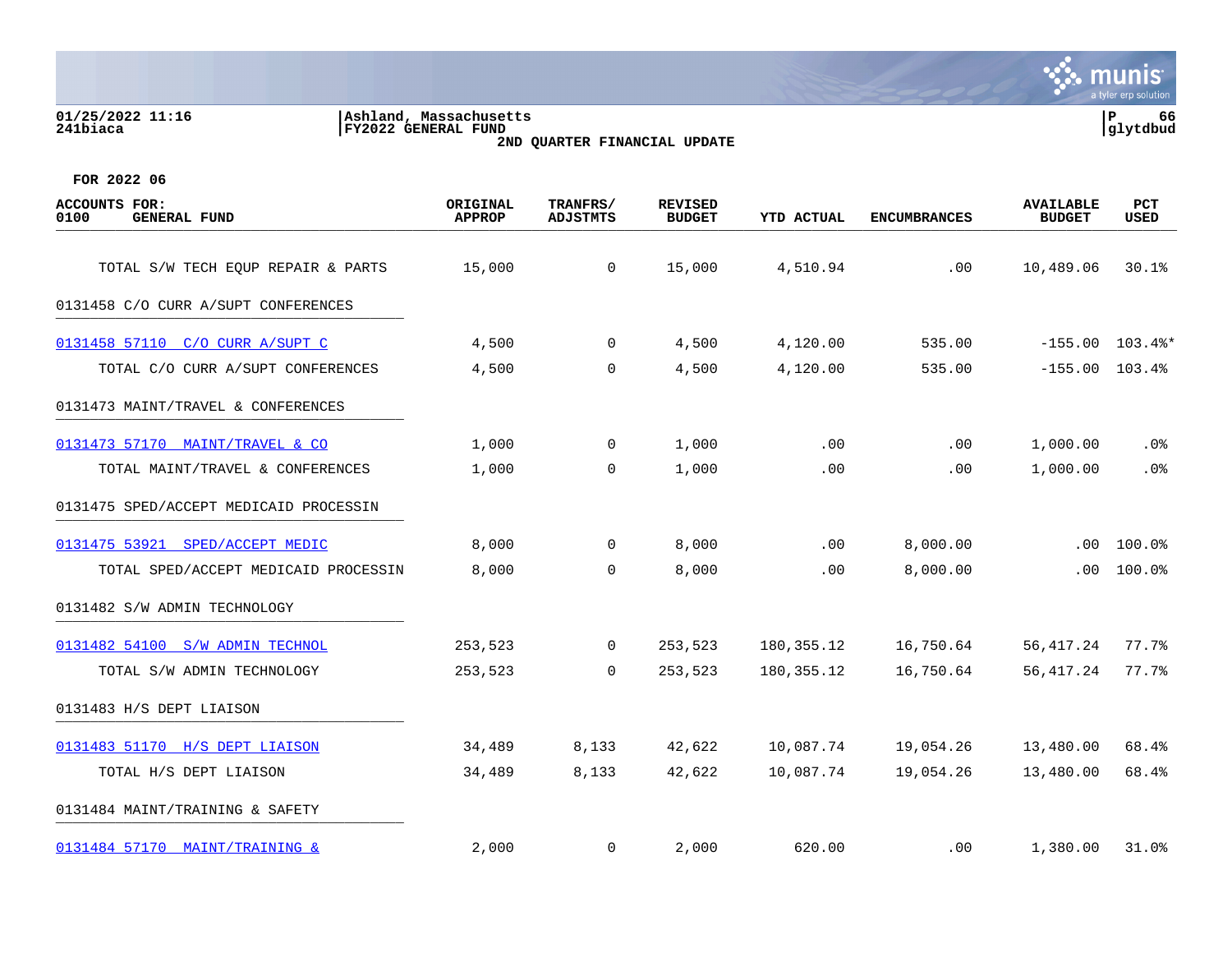01/25/2022 11:16
241biaca

Ashland, Massachusetts
FY2022 GENERAL FUND
**2ND QUARTER FINANCIAL UPDATE**

P 66
glytdbud

**FOR 2022 06**

| ACCOUNTS FOR: 0100 GENERAL FUND | ORIGINAL APPROP | TRANFRS/ ADJSTMTS | REVISED BUDGET | YTD ACTUAL | ENCUMBRANCES | AVAILABLE BUDGET | PCT USED |
|---|---|---|---|---|---|---|---|
| TOTAL S/W TECH EQUP REPAIR & PARTS | 15,000 | 0 | 15,000 | 4,510.94 | .00 | 10,489.06 | 30.1% |
| 0131458 C/O CURR A/SUPT CONFERENCES | | | | | | | |
| 0131458 57110 C/O CURR A/SUPT C | 4,500 | 0 | 4,500 | 4,120.00 | 535.00 | -155.00 | 103.4%* |
| TOTAL C/O CURR A/SUPT CONFERENCES | 4,500 | 0 | 4,500 | 4,120.00 | 535.00 | -155.00 | 103.4% |
| 0131473 MAINT/TRAVEL & CONFERENCES | | | | | | | |
| 0131473 57170 MAINT/TRAVEL & CO | 1,000 | 0 | 1,000 | .00 | .00 | 1,000.00 | .0% |
| TOTAL MAINT/TRAVEL & CONFERENCES | 1,000 | 0 | 1,000 | .00 | .00 | 1,000.00 | .0% |
| 0131475 SPED/ACCEPT MEDICAID PROCESSIN | | | | | | | |
| 0131475 53921 SPED/ACCEPT MEDIC | 8,000 | 0 | 8,000 | .00 | 8,000.00 | .00 | 100.0% |
| TOTAL SPED/ACCEPT MEDICAID PROCESSIN | 8,000 | 0 | 8,000 | .00 | 8,000.00 | .00 | 100.0% |
| 0131482 S/W ADMIN TECHNOLOGY | | | | | | | |
| 0131482 54100 S/W ADMIN TECHNOL | 253,523 | 0 | 253,523 | 180,355.12 | 16,750.64 | 56,417.24 | 77.7% |
| TOTAL S/W ADMIN TECHNOLOGY | 253,523 | 0 | 253,523 | 180,355.12 | 16,750.64 | 56,417.24 | 77.7% |
| 0131483 H/S DEPT LIAISON | | | | | | | |
| 0131483 51170 H/S DEPT LIAISON | 34,489 | 8,133 | 42,622 | 10,087.74 | 19,054.26 | 13,480.00 | 68.4% |
| TOTAL H/S DEPT LIAISON | 34,489 | 8,133 | 42,622 | 10,087.74 | 19,054.26 | 13,480.00 | 68.4% |
| 0131484 MAINT/TRAINING & SAFETY | | | | | | | |
| 0131484 57170 MAINT/TRAINING & | 2,000 | 0 | 2,000 | 620.00 | .00 | 1,380.00 | 31.0% |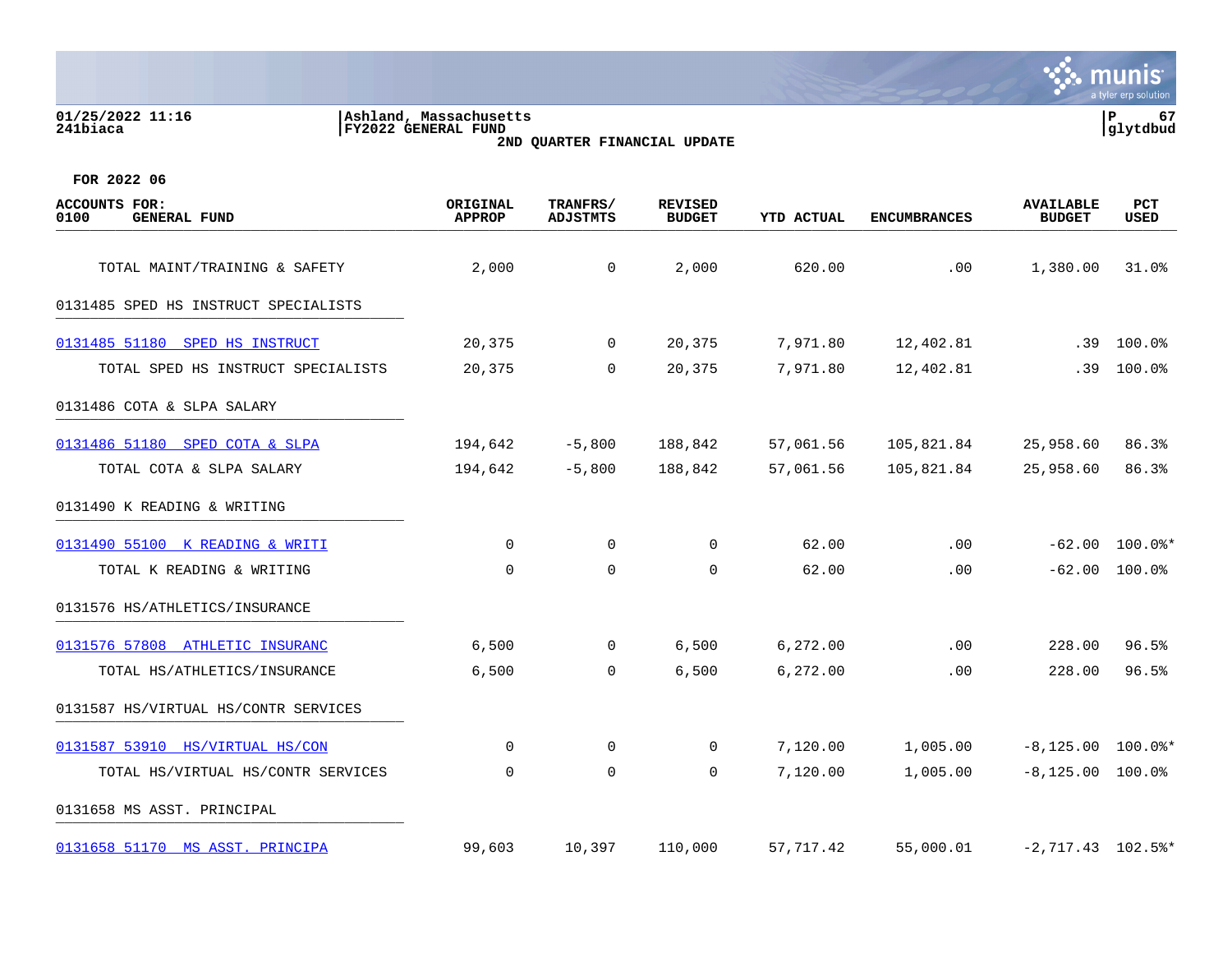01/25/2022 11:16 | Ashland, Massachusetts | P 67
241biaca | FY2022 GENERAL FUND | glytdbud

**2ND QUARTER FINANCIAL UPDATE**

FOR 2022 06

| ACCOUNTS FOR: 0100 GENERAL FUND | ORIGINAL APPROP | TRANFRS/ ADJSTMTS | REVISED BUDGET | YTD ACTUAL | ENCUMBRANCES | AVAILABLE BUDGET | PCT USED |
|---|---|---|---|---|---|---|---|
| TOTAL MAINT/TRAINING & SAFETY | 2,000 | 0 | 2,000 | 620.00 | .00 | 1,380.00 | 31.0% |
| **0131485 SPED HS INSTRUCT SPECIALISTS** | | | | | | | |
| 0131485 51180 SPED HS INSTRUCT | 20,375 | 0 | 20,375 | 7,971.80 | 12,402.81 | .39 | 100.0% |
| TOTAL SPED HS INSTRUCT SPECIALISTS | 20,375 | 0 | 20,375 | 7,971.80 | 12,402.81 | .39 | 100.0% |
| **0131486 COTA & SLPA SALARY** | | | | | | | |
| 0131486 51180 SPED COTA & SLPA | 194,642 | -5,800 | 188,842 | 57,061.56 | 105,821.84 | 25,958.60 | 86.3% |
| TOTAL COTA & SLPA SALARY | 194,642 | -5,800 | 188,842 | 57,061.56 | 105,821.84 | 25,958.60 | 86.3% |
| **0131490 K READING & WRITING** | | | | | | | |
| 0131490 55100 K READING & WRITI | 0 | 0 | 0 | 62.00 | .00 | -62.00 | 100.0%* |
| TOTAL K READING & WRITING | 0 | 0 | 0 | 62.00 | .00 | -62.00 | 100.0% |
| **0131576 HS/ATHLETICS/INSURANCE** | | | | | | | |
| 0131576 57808 ATHLETIC INSURANC | 6,500 | 0 | 6,500 | 6,272.00 | .00 | 228.00 | 96.5% |
| TOTAL HS/ATHLETICS/INSURANCE | 6,500 | 0 | 6,500 | 6,272.00 | .00 | 228.00 | 96.5% |
| **0131587 HS/VIRTUAL HS/CONTR SERVICES** | | | | | | | |
| 0131587 53910 HS/VIRTUAL HS/CON | 0 | 0 | 0 | 7,120.00 | 1,005.00 | -8,125.00 | 100.0%* |
| TOTAL HS/VIRTUAL HS/CONTR SERVICES | 0 | 0 | 0 | 7,120.00 | 1,005.00 | -8,125.00 | 100.0% |
| **0131658 MS ASST. PRINCIPAL** | | | | | | | |
| 0131658 51170 MS ASST. PRINCIPA | 99,603 | 10,397 | 110,000 | 57,717.42 | 55,000.01 | -2,717.43 | 102.5%* |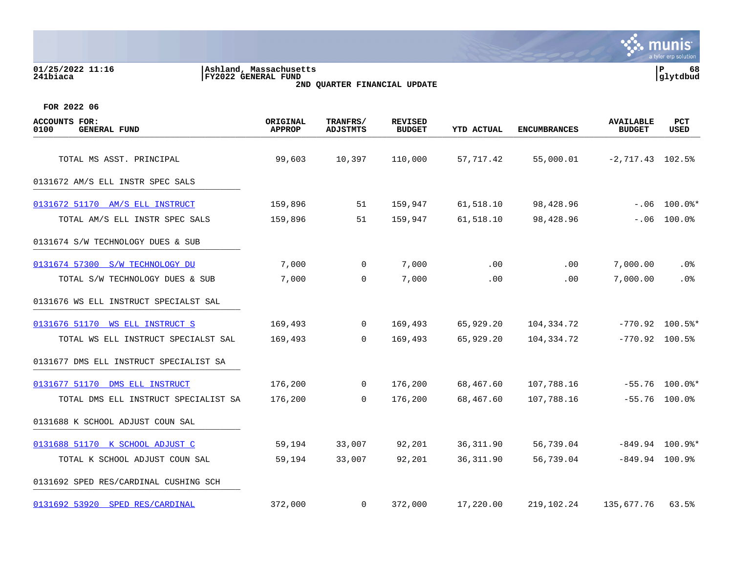**01/25/2022 11:16**
**241biaca**

**Ashland, Massachusetts**
**FY2022 GENERAL FUND**
**2ND QUARTER FINANCIAL UPDATE**

**P 68**
**glytdbud**

**FOR 2022 06**

| ACCOUNTS FOR: 0100 GENERAL FUND | ORIGINAL APPROP | TRANFRS/ ADJSTMTS | REVISED BUDGET | YTD ACTUAL | ENCUMBRANCES | AVAILABLE BUDGET | PCT USED |
|---|---|---|---|---|---|---|---|
| TOTAL MS ASST. PRINCIPAL | 99,603 | 10,397 | 110,000 | 57,717.42 | 55,000.01 | -2,717.43 | 102.5% |
| 0131672 AM/S ELL INSTR SPEC SALS | | | | | | | |
| 0131672 51170 AM/S ELL INSTRUCT | 159,896 | 51 | 159,947 | 61,518.10 | 98,428.96 | -.06 | 100.0%* |
| TOTAL AM/S ELL INSTR SPEC SALS | 159,896 | 51 | 159,947 | 61,518.10 | 98,428.96 | -.06 | 100.0% |
| 0131674 S/W TECHNOLOGY DUES & SUB | | | | | | | |
| 0131674 57300 S/W TECHNOLOGY DU | 7,000 | 0 | 7,000 | .00 | .00 | 7,000.00 | .0% |
| TOTAL S/W TECHNOLOGY DUES & SUB | 7,000 | 0 | 7,000 | .00 | .00 | 7,000.00 | .0% |
| 0131676 WS ELL INSTRUCT SPECIALST SAL | | | | | | | |
| 0131676 51170 WS ELL INSTRUCT S | 169,493 | 0 | 169,493 | 65,929.20 | 104,334.72 | -770.92 | 100.5%* |
| TOTAL WS ELL INSTRUCT SPECIALST SAL | 169,493 | 0 | 169,493 | 65,929.20 | 104,334.72 | -770.92 | 100.5% |
| 0131677 DMS ELL INSTRUCT SPECIALIST SA | | | | | | | |
| 0131677 51170 DMS ELL INSTRUCT | 176,200 | 0 | 176,200 | 68,467.60 | 107,788.16 | -55.76 | 100.0%* |
| TOTAL DMS ELL INSTRUCT SPECIALIST SA | 176,200 | 0 | 176,200 | 68,467.60 | 107,788.16 | -55.76 | 100.0% |
| 0131688 K SCHOOL ADJUST COUN SAL | | | | | | | |
| 0131688 51170 K SCHOOL ADJUST C | 59,194 | 33,007 | 92,201 | 36,311.90 | 56,739.04 | -849.94 | 100.9%* |
| TOTAL K SCHOOL ADJUST COUN SAL | 59,194 | 33,007 | 92,201 | 36,311.90 | 56,739.04 | -849.94 | 100.9% |
| 0131692 SPED RES/CARDINAL CUSHING SCH | | | | | | | |
| 0131692 53920 SPED RES/CARDINAL | 372,000 | 0 | 372,000 | 17,220.00 | 219,102.24 | 135,677.76 | 63.5% |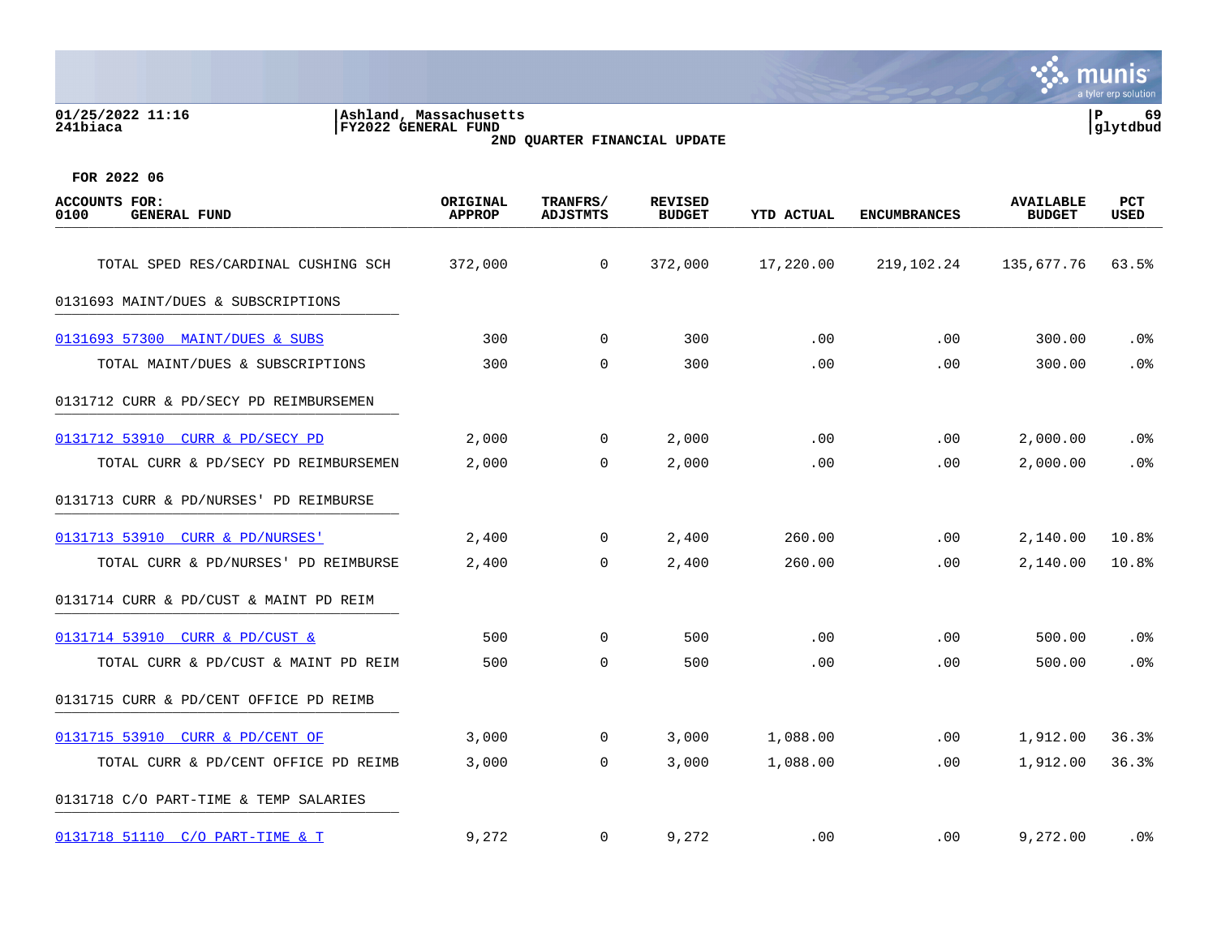01/25/2022 11:16
241biaca

Ashland, Massachusetts
FY2022 GENERAL FUND
2ND QUARTER FINANCIAL UPDATE

glytdbud

FOR 2022 06

| ACCOUNTS FOR: 0100 GENERAL FUND | ORIGINAL APPROP | TRANFRS/ ADJSTMTS | REVISED BUDGET | YTD ACTUAL | ENCUMBRANCES | AVAILABLE BUDGET | PCT USED |
|---|---|---|---|---|---|---|---|
| TOTAL SPED RES/CARDINAL CUSHING SCH | 372,000 | 0 | 372,000 | 17,220.00 | 219,102.24 | 135,677.76 | 63.5% |
| 0131693 MAINT/DUES & SUBSCRIPTIONS | | | | | | | |
| 0131693 57300 MAINT/DUES & SUBS | 300 | 0 | 300 | .00 | .00 | 300.00 | .0% |
| TOTAL MAINT/DUES & SUBSCRIPTIONS | 300 | 0 | 300 | .00 | .00 | 300.00 | .0% |
| 0131712 CURR & PD/SECY PD REIMBURSEMEN | | | | | | | |
| 0131712 53910 CURR & PD/SECY PD | 2,000 | 0 | 2,000 | .00 | .00 | 2,000.00 | .0% |
| TOTAL CURR & PD/SECY PD REIMBURSEMEN | 2,000 | 0 | 2,000 | .00 | .00 | 2,000.00 | .0% |
| 0131713 CURR & PD/NURSES' PD REIMBURSE | | | | | | | |
| 0131713 53910 CURR & PD/NURSES' | 2,400 | 0 | 2,400 | 260.00 | .00 | 2,140.00 | 10.8% |
| TOTAL CURR & PD/NURSES' PD REIMBURSE | 2,400 | 0 | 2,400 | 260.00 | .00 | 2,140.00 | 10.8% |
| 0131714 CURR & PD/CUST & MAINT PD REIM | | | | | | | |
| 0131714 53910 CURR & PD/CUST & | 500 | 0 | 500 | .00 | .00 | 500.00 | .0% |
| TOTAL CURR & PD/CUST & MAINT PD REIM | 500 | 0 | 500 | .00 | .00 | 500.00 | .0% |
| 0131715 CURR & PD/CENT OFFICE PD REIMB | | | | | | | |
| 0131715 53910 CURR & PD/CENT OF | 3,000 | 0 | 3,000 | 1,088.00 | .00 | 1,912.00 | 36.3% |
| TOTAL CURR & PD/CENT OFFICE PD REIMB | 3,000 | 0 | 3,000 | 1,088.00 | .00 | 1,912.00 | 36.3% |
| 0131718 C/O PART-TIME & TEMP SALARIES | | | | | | | |
| 0131718 51110 C/O PART-TIME & T | 9,272 | 0 | 9,272 | .00 | .00 | 9,272.00 | .0% |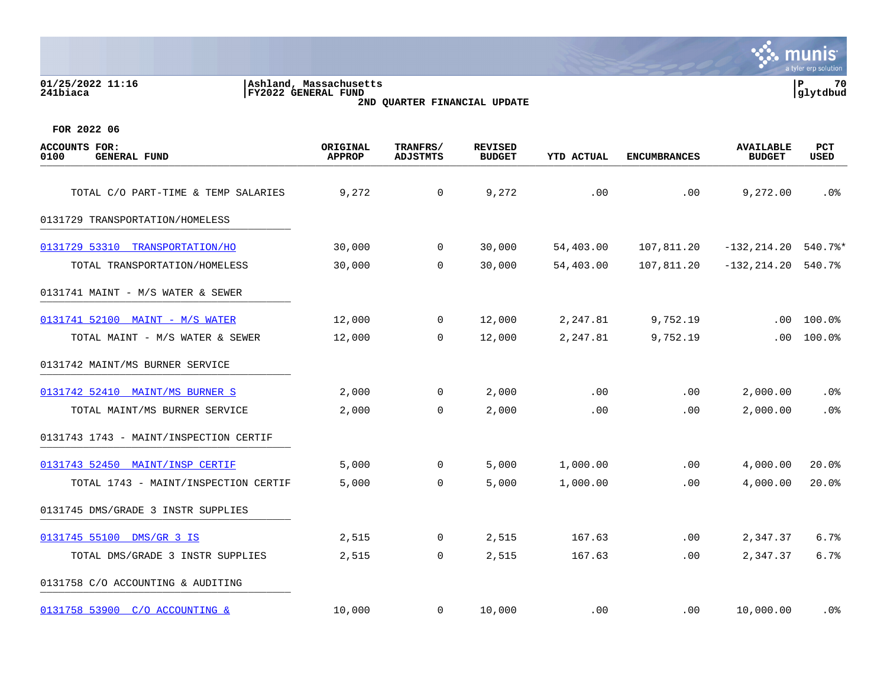01/25/2022 11:16 | Ashland, Massachusetts | FY2022 GENERAL FUND
241biaca

**2ND QUARTER FINANCIAL UPDATE**

glytdbud

FOR 2022 06

| ACCOUNTS FOR: 0100 GENERAL FUND | ORIGINAL APPROP | TRANFRS/ ADJSTMTS | REVISED BUDGET | YTD ACTUAL | ENCUMBRANCES | AVAILABLE BUDGET | PCT USED |
|---|---|---|---|---|---|---|---|
| TOTAL C/O PART-TIME & TEMP SALARIES | 9,272 | 0 | 9,272 | .00 | .00 | 9,272.00 | .0% |
| **0131729 TRANSPORTATION/HOMELESS** | | | | | | | |
| 0131729 53310 TRANSPORTATION/HO | 30,000 | 0 | 30,000 | 54,403.00 | 107,811.20 | -132,214.20 | 540.7%* |
| TOTAL TRANSPORTATION/HOMELESS | 30,000 | 0 | 30,000 | 54,403.00 | 107,811.20 | -132,214.20 | 540.7% |
| **0131741 MAINT - M/S WATER & SEWER** | | | | | | | |
| 0131741 52100 MAINT - M/S WATER | 12,000 | 0 | 12,000 | 2,247.81 | 9,752.19 | .00 | 100.0% |
| TOTAL MAINT - M/S WATER & SEWER | 12,000 | 0 | 12,000 | 2,247.81 | 9,752.19 | .00 | 100.0% |
| **0131742 MAINT/MS BURNER SERVICE** | | | | | | | |
| 0131742 52410 MAINT/MS BURNER S | 2,000 | 0 | 2,000 | .00 | .00 | 2,000.00 | .0% |
| TOTAL MAINT/MS BURNER SERVICE | 2,000 | 0 | 2,000 | .00 | .00 | 2,000.00 | .0% |
| **0131743 1743 - MAINT/INSPECTION CERTIF** | | | | | | | |
| 0131743 52450 MAINT/INSP CERTIF | 5,000 | 0 | 5,000 | 1,000.00 | .00 | 4,000.00 | 20.0% |
| TOTAL 1743 - MAINT/INSPECTION CERTIF | 5,000 | 0 | 5,000 | 1,000.00 | .00 | 4,000.00 | 20.0% |
| **0131745 DMS/GRADE 3 INSTR SUPPLIES** | | | | | | | |
| 0131745 55100 DMS/GR 3 IS | 2,515 | 0 | 2,515 | 167.63 | .00 | 2,347.37 | 6.7% |
| TOTAL DMS/GRADE 3 INSTR SUPPLIES | 2,515 | 0 | 2,515 | 167.63 | .00 | 2,347.37 | 6.7% |
| **0131758 C/O ACCOUNTING & AUDITING** | | | | | | | |
| 0131758 53900 C/O ACCOUNTING & | 10,000 | 0 | 10,000 | .00 | .00 | 10,000.00 | .0% |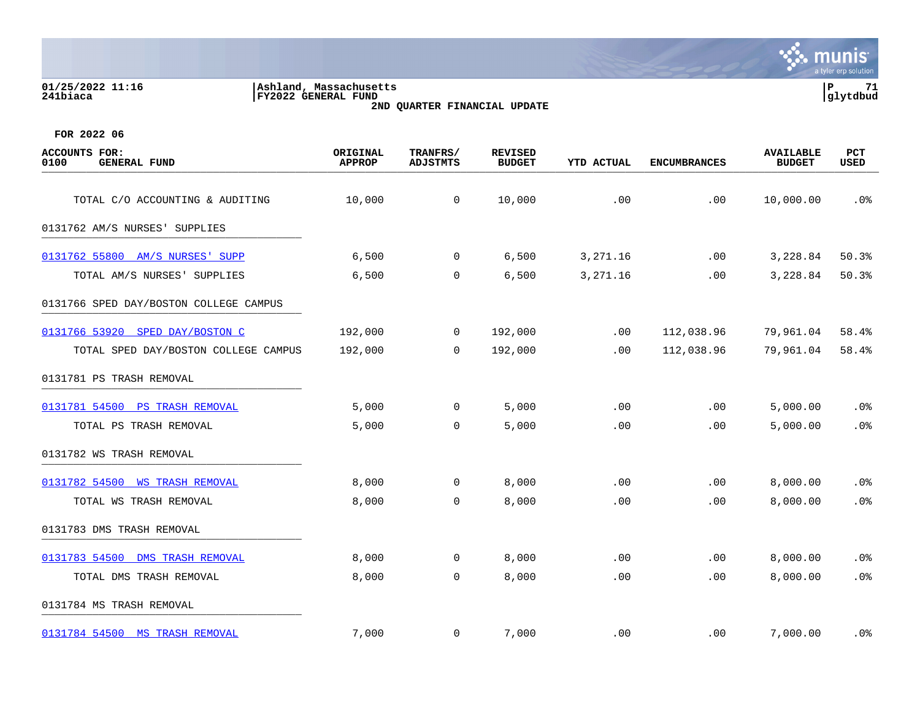01/25/2022 11:16
241biaca

Ashland, Massachusetts
FY2022 GENERAL FUND
2ND QUARTER FINANCIAL UPDATE

P 71
glytdbud

FOR 2022 06

| ACCOUNTS FOR: 0100 GENERAL FUND | ORIGINAL APPROP | TRANFRS/ ADJSTMTS | REVISED BUDGET | YTD ACTUAL | ENCUMBRANCES | AVAILABLE BUDGET | PCT USED |
|---|---|---|---|---|---|---|---|
| TOTAL C/O ACCOUNTING & AUDITING | 10,000 | 0 | 10,000 | .00 | .00 | 10,000.00 | .0% |
| 0131762 AM/S NURSES' SUPPLIES | | | | | | | |
| 0131762 55800 AM/S NURSES' SUPP | 6,500 | 0 | 6,500 | 3,271.16 | .00 | 3,228.84 | 50.3% |
| TOTAL AM/S NURSES' SUPPLIES | 6,500 | 0 | 6,500 | 3,271.16 | .00 | 3,228.84 | 50.3% |
| 0131766 SPED DAY/BOSTON COLLEGE CAMPUS | | | | | | | |
| 0131766 53920 SPED DAY/BOSTON C | 192,000 | 0 | 192,000 | .00 | 112,038.96 | 79,961.04 | 58.4% |
| TOTAL SPED DAY/BOSTON COLLEGE CAMPUS | 192,000 | 0 | 192,000 | .00 | 112,038.96 | 79,961.04 | 58.4% |
| 0131781 PS TRASH REMOVAL | | | | | | | |
| 0131781 54500 PS TRASH REMOVAL | 5,000 | 0 | 5,000 | .00 | .00 | 5,000.00 | .0% |
| TOTAL PS TRASH REMOVAL | 5,000 | 0 | 5,000 | .00 | .00 | 5,000.00 | .0% |
| 0131782 WS TRASH REMOVAL | | | | | | | |
| 0131782 54500 WS TRASH REMOVAL | 8,000 | 0 | 8,000 | .00 | .00 | 8,000.00 | .0% |
| TOTAL WS TRASH REMOVAL | 8,000 | 0 | 8,000 | .00 | .00 | 8,000.00 | .0% |
| 0131783 DMS TRASH REMOVAL | | | | | | | |
| 0131783 54500 DMS TRASH REMOVAL | 8,000 | 0 | 8,000 | .00 | .00 | 8,000.00 | .0% |
| TOTAL DMS TRASH REMOVAL | 8,000 | 0 | 8,000 | .00 | .00 | 8,000.00 | .0% |
| 0131784 MS TRASH REMOVAL | | | | | | | |
| 0131784 54500 MS TRASH REMOVAL | 7,000 | 0 | 7,000 | .00 | .00 | 7,000.00 | .0% |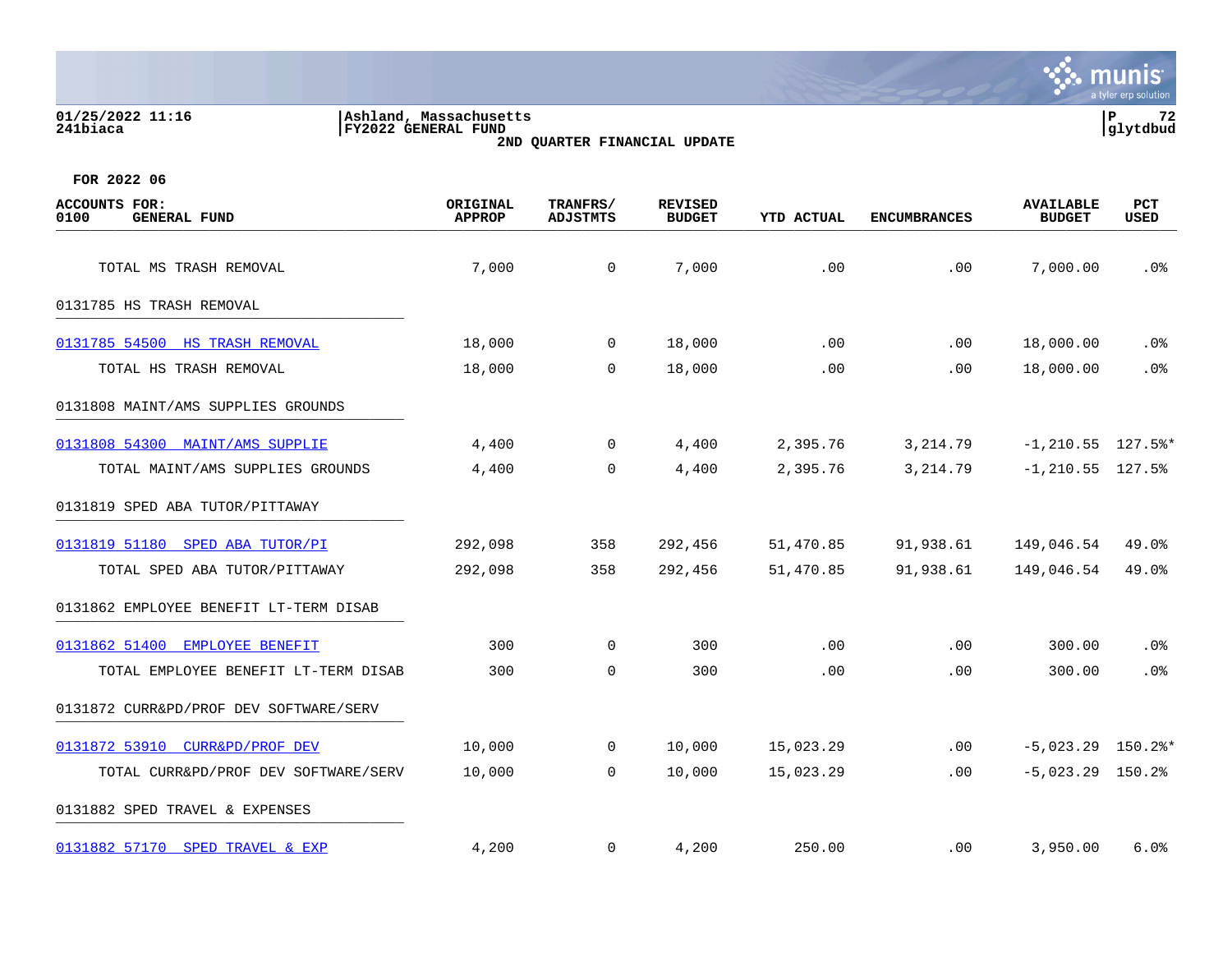**FOR 2022 06**

| ACCOUNTS FOR: 0100 GENERAL FUND | ORIGINAL APPROP | TRANFRS/ ADJSTMTS | REVISED BUDGET | YTD ACTUAL | ENCUMBRANCES | AVAILABLE BUDGET | PCT USED |
|---|---|---|---|---|---|---|---|
| TOTAL MS TRASH REMOVAL | 7,000 | 0 | 7,000 | .00 | .00 | 7,000.00 | .0% |
| 0131785 HS TRASH REMOVAL | | | | | | | |
| 0131785 54500 HS TRASH REMOVAL | 18,000 | 0 | 18,000 | .00 | .00 | 18,000.00 | .0% |
| TOTAL HS TRASH REMOVAL | 18,000 | 0 | 18,000 | .00 | .00 | 18,000.00 | .0% |
| 0131808 MAINT/AMS SUPPLIES GROUNDS | | | | | | | |
| 0131808 54300 MAINT/AMS SUPPLIE | 4,400 | 0 | 4,400 | 2,395.76 | 3,214.79 | -1,210.55 | 127.5%* |
| TOTAL MAINT/AMS SUPPLIES GROUNDS | 4,400 | 0 | 4,400 | 2,395.76 | 3,214.79 | -1,210.55 | 127.5% |
| 0131819 SPED ABA TUTOR/PITTAWAY | | | | | | | |
| 0131819 51180 SPED ABA TUTOR/PI | 292,098 | 358 | 292,456 | 51,470.85 | 91,938.61 | 149,046.54 | 49.0% |
| TOTAL SPED ABA TUTOR/PITTAWAY | 292,098 | 358 | 292,456 | 51,470.85 | 91,938.61 | 149,046.54 | 49.0% |
| 0131862 EMPLOYEE BENEFIT LT-TERM DISAB | | | | | | | |
| 0131862 51400 EMPLOYEE BENEFIT | 300 | 0 | 300 | .00 | .00 | 300.00 | .0% |
| TOTAL EMPLOYEE BENEFIT LT-TERM DISAB | 300 | 0 | 300 | .00 | .00 | 300.00 | .0% |
| 0131872 CURR&PD/PROF DEV SOFTWARE/SERV | | | | | | | |
| 0131872 53910 CURR&PD/PROF DEV | 10,000 | 0 | 10,000 | 15,023.29 | .00 | -5,023.29 | 150.2%* |
| TOTAL CURR&PD/PROF DEV SOFTWARE/SERV | 10,000 | 0 | 10,000 | 15,023.29 | .00 | -5,023.29 | 150.2% |
| 0131882 SPED TRAVEL & EXPENSES | | | | | | | |
| 0131882 57170 SPED TRAVEL & EXP | 4,200 | 0 | 4,200 | 250.00 | .00 | 3,950.00 | 6.0% |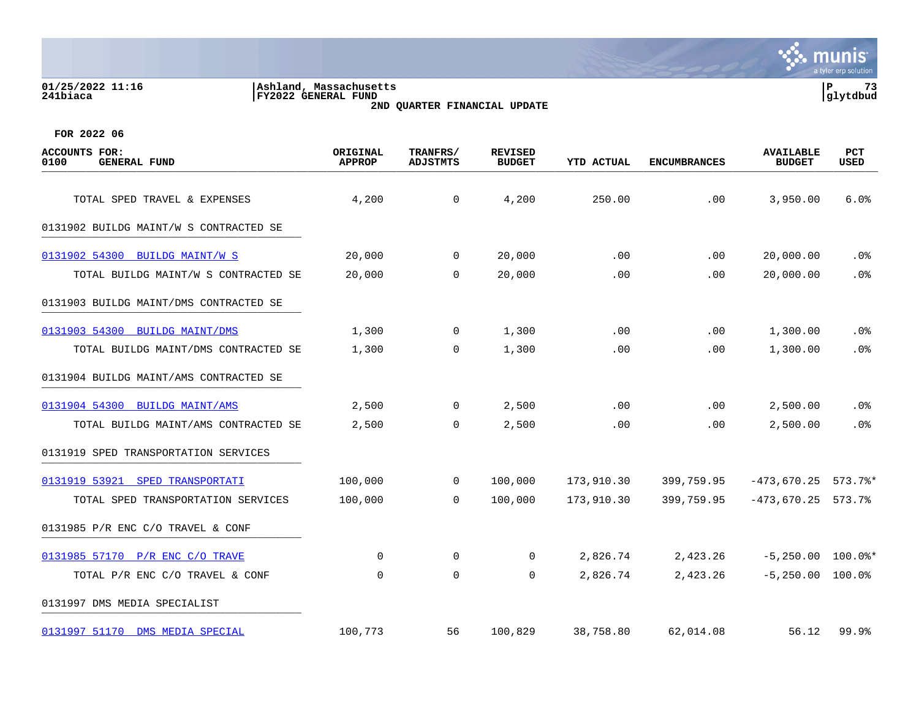FOR 2022 06

| ACCOUNTS FOR: 0100 GENERAL FUND | ORIGINAL APPROP | TRANFRS/ ADJSTMTS | REVISED BUDGET | YTD ACTUAL | ENCUMBRANCES | AVAILABLE BUDGET | PCT USED |
|---|---|---|---|---|---|---|---|
| TOTAL SPED TRAVEL & EXPENSES | 4,200 | 0 | 4,200 | 250.00 | .00 | 3,950.00 | 6.0% |
| 0131902 BUILDG MAINT/W S CONTRACTED SE | | | | | | | |
| 0131902 54300 BUILDG MAINT/W S | 20,000 | 0 | 20,000 | .00 | .00 | 20,000.00 | .0% |
| TOTAL BUILDG MAINT/W S CONTRACTED SE | 20,000 | 0 | 20,000 | .00 | .00 | 20,000.00 | .0% |
| 0131903 BUILDG MAINT/DMS CONTRACTED SE | | | | | | | |
| 0131903 54300 BUILDG MAINT/DMS | 1,300 | 0 | 1,300 | .00 | .00 | 1,300.00 | .0% |
| TOTAL BUILDG MAINT/DMS CONTRACTED SE | 1,300 | 0 | 1,300 | .00 | .00 | 1,300.00 | .0% |
| 0131904 BUILDG MAINT/AMS CONTRACTED SE | | | | | | | |
| 0131904 54300 BUILDG MAINT/AMS | 2,500 | 0 | 2,500 | .00 | .00 | 2,500.00 | .0% |
| TOTAL BUILDG MAINT/AMS CONTRACTED SE | 2,500 | 0 | 2,500 | .00 | .00 | 2,500.00 | .0% |
| 0131919 SPED TRANSPORTATION SERVICES | | | | | | | |
| 0131919 53921 SPED TRANSPORTATI | 100,000 | 0 | 100,000 | 173,910.30 | 399,759.95 | -473,670.25 | 573.7%* |
| TOTAL SPED TRANSPORTATION SERVICES | 100,000 | 0 | 100,000 | 173,910.30 | 399,759.95 | -473,670.25 | 573.7% |
| 0131985 P/R ENC C/O TRAVEL & CONF | | | | | | | |
| 0131985 57170 P/R ENC C/O TRAVE | 0 | 0 | 0 | 2,826.74 | 2,423.26 | -5,250.00 | 100.0%* |
| TOTAL P/R ENC C/O TRAVEL & CONF | 0 | 0 | 0 | 2,826.74 | 2,423.26 | -5,250.00 | 100.0% |
| 0131997 DMS MEDIA SPECIALIST | | | | | | | |
| 0131997 51170 DMS MEDIA SPECIAL | 100,773 | 56 | 100,829 | 38,758.80 | 62,014.08 | 56.12 | 99.9% |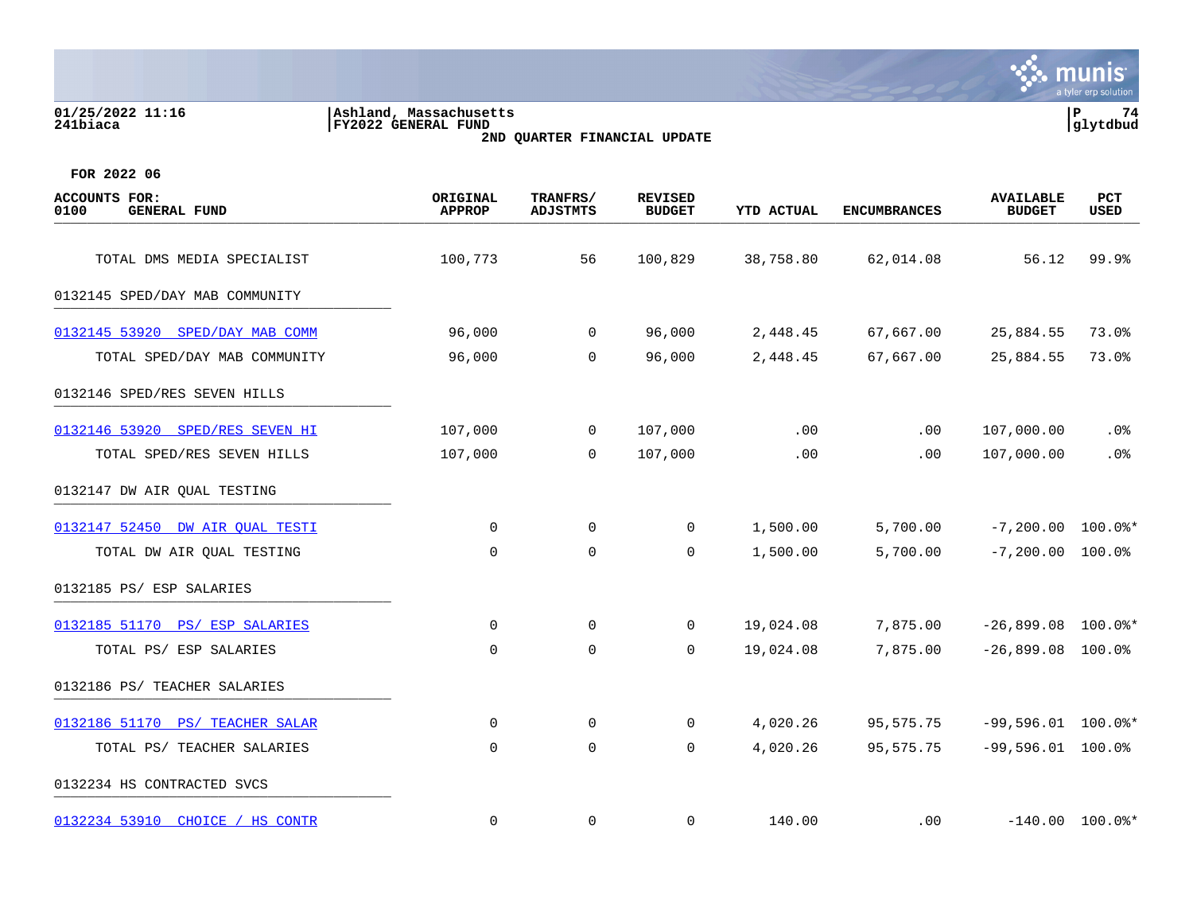01/25/2022 11:16
241biaca

Ashland, Massachusetts
FY2022 GENERAL FUND
2ND QUARTER FINANCIAL UPDATE

glytdbud

FOR 2022 06

| ACCOUNTS FOR: 0100 GENERAL FUND | ORIGINAL APPROP | TRANFRS/ ADJSTMTS | REVISED BUDGET | YTD ACTUAL | ENCUMBRANCES | AVAILABLE BUDGET | PCT USED |
|---|---|---|---|---|---|---|---|
| TOTAL DMS MEDIA SPECIALIST | 100,773 | 56 | 100,829 | 38,758.80 | 62,014.08 | 56.12 | 99.9% |
| 0132145 SPED/DAY MAB COMMUNITY | | | | | | | |
| 0132145 53920 SPED/DAY MAB COMM | 96,000 | 0 | 96,000 | 2,448.45 | 67,667.00 | 25,884.55 | 73.0% |
| TOTAL SPED/DAY MAB COMMUNITY | 96,000 | 0 | 96,000 | 2,448.45 | 67,667.00 | 25,884.55 | 73.0% |
| 0132146 SPED/RES SEVEN HILLS | | | | | | | |
| 0132146 53920 SPED/RES SEVEN HI | 107,000 | 0 | 107,000 | .00 | .00 | 107,000.00 | .0% |
| TOTAL SPED/RES SEVEN HILLS | 107,000 | 0 | 107,000 | .00 | .00 | 107,000.00 | .0% |
| 0132147 DW AIR QUAL TESTING | | | | | | | |
| 0132147 52450 DW AIR QUAL TESTI | 0 | 0 | 0 | 1,500.00 | 5,700.00 | -7,200.00 | 100.0%* |
| TOTAL DW AIR QUAL TESTING | 0 | 0 | 0 | 1,500.00 | 5,700.00 | -7,200.00 | 100.0% |
| 0132185 PS/ ESP SALARIES | | | | | | | |
| 0132185 51170 PS/ ESP SALARIES | 0 | 0 | 0 | 19,024.08 | 7,875.00 | -26,899.08 | 100.0%* |
| TOTAL PS/ ESP SALARIES | 0 | 0 | 0 | 19,024.08 | 7,875.00 | -26,899.08 | 100.0% |
| 0132186 PS/ TEACHER SALARIES | | | | | | | |
| 0132186 51170 PS/ TEACHER SALAR | 0 | 0 | 0 | 4,020.26 | 95,575.75 | -99,596.01 | 100.0%* |
| TOTAL PS/ TEACHER SALARIES | 0 | 0 | 0 | 4,020.26 | 95,575.75 | -99,596.01 | 100.0% |
| 0132234 HS CONTRACTED SVCS | | | | | | | |
| 0132234 53910 CHOICE / HS CONTR | 0 | 0 | 0 | 140.00 | .00 | -140.00 | 100.0%* |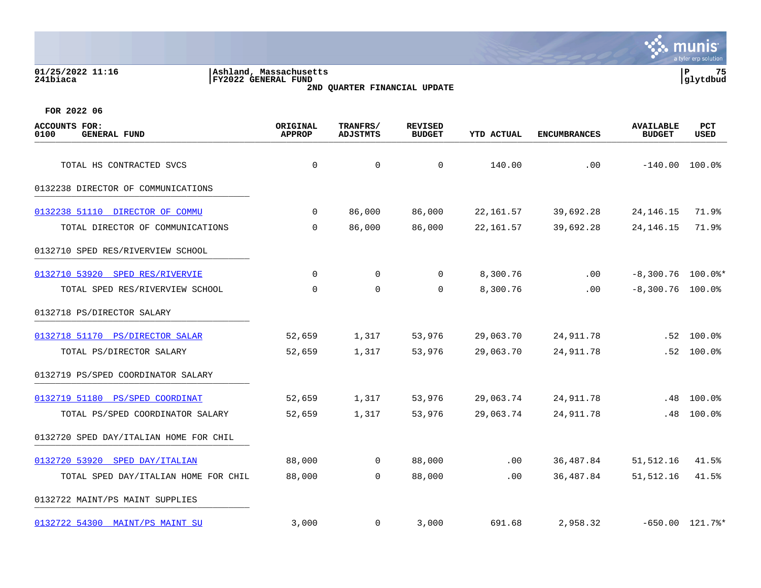Ashland, Massachusetts
FY2022 GENERAL FUND
2ND QUARTER FINANCIAL UPDATE

01/25/2022 11:16
241biaca

glytdbud

FOR 2022 06

| ACCOUNTS FOR: 0100 GENERAL FUND | ORIGINAL APPROP | TRANFRS/ ADJSTMTS | REVISED BUDGET | YTD ACTUAL | ENCUMBRANCES | AVAILABLE BUDGET | PCT USED |
|---|---|---|---|---|---|---|---|
| TOTAL HS CONTRACTED SVCS | 0 | 0 | 0 | 140.00 | .00 | -140.00 | 100.0% |
| **0132238 DIRECTOR OF COMMUNICATIONS** | | | | | | | |
| 0132238 51110 DIRECTOR OF COMMU | 0 | 86,000 | 86,000 | 22,161.57 | 39,692.28 | 24,146.15 | 71.9% |
| TOTAL DIRECTOR OF COMMUNICATIONS | 0 | 86,000 | 86,000 | 22,161.57 | 39,692.28 | 24,146.15 | 71.9% |
| **0132710 SPED RES/RIVERVIEW SCHOOL** | | | | | | | |
| 0132710 53920 SPED RES/RIVERVIE | 0 | 0 | 0 | 8,300.76 | .00 | -8,300.76 | 100.0%* |
| TOTAL SPED RES/RIVERVIEW SCHOOL | 0 | 0 | 0 | 8,300.76 | .00 | -8,300.76 | 100.0% |
| **0132718 PS/DIRECTOR SALARY** | | | | | | | |
| 0132718 51170 PS/DIRECTOR SALAR | 52,659 | 1,317 | 53,976 | 29,063.70 | 24,911.78 | .52 | 100.0% |
| TOTAL PS/DIRECTOR SALARY | 52,659 | 1,317 | 53,976 | 29,063.70 | 24,911.78 | .52 | 100.0% |
| **0132719 PS/SPED COORDINATOR SALARY** | | | | | | | |
| 0132719 51180 PS/SPED COORDINAT | 52,659 | 1,317 | 53,976 | 29,063.74 | 24,911.78 | .48 | 100.0% |
| TOTAL PS/SPED COORDINATOR SALARY | 52,659 | 1,317 | 53,976 | 29,063.74 | 24,911.78 | .48 | 100.0% |
| **0132720 SPED DAY/ITALIAN HOME FOR CHIL** | | | | | | | |
| 0132720 53920 SPED DAY/ITALIAN | 88,000 | 0 | 88,000 | .00 | 36,487.84 | 51,512.16 | 41.5% |
| TOTAL SPED DAY/ITALIAN HOME FOR CHIL | 88,000 | 0 | 88,000 | .00 | 36,487.84 | 51,512.16 | 41.5% |
| **0132722 MAINT/PS MAINT SUPPLIES** | | | | | | | |
| 0132722 54300 MAINT/PS MAINT SU | 3,000 | 0 | 3,000 | 691.68 | 2,958.32 | -650.00 | 121.7%* |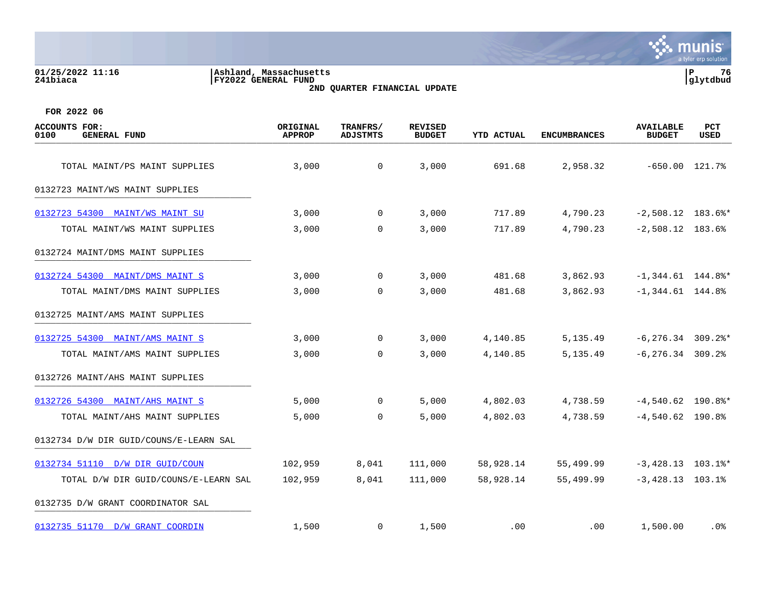01/25/2022 11:16
241biaca

Ashland, Massachusetts
FY2022 GENERAL FUND
2ND QUARTER FINANCIAL UPDATE

glytdbud

FOR 2022 06

| ACCOUNTS FOR: 0100 GENERAL FUND | ORIGINAL APPROP | TRANFRS/ ADJSTMTS | REVISED BUDGET | YTD ACTUAL | ENCUMBRANCES | AVAILABLE BUDGET | PCT USED |
|---|---|---|---|---|---|---|---|
| TOTAL MAINT/PS MAINT SUPPLIES | 3,000 | 0 | 3,000 | 691.68 | 2,958.32 | -650.00 | 121.7% |
| 0132723 MAINT/WS MAINT SUPPLIES | | | | | | | |
| 0132723 54300 MAINT/WS MAINT SU | 3,000 | 0 | 3,000 | 717.89 | 4,790.23 | -2,508.12 | 183.6%* |
| TOTAL MAINT/WS MAINT SUPPLIES | 3,000 | 0 | 3,000 | 717.89 | 4,790.23 | -2,508.12 | 183.6% |
| 0132724 MAINT/DMS MAINT SUPPLIES | | | | | | | |
| 0132724 54300 MAINT/DMS MAINT S | 3,000 | 0 | 3,000 | 481.68 | 3,862.93 | -1,344.61 | 144.8%* |
| TOTAL MAINT/DMS MAINT SUPPLIES | 3,000 | 0 | 3,000 | 481.68 | 3,862.93 | -1,344.61 | 144.8% |
| 0132725 MAINT/AMS MAINT SUPPLIES | | | | | | | |
| 0132725 54300 MAINT/AMS MAINT S | 3,000 | 0 | 3,000 | 4,140.85 | 5,135.49 | -6,276.34 | 309.2%* |
| TOTAL MAINT/AMS MAINT SUPPLIES | 3,000 | 0 | 3,000 | 4,140.85 | 5,135.49 | -6,276.34 | 309.2% |
| 0132726 MAINT/AHS MAINT SUPPLIES | | | | | | | |
| 0132726 54300 MAINT/AHS MAINT S | 5,000 | 0 | 5,000 | 4,802.03 | 4,738.59 | -4,540.62 | 190.8%* |
| TOTAL MAINT/AHS MAINT SUPPLIES | 5,000 | 0 | 5,000 | 4,802.03 | 4,738.59 | -4,540.62 | 190.8% |
| 0132734 D/W DIR GUID/COUNS/E-LEARN SAL | | | | | | | |
| 0132734 51110 D/W DIR GUID/COUN | 102,959 | 8,041 | 111,000 | 58,928.14 | 55,499.99 | -3,428.13 | 103.1%* |
| TOTAL D/W DIR GUID/COUNS/E-LEARN SAL | 102,959 | 8,041 | 111,000 | 58,928.14 | 55,499.99 | -3,428.13 | 103.1% |
| 0132735 D/W GRANT COORDINATOR SAL | | | | | | | |
| 0132735 51170 D/W GRANT COORDIN | 1,500 | 0 | 1,500 | .00 | .00 | 1,500.00 | .0% |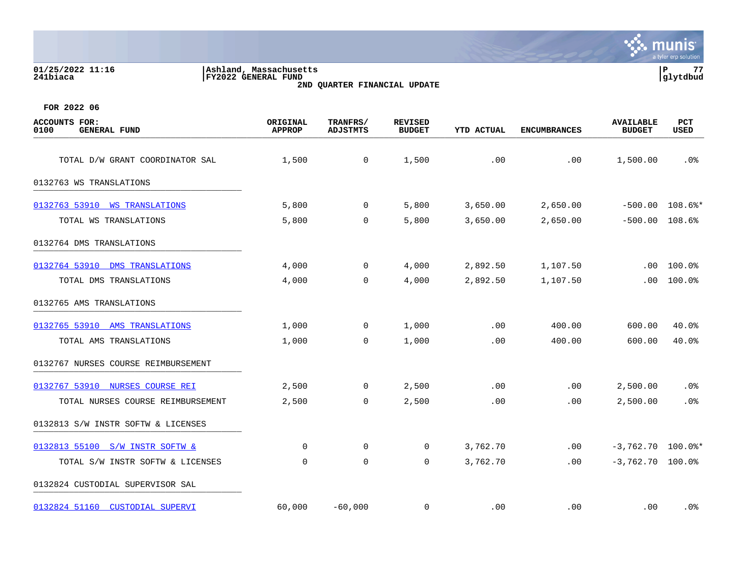Ashland, Massachusetts
FY2022 GENERAL FUND
2ND QUARTER FINANCIAL UPDATE

FOR 2022 06

| ACCOUNTS FOR: 0100 GENERAL FUND | ORIGINAL APPROP | TRANFRS/ ADJSTMTS | REVISED BUDGET | YTD ACTUAL | ENCUMBRANCES | AVAILABLE BUDGET | PCT USED |
|---|---|---|---|---|---|---|---|
| TOTAL D/W GRANT COORDINATOR SAL | 1,500 | 0 | 1,500 | .00 | .00 | 1,500.00 | .0% |
| **0132763 WS TRANSLATIONS** | | | | | | | |
| 0132763 53910 WS TRANSLATIONS | 5,800 | 0 | 5,800 | 3,650.00 | 2,650.00 | -500.00 | 108.6%* |
| TOTAL WS TRANSLATIONS | 5,800 | 0 | 5,800 | 3,650.00 | 2,650.00 | -500.00 | 108.6% |
| **0132764 DMS TRANSLATIONS** | | | | | | | |
| 0132764 53910 DMS TRANSLATIONS | 4,000 | 0 | 4,000 | 2,892.50 | 1,107.50 | .00 | 100.0% |
| TOTAL DMS TRANSLATIONS | 4,000 | 0 | 4,000 | 2,892.50 | 1,107.50 | .00 | 100.0% |
| **0132765 AMS TRANSLATIONS** | | | | | | | |
| 0132765 53910 AMS TRANSLATIONS | 1,000 | 0 | 1,000 | .00 | 400.00 | 600.00 | 40.0% |
| TOTAL AMS TRANSLATIONS | 1,000 | 0 | 1,000 | .00 | 400.00 | 600.00 | 40.0% |
| **0132767 NURSES COURSE REIMBURSEMENT** | | | | | | | |
| 0132767 53910 NURSES COURSE REI | 2,500 | 0 | 2,500 | .00 | .00 | 2,500.00 | .0% |
| TOTAL NURSES COURSE REIMBURSEMENT | 2,500 | 0 | 2,500 | .00 | .00 | 2,500.00 | .0% |
| **0132813 S/W INSTR SOFTW & LICENSES** | | | | | | | |
| 0132813 55100 S/W INSTR SOFTW & | 0 | 0 | 0 | 3,762.70 | .00 | -3,762.70 | 100.0%* |
| TOTAL S/W INSTR SOFTW & LICENSES | 0 | 0 | 0 | 3,762.70 | .00 | -3,762.70 | 100.0% |
| **0132824 CUSTODIAL SUPERVISOR SAL** | | | | | | | |
| 0132824 51160 CUSTODIAL SUPERVI | 60,000 | -60,000 | 0 | .00 | .00 | .00 | .0% |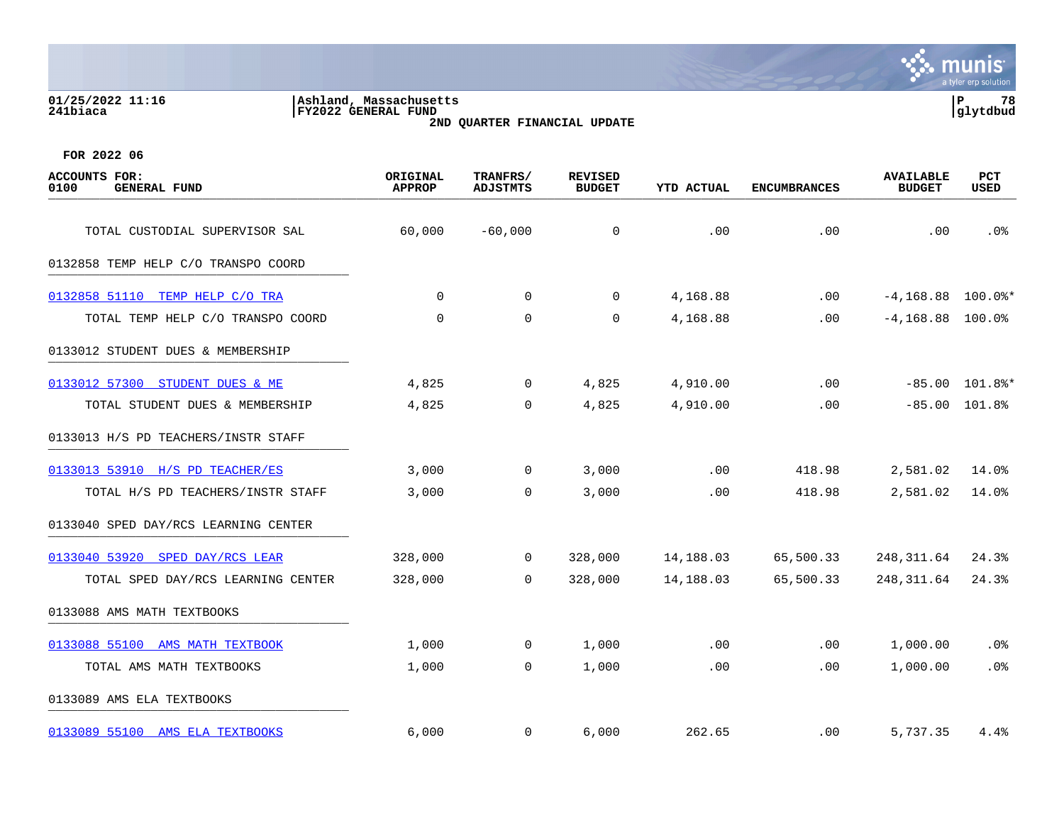FOR 2022 06

| ACCOUNTS FOR: 0100 GENERAL FUND | ORIGINAL APPROP | TRANFRS/ ADJSTMTS | REVISED BUDGET | YTD ACTUAL | ENCUMBRANCES | AVAILABLE BUDGET | PCT USED |
|---|---|---|---|---|---|---|---|
| TOTAL CUSTODIAL SUPERVISOR SAL | 60,000 | -60,000 | 0 | .00 | .00 | .00 | .0% |
| 0132858 TEMP HELP C/O TRANSPO COORD | | | | | | | |
| 0132858 51110 TEMP HELP C/O TRA | 0 | 0 | 0 | 4,168.88 | .00 | -4,168.88 | 100.0%* |
| TOTAL TEMP HELP C/O TRANSPO COORD | 0 | 0 | 0 | 4,168.88 | .00 | -4,168.88 | 100.0% |
| 0133012 STUDENT DUES & MEMBERSHIP | | | | | | | |
| 0133012 57300 STUDENT DUES & ME | 4,825 | 0 | 4,825 | 4,910.00 | .00 | -85.00 | 101.8%* |
| TOTAL STUDENT DUES & MEMBERSHIP | 4,825 | 0 | 4,825 | 4,910.00 | .00 | -85.00 | 101.8% |
| 0133013 H/S PD TEACHERS/INSTR STAFF | | | | | | | |
| 0133013 53910 H/S PD TEACHER/ES | 3,000 | 0 | 3,000 | .00 | 418.98 | 2,581.02 | 14.0% |
| TOTAL H/S PD TEACHERS/INSTR STAFF | 3,000 | 0 | 3,000 | .00 | 418.98 | 2,581.02 | 14.0% |
| 0133040 SPED DAY/RCS LEARNING CENTER | | | | | | | |
| 0133040 53920 SPED DAY/RCS LEAR | 328,000 | 0 | 328,000 | 14,188.03 | 65,500.33 | 248,311.64 | 24.3% |
| TOTAL SPED DAY/RCS LEARNING CENTER | 328,000 | 0 | 328,000 | 14,188.03 | 65,500.33 | 248,311.64 | 24.3% |
| 0133088 AMS MATH TEXTBOOKS | | | | | | | |
| 0133088 55100 AMS MATH TEXTBOOK | 1,000 | 0 | 1,000 | .00 | .00 | 1,000.00 | .0% |
| TOTAL AMS MATH TEXTBOOKS | 1,000 | 0 | 1,000 | .00 | .00 | 1,000.00 | .0% |
| 0133089 AMS ELA TEXTBOOKS | | | | | | | |
| 0133089 55100 AMS ELA TEXTBOOKS | 6,000 | 0 | 6,000 | 262.65 | .00 | 5,737.35 | 4.4% |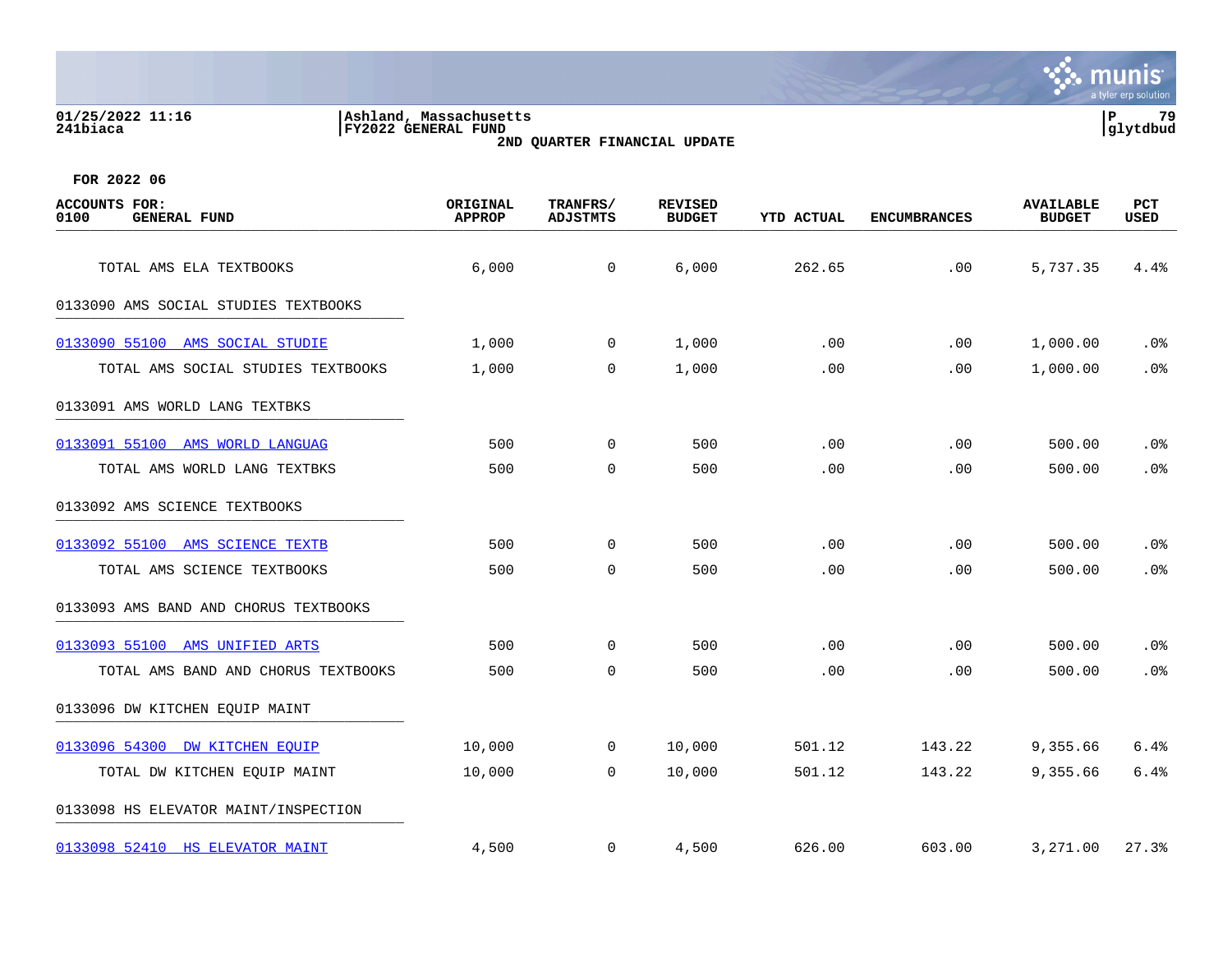FOR 2022 06

| ACCOUNTS FOR: 0100 GENERAL FUND | ORIGINAL APPROP | TRANFRS/ ADJSTMTS | REVISED BUDGET | YTD ACTUAL | ENCUMBRANCES | AVAILABLE BUDGET | PCT USED |
|---|---|---|---|---|---|---|---|
| TOTAL AMS ELA TEXTBOOKS | 6,000 | 0 | 6,000 | 262.65 | .00 | 5,737.35 | 4.4% |
| 0133090 AMS SOCIAL STUDIES TEXTBOOKS | | | | | | | |
| 0133090 55100 AMS SOCIAL STUDIE | 1,000 | 0 | 1,000 | .00 | .00 | 1,000.00 | .0% |
| TOTAL AMS SOCIAL STUDIES TEXTBOOKS | 1,000 | 0 | 1,000 | .00 | .00 | 1,000.00 | .0% |
| 0133091 AMS WORLD LANG TEXTBKS | | | | | | | |
| 0133091 55100 AMS WORLD LANGUAG | 500 | 0 | 500 | .00 | .00 | 500.00 | .0% |
| TOTAL AMS WORLD LANG TEXTBKS | 500 | 0 | 500 | .00 | .00 | 500.00 | .0% |
| 0133092 AMS SCIENCE TEXTBOOKS | | | | | | | |
| 0133092 55100 AMS SCIENCE TEXTB | 500 | 0 | 500 | .00 | .00 | 500.00 | .0% |
| TOTAL AMS SCIENCE TEXTBOOKS | 500 | 0 | 500 | .00 | .00 | 500.00 | .0% |
| 0133093 AMS BAND AND CHORUS TEXTBOOKS | | | | | | | |
| 0133093 55100 AMS UNIFIED ARTS | 500 | 0 | 500 | .00 | .00 | 500.00 | .0% |
| TOTAL AMS BAND AND CHORUS TEXTBOOKS | 500 | 0 | 500 | .00 | .00 | 500.00 | .0% |
| 0133096 DW KITCHEN EQUIP MAINT | | | | | | | |
| 0133096 54300 DW KITCHEN EQUIP | 10,000 | 0 | 10,000 | 501.12 | 143.22 | 9,355.66 | 6.4% |
| TOTAL DW KITCHEN EQUIP MAINT | 10,000 | 0 | 10,000 | 501.12 | 143.22 | 9,355.66 | 6.4% |
| 0133098 HS ELEVATOR MAINT/INSPECTION | | | | | | | |
| 0133098 52410 HS ELEVATOR MAINT | 4,500 | 0 | 4,500 | 626.00 | 603.00 | 3,271.00 | 27.3% |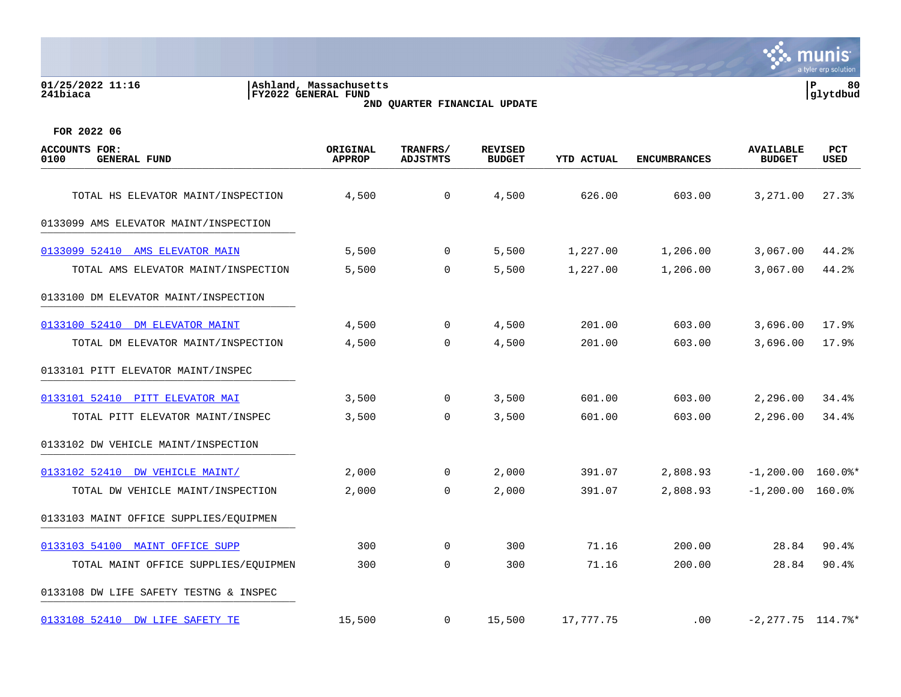01/25/2022 11:16 | Ashland, Massachusetts
241biaca | FY2022 GENERAL FUND

2ND QUARTER FINANCIAL UPDATE

FOR 2022 06

| ACCOUNTS FOR: 0100 GENERAL FUND | ORIGINAL APPROP | TRANFRS/ ADJSTMTS | REVISED BUDGET | YTD ACTUAL | ENCUMBRANCES | AVAILABLE BUDGET | PCT USED |
|---|---|---|---|---|---|---|---|
| TOTAL HS ELEVATOR MAINT/INSPECTION | 4,500 | 0 | 4,500 | 626.00 | 603.00 | 3,271.00 | 27.3% |
| 0133099 AMS ELEVATOR MAINT/INSPECTION | | | | | | | |
| 0133099 52410 AMS ELEVATOR MAIN | 5,500 | 0 | 5,500 | 1,227.00 | 1,206.00 | 3,067.00 | 44.2% |
| TOTAL AMS ELEVATOR MAINT/INSPECTION | 5,500 | 0 | 5,500 | 1,227.00 | 1,206.00 | 3,067.00 | 44.2% |
| 0133100 DM ELEVATOR MAINT/INSPECTION | | | | | | | |
| 0133100 52410 DM ELEVATOR MAINT | 4,500 | 0 | 4,500 | 201.00 | 603.00 | 3,696.00 | 17.9% |
| TOTAL DM ELEVATOR MAINT/INSPECTION | 4,500 | 0 | 4,500 | 201.00 | 603.00 | 3,696.00 | 17.9% |
| 0133101 PITT ELEVATOR MAINT/INSPEC | | | | | | | |
| 0133101 52410 PITT ELEVATOR MAI | 3,500 | 0 | 3,500 | 601.00 | 603.00 | 2,296.00 | 34.4% |
| TOTAL PITT ELEVATOR MAINT/INSPEC | 3,500 | 0 | 3,500 | 601.00 | 603.00 | 2,296.00 | 34.4% |
| 0133102 DW VEHICLE MAINT/INSPECTION | | | | | | | |
| 0133102 52410 DW VEHICLE MAINT/ | 2,000 | 0 | 2,000 | 391.07 | 2,808.93 | -1,200.00 | 160.0%* |
| TOTAL DW VEHICLE MAINT/INSPECTION | 2,000 | 0 | 2,000 | 391.07 | 2,808.93 | -1,200.00 | 160.0% |
| 0133103 MAINT OFFICE SUPPLIES/EQUIPMEN | | | | | | | |
| 0133103 54100 MAINT OFFICE SUPP | 300 | 0 | 300 | 71.16 | 200.00 | 28.84 | 90.4% |
| TOTAL MAINT OFFICE SUPPLIES/EQUIPMEN | 300 | 0 | 300 | 71.16 | 200.00 | 28.84 | 90.4% |
| 0133108 DW LIFE SAFETY TESTNG & INSPEC | | | | | | | |
| 0133108 52410 DW LIFE SAFETY TE | 15,500 | 0 | 15,500 | 17,777.75 | .00 | -2,277.75 | 114.7%* |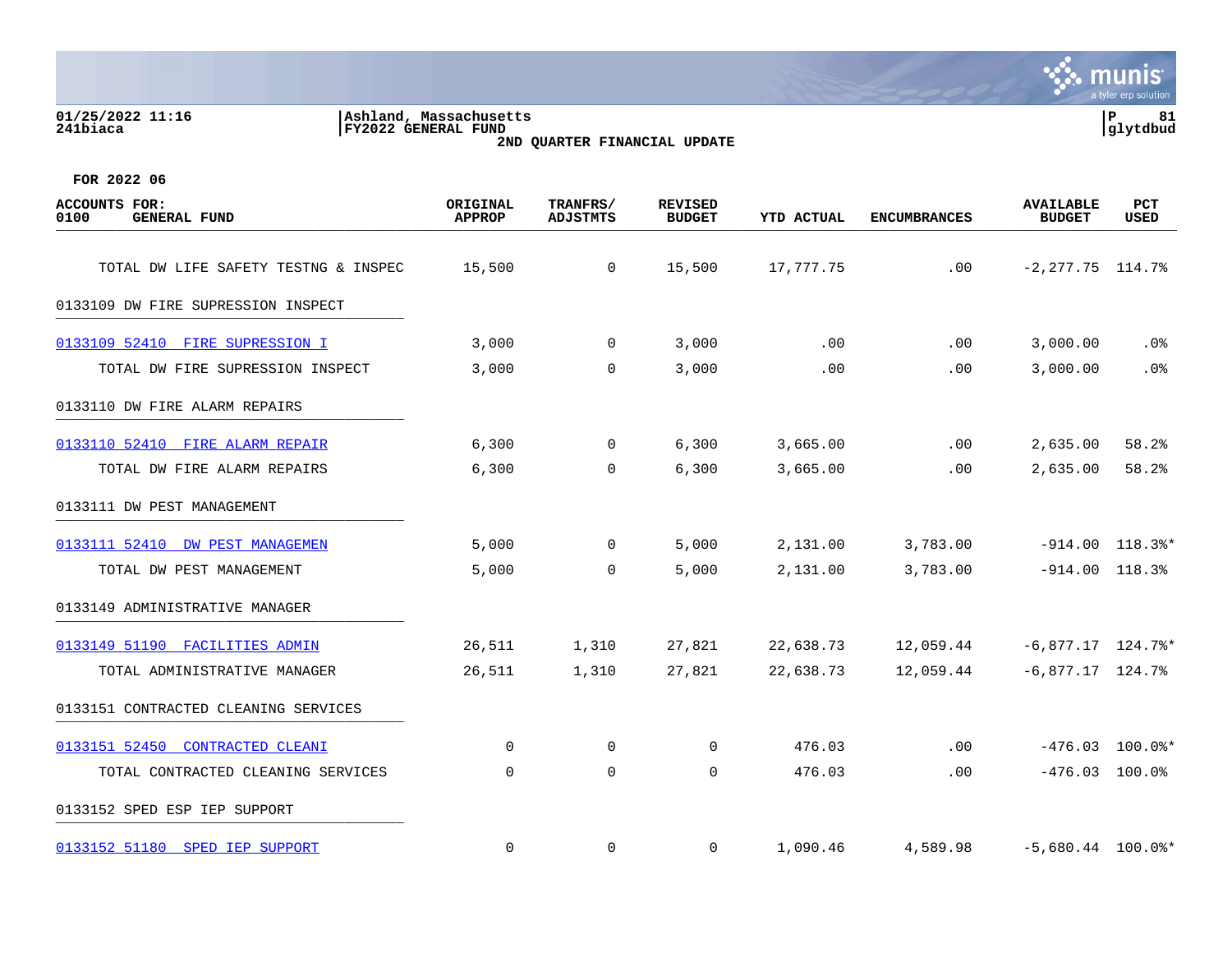01/25/2022 11:16 | Ashland, Massachusetts | P 81
241biaca | FY2022 GENERAL FUND | glytdbud

2ND QUARTER FINANCIAL UPDATE

FOR 2022 06

| ACCOUNTS FOR: 0100 GENERAL FUND | ORIGINAL APPROP | TRANFRS/ ADJSTMTS | REVISED BUDGET | YTD ACTUAL | ENCUMBRANCES | AVAILABLE BUDGET | PCT USED |
|---|---|---|---|---|---|---|---|
| TOTAL DW LIFE SAFETY TESTNG & INSPEC | 15,500 | 0 | 15,500 | 17,777.75 | .00 | -2,277.75 | 114.7% |
| 0133109 DW FIRE SUPRESSION INSPECT | | | | | | | |
| 0133109 52410 FIRE SUPRESSION I | 3,000 | 0 | 3,000 | .00 | .00 | 3,000.00 | .0% |
| TOTAL DW FIRE SUPRESSION INSPECT | 3,000 | 0 | 3,000 | .00 | .00 | 3,000.00 | .0% |
| 0133110 DW FIRE ALARM REPAIRS | | | | | | | |
| 0133110 52410 FIRE ALARM REPAIR | 6,300 | 0 | 6,300 | 3,665.00 | .00 | 2,635.00 | 58.2% |
| TOTAL DW FIRE ALARM REPAIRS | 6,300 | 0 | 6,300 | 3,665.00 | .00 | 2,635.00 | 58.2% |
| 0133111 DW PEST MANAGEMENT | | | | | | | |
| 0133111 52410 DW PEST MANAGEMEN | 5,000 | 0 | 5,000 | 2,131.00 | 3,783.00 | -914.00 | 118.3%* |
| TOTAL DW PEST MANAGEMENT | 5,000 | 0 | 5,000 | 2,131.00 | 3,783.00 | -914.00 | 118.3% |
| 0133149 ADMINISTRATIVE MANAGER | | | | | | | |
| 0133149 51190 FACILITIES ADMIN | 26,511 | 1,310 | 27,821 | 22,638.73 | 12,059.44 | -6,877.17 | 124.7%* |
| TOTAL ADMINISTRATIVE MANAGER | 26,511 | 1,310 | 27,821 | 22,638.73 | 12,059.44 | -6,877.17 | 124.7% |
| 0133151 CONTRACTED CLEANING SERVICES | | | | | | | |
| 0133151 52450 CONTRACTED CLEANI | 0 | 0 | 0 | 476.03 | .00 | -476.03 | 100.0%* |
| TOTAL CONTRACTED CLEANING SERVICES | 0 | 0 | 0 | 476.03 | .00 | -476.03 | 100.0% |
| 0133152 SPED ESP IEP SUPPORT | | | | | | | |
| 0133152 51180 SPED IEP SUPPORT | 0 | 0 | 0 | 1,090.46 | 4,589.98 | -5,680.44 | 100.0%* |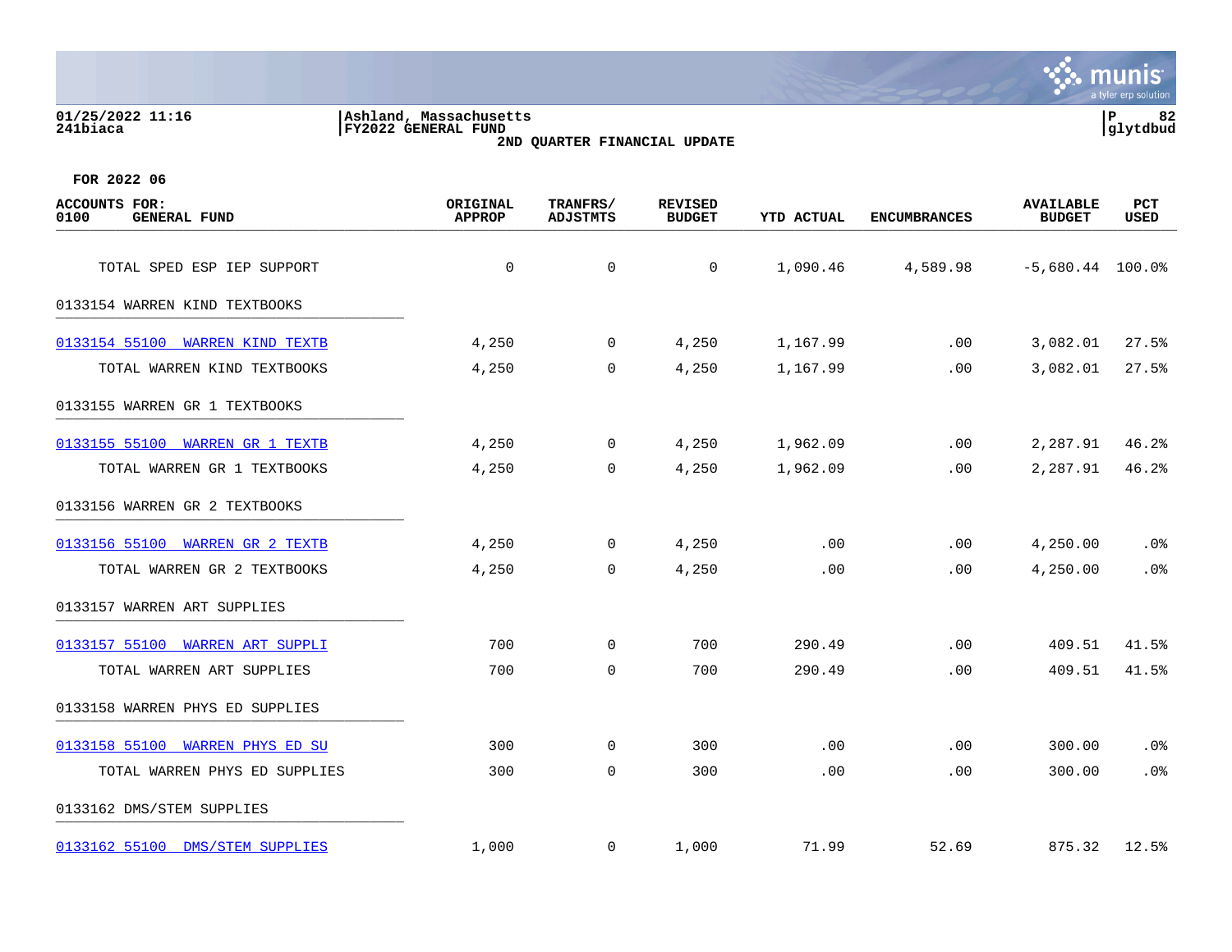01/25/2022 11:16
241biaca

Ashland, Massachusetts
FY2022 GENERAL FUND
2ND QUARTER FINANCIAL UPDATE

FOR 2022 06

| ACCOUNTS FOR: 0100 GENERAL FUND | ORIGINAL APPROP | TRANFRS/ ADJSTMTS | REVISED BUDGET | YTD ACTUAL | ENCUMBRANCES | AVAILABLE BUDGET | PCT USED |
|---|---|---|---|---|---|---|---|
| TOTAL SPED ESP IEP SUPPORT | 0 | 0 | 0 | 1,090.46 | 4,589.98 | -5,680.44 | 100.0% |
| **0133154 WARREN KIND TEXTBOOKS** | | | | | | | |
| 0133154 55100 WARREN KIND TEXTB | 4,250 | 0 | 4,250 | 1,167.99 | .00 | 3,082.01 | 27.5% |
| TOTAL WARREN KIND TEXTBOOKS | 4,250 | 0 | 4,250 | 1,167.99 | .00 | 3,082.01 | 27.5% |
| **0133155 WARREN GR 1 TEXTBOOKS** | | | | | | | |
| 0133155 55100 WARREN GR 1 TEXTB | 4,250 | 0 | 4,250 | 1,962.09 | .00 | 2,287.91 | 46.2% |
| TOTAL WARREN GR 1 TEXTBOOKS | 4,250 | 0 | 4,250 | 1,962.09 | .00 | 2,287.91 | 46.2% |
| **0133156 WARREN GR 2 TEXTBOOKS** | | | | | | | |
| 0133156 55100 WARREN GR 2 TEXTB | 4,250 | 0 | 4,250 | .00 | .00 | 4,250.00 | .0% |
| TOTAL WARREN GR 2 TEXTBOOKS | 4,250 | 0 | 4,250 | .00 | .00 | 4,250.00 | .0% |
| **0133157 WARREN ART SUPPLIES** | | | | | | | |
| 0133157 55100 WARREN ART SUPPLI | 700 | 0 | 700 | 290.49 | .00 | 409.51 | 41.5% |
| TOTAL WARREN ART SUPPLIES | 700 | 0 | 700 | 290.49 | .00 | 409.51 | 41.5% |
| **0133158 WARREN PHYS ED SUPPLIES** | | | | | | | |
| 0133158 55100 WARREN PHYS ED SU | 300 | 0 | 300 | .00 | .00 | 300.00 | .0% |
| TOTAL WARREN PHYS ED SUPPLIES | 300 | 0 | 300 | .00 | .00 | 300.00 | .0% |
| **0133162 DMS/STEM SUPPLIES** | | | | | | | |
| 0133162 55100 DMS/STEM SUPPLIES | 1,000 | 0 | 1,000 | 71.99 | 52.69 | 875.32 | 12.5% |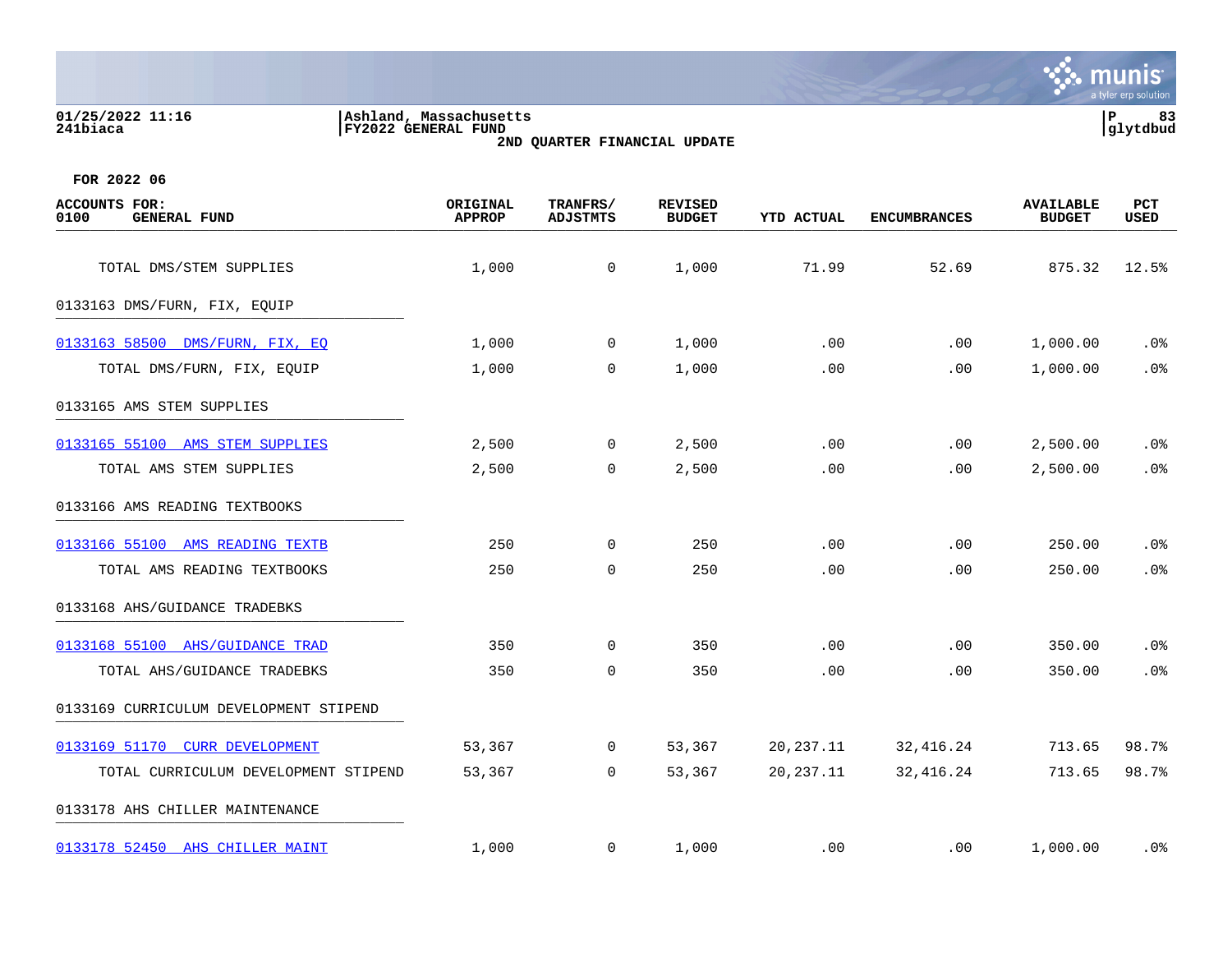FOR 2022 06

| ACCOUNTS FOR: 0100 GENERAL FUND | ORIGINAL APPROP | TRANFRS/ ADJSTMTS | REVISED BUDGET | YTD ACTUAL | ENCUMBRANCES | AVAILABLE BUDGET | PCT USED |
|---|---|---|---|---|---|---|---|
| TOTAL DMS/STEM SUPPLIES | 1,000 | 0 | 1,000 | 71.99 | 52.69 | 875.32 | 12.5% |
| 0133163 DMS/FURN, FIX, EQUIP | | | | | | | |
| 0133163 58500 DMS/FURN, FIX, EQ | 1,000 | 0 | 1,000 | .00 | .00 | 1,000.00 | .0% |
| TOTAL DMS/FURN, FIX, EQUIP | 1,000 | 0 | 1,000 | .00 | .00 | 1,000.00 | .0% |
| 0133165 AMS STEM SUPPLIES | | | | | | | |
| 0133165 55100 AMS STEM SUPPLIES | 2,500 | 0 | 2,500 | .00 | .00 | 2,500.00 | .0% |
| TOTAL AMS STEM SUPPLIES | 2,500 | 0 | 2,500 | .00 | .00 | 2,500.00 | .0% |
| 0133166 AMS READING TEXTBOOKS | | | | | | | |
| 0133166 55100 AMS READING TEXTB | 250 | 0 | 250 | .00 | .00 | 250.00 | .0% |
| TOTAL AMS READING TEXTBOOKS | 250 | 0 | 250 | .00 | .00 | 250.00 | .0% |
| 0133168 AHS/GUIDANCE TRADEBKS | | | | | | | |
| 0133168 55100 AHS/GUIDANCE TRAD | 350 | 0 | 350 | .00 | .00 | 350.00 | .0% |
| TOTAL AHS/GUIDANCE TRADEBKS | 350 | 0 | 350 | .00 | .00 | 350.00 | .0% |
| 0133169 CURRICULUM DEVELOPMENT STIPEND | | | | | | | |
| 0133169 51170 CURR DEVELOPMENT | 53,367 | 0 | 53,367 | 20,237.11 | 32,416.24 | 713.65 | 98.7% |
| TOTAL CURRICULUM DEVELOPMENT STIPEND | 53,367 | 0 | 53,367 | 20,237.11 | 32,416.24 | 713.65 | 98.7% |
| 0133178 AHS CHILLER MAINTENANCE | | | | | | | |
| 0133178 52450 AHS CHILLER MAINT | 1,000 | 0 | 1,000 | .00 | .00 | 1,000.00 | .0% |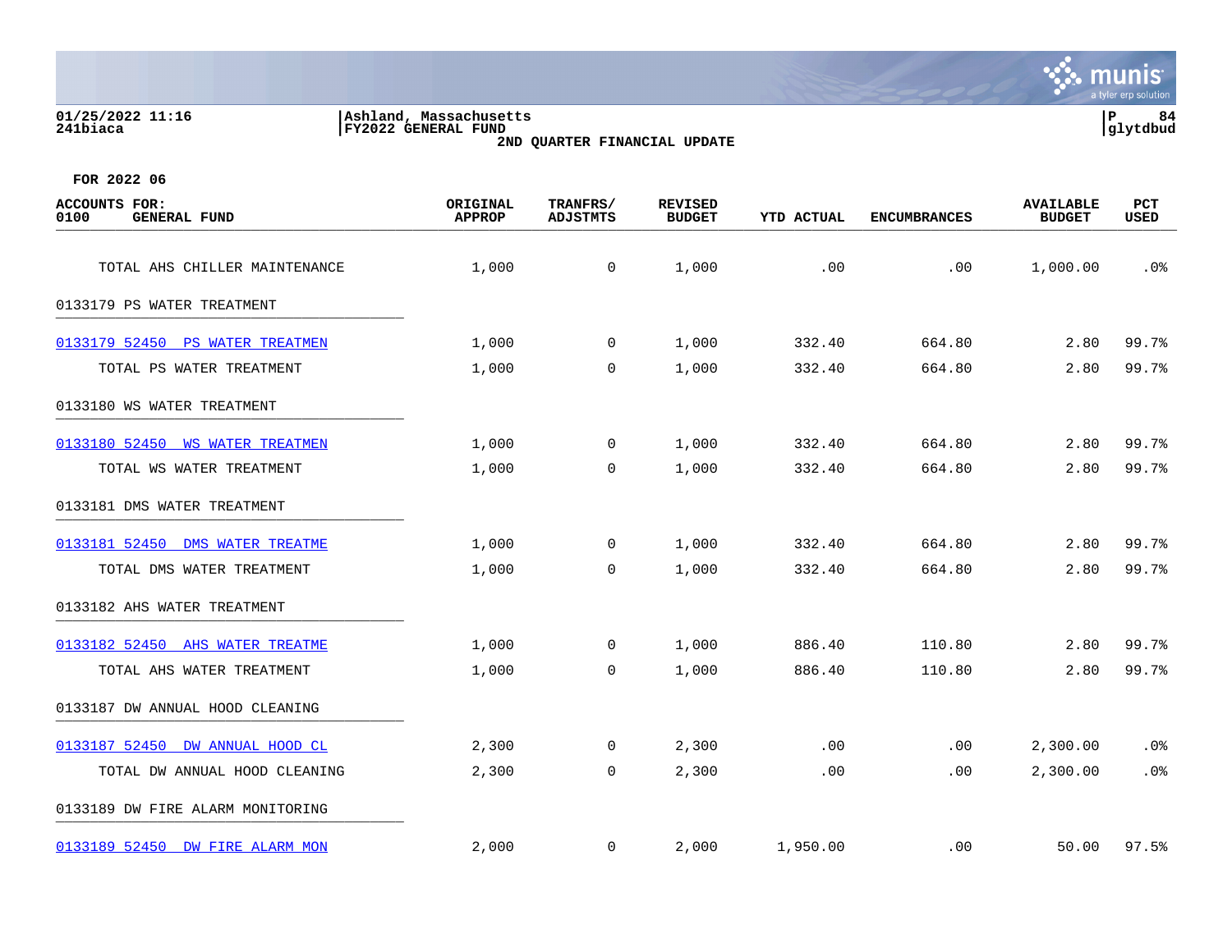FOR 2022 06

| ACCOUNTS FOR: 0100 GENERAL FUND | ORIGINAL APPROP | TRANFRS/ ADJSTMTS | REVISED BUDGET | YTD ACTUAL | ENCUMBRANCES | AVAILABLE BUDGET | PCT USED |
|---|---|---|---|---|---|---|---|
| TOTAL AHS CHILLER MAINTENANCE | 1,000 | 0 | 1,000 | .00 | .00 | 1,000.00 | .0% |
| 0133179 PS WATER TREATMENT | | | | | | | |
| 0133179 52450 PS WATER TREATMEN | 1,000 | 0 | 1,000 | 332.40 | 664.80 | 2.80 | 99.7% |
| TOTAL PS WATER TREATMENT | 1,000 | 0 | 1,000 | 332.40 | 664.80 | 2.80 | 99.7% |
| 0133180 WS WATER TREATMENT | | | | | | | |
| 0133180 52450 WS WATER TREATMEN | 1,000 | 0 | 1,000 | 332.40 | 664.80 | 2.80 | 99.7% |
| TOTAL WS WATER TREATMENT | 1,000 | 0 | 1,000 | 332.40 | 664.80 | 2.80 | 99.7% |
| 0133181 DMS WATER TREATMENT | | | | | | | |
| 0133181 52450 DMS WATER TREATME | 1,000 | 0 | 1,000 | 332.40 | 664.80 | 2.80 | 99.7% |
| TOTAL DMS WATER TREATMENT | 1,000 | 0 | 1,000 | 332.40 | 664.80 | 2.80 | 99.7% |
| 0133182 AHS WATER TREATMENT | | | | | | | |
| 0133182 52450 AHS WATER TREATME | 1,000 | 0 | 1,000 | 886.40 | 110.80 | 2.80 | 99.7% |
| TOTAL AHS WATER TREATMENT | 1,000 | 0 | 1,000 | 886.40 | 110.80 | 2.80 | 99.7% |
| 0133187 DW ANNUAL HOOD CLEANING | | | | | | | |
| 0133187 52450 DW ANNUAL HOOD CL | 2,300 | 0 | 2,300 | .00 | .00 | 2,300.00 | .0% |
| TOTAL DW ANNUAL HOOD CLEANING | 2,300 | 0 | 2,300 | .00 | .00 | 2,300.00 | .0% |
| 0133189 DW FIRE ALARM MONITORING | | | | | | | |
| 0133189 52450 DW FIRE ALARM MON | 2,000 | 0 | 2,000 | 1,950.00 | .00 | 50.00 | 97.5% |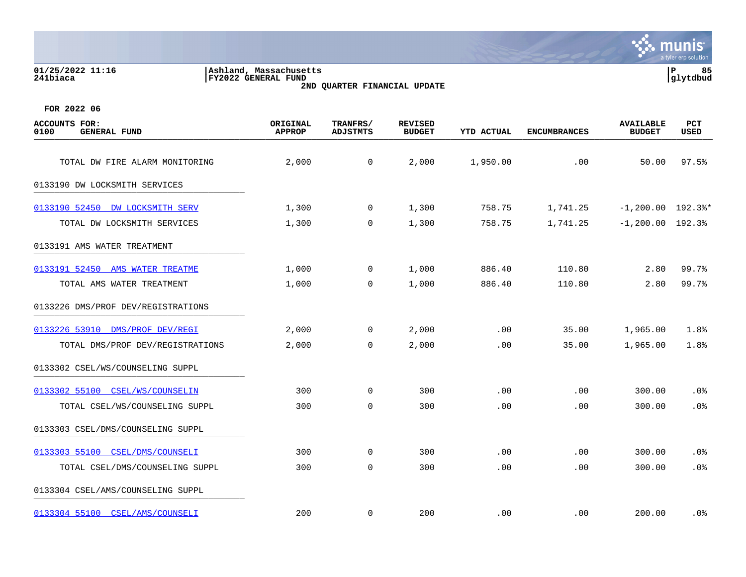01/25/2022 11:16
241biaca

Ashland, Massachusetts
FY2022 GENERAL FUND
2ND QUARTER FINANCIAL UPDATE

FOR 2022 06

| ACCOUNTS FOR: 0100 GENERAL FUND | ORIGINAL APPROP | TRANFRS/ ADJSTMTS | REVISED BUDGET | YTD ACTUAL | ENCUMBRANCES | AVAILABLE BUDGET | PCT USED |
|---|---|---|---|---|---|---|---|
| TOTAL DW FIRE ALARM MONITORING | 2,000 | 0 | 2,000 | 1,950.00 | .00 | 50.00 | 97.5% |
| 0133190 DW LOCKSMITH SERVICES | | | | | | | |
| 0133190 52450 DW LOCKSMITH SERV | 1,300 | 0 | 1,300 | 758.75 | 1,741.25 | -1,200.00 | 192.3%* |
| TOTAL DW LOCKSMITH SERVICES | 1,300 | 0 | 1,300 | 758.75 | 1,741.25 | -1,200.00 | 192.3% |
| 0133191 AMS WATER TREATMENT | | | | | | | |
| 0133191 52450 AMS WATER TREATME | 1,000 | 0 | 1,000 | 886.40 | 110.80 | 2.80 | 99.7% |
| TOTAL AMS WATER TREATMENT | 1,000 | 0 | 1,000 | 886.40 | 110.80 | 2.80 | 99.7% |
| 0133226 DMS/PROF DEV/REGISTRATIONS | | | | | | | |
| 0133226 53910 DMS/PROF DEV/REGI | 2,000 | 0 | 2,000 | .00 | 35.00 | 1,965.00 | 1.8% |
| TOTAL DMS/PROF DEV/REGISTRATIONS | 2,000 | 0 | 2,000 | .00 | 35.00 | 1,965.00 | 1.8% |
| 0133302 CSEL/WS/COUNSELING SUPPL | | | | | | | |
| 0133302 55100 CSEL/WS/COUNSELIN | 300 | 0 | 300 | .00 | .00 | 300.00 | .0% |
| TOTAL CSEL/WS/COUNSELING SUPPL | 300 | 0 | 300 | .00 | .00 | 300.00 | .0% |
| 0133303 CSEL/DMS/COUNSELING SUPPL | | | | | | | |
| 0133303 55100 CSEL/DMS/COUNSELI | 300 | 0 | 300 | .00 | .00 | 300.00 | .0% |
| TOTAL CSEL/DMS/COUNSELING SUPPL | 300 | 0 | 300 | .00 | .00 | 300.00 | .0% |
| 0133304 CSEL/AMS/COUNSELING SUPPL | | | | | | | |
| 0133304 55100 CSEL/AMS/COUNSELI | 200 | 0 | 200 | .00 | .00 | 200.00 | .0% |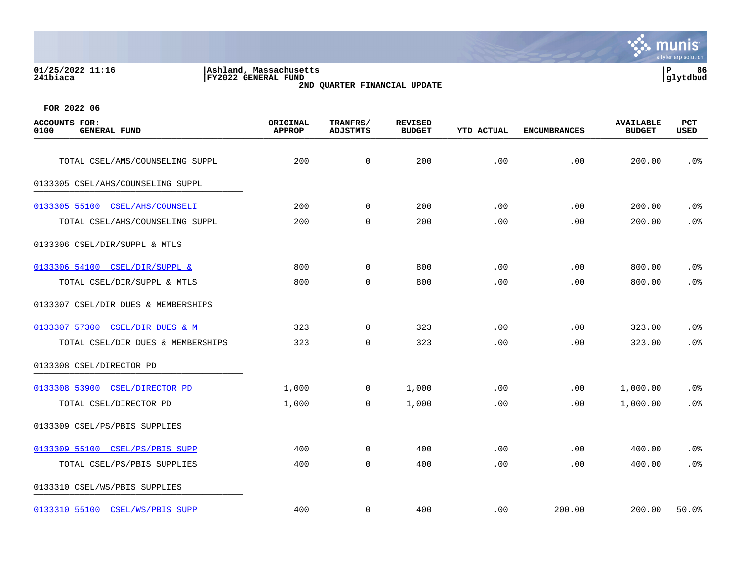01/25/2022 11:16 | Ashland, Massachusetts
241biaca | FY2022 GENERAL FUND

2ND QUARTER FINANCIAL UPDATE

FOR 2022 06

| ACCOUNTS FOR: 0100 GENERAL FUND | ORIGINAL APPROP | TRANFRS/ ADJSTMTS | REVISED BUDGET | YTD ACTUAL | ENCUMBRANCES | AVAILABLE BUDGET | PCT USED |
|---|---|---|---|---|---|---|---|
| TOTAL CSEL/AMS/COUNSELING SUPPL | 200 | 0 | 200 | .00 | .00 | 200.00 | .0% |
| 0133305 CSEL/AHS/COUNSELING SUPPL | | | | | | | |
| 0133305 55100 CSEL/AHS/COUNSELI | 200 | 0 | 200 | .00 | .00 | 200.00 | .0% |
| TOTAL CSEL/AHS/COUNSELING SUPPL | 200 | 0 | 200 | .00 | .00 | 200.00 | .0% |
| 0133306 CSEL/DIR/SUPPL & MTLS | | | | | | | |
| 0133306 54100 CSEL/DIR/SUPPL & | 800 | 0 | 800 | .00 | .00 | 800.00 | .0% |
| TOTAL CSEL/DIR/SUPPL & MTLS | 800 | 0 | 800 | .00 | .00 | 800.00 | .0% |
| 0133307 CSEL/DIR DUES & MEMBERSHIPS | | | | | | | |
| 0133307 57300 CSEL/DIR DUES & M | 323 | 0 | 323 | .00 | .00 | 323.00 | .0% |
| TOTAL CSEL/DIR DUES & MEMBERSHIPS | 323 | 0 | 323 | .00 | .00 | 323.00 | .0% |
| 0133308 CSEL/DIRECTOR PD | | | | | | | |
| 0133308 53900 CSEL/DIRECTOR PD | 1,000 | 0 | 1,000 | .00 | .00 | 1,000.00 | .0% |
| TOTAL CSEL/DIRECTOR PD | 1,000 | 0 | 1,000 | .00 | .00 | 1,000.00 | .0% |
| 0133309 CSEL/PS/PBIS SUPPLIES | | | | | | | |
| 0133309 55100 CSEL/PS/PBIS SUPP | 400 | 0 | 400 | .00 | .00 | 400.00 | .0% |
| TOTAL CSEL/PS/PBIS SUPPLIES | 400 | 0 | 400 | .00 | .00 | 400.00 | .0% |
| 0133310 CSEL/WS/PBIS SUPPLIES | | | | | | | |
| 0133310 55100 CSEL/WS/PBIS SUPP | 400 | 0 | 400 | .00 | 200.00 | 200.00 | 50.0% |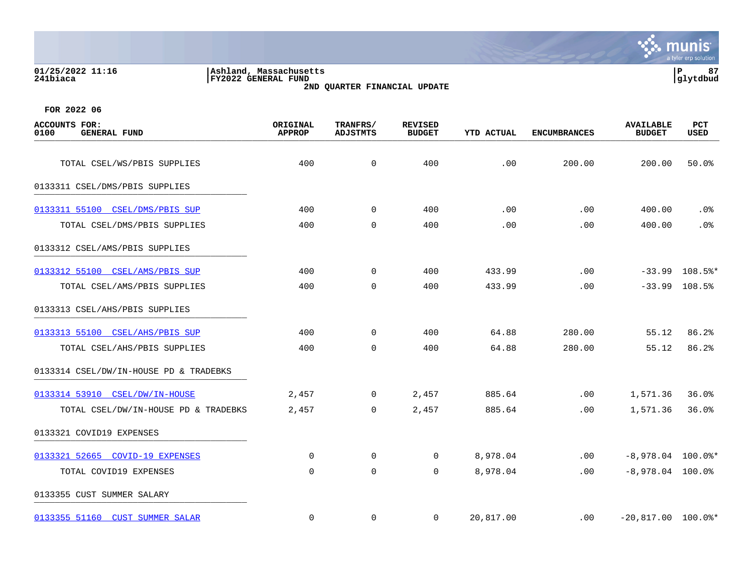01/25/2022 11:16 | Ashland, Massachusetts
241biaca | FY2022 GENERAL FUND | glytdbud

2ND QUARTER FINANCIAL UPDATE

FOR 2022 06

| ACCOUNTS FOR: 0100 GENERAL FUND | ORIGINAL APPROP | TRANFRS/ ADJSTMTS | REVISED BUDGET | YTD ACTUAL | ENCUMBRANCES | AVAILABLE BUDGET | PCT USED |
|---|---|---|---|---|---|---|---|
| TOTAL CSEL/WS/PBIS SUPPLIES | 400 | 0 | 400 | .00 | 200.00 | 200.00 | 50.0% |
| 0133311 CSEL/DMS/PBIS SUPPLIES | | | | | | | |
| 0133311 55100 CSEL/DMS/PBIS SUP | 400 | 0 | 400 | .00 | .00 | 400.00 | .0% |
| TOTAL CSEL/DMS/PBIS SUPPLIES | 400 | 0 | 400 | .00 | .00 | 400.00 | .0% |
| 0133312 CSEL/AMS/PBIS SUPPLIES | | | | | | | |
| 0133312 55100 CSEL/AMS/PBIS SUP | 400 | 0 | 400 | 433.99 | .00 | -33.99 | 108.5%* |
| TOTAL CSEL/AMS/PBIS SUPPLIES | 400 | 0 | 400 | 433.99 | .00 | -33.99 | 108.5% |
| 0133313 CSEL/AHS/PBIS SUPPLIES | | | | | | | |
| 0133313 55100 CSEL/AHS/PBIS SUP | 400 | 0 | 400 | 64.88 | 280.00 | 55.12 | 86.2% |
| TOTAL CSEL/AHS/PBIS SUPPLIES | 400 | 0 | 400 | 64.88 | 280.00 | 55.12 | 86.2% |
| 0133314 CSEL/DW/IN-HOUSE PD & TRADEBKS | | | | | | | |
| 0133314 53910 CSEL/DW/IN-HOUSE | 2,457 | 0 | 2,457 | 885.64 | .00 | 1,571.36 | 36.0% |
| TOTAL CSEL/DW/IN-HOUSE PD & TRADEBKS | 2,457 | 0 | 2,457 | 885.64 | .00 | 1,571.36 | 36.0% |
| 0133321 COVID19 EXPENSES | | | | | | | |
| 0133321 52665 COVID-19 EXPENSES | 0 | 0 | 0 | 8,978.04 | .00 | -8,978.04 | 100.0%* |
| TOTAL COVID19 EXPENSES | 0 | 0 | 0 | 8,978.04 | .00 | -8,978.04 | 100.0% |
| 0133355 CUST SUMMER SALARY | | | | | | | |
| 0133355 51160 CUST SUMMER SALAR | 0 | 0 | 0 | 20,817.00 | .00 | -20,817.00 | 100.0%* |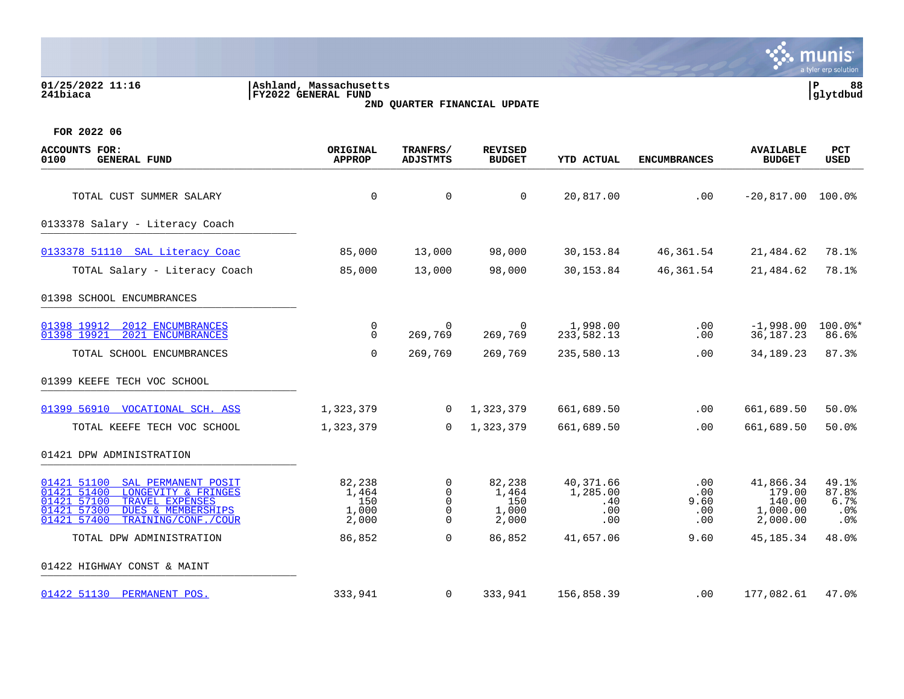**FOR 2022 06**

| ACCOUNTS FOR: 0100 GENERAL FUND | ORIGINAL APPROP | TRANFRS/ ADJSTMTS | REVISED BUDGET | YTD ACTUAL | ENCUMBRANCES | AVAILABLE BUDGET | PCT USED |
|---|---|---|---|---|---|---|---|
| TOTAL CUST SUMMER SALARY | 0 | 0 | 0 | 20,817.00 | .00 | -20,817.00 | 100.0% |
| **0133378 Salary - Literacy Coach** | | | | | | | |
| 0133378 51110 SAL Literacy Coac | 85,000 | 13,000 | 98,000 | 30,153.84 | 46,361.54 | 21,484.62 | 78.1% |
| TOTAL Salary - Literacy Coach | 85,000 | 13,000 | 98,000 | 30,153.84 | 46,361.54 | 21,484.62 | 78.1% |
| **01398 SCHOOL ENCUMBRANCES** | | | | | | | |
| 01398 19912 2012 ENCUMBRANCES | 0 | 0 | 0 | 1,998.00 | .00 | -1,998.00 | 100.0%* |
| 01398 19921 2021 ENCUMBRANCES | 0 | 269,769 | 269,769 | 233,582.13 | .00 | 36,187.23 | 86.6% |
| TOTAL SCHOOL ENCUMBRANCES | 0 | 269,769 | 269,769 | 235,580.13 | .00 | 34,189.23 | 87.3% |
| **01399 KEEFE TECH VOC SCHOOL** | | | | | | | |
| 01399 56910 VOCATIONAL SCH. ASS | 1,323,379 | 0 | 1,323,379 | 661,689.50 | .00 | 661,689.50 | 50.0% |
| TOTAL KEEFE TECH VOC SCHOOL | 1,323,379 | 0 | 1,323,379 | 661,689.50 | .00 | 661,689.50 | 50.0% |
| **01421 DPW ADMINISTRATION** | | | | | | | |
| 01421 51100 SAL PERMANENT POSIT | 82,238 | 0 | 82,238 | 40,371.66 | .00 | 41,866.34 | 49.1% |
| 01421 51400 LONGEVITY & FRINGES | 1,464 | 0 | 1,464 | 1,285.00 | .00 | 179.00 | 87.8% |
| 01421 57100 TRAVEL EXPENSES | 150 | 0 | 150 | .40 | 9.60 | 140.00 | 6.7% |
| 01421 57300 DUES & MEMBERSHIPS | 1,000 | 0 | 1,000 | .00 | .00 | 1,000.00 | .0% |
| 01421 57400 TRAINING/CONF./COUR | 2,000 | 0 | 2,000 | .00 | .00 | 2,000.00 | .0% |
| TOTAL DPW ADMINISTRATION | 86,852 | 0 | 86,852 | 41,657.06 | 9.60 | 45,185.34 | 48.0% |
| **01422 HIGHWAY CONST & MAINT** | | | | | | | |
| 01422 51130 PERMANENT POS. | 333,941 | 0 | 333,941 | 156,858.39 | .00 | 177,082.61 | 47.0% |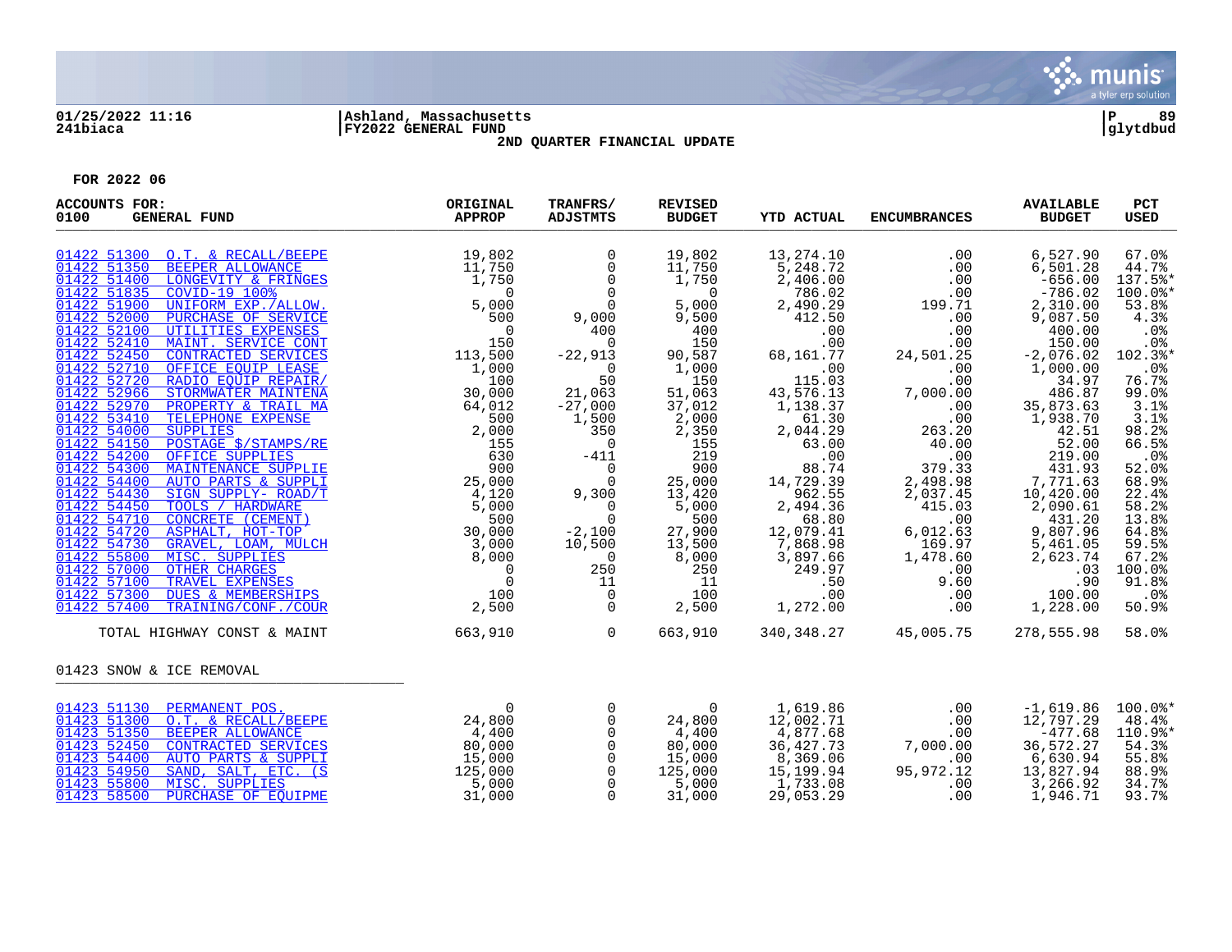01/25/2022 11:16 | Ashland, Massachusetts | P 89
241biaca | FY2022 GENERAL FUND | glytdbud

**2ND QUARTER FINANCIAL UPDATE**

**FOR 2022 06**

| ACCOUNTS FOR: 0100 GENERAL FUND | ORIGINAL APPROP | TRANFRS/ ADJSTMTS | REVISED BUDGET | YTD ACTUAL | ENCUMBRANCES | AVAILABLE BUDGET | PCT USED |
|---|---|---|---|---|---|---|---|
| 01422 51300 O.T. & RECALL/BEEPE | 19,802 | 0 | 19,802 | 13,274.10 | .00 | 6,527.90 | 67.0% |
| 01422 51350 BEEPER ALLOWANCE | 11,750 | 0 | 11,750 | 5,248.72 | .00 | 6,501.28 | 44.7% |
| 01422 51400 LONGEVITY & FRINGES | 1,750 | 0 | 1,750 | 2,406.00 | .00 | -656.00 | 137.5%* |
| 01422 51835 COVID-19 100% | 0 | 0 | 0 | 786.02 | .00 | -786.02 | 100.0%* |
| 01422 51900 UNIFORM EXP./ALLOW. | 5,000 | 0 | 5,000 | 2,490.29 | 199.71 | 2,310.00 | 53.8% |
| 01422 52000 PURCHASE OF SERVICE | 500 | 9,000 | 9,500 | 412.50 | .00 | 9,087.50 | 4.3% |
| 01422 52100 UTILITIES EXPENSES | 0 | 400 | 400 | .00 | .00 | 400.00 | .0% |
| 01422 52410 MAINT. SERVICE CONT | 150 | 0 | 150 | .00 | .00 | 150.00 | .0% |
| 01422 52450 CONTRACTED SERVICES | 113,500 | -22,913 | 90,587 | 68,161.77 | 24,501.25 | -2,076.02 | 102.3%* |
| 01422 52710 OFFICE EQUIP LEASE | 1,000 | 0 | 1,000 | .00 | .00 | 1,000.00 | .0% |
| 01422 52720 RADIO EQUIP REPAIR/ | 100 | 50 | 150 | 115.03 | .00 | 34.97 | 76.7% |
| 01422 52966 STORMWATER MAINTENA | 30,000 | 21,063 | 51,063 | 43,576.13 | 7,000.00 | 486.87 | 99.0% |
| 01422 52970 PROPERTY & TRAIL MA | 64,012 | -27,000 | 37,012 | 1,138.37 | .00 | 35,873.63 | 3.1% |
| 01422 53410 TELEPHONE EXPENSE | 500 | 1,500 | 2,000 | 61.30 | .00 | 1,938.70 | 3.1% |
| 01422 54000 SUPPLIES | 2,000 | 350 | 2,350 | 2,044.29 | 263.20 | 42.51 | 98.2% |
| 01422 54150 POSTAGE $/STAMPS/RE | 155 | 0 | 155 | 63.00 | 40.00 | 52.00 | 66.5% |
| 01422 54200 OFFICE SUPPLIES | 630 | -411 | 219 | .00 | .00 | 219.00 | .0% |
| 01422 54300 MAINTENANCE SUPPLIE | 900 | 0 | 900 | 88.74 | 379.33 | 431.93 | 52.0% |
| 01422 54400 AUTO PARTS & SUPPLI | 25,000 | 0 | 25,000 | 14,729.39 | 2,498.98 | 7,771.63 | 68.9% |
| 01422 54430 SIGN SUPPLY- ROAD/T | 4,120 | 9,300 | 13,420 | 962.55 | 2,037.45 | 10,420.00 | 22.4% |
| 01422 54450 TOOLS / HARDWARE | 5,000 | 0 | 5,000 | 2,494.36 | 415.03 | 2,090.61 | 58.2% |
| 01422 54710 CONCRETE (CEMENT) | 500 | 0 | 500 | 68.80 | .00 | 431.20 | 13.8% |
| 01422 54720 ASPHALT, HOT-TOP | 30,000 | -2,100 | 27,900 | 12,079.41 | 6,012.63 | 9,807.96 | 64.8% |
| 01422 54730 GRAVEL, LOAM, MULCH | 3,000 | 10,500 | 13,500 | 7,868.98 | 169.97 | 5,461.05 | 59.5% |
| 01422 55800 MISC. SUPPLIES | 8,000 | 0 | 8,000 | 3,897.66 | 1,478.60 | 2,623.74 | 67.2% |
| 01422 57000 OTHER CHARGES | 0 | 250 | 250 | 249.97 | .00 | .03 | 100.0% |
| 01422 57100 TRAVEL EXPENSES | 0 | 11 | 11 | .50 | 9.60 | .90 | 91.8% |
| 01422 57300 DUES & MEMBERSHIPS | 100 | 0 | 100 | .00 | .00 | 100.00 | .0% |
| 01422 57400 TRAINING/CONF./COUR | 2,500 | 0 | 2,500 | 1,272.00 | .00 | 1,228.00 | 50.9% |
| TOTAL HIGHWAY CONST & MAINT | 663,910 | 0 | 663,910 | 340,348.27 | 45,005.75 | 278,555.98 | 58.0% |
| **01423 SNOW & ICE REMOVAL** | | | | | | | |
| 01423 51130 PERMANENT POS. | 0 | 0 | 0 | 1,619.86 | .00 | -1,619.86 | 100.0%* |
| 01423 51300 O.T. & RECALL/BEEPE | 24,800 | 0 | 24,800 | 12,002.71 | .00 | 12,797.29 | 48.4% |
| 01423 51350 BEEPER ALLOWANCE | 4,400 | 0 | 4,400 | 4,877.68 | .00 | -477.68 | 110.9%* |
| 01423 52450 CONTRACTED SERVICES | 80,000 | 0 | 80,000 | 36,427.73 | 7,000.00 | 36,572.27 | 54.3% |
| 01423 54400 AUTO PARTS & SUPPLI | 15,000 | 0 | 15,000 | 8,369.06 | .00 | 6,630.94 | 55.8% |
| 01423 54950 SAND, SALT, ETC. (S | 125,000 | 0 | 125,000 | 15,199.94 | 95,972.12 | 13,827.94 | 88.9% |
| 01423 55800 MISC. SUPPLIES | 5,000 | 0 | 5,000 | 1,733.08 | .00 | 3,266.92 | 34.7% |
| 01423 58500 PURCHASE OF EQUIPME | 31,000 | 0 | 31,000 | 29,053.29 | .00 | 1,946.71 | 93.7% |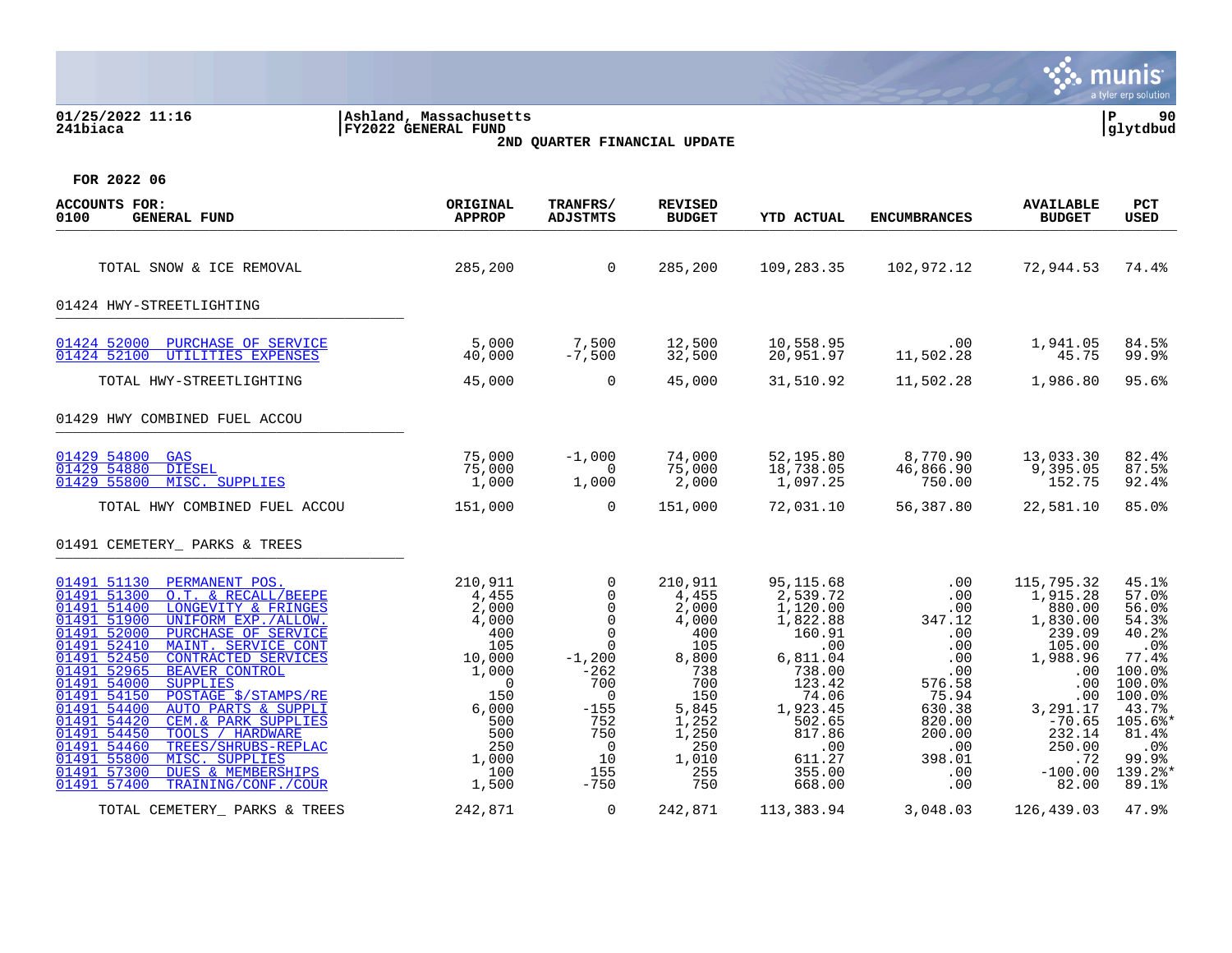01/25/2022 11:16 | Ashland, Massachusetts
241biaca | FY2022 GENERAL FUND

**2ND QUARTER FINANCIAL UPDATE**

**FOR 2022 06**

| ACCOUNTS FOR: 0100 GENERAL FUND | ORIGINAL APPROP | TRANFRS/ ADJSTMTS | REVISED BUDGET | YTD ACTUAL | ENCUMBRANCES | AVAILABLE BUDGET | PCT USED |
|---|---|---|---|---|---|---|---|
| TOTAL SNOW & ICE REMOVAL | 285,200 | 0 | 285,200 | 109,283.35 | 102,972.12 | 72,944.53 | 74.4% |
| **01424 HWY-STREETLIGHTING** | | | | | | | |
| 01424 52000 PURCHASE OF SERVICE | 5,000 | 7,500 | 12,500 | 10,558.95 | .00 | 1,941.05 | 84.5% |
| 01424 52100 UTILITIES EXPENSES | 40,000 | -7,500 | 32,500 | 20,951.97 | 11,502.28 | 45.75 | 99.9% |
| TOTAL HWY-STREETLIGHTING | 45,000 | 0 | 45,000 | 31,510.92 | 11,502.28 | 1,986.80 | 95.6% |
| **01429 HWY COMBINED FUEL ACCOU** | | | | | | | |
| 01429 54800 GAS | 75,000 | -1,000 | 74,000 | 52,195.80 | 8,770.90 | 13,033.30 | 82.4% |
| 01429 54880 DIESEL | 75,000 | 0 | 75,000 | 18,738.05 | 46,866.90 | 9,395.05 | 87.5% |
| 01429 55800 MISC. SUPPLIES | 1,000 | 1,000 | 2,000 | 1,097.25 | 750.00 | 152.75 | 92.4% |
| TOTAL HWY COMBINED FUEL ACCOU | 151,000 | 0 | 151,000 | 72,031.10 | 56,387.80 | 22,581.10 | 85.0% |
| **01491 CEMETERY_ PARKS & TREES** | | | | | | | |
| 01491 51130 PERMANENT POS. | 210,911 | 0 | 210,911 | 95,115.68 | .00 | 115,795.32 | 45.1% |
| 01491 51300 O.T. & RECALL/BEEPE | 4,455 | 0 | 4,455 | 2,539.72 | .00 | 1,915.28 | 57.0% |
| 01491 51400 LONGEVITY & FRINGES | 2,000 | 0 | 2,000 | 1,120.00 | .00 | 880.00 | 56.0% |
| 01491 51900 UNIFORM EXP./ALLOW. | 4,000 | 0 | 4,000 | 1,822.88 | 347.12 | 1,830.00 | 54.3% |
| 01491 52000 PURCHASE OF SERVICE | 400 | 0 | 400 | 160.91 | .00 | 239.09 | 40.2% |
| 01491 52410 MAINT. SERVICE CONT | 105 | 0 | 105 | .00 | .00 | 105.00 | .0% |
| 01491 52450 CONTRACTED SERVICES | 10,000 | -1,200 | 8,800 | 6,811.04 | .00 | 1,988.96 | 77.4% |
| 01491 52965 BEAVER CONTROL | 1,000 | -262 | 738 | 738.00 | .00 | .00 | 100.0% |
| 01491 54000 SUPPLIES | 0 | 700 | 700 | 123.42 | 576.58 | .00 | 100.0% |
| 01491 54150 POSTAGE $/STAMPS/RE | 150 | 0 | 150 | 74.06 | 75.94 | .00 | 100.0% |
| 01491 54400 AUTO PARTS & SUPPLI | 6,000 | -155 | 5,845 | 1,923.45 | 630.38 | 3,291.17 | 43.7% |
| 01491 54420 CEM.& PARK SUPPLIES | 500 | 752 | 1,252 | 502.65 | 820.00 | -70.65 | 105.6%* |
| 01491 54450 TOOLS / HARDWARE | 500 | 750 | 1,250 | 817.86 | 200.00 | 232.14 | 81.4% |
| 01491 54460 TREES/SHRUBS-REPLAC | 250 | 0 | 250 | .00 | .00 | 250.00 | .0% |
| 01491 55800 MISC. SUPPLIES | 1,000 | 10 | 1,010 | 611.27 | 398.01 | .72 | 99.9% |
| 01491 57300 DUES & MEMBERSHIPS | 100 | 155 | 255 | 355.00 | .00 | -100.00 | 139.2%* |
| 01491 57400 TRAINING/CONF./COUR | 1,500 | -750 | 750 | 668.00 | .00 | 82.00 | 89.1% |
| TOTAL CEMETERY_ PARKS & TREES | 242,871 | 0 | 242,871 | 113,383.94 | 3,048.03 | 126,439.03 | 47.9% |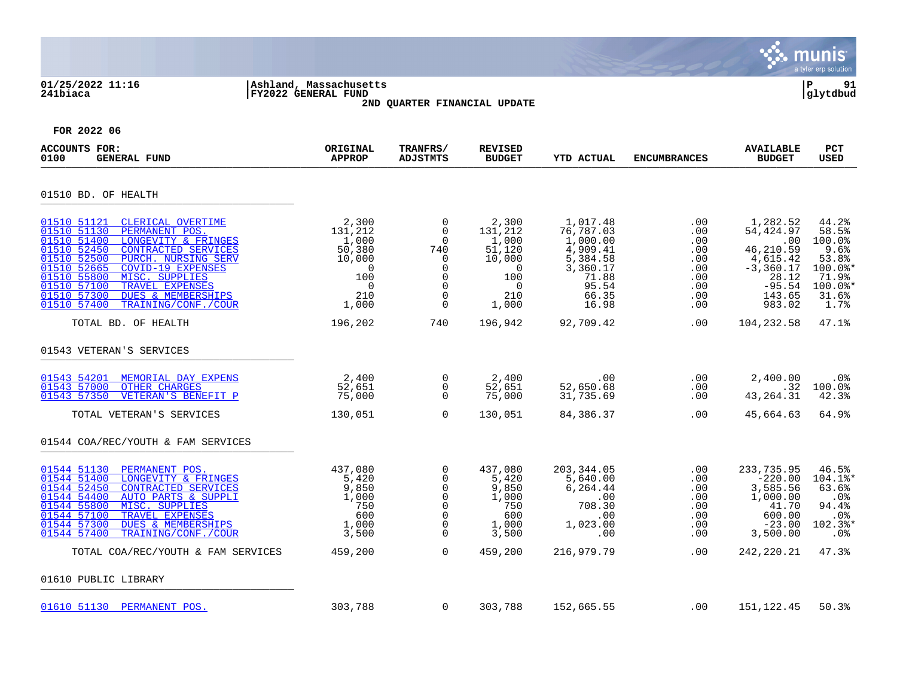01/25/2022 11:16 | Ashland, Massachusetts
241biaca | FY2022 GENERAL FUND | glytdbud

2ND QUARTER FINANCIAL UPDATE

FOR 2022 06

| ACCOUNTS FOR: 0100 GENERAL FUND | ORIGINAL APPROP | TRANFRS/ ADJSTMTS | REVISED BUDGET | YTD ACTUAL | ENCUMBRANCES | AVAILABLE BUDGET | PCT USED |
|---|---|---|---|---|---|---|---|
| **01510 BD. OF HEALTH** | | | | | | | |
| 01510 51121 CLERICAL OVERTIME | 2,300 | 0 | 2,300 | 1,017.48 | .00 | 1,282.52 | 44.2% |
| 01510 51130 PERMANENT POS. | 131,212 | 0 | 131,212 | 76,787.03 | .00 | 54,424.97 | 58.5% |
| 01510 51400 LONGEVITY & FRINGES | 1,000 | 0 | 1,000 | 1,000.00 | .00 | .00 | 100.0% |
| 01510 52450 CONTRACTED SERVICES | 50,380 | 740 | 51,120 | 4,909.41 | .00 | 46,210.59 | 9.6% |
| 01510 52500 PURCH. NURSING SERV | 10,000 | 0 | 10,000 | 5,384.58 | .00 | 4,615.42 | 53.8% |
| 01510 52665 COVID-19 EXPENSES | 0 | 0 | 0 | 3,360.17 | .00 | -3,360.17 | 100.0%* |
| 01510 55800 MISC. SUPPLIES | 100 | 0 | 100 | 71.88 | .00 | 28.12 | 71.9% |
| 01510 57100 TRAVEL EXPENSES | 0 | 0 | 0 | 95.54 | .00 | -95.54 | 100.0%* |
| 01510 57300 DUES & MEMBERSHIPS | 210 | 0 | 210 | 66.35 | .00 | 143.65 | 31.6% |
| 01510 57400 TRAINING/CONF./COUR | 1,000 | 0 | 1,000 | 16.98 | .00 | 983.02 | 1.7% |
| TOTAL BD. OF HEALTH | 196,202 | 740 | 196,942 | 92,709.42 | .00 | 104,232.58 | 47.1% |
| **01543 VETERAN'S SERVICES** | | | | | | | |
| 01543 54201 MEMORIAL DAY EXPENS | 2,400 | 0 | 2,400 | .00 | .00 | 2,400.00 | .0% |
| 01543 57000 OTHER CHARGES | 52,651 | 0 | 52,651 | 52,650.68 | .00 | .32 | 100.0% |
| 01543 57350 VETERAN'S BENEFIT P | 75,000 | 0 | 75,000 | 31,735.69 | .00 | 43,264.31 | 42.3% |
| TOTAL VETERAN'S SERVICES | 130,051 | 0 | 130,051 | 84,386.37 | .00 | 45,664.63 | 64.9% |
| **01544 COA/REC/YOUTH & FAM SERVICES** | | | | | | | |
| 01544 51130 PERMANENT POS. | 437,080 | 0 | 437,080 | 203,344.05 | .00 | 233,735.95 | 46.5% |
| 01544 51400 LONGEVITY & FRINGES | 5,420 | 0 | 5,420 | 5,640.00 | .00 | -220.00 | 104.1%* |
| 01544 52450 CONTRACTED SERVICES | 9,850 | 0 | 9,850 | 6,264.44 | .00 | 3,585.56 | 63.6% |
| 01544 54400 AUTO PARTS & SUPPLI | 1,000 | 0 | 1,000 | .00 | .00 | 1,000.00 | .0% |
| 01544 55800 MISC. SUPPLIES | 750 | 0 | 750 | 708.30 | .00 | 41.70 | 94.4% |
| 01544 57100 TRAVEL EXPENSES | 600 | 0 | 600 | .00 | .00 | 600.00 | .0% |
| 01544 57300 DUES & MEMBERSHIPS | 1,000 | 0 | 1,000 | 1,023.00 | .00 | -23.00 | 102.3%* |
| 01544 57400 TRAINING/CONF./COUR | 3,500 | 0 | 3,500 | .00 | .00 | 3,500.00 | .0% |
| TOTAL COA/REC/YOUTH & FAM SERVICES | 459,200 | 0 | 459,200 | 216,979.79 | .00 | 242,220.21 | 47.3% |
| **01610 PUBLIC LIBRARY** | | | | | | | |
| 01610 51130 PERMANENT POS. | 303,788 | 0 | 303,788 | 152,665.55 | .00 | 151,122.45 | 50.3% |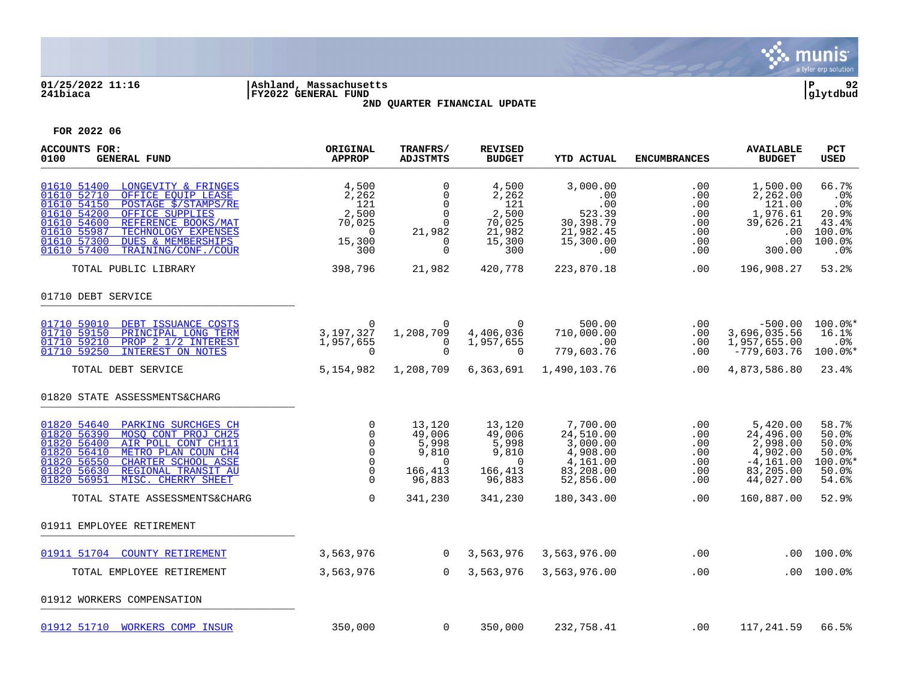01/25/2022 11:16 | Ashland, Massachusetts
241biaca | FY2022 GENERAL FUND | glytdbud

**2ND QUARTER FINANCIAL UPDATE**

**FOR 2022 06**

| ACCOUNTS FOR: 0100 GENERAL FUND | ORIGINAL APPROP | TRANFRS/ ADJSTMTS | REVISED BUDGET | YTD ACTUAL | ENCUMBRANCES | AVAILABLE BUDGET | PCT USED |
|---|---|---|---|---|---|---|---|
| 01610 51400 LONGEVITY & FRINGES | 4,500 | 0 | 4,500 | 3,000.00 | .00 | 1,500.00 | 66.7% |
| 01610 52710 OFFICE EQUIP LEASE | 2,262 | 0 | 2,262 | .00 | .00 | 2,262.00 | .0% |
| 01610 54150 POSTAGE $/STAMPS/RE | 121 | 0 | 121 | .00 | .00 | 121.00 | .0% |
| 01610 54200 OFFICE SUPPLIES | 2,500 | 0 | 2,500 | 523.39 | .00 | 1,976.61 | 20.9% |
| 01610 54600 REFERENCE BOOKS/MAT | 70,025 | 0 | 70,025 | 30,398.79 | .00 | 39,626.21 | 43.4% |
| 01610 55987 TECHNOLOGY EXPENSES | 0 | 21,982 | 21,982 | 21,982.45 | .00 | .00 | 100.0% |
| 01610 57300 DUES & MEMBERSHIPS | 15,300 | 0 | 15,300 | 15,300.00 | .00 | .00 | 100.0% |
| 01610 57400 TRAINING/CONF./COUR | 300 | 0 | 300 | .00 | .00 | 300.00 | .0% |
| TOTAL PUBLIC LIBRARY | 398,796 | 21,982 | 420,778 | 223,870.18 | .00 | 196,908.27 | 53.2% |
| **01710 DEBT SERVICE** | | | | | | | |
| 01710 59010 DEBT ISSUANCE COSTS | 0 | 0 | 0 | 500.00 | .00 | -500.00 | 100.0%* |
| 01710 59150 PRINCIPAL LONG TERM | 3,197,327 | 1,208,709 | 4,406,036 | 710,000.00 | .00 | 3,696,035.56 | 16.1% |
| 01710 59210 PROP 2 1/2 INTEREST | 1,957,655 | 0 | 1,957,655 | .00 | .00 | 1,957,655.00 | .0% |
| 01710 59250 INTEREST ON NOTES | 0 | 0 | 0 | 779,603.76 | .00 | -779,603.76 | 100.0%* |
| TOTAL DEBT SERVICE | 5,154,982 | 1,208,709 | 6,363,691 | 1,490,103.76 | .00 | 4,873,586.80 | 23.4% |
| **01820 STATE ASSESSMENTS&CHARG** | | | | | | | |
| 01820 54640 PARKING SURCHGES CH | 0 | 13,120 | 13,120 | 7,700.00 | .00 | 5,420.00 | 58.7% |
| 01820 56390 MOSQ CONT PROJ CH25 | 0 | 49,006 | 49,006 | 24,510.00 | .00 | 24,496.00 | 50.0% |
| 01820 56400 AIR POLL CONT CH111 | 0 | 5,998 | 5,998 | 3,000.00 | .00 | 2,998.00 | 50.0% |
| 01820 56410 METRO PLAN COUN CH4 | 0 | 9,810 | 9,810 | 4,908.00 | .00 | 4,902.00 | 50.0% |
| 01820 56550 CHARTER SCHOOL ASSE | 0 | 0 | 0 | 4,161.00 | .00 | -4,161.00 | 100.0%* |
| 01820 56630 REGIONAL TRANSIT AU | 0 | 166,413 | 166,413 | 83,208.00 | .00 | 83,205.00 | 50.0% |
| 01820 56951 MISC. CHERRY SHEET | 0 | 96,883 | 96,883 | 52,856.00 | .00 | 44,027.00 | 54.6% |
| TOTAL STATE ASSESSMENTS&CHARG | 0 | 341,230 | 341,230 | 180,343.00 | .00 | 160,887.00 | 52.9% |
| **01911 EMPLOYEE RETIREMENT** | | | | | | | |
| 01911 51704 COUNTY RETIREMENT | 3,563,976 | 0 | 3,563,976 | 3,563,976.00 | .00 | .00 | 100.0% |
| TOTAL EMPLOYEE RETIREMENT | 3,563,976 | 0 | 3,563,976 | 3,563,976.00 | .00 | .00 | 100.0% |
| **01912 WORKERS COMPENSATION** | | | | | | | |
| 01912 51710 WORKERS COMP INSUR | 350,000 | 0 | 350,000 | 232,758.41 | .00 | 117,241.59 | 66.5% |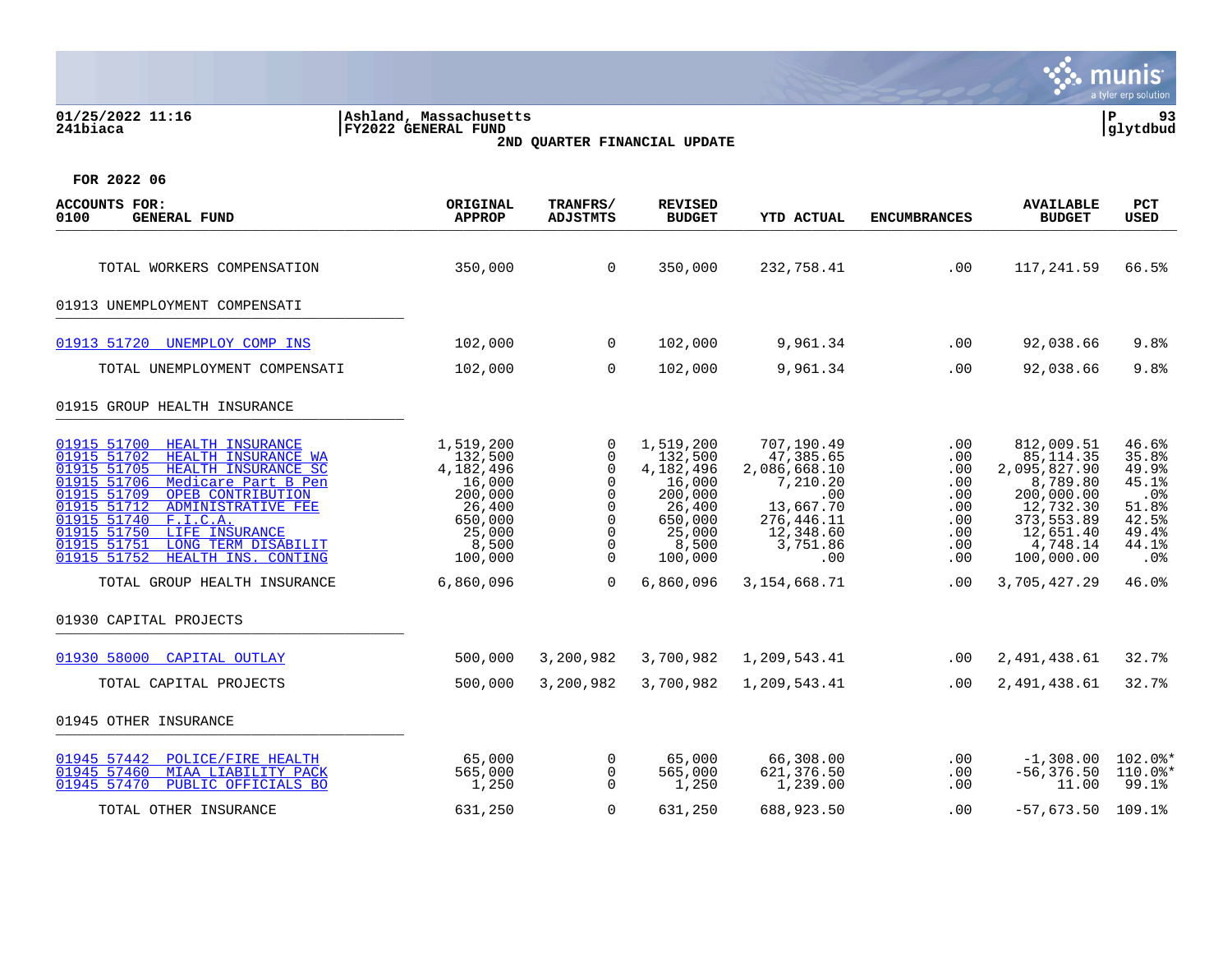Ashland, Massachusetts
FY2022 GENERAL FUND
2ND QUARTER FINANCIAL UPDATE

FOR 2022 06

| ACCOUNTS FOR: 0100 GENERAL FUND | ORIGINAL APPROP | TRANFRS/ ADJSTMTS | REVISED BUDGET | YTD ACTUAL | ENCUMBRANCES | AVAILABLE BUDGET | PCT USED |
|---|---|---|---|---|---|---|---|
| TOTAL WORKERS COMPENSATION | 350,000 | 0 | 350,000 | 232,758.41 | .00 | 117,241.59 | 66.5% |
| **01913 UNEMPLOYMENT COMPENSATI** | | | | | | | |
| 01913 51720 UNEMPLOY COMP INS | 102,000 | 0 | 102,000 | 9,961.34 | .00 | 92,038.66 | 9.8% |
| TOTAL UNEMPLOYMENT COMPENSATI | 102,000 | 0 | 102,000 | 9,961.34 | .00 | 92,038.66 | 9.8% |
| **01915 GROUP HEALTH INSURANCE** | | | | | | | |
| 01915 51700 HEALTH INSURANCE | 1,519,200 | 0 | 1,519,200 | 707,190.49 | .00 | 812,009.51 | 46.6% |
| 01915 51702 HEALTH INSURANCE WA | 132,500 | 0 | 132,500 | 47,385.65 | .00 | 85,114.35 | 35.8% |
| 01915 51705 HEALTH INSURANCE SC | 4,182,496 | 0 | 4,182,496 | 2,086,668.10 | .00 | 2,095,827.90 | 49.9% |
| 01915 51706 Medicare Part B Pen | 16,000 | 0 | 16,000 | 7,210.20 | .00 | 8,789.80 | 45.1% |
| 01915 51709 OPEB CONTRIBUTION | 200,000 | 0 | 200,000 | .00 | .00 | 200,000.00 | .0% |
| 01915 51712 ADMINISTRATIVE FEE | 26,400 | 0 | 26,400 | 13,667.70 | .00 | 12,732.30 | 51.8% |
| 01915 51740 F.I.C.A. | 650,000 | 0 | 650,000 | 276,446.11 | .00 | 373,553.89 | 42.5% |
| 01915 51750 LIFE INSURANCE | 25,000 | 0 | 25,000 | 12,348.60 | .00 | 12,651.40 | 49.4% |
| 01915 51751 LONG TERM DISABILIT | 8,500 | 0 | 8,500 | 3,751.86 | .00 | 4,748.14 | 44.1% |
| 01915 51752 HEALTH INS. CONTING | 100,000 | 0 | 100,000 | .00 | .00 | 100,000.00 | .0% |
| TOTAL GROUP HEALTH INSURANCE | 6,860,096 | 0 | 6,860,096 | 3,154,668.71 | .00 | 3,705,427.29 | 46.0% |
| **01930 CAPITAL PROJECTS** | | | | | | | |
| 01930 58000 CAPITAL OUTLAY | 500,000 | 3,200,982 | 3,700,982 | 1,209,543.41 | .00 | 2,491,438.61 | 32.7% |
| TOTAL CAPITAL PROJECTS | 500,000 | 3,200,982 | 3,700,982 | 1,209,543.41 | .00 | 2,491,438.61 | 32.7% |
| **01945 OTHER INSURANCE** | | | | | | | |
| 01945 57442 POLICE/FIRE HEALTH | 65,000 | 0 | 65,000 | 66,308.00 | .00 | -1,308.00 | 102.0%* |
| 01945 57460 MIAA LIABILITY PACK | 565,000 | 0 | 565,000 | 621,376.50 | .00 | -56,376.50 | 110.0%* |
| 01945 57470 PUBLIC OFFICIALS BO | 1,250 | 0 | 1,250 | 1,239.00 | .00 | 11.00 | 99.1% |
| TOTAL OTHER INSURANCE | 631,250 | 0 | 631,250 | 688,923.50 | .00 | -57,673.50 | 109.1% |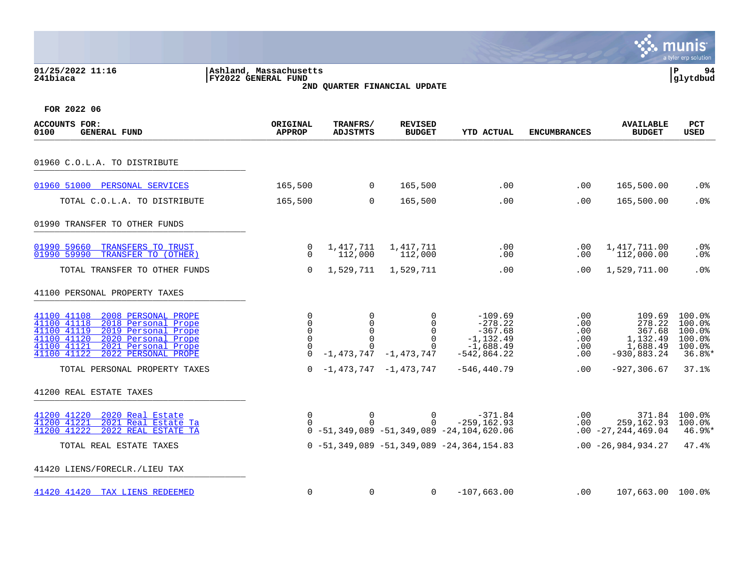01/25/2022 11:16 | Ashland, Massachusetts
241biaca | FY2022 GENERAL FUND

**2ND QUARTER FINANCIAL UPDATE**

**FOR 2022 06**

| ACCOUNTS FOR: 0100 GENERAL FUND | ORIGINAL APPROP | TRANFRS/ ADJSTMTS | REVISED BUDGET | YTD ACTUAL | ENCUMBRANCES | AVAILABLE BUDGET | PCT USED |
|---|---|---|---|---|---|---|---|
| **01960 C.O.L.A. TO DISTRIBUTE** | | | | | | | |
| 01960 51000 PERSONAL SERVICES | 165,500 | 0 | 165,500 | .00 | .00 | 165,500.00 | .0% |
| TOTAL C.O.L.A. TO DISTRIBUTE | 165,500 | 0 | 165,500 | .00 | .00 | 165,500.00 | .0% |
| **01990 TRANSFER TO OTHER FUNDS** | | | | | | | |
| 01990 59660 TRANSFERS TO TRUST | 0 | 1,417,711 | 1,417,711 | .00 | .00 | 1,417,711.00 | .0% |
| 01990 59990 TRANSFER TO (OTHER) | 0 | 112,000 | 112,000 | .00 | .00 | 112,000.00 | .0% |
| TOTAL TRANSFER TO OTHER FUNDS | 0 | 1,529,711 | 1,529,711 | .00 | .00 | 1,529,711.00 | .0% |
| **41100 PERSONAL PROPERTY TAXES** | | | | | | | |
| 41100 41108 2008 PERSONAL PROPE | 0 | 0 | 0 | -109.69 | .00 | 109.69 | 100.0% |
| 41100 41118 2018 Personal Prope | 0 | 0 | 0 | -278.22 | .00 | 278.22 | 100.0% |
| 41100 41119 2019 Personal Prope | 0 | 0 | 0 | -367.68 | .00 | 367.68 | 100.0% |
| 41100 41120 2020 Personal Prope | 0 | 0 | 0 | -1,132.49 | .00 | 1,132.49 | 100.0% |
| 41100 41121 2021 Personal Prope | 0 | 0 | 0 | -1,688.49 | .00 | 1,688.49 | 100.0% |
| 41100 41122 2022 PERSONAL PROPE | 0 | -1,473,747 | -1,473,747 | -542,864.22 | .00 | -930,883.24 | 36.8%* |
| TOTAL PERSONAL PROPERTY TAXES | 0 | -1,473,747 | -1,473,747 | -546,440.79 | .00 | -927,306.67 | 37.1% |
| **41200 REAL ESTATE TAXES** | | | | | | | |
| 41200 41220 2020 Real Estate | 0 | 0 | 0 | -371.84 | .00 | 371.84 | 100.0% |
| 41200 41221 2021 Real Estate Ta | 0 | 0 | 0 | -259,162.93 | .00 | 259,162.93 | 100.0% |
| 41200 41222 2022 REAL ESTATE TA | 0 | -51,349,089 | -51,349,089 | -24,104,620.06 | .00 | -27,244,469.04 | 46.9%* |
| TOTAL REAL ESTATE TAXES | 0 | -51,349,089 | -51,349,089 | -24,364,154.83 | .00 | -26,984,934.27 | 47.4% |
| **41420 LIENS/FORECLR./LIEU TAX** | | | | | | | |
| 41420 41420 TAX LIENS REDEEMED | 0 | 0 | 0 | -107,663.00 | .00 | 107,663.00 | 100.0% |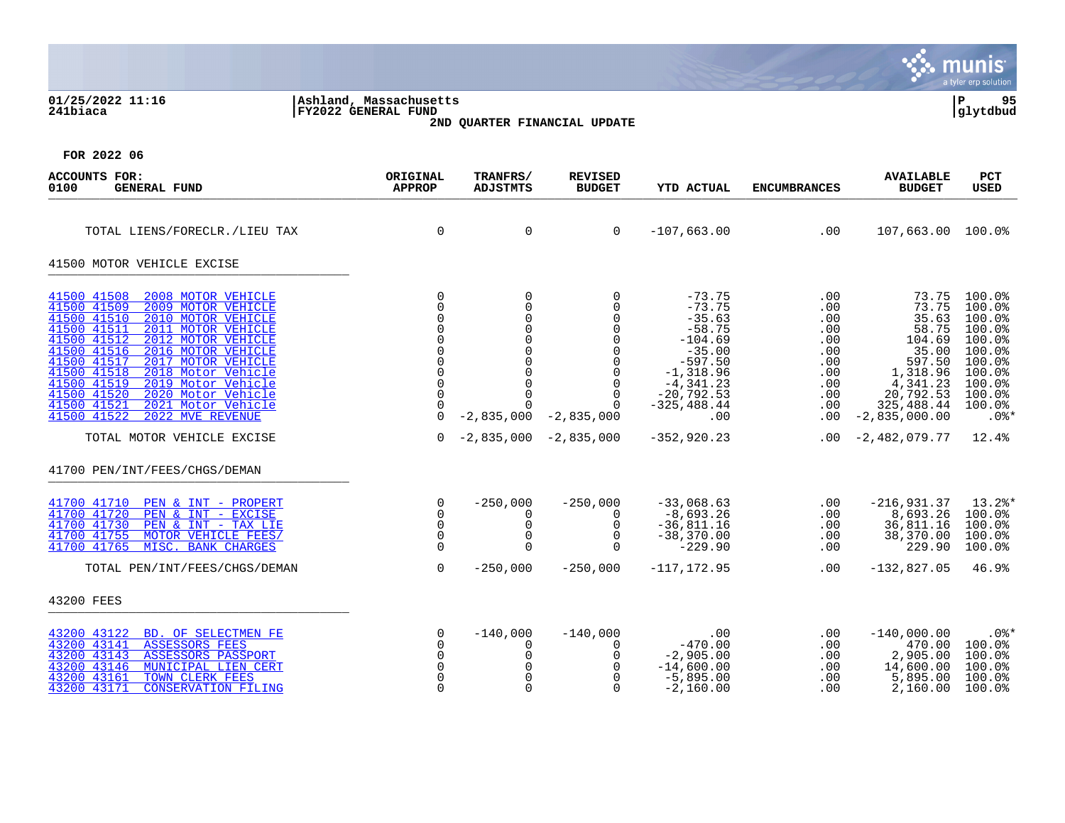**Ashland, Massachusetts**
**FY2022 GENERAL FUND**
**2ND QUARTER FINANCIAL UPDATE**

**FOR 2022 06**

| ACCOUNTS FOR: 0100 GENERAL FUND | ORIGINAL APPROP | TRANFRS/ ADJSTMTS | REVISED BUDGET | YTD ACTUAL | ENCUMBRANCES | AVAILABLE BUDGET | PCT USED |
|---|---|---|---|---|---|---|---|
| TOTAL LIENS/FORECLR./LIEU TAX | 0 | 0 | 0 | -107,663.00 | .00 | 107,663.00 | 100.0% |
| **41500 MOTOR VEHICLE EXCISE** | | | | | | | |
| 41500 41508 2008 MOTOR VEHICLE | 0 | 0 | 0 | -73.75 | .00 | 73.75 | 100.0% |
| 41500 41509 2009 MOTOR VEHICLE | 0 | 0 | 0 | -73.75 | .00 | 73.75 | 100.0% |
| 41500 41510 2010 MOTOR VEHICLE | 0 | 0 | 0 | -35.63 | .00 | 35.63 | 100.0% |
| 41500 41511 2011 MOTOR VEHICLE | 0 | 0 | 0 | -58.75 | .00 | 58.75 | 100.0% |
| 41500 41512 2012 MOTOR VEHICLE | 0 | 0 | 0 | -104.69 | .00 | 104.69 | 100.0% |
| 41500 41516 2016 MOTOR VEHICLE | 0 | 0 | 0 | -35.00 | .00 | 35.00 | 100.0% |
| 41500 41517 2017 MOTOR VEHICLE | 0 | 0 | 0 | -597.50 | .00 | 597.50 | 100.0% |
| 41500 41518 2018 Motor Vehicle | 0 | 0 | 0 | -1,318.96 | .00 | 1,318.96 | 100.0% |
| 41500 41519 2019 Motor Vehicle | 0 | 0 | 0 | -4,341.23 | .00 | 4,341.23 | 100.0% |
| 41500 41520 2020 Motor Vehicle | 0 | 0 | 0 | -20,792.53 | .00 | 20,792.53 | 100.0% |
| 41500 41521 2021 Motor Vehicle | 0 | 0 | 0 | -325,488.44 | .00 | 325,488.44 | 100.0% |
| 41500 41522 2022 MVE REVENUE | 0 | -2,835,000 | -2,835,000 | .00 | .00 | -2,835,000.00 | .0%* |
| TOTAL MOTOR VEHICLE EXCISE | 0 | -2,835,000 | -2,835,000 | -352,920.23 | .00 | -2,482,079.77 | 12.4% |
| **41700 PEN/INT/FEES/CHGS/DEMAN** | | | | | | | |
| 41700 41710 PEN & INT - PROPERT | 0 | -250,000 | -250,000 | -33,068.63 | .00 | -216,931.37 | 13.2%* |
| 41700 41720 PEN & INT - EXCISE | 0 | 0 | 0 | -8,693.26 | .00 | 8,693.26 | 100.0% |
| 41700 41730 PEN & INT - TAX LIE | 0 | 0 | 0 | -36,811.16 | .00 | 36,811.16 | 100.0% |
| 41700 41755 MOTOR VEHICLE FEES/ | 0 | 0 | 0 | -38,370.00 | .00 | 38,370.00 | 100.0% |
| 41700 41765 MISC. BANK CHARGES | 0 | 0 | 0 | -229.90 | .00 | 229.90 | 100.0% |
| TOTAL PEN/INT/FEES/CHGS/DEMAN | 0 | -250,000 | -250,000 | -117,172.95 | .00 | -132,827.05 | 46.9% |
| **43200 FEES** | | | | | | | |
| 43200 43122 BD. OF SELECTMEN FE | 0 | -140,000 | -140,000 | .00 | .00 | -140,000.00 | .0%* |
| 43200 43141 ASSESSORS FEES | 0 | 0 | 0 | -470.00 | .00 | 470.00 | 100.0% |
| 43200 43143 ASSESSORS PASSPORT | 0 | 0 | 0 | -2,905.00 | .00 | 2,905.00 | 100.0% |
| 43200 43146 MUNICIPAL LIEN CERT | 0 | 0 | 0 | -14,600.00 | .00 | 14,600.00 | 100.0% |
| 43200 43161 TOWN CLERK FEES | 0 | 0 | 0 | -5,895.00 | .00 | 5,895.00 | 100.0% |
| 43200 43171 CONSERVATION FILING | 0 | 0 | 0 | -2,160.00 | .00 | 2,160.00 | 100.0% |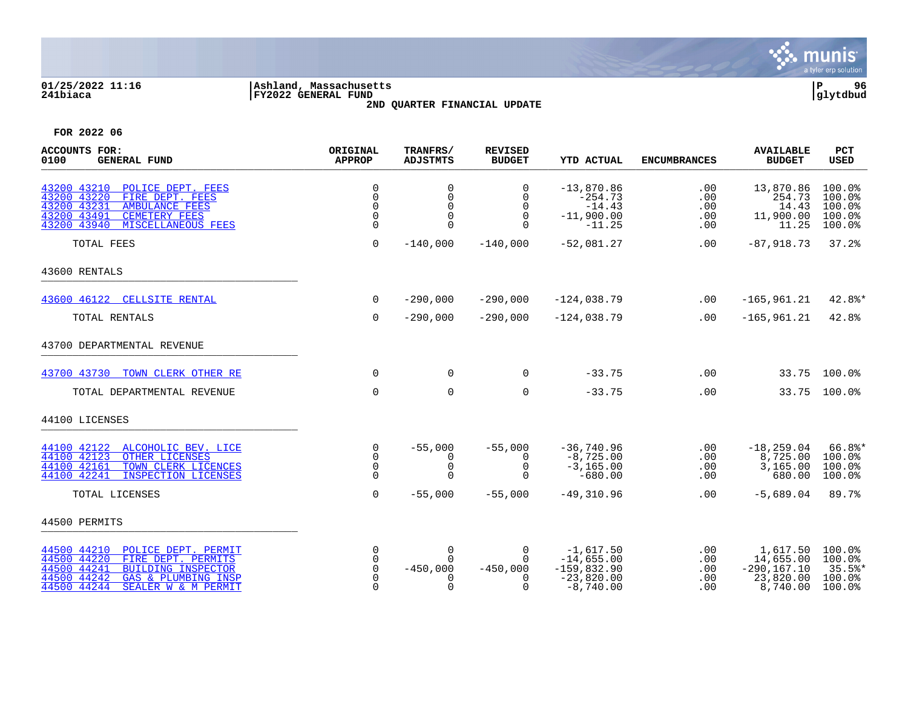01/25/2022 11:16 | Ashland, Massachusetts | P 96
241biaca | FY2022 GENERAL FUND | glytdbud

2ND QUARTER FINANCIAL UPDATE

FOR 2022 06

| ACCOUNTS FOR: 0100 GENERAL FUND | ORIGINAL APPROP | TRANFRS/ ADJSTMTS | REVISED BUDGET | YTD ACTUAL | ENCUMBRANCES | AVAILABLE BUDGET | PCT USED |
|---|---|---|---|---|---|---|---|
| 43200 43210 POLICE DEPT. FEES | 0 | 0 | 0 | -13,870.86 | .00 | 13,870.86 | 100.0% |
| 43200 43220 FIRE DEPT. FEES | 0 | 0 | 0 | -254.73 | .00 | 254.73 | 100.0% |
| 43200 43231 AMBULANCE FEES | 0 | 0 | 0 | -14.43 | .00 | 14.43 | 100.0% |
| 43200 43491 CEMETERY FEES | 0 | 0 | 0 | -11,900.00 | .00 | 11,900.00 | 100.0% |
| 43200 43940 MISCELLANEOUS FEES | 0 | 0 | 0 | -11.25 | .00 | 11.25 | 100.0% |
| TOTAL FEES | 0 | -140,000 | -140,000 | -52,081.27 | .00 | -87,918.73 | 37.2% |
| **43600 RENTALS** | | | | | | | |
| 43600 46122 CELLSITE RENTAL | 0 | -290,000 | -290,000 | -124,038.79 | .00 | -165,961.21 | 42.8%* |
| TOTAL RENTALS | 0 | -290,000 | -290,000 | -124,038.79 | .00 | -165,961.21 | 42.8% |
| **43700 DEPARTMENTAL REVENUE** | | | | | | | |
| 43700 43730 TOWN CLERK OTHER RE | 0 | 0 | 0 | -33.75 | .00 | 33.75 | 100.0% |
| TOTAL DEPARTMENTAL REVENUE | 0 | 0 | 0 | -33.75 | .00 | 33.75 | 100.0% |
| **44100 LICENSES** | | | | | | | |
| 44100 42122 ALCOHOLIC BEV. LICE | 0 | -55,000 | -55,000 | -36,740.96 | .00 | -18,259.04 | 66.8%* |
| 44100 42123 OTHER LICENSES | 0 | 0 | 0 | -8,725.00 | .00 | 8,725.00 | 100.0% |
| 44100 42161 TOWN CLERK LICENCES | 0 | 0 | 0 | -3,165.00 | .00 | 3,165.00 | 100.0% |
| 44100 42241 INSPECTION LICENSES | 0 | 0 | 0 | -680.00 | .00 | 680.00 | 100.0% |
| TOTAL LICENSES | 0 | -55,000 | -55,000 | -49,310.96 | .00 | -5,689.04 | 89.7% |
| **44500 PERMITS** | | | | | | | |
| 44500 44210 POLICE DEPT. PERMIT | 0 | 0 | 0 | -1,617.50 | .00 | 1,617.50 | 100.0% |
| 44500 44220 FIRE DEPT. PERMITS | 0 | 0 | 0 | -14,655.00 | .00 | 14,655.00 | 100.0% |
| 44500 44241 BUILDING INSPECTOR | 0 | -450,000 | -450,000 | -159,832.90 | .00 | -290,167.10 | 35.5%* |
| 44500 44242 GAS & PLUMBING INSP | 0 | 0 | 0 | -23,820.00 | .00 | 23,820.00 | 100.0% |
| 44500 44244 SEALER W & M PERMIT | 0 | 0 | 0 | -8,740.00 | .00 | 8,740.00 | 100.0% |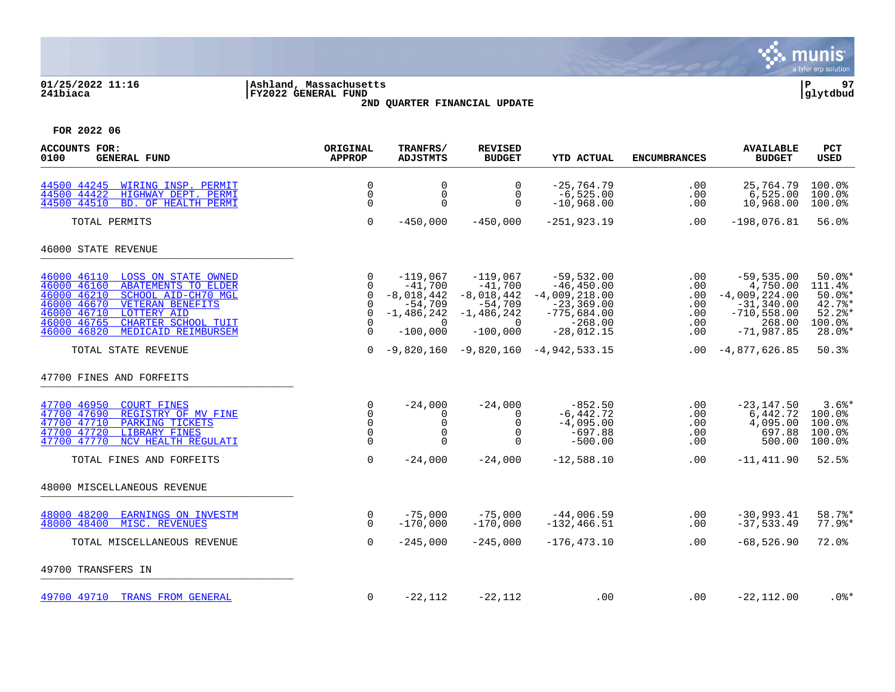01/25/2022 11:16 | Ashland, Massachusetts
241biaca | FY2022 GENERAL FUND | glytdbud

**2ND QUARTER FINANCIAL UPDATE**

FOR 2022 06

| ACCOUNTS FOR: 0100 GENERAL FUND | ORIGINAL APPROP | TRANFRS/ ADJSTMTS | REVISED BUDGET | YTD ACTUAL | ENCUMBRANCES | AVAILABLE BUDGET | PCT USED |
|---|---|---|---|---|---|---|---|
| 44500 44245 WIRING INSP. PERMIT | 0 | 0 | 0 | -25,764.79 | .00 | 25,764.79 | 100.0% |
| 44500 44422 HIGHWAY DEPT. PERMI | 0 | 0 | 0 | -6,525.00 | .00 | 6,525.00 | 100.0% |
| 44500 44510 BD. OF HEALTH PERMI | 0 | 0 | 0 | -10,968.00 | .00 | 10,968.00 | 100.0% |
| TOTAL PERMITS | 0 | -450,000 | -450,000 | -251,923.19 | .00 | -198,076.81 | 56.0% |
| **46000 STATE REVENUE** | | | | | | | |
| 46000 46110 LOSS ON STATE OWNED | 0 | -119,067 | -119,067 | -59,532.00 | .00 | -59,535.00 | 50.0%* |
| 46000 46160 ABATEMENTS TO ELDER | 0 | -41,700 | -41,700 | -46,450.00 | .00 | 4,750.00 | 111.4% |
| 46000 46210 SCHOOL AID-CH70 MGL | 0 | -8,018,442 | -8,018,442 | -4,009,218.00 | .00 | -4,009,224.00 | 50.0%* |
| 46000 46670 VETERAN BENEFITS | 0 | -54,709 | -54,709 | -23,369.00 | .00 | -31,340.00 | 42.7%* |
| 46000 46710 LOTTERY AID | 0 | -1,486,242 | -1,486,242 | -775,684.00 | .00 | -710,558.00 | 52.2%* |
| 46000 46765 CHARTER SCHOOL TUIT | 0 | 0 | 0 | -268.00 | .00 | 268.00 | 100.0% |
| 46000 46820 MEDICAID REIMBURSEM | 0 | -100,000 | -100,000 | -28,012.15 | .00 | -71,987.85 | 28.0%* |
| TOTAL STATE REVENUE | 0 | -9,820,160 | -9,820,160 | -4,942,533.15 | .00 | -4,877,626.85 | 50.3% |
| **47700 FINES AND FORFEITS** | | | | | | | |
| 47700 46950 COURT FINES | 0 | -24,000 | -24,000 | -852.50 | .00 | -23,147.50 | 3.6%* |
| 47700 47690 REGISTRY OF MV FINE | 0 | 0 | 0 | -6,442.72 | .00 | 6,442.72 | 100.0% |
| 47700 47710 PARKING TICKETS | 0 | 0 | 0 | -4,095.00 | .00 | 4,095.00 | 100.0% |
| 47700 47720 LIBRARY FINES | 0 | 0 | 0 | -697.88 | .00 | 697.88 | 100.0% |
| 47700 47770 NCV HEALTH REGULATI | 0 | 0 | 0 | -500.00 | .00 | 500.00 | 100.0% |
| TOTAL FINES AND FORFEITS | 0 | -24,000 | -24,000 | -12,588.10 | .00 | -11,411.90 | 52.5% |
| **48000 MISCELLANEOUS REVENUE** | | | | | | | |
| 48000 48200 EARNINGS ON INVESTM | 0 | -75,000 | -75,000 | -44,006.59 | .00 | -30,993.41 | 58.7%* |
| 48000 48400 MISC. REVENUES | 0 | -170,000 | -170,000 | -132,466.51 | .00 | -37,533.49 | 77.9%* |
| TOTAL MISCELLANEOUS REVENUE | 0 | -245,000 | -245,000 | -176,473.10 | .00 | -68,526.90 | 72.0% |
| **49700 TRANSFERS IN** | | | | | | | |
| 49700 49710 TRANS FROM GENERAL | 0 | -22,112 | -22,112 | .00 | .00 | -22,112.00 | .0%* |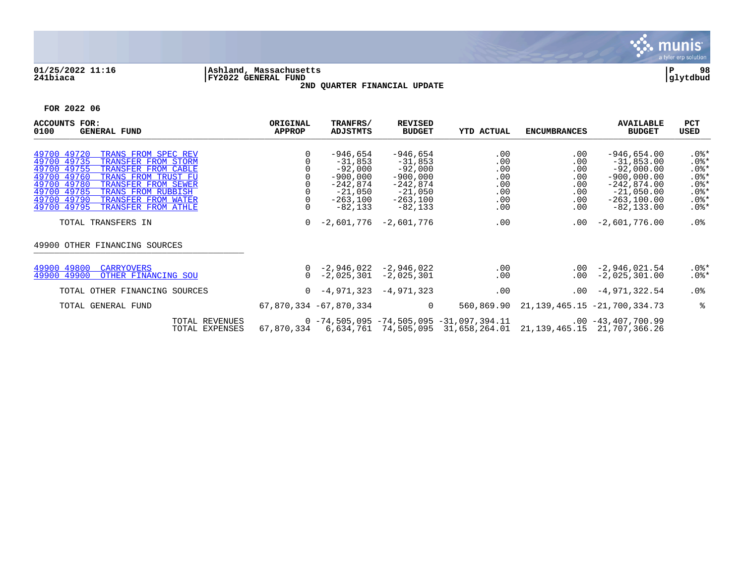01/25/2022 11:16 | Ashland, Massachusetts | P 98
241biaca | FY2022 GENERAL FUND | glytdbud

**2ND QUARTER FINANCIAL UPDATE**

**FOR 2022 06**

| ACCOUNTS FOR: 0100 GENERAL FUND | ORIGINAL APPROP | TRANFRS/ ADJSTMTS | REVISED BUDGET | YTD ACTUAL | ENCUMBRANCES | AVAILABLE BUDGET | PCT USED |
|---|---|---|---|---|---|---|---|
| 49700 49720 TRANS FROM SPEC REV | 0 | -946,654 | -946,654 | .00 | .00 | -946,654.00 | .0%* |
| 49700 49735 TRANSFER FROM STORM | 0 | -31,853 | -31,853 | .00 | .00 | -31,853.00 | .0%* |
| 49700 49755 TRANSFER FROM CABLE | 0 | -92,000 | -92,000 | .00 | .00 | -92,000.00 | .0%* |
| 49700 49760 TRANS FROM TRUST FU | 0 | -900,000 | -900,000 | .00 | .00 | -900,000.00 | .0%* |
| 49700 49780 TRANSFER FROM SEWER | 0 | -242,874 | -242,874 | .00 | .00 | -242,874.00 | .0%* |
| 49700 49785 TRANS FROM RUBBISH | 0 | -21,050 | -21,050 | .00 | .00 | -21,050.00 | .0%* |
| 49700 49790 TRANSFER FROM WATER | 0 | -263,100 | -263,100 | .00 | .00 | -263,100.00 | .0%* |
| 49700 49795 TRANSFER FROM ATHLE | 0 | -82,133 | -82,133 | .00 | .00 | -82,133.00 | .0%* |
| TOTAL TRANSFERS IN | 0 | -2,601,776 | -2,601,776 | .00 | .00 | -2,601,776.00 | .0% |
| **49900 OTHER FINANCING SOURCES** | | | | | | | |
| 49900 49800 CARRYOVERS | 0 | -2,946,022 | -2,946,022 | .00 | .00 | -2,946,021.54 | .0%* |
| 49900 49900 OTHER FINANCING SOU | 0 | -2,025,301 | -2,025,301 | .00 | .00 | -2,025,301.00 | .0%* |
| TOTAL OTHER FINANCING SOURCES | 0 | -4,971,323 | -4,971,323 | .00 | .00 | -4,971,322.54 | .0% |
| TOTAL GENERAL FUND | 67,870,334 | -67,870,334 | 0 | 560,869.90 | 21,139,465.15 | -21,700,334.73 | % |
| TOTAL REVENUES | 0 | -74,505,095 | -74,505,095 | -31,097,394.11 | .00 | -43,407,700.99 | |
| TOTAL EXPENSES | 67,870,334 | 6,634,761 | 74,505,095 | 31,658,264.01 | 21,139,465.15 | 21,707,366.26 | |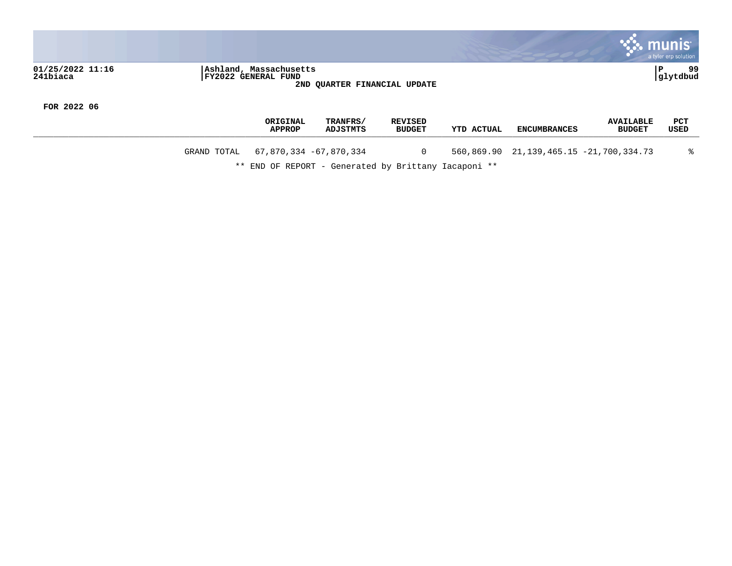01/25/2022 11:16
241biaca

Ashland, Massachusetts
FY2022 GENERAL FUND
2ND QUARTER FINANCIAL UPDATE

P 99
glytdbud

FOR 2022 06

| | ORIGINAL APPROP | TRANFRS/ ADJSTMTS | REVISED BUDGET | YTD ACTUAL | ENCUMBRANCES | AVAILABLE BUDGET | PCT USED |
|---|---|---|---|---|---|---|---|
| GRAND TOTAL | 67,870,334 | -67,870,334 | 0 | 560,869.90 | 21,139,465.15 | -21,700,334.73 | % |

** END OF REPORT - Generated by Brittany Iacaponi **